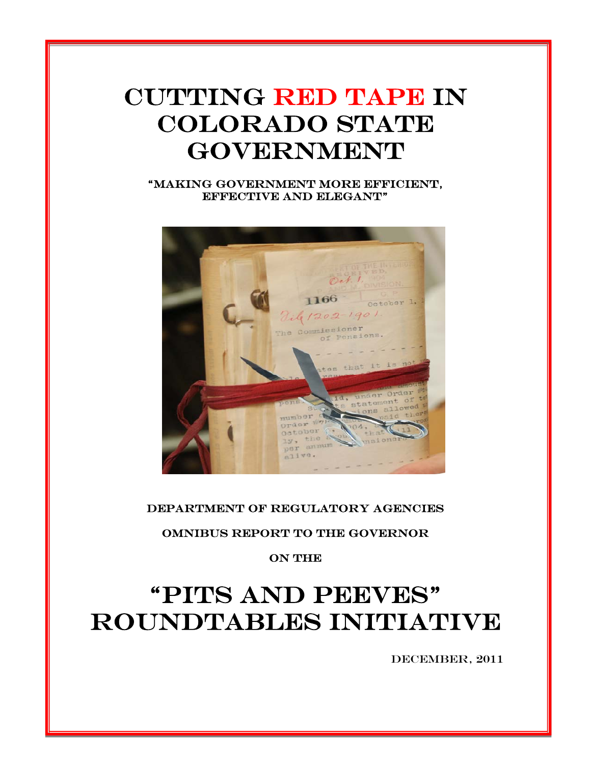# Cutting Red Tape in Colorado State Government

**"Making Government More Efficient, Effective and Elegant"**

Department of Regulatory Agencies

Omnibus Report to the Governor

on the

# "Pits and Peeves" Roundtables Initiative

December, 2011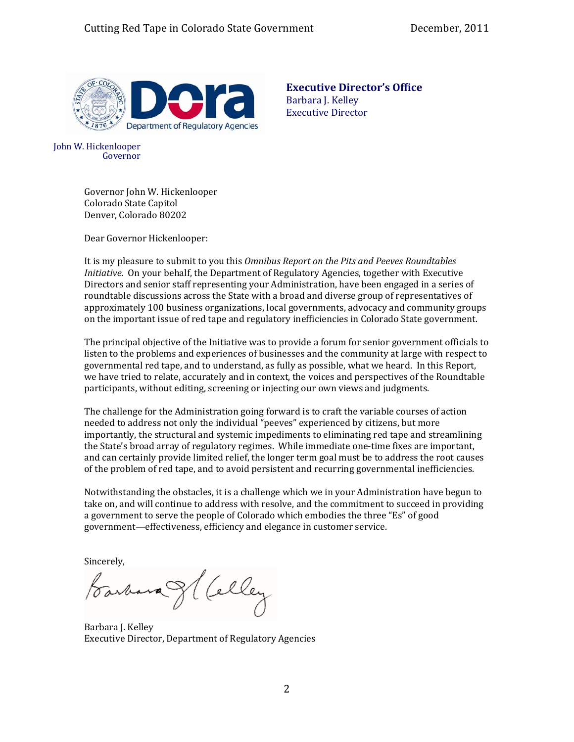**Executive Director's Office**
Barbara J. Kelley
Executive Director

Department of Regulatory Agencies

John W. Hickenlooper
Governor

Governor John W. Hickenlooper
Colorado State Capitol
Denver, Colorado 80202

Dear Governor Hickenlooper:

It is my pleasure to submit to you this *Omnibus Report on the Pits and Peeves Roundtables Initiative*. On your behalf, the Department of Regulatory Agencies, together with Executive Directors and senior staff representing your Administration, have been engaged in a series of roundtable discussions across the State with a broad and diverse group of representatives of approximately 100 business organizations, local governments, advocacy and community groups on the important issue of red tape and regulatory inefficiencies in Colorado State government.

The principal objective of the Initiative was to provide a forum for senior government officials to listen to the problems and experiences of businesses and the community at large with respect to governmental red tape, and to understand, as fully as possible, what we heard. In this Report, we have tried to relate, accurately and in context, the voices and perspectives of the Roundtable participants, without editing, screening or injecting our own views and judgments.

The challenge for the Administration going forward is to craft the variable courses of action needed to address not only the individual "peeves" experienced by citizens, but more importantly, the structural and systemic impediments to eliminating red tape and streamlining the State's broad array of regulatory regimes. While immediate one-time fixes are important, and can certainly provide limited relief, the longer term goal must be to address the root causes of the problem of red tape, and to avoid persistent and recurring governmental inefficiencies.

Notwithstanding the obstacles, it is a challenge which we in your Administration have begun to take on, and will continue to address with resolve, and the commitment to succeed in providing a government to serve the people of Colorado which embodies the three "Es" of good government—effectiveness, efficiency and elegance in customer service.

Sincerely,

Barbara J. Kelley
Executive Director, Department of Regulatory Agencies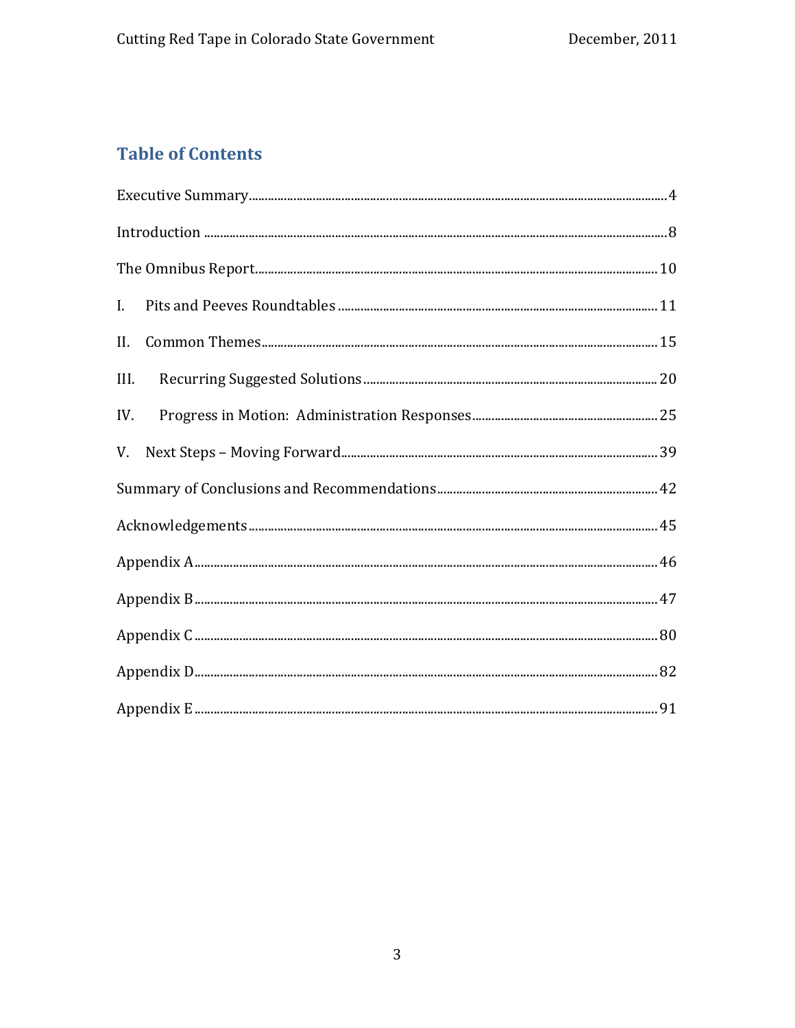## Table of Contents

Executive Summary ........ 4

Introduction ........ 8

The Omnibus Report ........ 10

I. Pits and Peeves Roundtables ........ 11

II. Common Themes ........ 15

III. Recurring Suggested Solutions ........ 20

IV. Progress in Motion: Administration Responses ........ 25

V. Next Steps – Moving Forward ........ 39

Summary of Conclusions and Recommendations ........ 42

Acknowledgements ........ 45

Appendix A ........ 46

Appendix B ........ 47

Appendix C ........ 80

Appendix D ........ 82

Appendix E ........ 91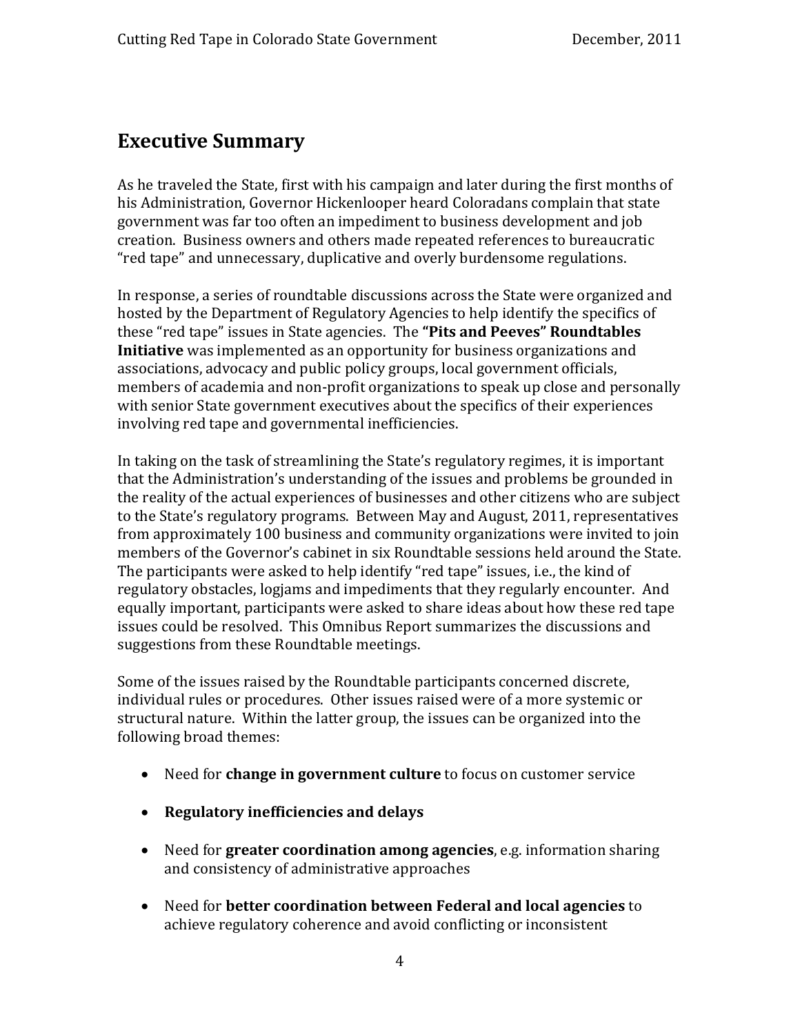## Executive Summary

As he traveled the State, first with his campaign and later during the first months of his Administration, Governor Hickenlooper heard Coloradans complain that state government was far too often an impediment to business development and job creation. Business owners and others made repeated references to bureaucratic "red tape" and unnecessary, duplicative and overly burdensome regulations.

In response, a series of roundtable discussions across the State were organized and hosted by the Department of Regulatory Agencies to help identify the specifics of these "red tape" issues in State agencies. The **"Pits and Peeves" Roundtables Initiative** was implemented as an opportunity for business organizations and associations, advocacy and public policy groups, local government officials, members of academia and non-profit organizations to speak up close and personally with senior State government executives about the specifics of their experiences involving red tape and governmental inefficiencies.

In taking on the task of streamlining the State's regulatory regimes, it is important that the Administration's understanding of the issues and problems be grounded in the reality of the actual experiences of businesses and other citizens who are subject to the State's regulatory programs. Between May and August, 2011, representatives from approximately 100 business and community organizations were invited to join members of the Governor's cabinet in six Roundtable sessions held around the State. The participants were asked to help identify "red tape" issues, i.e., the kind of regulatory obstacles, logjams and impediments that they regularly encounter. And equally important, participants were asked to share ideas about how these red tape issues could be resolved. This Omnibus Report summarizes the discussions and suggestions from these Roundtable meetings.

Some of the issues raised by the Roundtable participants concerned discrete, individual rules or procedures. Other issues raised were of a more systemic or structural nature. Within the latter group, the issues can be organized into the following broad themes:

- Need for **change in government culture** to focus on customer service
- **Regulatory inefficiencies and delays**
- Need for **greater coordination among agencies**, e.g. information sharing and consistency of administrative approaches
- Need for **better coordination between Federal and local agencies** to achieve regulatory coherence and avoid conflicting or inconsistent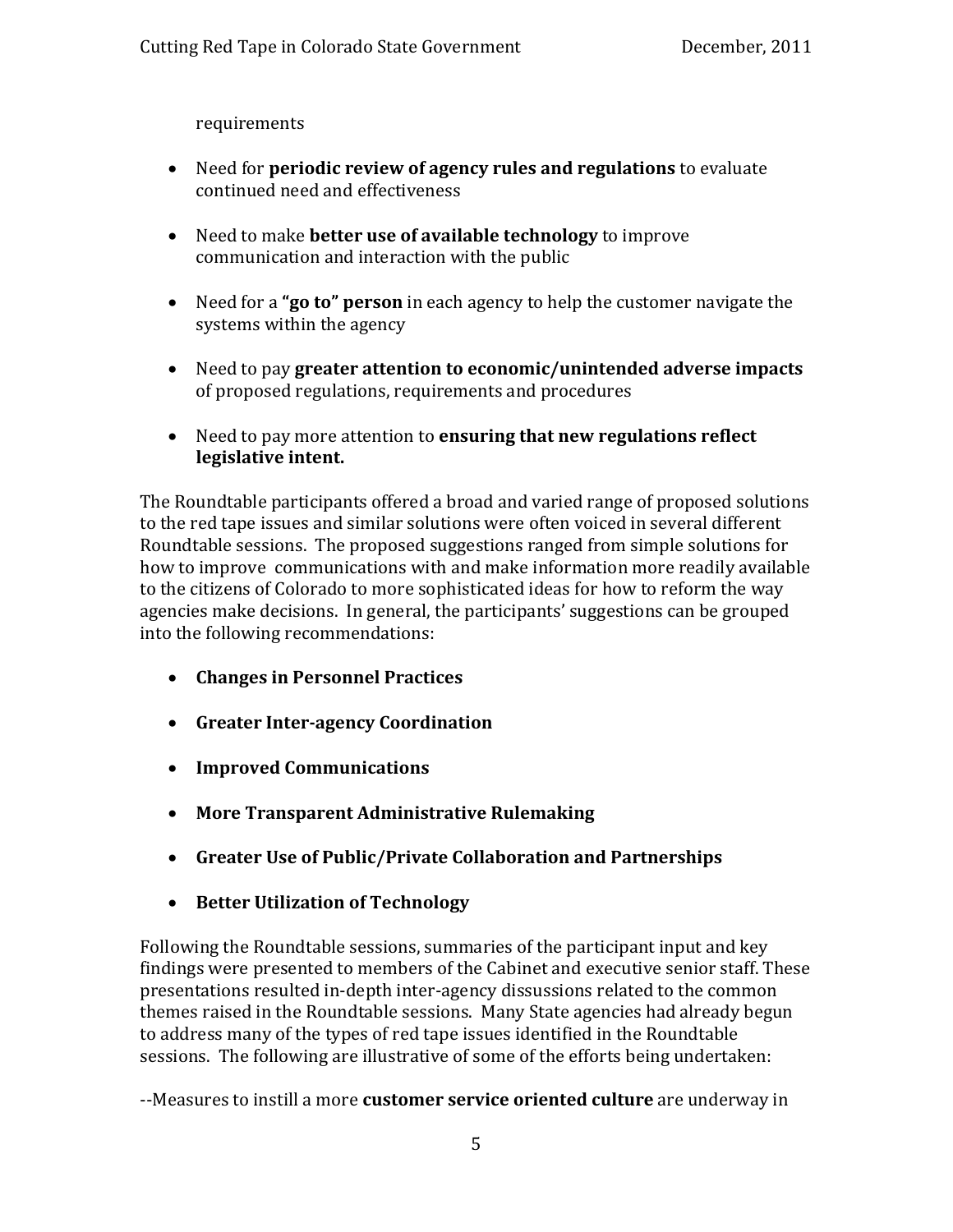requirements

- Need for **periodic review of agency rules and regulations** to evaluate continued need and effectiveness
- Need to make **better use of available technology** to improve communication and interaction with the public
- Need for a **"go to" person** in each agency to help the customer navigate the systems within the agency
- Need to pay **greater attention to economic/unintended adverse impacts** of proposed regulations, requirements and procedures
- Need to pay more attention to **ensuring that new regulations reflect legislative intent.**

The Roundtable participants offered a broad and varied range of proposed solutions to the red tape issues and similar solutions were often voiced in several different Roundtable sessions. The proposed suggestions ranged from simple solutions for how to improve communications with and make information more readily available to the citizens of Colorado to more sophisticated ideas for how to reform the way agencies make decisions. In general, the participants' suggestions can be grouped into the following recommendations:

- **Changes in Personnel Practices**
- **Greater Inter-agency Coordination**
- **Improved Communications**
- **More Transparent Administrative Rulemaking**
- **Greater Use of Public/Private Collaboration and Partnerships**
- **Better Utilization of Technology**

Following the Roundtable sessions, summaries of the participant input and key findings were presented to members of the Cabinet and executive senior staff. These presentations resulted in-depth inter-agency dissussions related to the common themes raised in the Roundtable sessions. Many State agencies had already begun to address many of the types of red tape issues identified in the Roundtable sessions. The following are illustrative of some of the efforts being undertaken:

--Measures to instill a more **customer service oriented culture** are underway in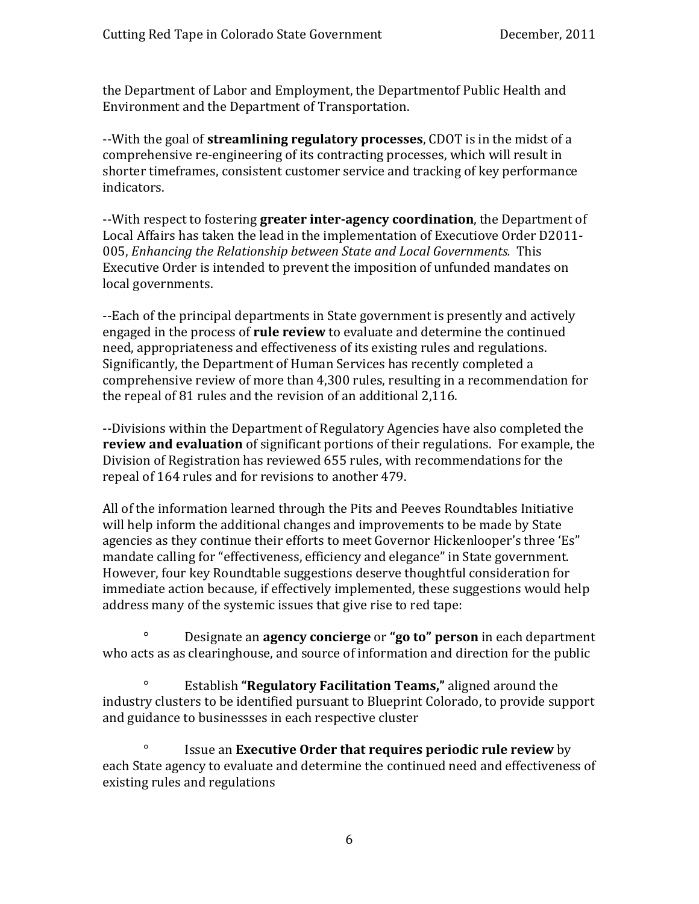the Department of Labor and Employment, the Departmentof Public Health and Environment and the Department of Transportation.

--With the goal of **streamlining regulatory processes**, CDOT is in the midst of a comprehensive re-engineering of its contracting processes, which will result in shorter timeframes, consistent customer service and tracking of key performance indicators.

--With respect to fostering **greater inter-agency coordination**, the Department of Local Affairs has taken the lead in the implementation of Executiove Order D2011-005, *Enhancing the Relationship between State and Local Governments.* This Executive Order is intended to prevent the imposition of unfunded mandates on local governments.

--Each of the principal departments in State government is presently and actively engaged in the process of **rule review** to evaluate and determine the continued need, appropriateness and effectiveness of its existing rules and regulations. Significantly, the Department of Human Services has recently completed a comprehensive review of more than 4,300 rules, resulting in a recommendation for the repeal of 81 rules and the revision of an additional 2,116.

--Divisions within the Department of Regulatory Agencies have also completed the **review and evaluation** of significant portions of their regulations. For example, the Division of Registration has reviewed 655 rules, with recommendations for the repeal of 164 rules and for revisions to another 479.

All of the information learned through the Pits and Peeves Roundtables Initiative will help inform the additional changes and improvements to be made by State agencies as they continue their efforts to meet Governor Hickenlooper's three 'Es" mandate calling for "effectiveness, efficiency and elegance" in State government. However, four key Roundtable suggestions deserve thoughtful consideration for immediate action because, if effectively implemented, these suggestions would help address many of the systemic issues that give rise to red tape:

- Designate an **agency concierge** or **"go to" person** in each department who acts as as clearinghouse, and source of information and direction for the public

- Establish **"Regulatory Facilitation Teams,"** aligned around the industry clusters to be identified pursuant to Blueprint Colorado, to provide support and guidance to businessses in each respective cluster

- Issue an **Executive Order that requires periodic rule review** by each State agency to evaluate and determine the continued need and effectiveness of existing rules and regulations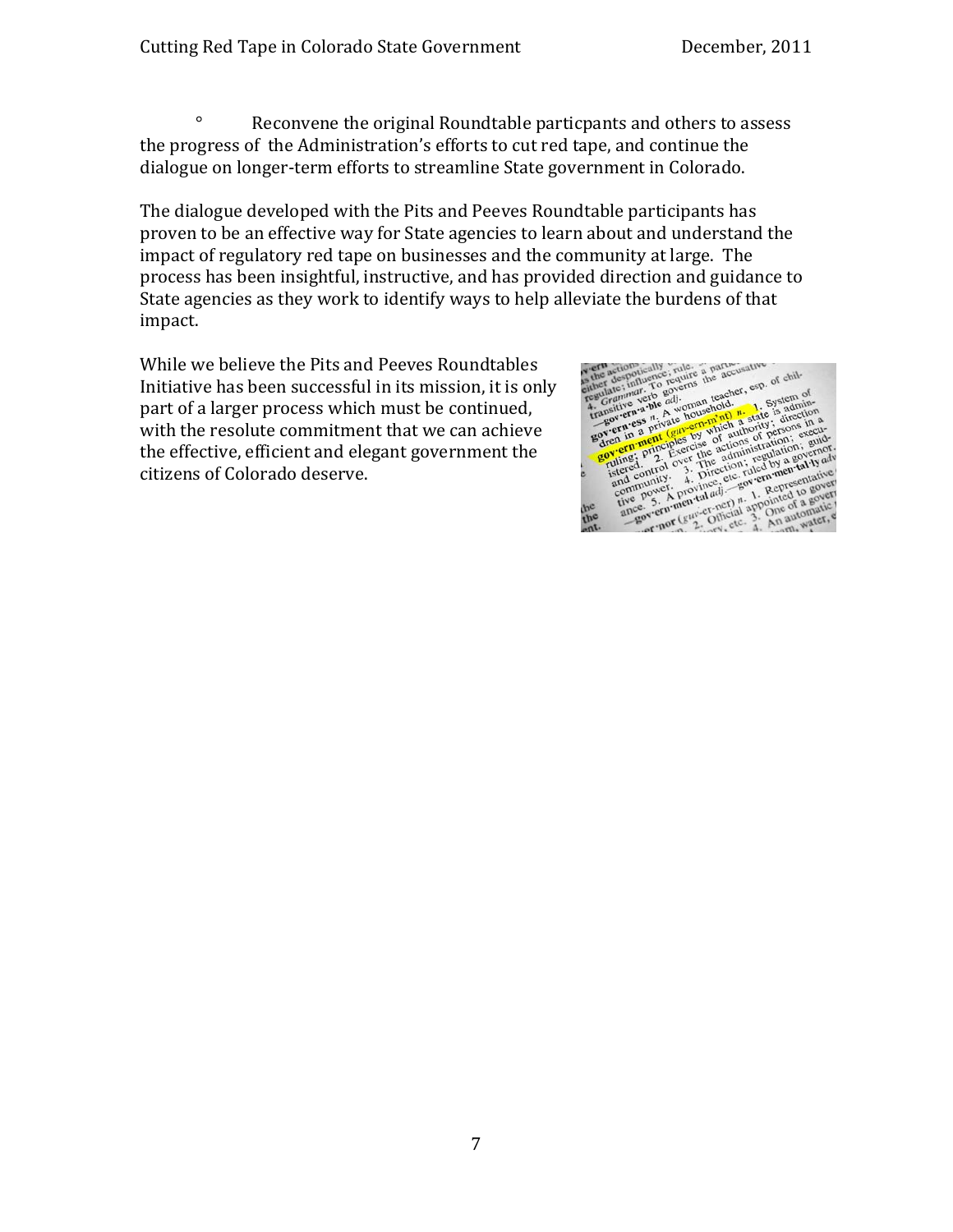- Reconvene the original Roundtable particpants and others to assess the progress of the Administration's efforts to cut red tape, and continue the dialogue on longer-term efforts to streamline State government in Colorado.

The dialogue developed with the Pits and Peeves Roundtable participants has proven to be an effective way for State agencies to learn about and understand the impact of regulatory red tape on businesses and the community at large. The process has been insightful, instructive, and has provided direction and guidance to State agencies as they work to identify ways to help alleviate the burdens of that impact.

While we believe the Pits and Peeves Roundtables Initiative has been successful in its mission, it is only part of a larger process which must be continued, with the resolute commitment that we can achieve the effective, efficient and elegant government the citizens of Colorado deserve.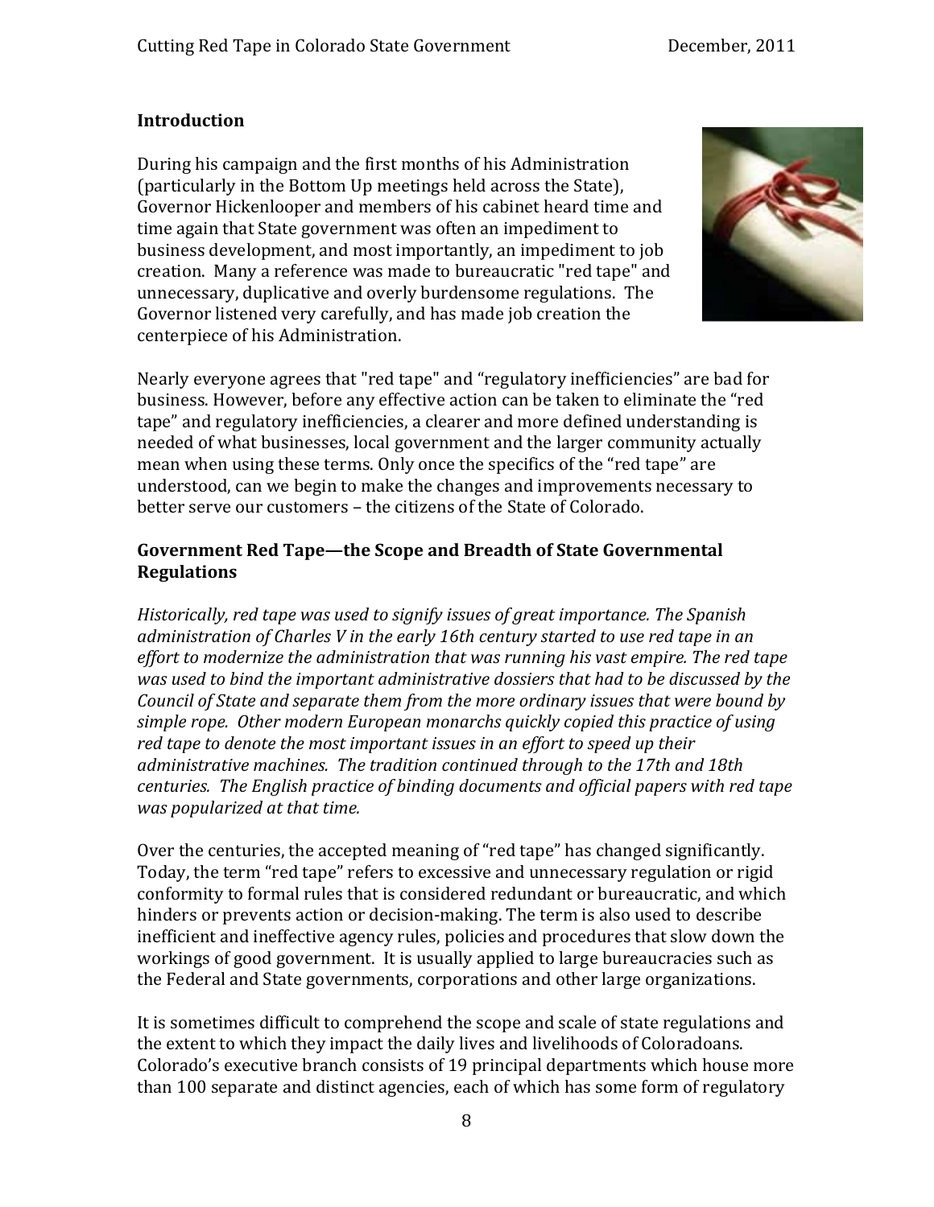## Introduction

During his campaign and the first months of his Administration (particularly in the Bottom Up meetings held across the State), Governor Hickenlooper and members of his cabinet heard time and time again that State government was often an impediment to business development, and most importantly, an impediment to job creation. Many a reference was made to bureaucratic "red tape" and unnecessary, duplicative and overly burdensome regulations. The Governor listened very carefully, and has made job creation the centerpiece of his Administration.

Nearly everyone agrees that "red tape" and "regulatory inefficiencies" are bad for business. However, before any effective action can be taken to eliminate the "red tape" and regulatory inefficiencies, a clearer and more defined understanding is needed of what businesses, local government and the larger community actually mean when using these terms. Only once the specifics of the "red tape" are understood, can we begin to make the changes and improvements necessary to better serve our customers – the citizens of the State of Colorado.

## Government Red Tape—the Scope and Breadth of State Governmental Regulations

*Historically, red tape was used to signify issues of great importance. The Spanish administration of Charles V in the early 16th century started to use red tape in an effort to modernize the administration that was running his vast empire. The red tape was used to bind the important administrative dossiers that had to be discussed by the Council of State and separate them from the more ordinary issues that were bound by simple rope. Other modern European monarchs quickly copied this practice of using red tape to denote the most important issues in an effort to speed up their administrative machines. The tradition continued through to the 17th and 18th centuries. The English practice of binding documents and official papers with red tape was popularized at that time.*

Over the centuries, the accepted meaning of "red tape" has changed significantly. Today, the term "red tape" refers to excessive and unnecessary regulation or rigid conformity to formal rules that is considered redundant or bureaucratic, and which hinders or prevents action or decision-making. The term is also used to describe inefficient and ineffective agency rules, policies and procedures that slow down the workings of good government. It is usually applied to large bureaucracies such as the Federal and State governments, corporations and other large organizations.

It is sometimes difficult to comprehend the scope and scale of state regulations and the extent to which they impact the daily lives and livelihoods of Coloradoans. Colorado's executive branch consists of 19 principal departments which house more than 100 separate and distinct agencies, each of which has some form of regulatory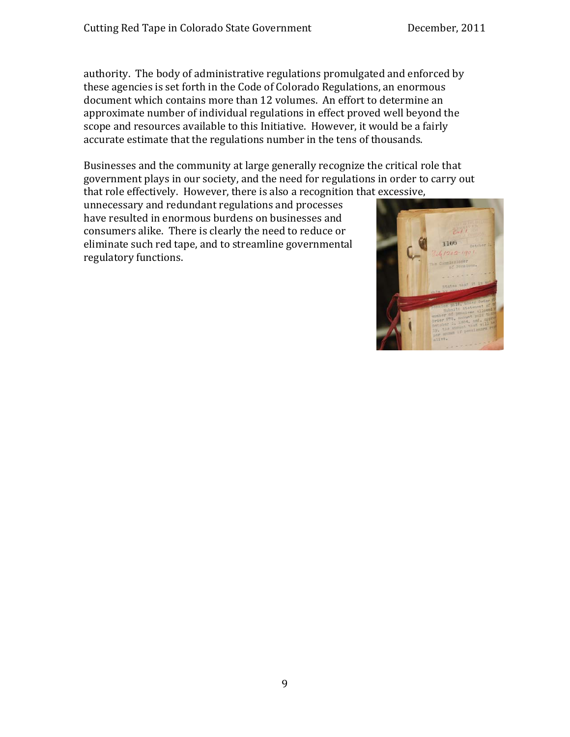authority. The body of administrative regulations promulgated and enforced by these agencies is set forth in the Code of Colorado Regulations, an enormous document which contains more than 12 volumes. An effort to determine an approximate number of individual regulations in effect proved well beyond the scope and resources available to this Initiative. However, it would be a fairly accurate estimate that the regulations number in the tens of thousands.

Businesses and the community at large generally recognize the critical role that government plays in our society, and the need for regulations in order to carry out that role effectively. However, there is also a recognition that excessive, unnecessary and redundant regulations and processes have resulted in enormous burdens on businesses and consumers alike. There is clearly the need to reduce or eliminate such red tape, and to streamline governmental regulatory functions.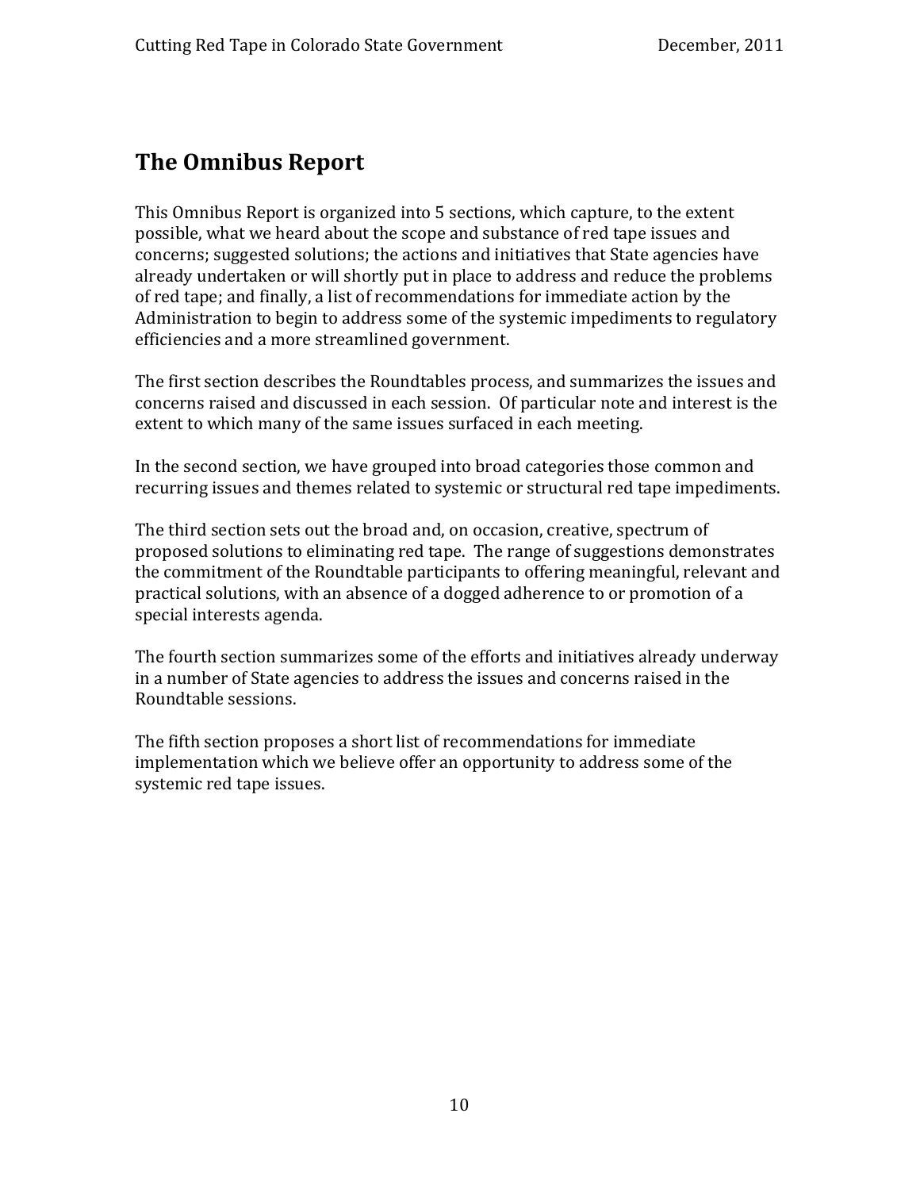## The Omnibus Report

This Omnibus Report is organized into 5 sections, which capture, to the extent possible, what we heard about the scope and substance of red tape issues and concerns; suggested solutions; the actions and initiatives that State agencies have already undertaken or will shortly put in place to address and reduce the problems of red tape; and finally, a list of recommendations for immediate action by the Administration to begin to address some of the systemic impediments to regulatory efficiencies and a more streamlined government.

The first section describes the Roundtables process, and summarizes the issues and concerns raised and discussed in each session. Of particular note and interest is the extent to which many of the same issues surfaced in each meeting.

In the second section, we have grouped into broad categories those common and recurring issues and themes related to systemic or structural red tape impediments.

The third section sets out the broad and, on occasion, creative, spectrum of proposed solutions to eliminating red tape. The range of suggestions demonstrates the commitment of the Roundtable participants to offering meaningful, relevant and practical solutions, with an absence of a dogged adherence to or promotion of a special interests agenda.

The fourth section summarizes some of the efforts and initiatives already underway in a number of State agencies to address the issues and concerns raised in the Roundtable sessions.

The fifth section proposes a short list of recommendations for immediate implementation which we believe offer an opportunity to address some of the systemic red tape issues.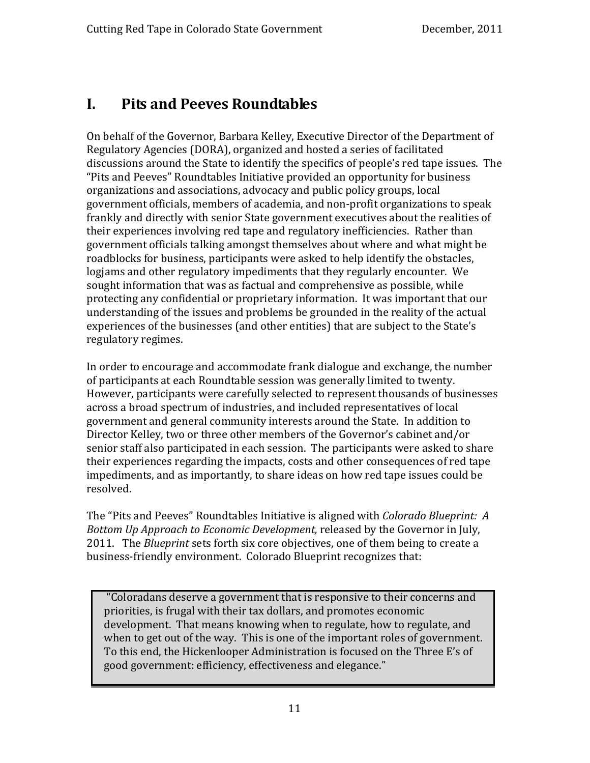# I. Pits and Peeves Roundtables

On behalf of the Governor, Barbara Kelley, Executive Director of the Department of Regulatory Agencies (DORA), organized and hosted a series of facilitated discussions around the State to identify the specifics of people's red tape issues. The "Pits and Peeves" Roundtables Initiative provided an opportunity for business organizations and associations, advocacy and public policy groups, local government officials, members of academia, and non-profit organizations to speak frankly and directly with senior State government executives about the realities of their experiences involving red tape and regulatory inefficiencies. Rather than government officials talking amongst themselves about where and what might be roadblocks for business, participants were asked to help identify the obstacles, logjams and other regulatory impediments that they regularly encounter. We sought information that was as factual and comprehensive as possible, while protecting any confidential or proprietary information. It was important that our understanding of the issues and problems be grounded in the reality of the actual experiences of the businesses (and other entities) that are subject to the State's regulatory regimes.

In order to encourage and accommodate frank dialogue and exchange, the number of participants at each Roundtable session was generally limited to twenty. However, participants were carefully selected to represent thousands of businesses across a broad spectrum of industries, and included representatives of local government and general community interests around the State. In addition to Director Kelley, two or three other members of the Governor's cabinet and/or senior staff also participated in each session. The participants were asked to share their experiences regarding the impacts, costs and other consequences of red tape impediments, and as importantly, to share ideas on how red tape issues could be resolved.

The "Pits and Peeves" Roundtables Initiative is aligned with *Colorado Blueprint: A Bottom Up Approach to Economic Development,* released by the Governor in July, 2011. The *Blueprint* sets forth six core objectives, one of them being to create a business-friendly environment. Colorado Blueprint recognizes that:

> "Coloradans deserve a government that is responsive to their concerns and priorities, is frugal with their tax dollars, and promotes economic development. That means knowing when to regulate, how to regulate, and when to get out of the way. This is one of the important roles of government. To this end, the Hickenlooper Administration is focused on the Three E's of good government: efficiency, effectiveness and elegance."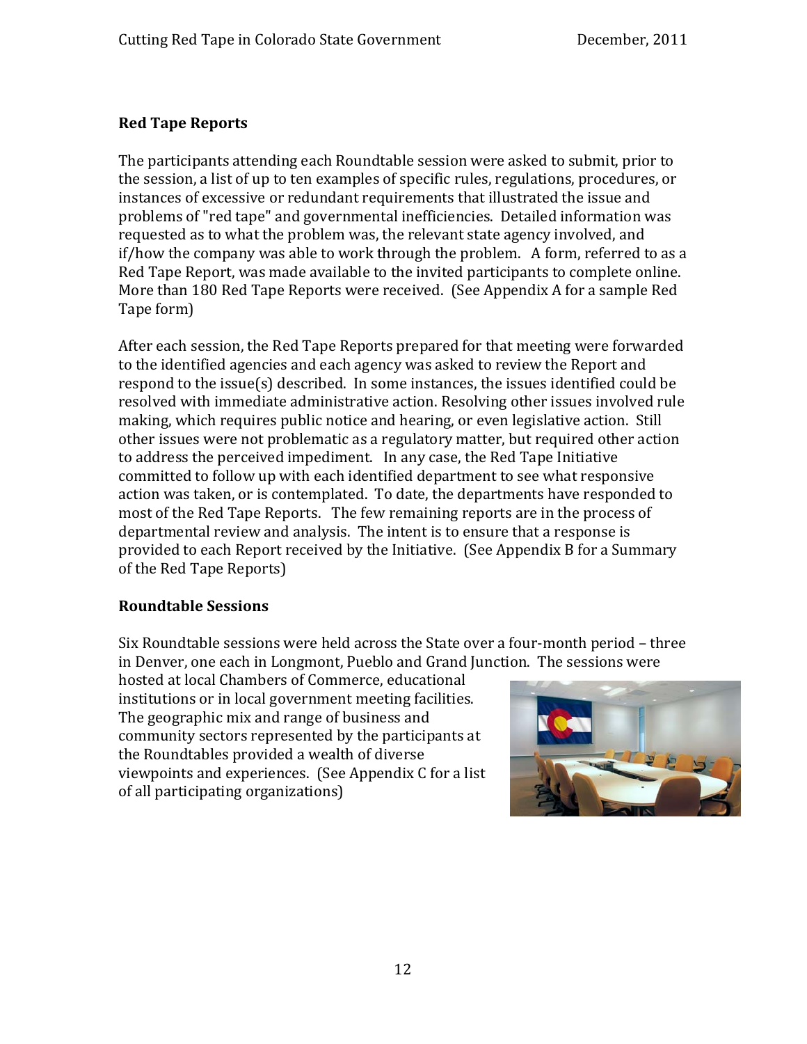## Red Tape Reports

The participants attending each Roundtable session were asked to submit, prior to the session, a list of up to ten examples of specific rules, regulations, procedures, or instances of excessive or redundant requirements that illustrated the issue and problems of "red tape" and governmental inefficiencies. Detailed information was requested as to what the problem was, the relevant state agency involved, and if/how the company was able to work through the problem. A form, referred to as a Red Tape Report, was made available to the invited participants to complete online. More than 180 Red Tape Reports were received. (See Appendix A for a sample Red Tape form)

After each session, the Red Tape Reports prepared for that meeting were forwarded to the identified agencies and each agency was asked to review the Report and respond to the issue(s) described. In some instances, the issues identified could be resolved with immediate administrative action. Resolving other issues involved rule making, which requires public notice and hearing, or even legislative action. Still other issues were not problematic as a regulatory matter, but required other action to address the perceived impediment. In any case, the Red Tape Initiative committed to follow up with each identified department to see what responsive action was taken, or is contemplated. To date, the departments have responded to most of the Red Tape Reports. The few remaining reports are in the process of departmental review and analysis. The intent is to ensure that a response is provided to each Report received by the Initiative. (See Appendix B for a Summary of the Red Tape Reports)

## Roundtable Sessions

Six Roundtable sessions were held across the State over a four-month period – three in Denver, one each in Longmont, Pueblo and Grand Junction. The sessions were hosted at local Chambers of Commerce, educational institutions or in local government meeting facilities. The geographic mix and range of business and community sectors represented by the participants at the Roundtables provided a wealth of diverse viewpoints and experiences. (See Appendix C for a list of all participating organizations)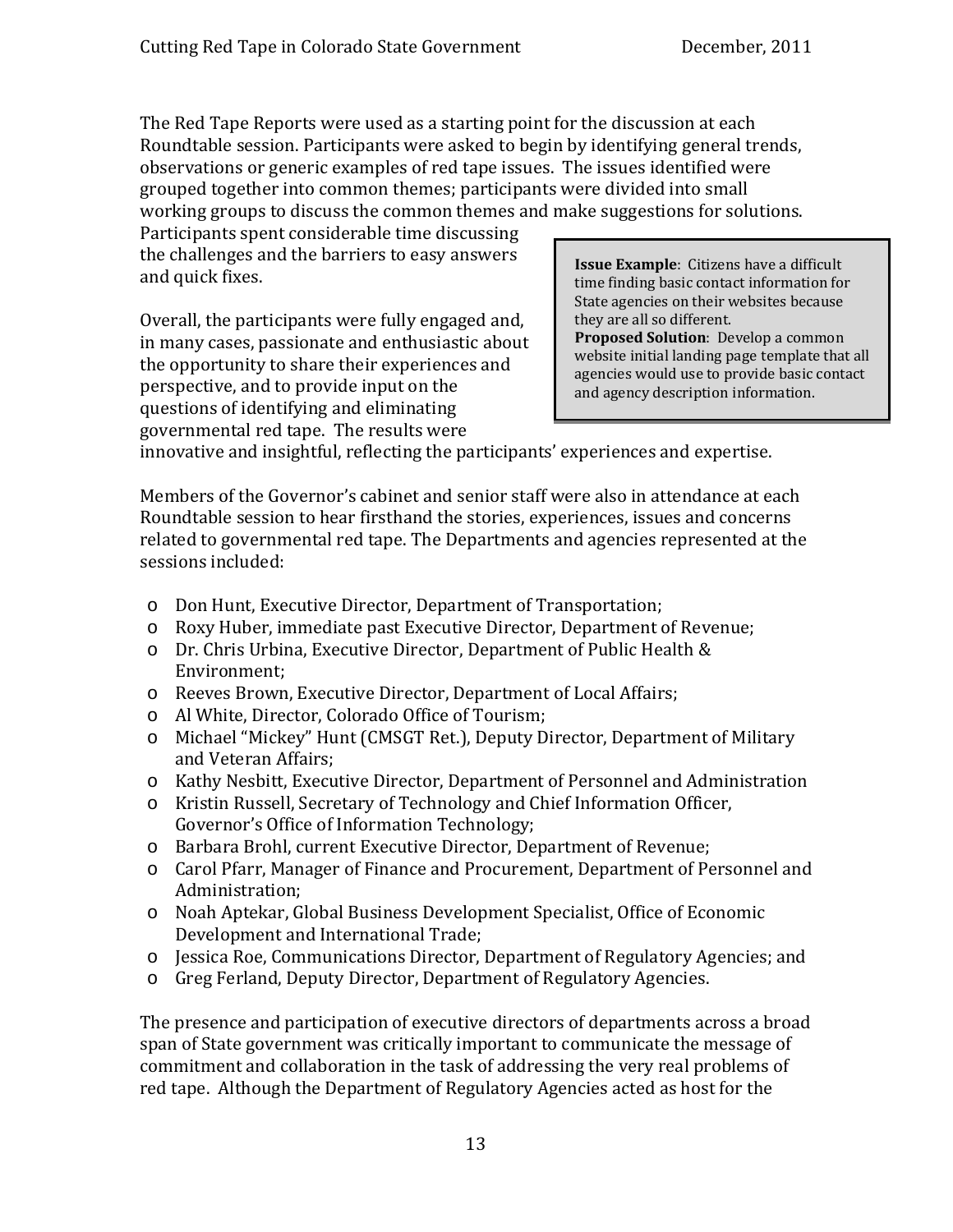The Red Tape Reports were used as a starting point for the discussion at each Roundtable session. Participants were asked to begin by identifying general trends, observations or generic examples of red tape issues. The issues identified were grouped together into common themes; participants were divided into small working groups to discuss the common themes and make suggestions for solutions. Participants spent considerable time discussing the challenges and the barriers to easy answers and quick fixes.

> **Issue Example**: Citizens have a difficult time finding basic contact information for State agencies on their websites because they are all so different.
> **Proposed Solution**: Develop a common website initial landing page template that all agencies would use to provide basic contact and agency description information.

Overall, the participants were fully engaged and, in many cases, passionate and enthusiastic about the opportunity to share their experiences and perspective, and to provide input on the questions of identifying and eliminating governmental red tape. The results were innovative and insightful, reflecting the participants' experiences and expertise.

Members of the Governor's cabinet and senior staff were also in attendance at each Roundtable session to hear firsthand the stories, experiences, issues and concerns related to governmental red tape. The Departments and agencies represented at the sessions included:

- Don Hunt, Executive Director, Department of Transportation;
- Roxy Huber, immediate past Executive Director, Department of Revenue;
- Dr. Chris Urbina, Executive Director, Department of Public Health & Environment;
- Reeves Brown, Executive Director, Department of Local Affairs;
- Al White, Director, Colorado Office of Tourism;
- Michael "Mickey" Hunt (CMSGT Ret.), Deputy Director, Department of Military and Veteran Affairs;
- Kathy Nesbitt, Executive Director, Department of Personnel and Administration
- Kristin Russell, Secretary of Technology and Chief Information Officer, Governor's Office of Information Technology;
- Barbara Brohl, current Executive Director, Department of Revenue;
- Carol Pfarr, Manager of Finance and Procurement, Department of Personnel and Administration;
- Noah Aptekar, Global Business Development Specialist, Office of Economic Development and International Trade;
- Jessica Roe, Communications Director, Department of Regulatory Agencies; and
- Greg Ferland, Deputy Director, Department of Regulatory Agencies.

The presence and participation of executive directors of departments across a broad span of State government was critically important to communicate the message of commitment and collaboration in the task of addressing the very real problems of red tape. Although the Department of Regulatory Agencies acted as host for the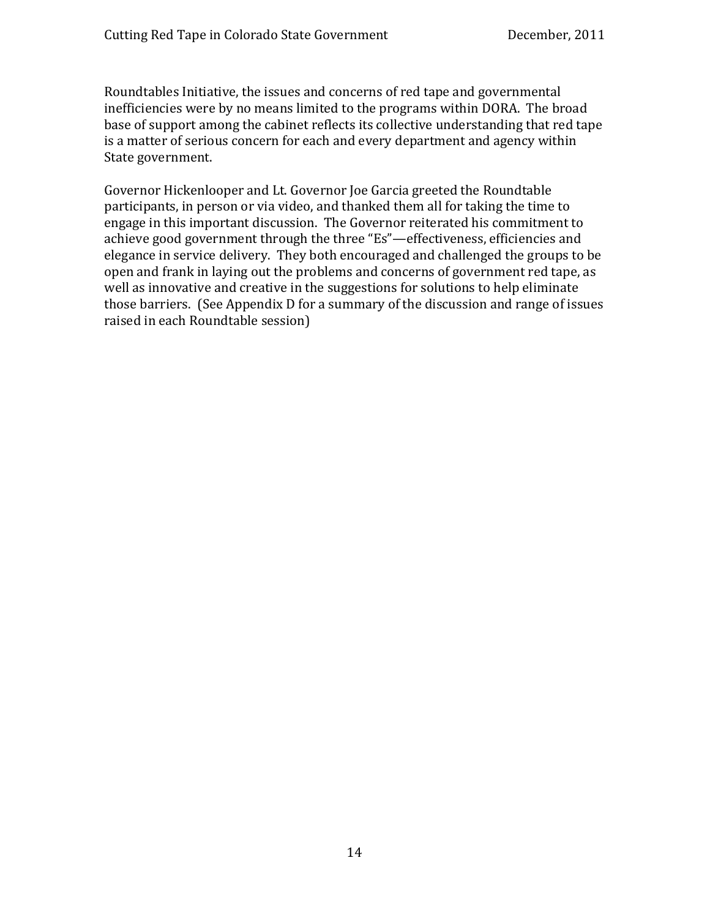Roundtables Initiative, the issues and concerns of red tape and governmental inefficiencies were by no means limited to the programs within DORA. The broad base of support among the cabinet reflects its collective understanding that red tape is a matter of serious concern for each and every department and agency within State government.

Governor Hickenlooper and Lt. Governor Joe Garcia greeted the Roundtable participants, in person or via video, and thanked them all for taking the time to engage in this important discussion. The Governor reiterated his commitment to achieve good government through the three "Es"—effectiveness, efficiencies and elegance in service delivery. They both encouraged and challenged the groups to be open and frank in laying out the problems and concerns of government red tape, as well as innovative and creative in the suggestions for solutions to help eliminate those barriers. (See Appendix D for a summary of the discussion and range of issues raised in each Roundtable session)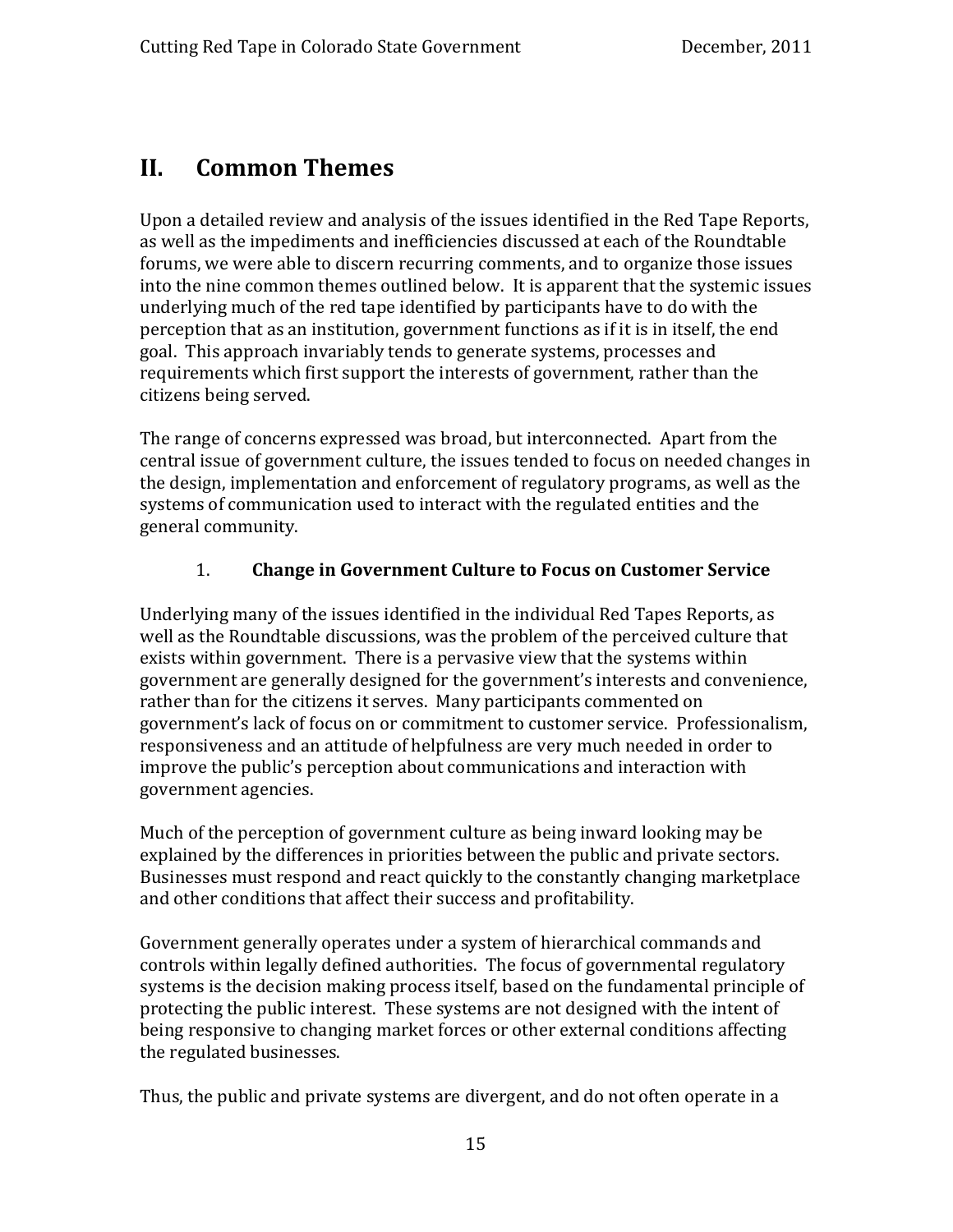## II. Common Themes

Upon a detailed review and analysis of the issues identified in the Red Tape Reports, as well as the impediments and inefficiencies discussed at each of the Roundtable forums, we were able to discern recurring comments, and to organize those issues into the nine common themes outlined below. It is apparent that the systemic issues underlying much of the red tape identified by participants have to do with the perception that as an institution, government functions as if it is in itself, the end goal. This approach invariably tends to generate systems, processes and requirements which first support the interests of government, rather than the citizens being served.

The range of concerns expressed was broad, but interconnected. Apart from the central issue of government culture, the issues tended to focus on needed changes in the design, implementation and enforcement of regulatory programs, as well as the systems of communication used to interact with the regulated entities and the general community.

### 1. Change in Government Culture to Focus on Customer Service

Underlying many of the issues identified in the individual Red Tapes Reports, as well as the Roundtable discussions, was the problem of the perceived culture that exists within government. There is a pervasive view that the systems within government are generally designed for the government's interests and convenience, rather than for the citizens it serves. Many participants commented on government's lack of focus on or commitment to customer service. Professionalism, responsiveness and an attitude of helpfulness are very much needed in order to improve the public's perception about communications and interaction with government agencies.

Much of the perception of government culture as being inward looking may be explained by the differences in priorities between the public and private sectors. Businesses must respond and react quickly to the constantly changing marketplace and other conditions that affect their success and profitability.

Government generally operates under a system of hierarchical commands and controls within legally defined authorities. The focus of governmental regulatory systems is the decision making process itself, based on the fundamental principle of protecting the public interest. These systems are not designed with the intent of being responsive to changing market forces or other external conditions affecting the regulated businesses.

Thus, the public and private systems are divergent, and do not often operate in a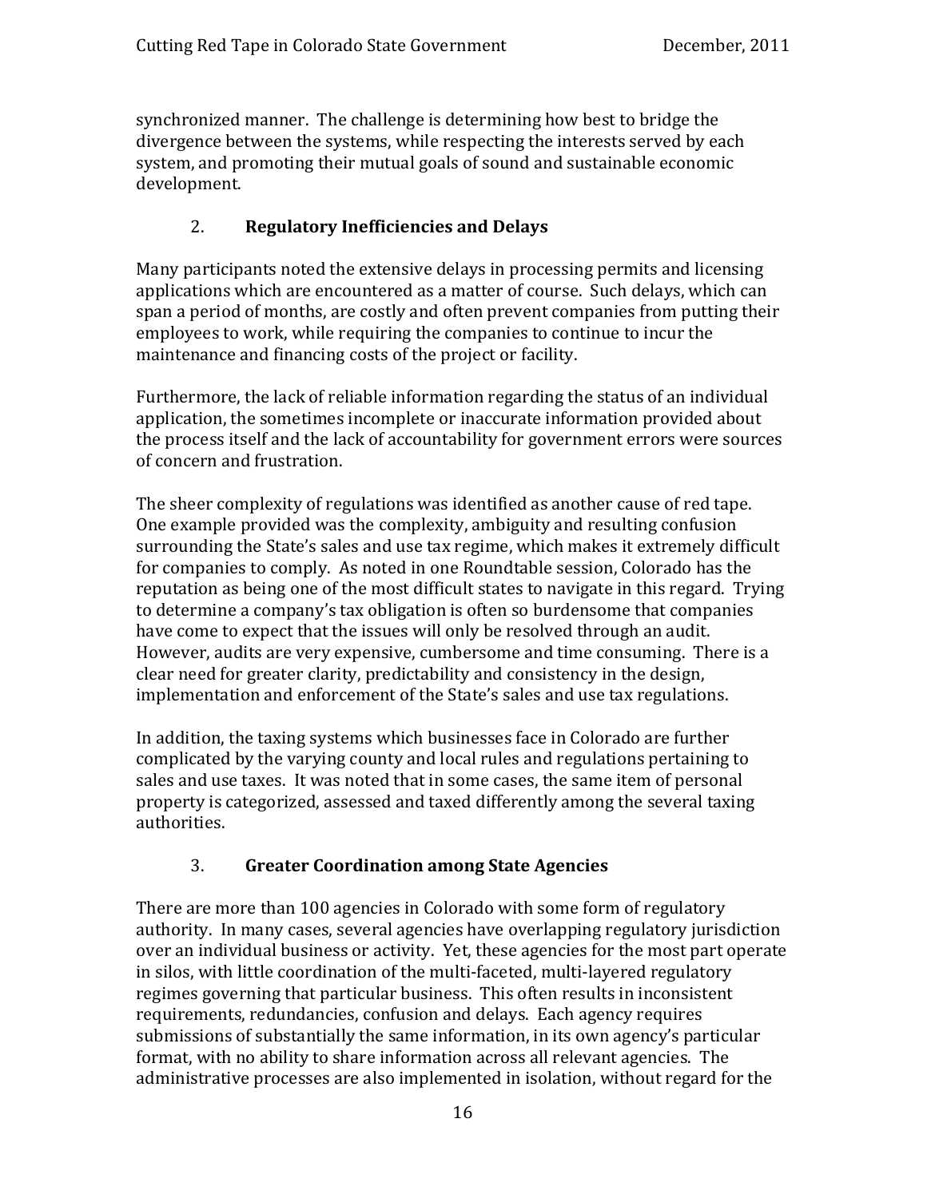synchronized manner. The challenge is determining how best to bridge the divergence between the systems, while respecting the interests served by each system, and promoting their mutual goals of sound and sustainable economic development.

### 2. **Regulatory Inefficiencies and Delays**

Many participants noted the extensive delays in processing permits and licensing applications which are encountered as a matter of course. Such delays, which can span a period of months, are costly and often prevent companies from putting their employees to work, while requiring the companies to continue to incur the maintenance and financing costs of the project or facility.

Furthermore, the lack of reliable information regarding the status of an individual application, the sometimes incomplete or inaccurate information provided about the process itself and the lack of accountability for government errors were sources of concern and frustration.

The sheer complexity of regulations was identified as another cause of red tape. One example provided was the complexity, ambiguity and resulting confusion surrounding the State's sales and use tax regime, which makes it extremely difficult for companies to comply. As noted in one Roundtable session, Colorado has the reputation as being one of the most difficult states to navigate in this regard. Trying to determine a company's tax obligation is often so burdensome that companies have come to expect that the issues will only be resolved through an audit. However, audits are very expensive, cumbersome and time consuming. There is a clear need for greater clarity, predictability and consistency in the design, implementation and enforcement of the State's sales and use tax regulations.

In addition, the taxing systems which businesses face in Colorado are further complicated by the varying county and local rules and regulations pertaining to sales and use taxes. It was noted that in some cases, the same item of personal property is categorized, assessed and taxed differently among the several taxing authorities.

### 3. **Greater Coordination among State Agencies**

There are more than 100 agencies in Colorado with some form of regulatory authority. In many cases, several agencies have overlapping regulatory jurisdiction over an individual business or activity. Yet, these agencies for the most part operate in silos, with little coordination of the multi-faceted, multi-layered regulatory regimes governing that particular business. This often results in inconsistent requirements, redundancies, confusion and delays. Each agency requires submissions of substantially the same information, in its own agency's particular format, with no ability to share information across all relevant agencies. The administrative processes are also implemented in isolation, without regard for the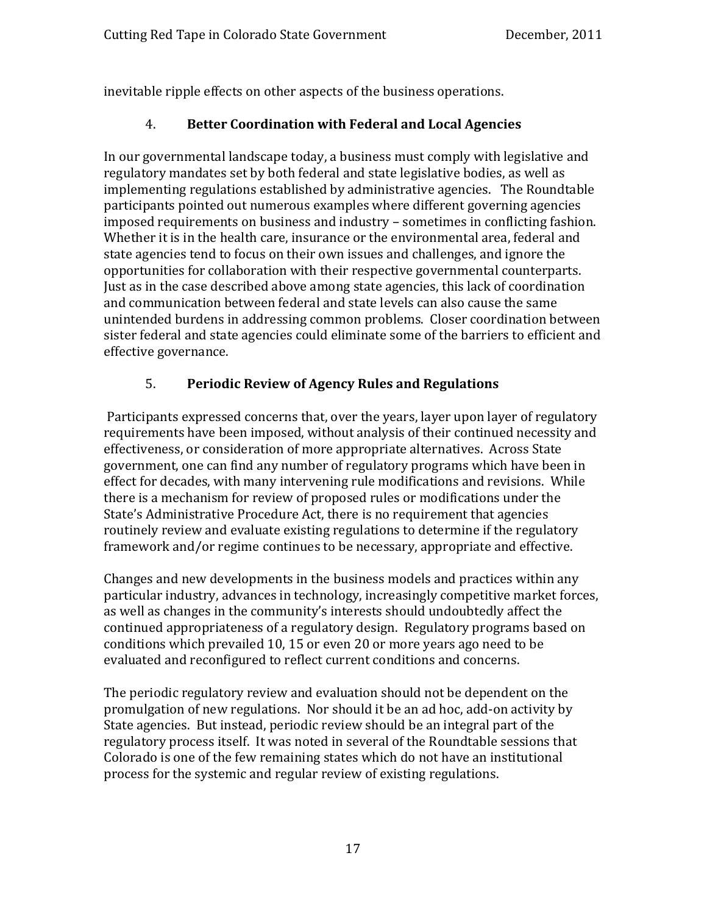inevitable ripple effects on other aspects of the business operations.

### 4. **Better Coordination with Federal and Local Agencies**

In our governmental landscape today, a business must comply with legislative and regulatory mandates set by both federal and state legislative bodies, as well as implementing regulations established by administrative agencies. The Roundtable participants pointed out numerous examples where different governing agencies imposed requirements on business and industry – sometimes in conflicting fashion. Whether it is in the health care, insurance or the environmental area, federal and state agencies tend to focus on their own issues and challenges, and ignore the opportunities for collaboration with their respective governmental counterparts. Just as in the case described above among state agencies, this lack of coordination and communication between federal and state levels can also cause the same unintended burdens in addressing common problems. Closer coordination between sister federal and state agencies could eliminate some of the barriers to efficient and effective governance.

### 5. **Periodic Review of Agency Rules and Regulations**

Participants expressed concerns that, over the years, layer upon layer of regulatory requirements have been imposed, without analysis of their continued necessity and effectiveness, or consideration of more appropriate alternatives. Across State government, one can find any number of regulatory programs which have been in effect for decades, with many intervening rule modifications and revisions. While there is a mechanism for review of proposed rules or modifications under the State's Administrative Procedure Act, there is no requirement that agencies routinely review and evaluate existing regulations to determine if the regulatory framework and/or regime continues to be necessary, appropriate and effective.

Changes and new developments in the business models and practices within any particular industry, advances in technology, increasingly competitive market forces, as well as changes in the community's interests should undoubtedly affect the continued appropriateness of a regulatory design. Regulatory programs based on conditions which prevailed 10, 15 or even 20 or more years ago need to be evaluated and reconfigured to reflect current conditions and concerns.

The periodic regulatory review and evaluation should not be dependent on the promulgation of new regulations. Nor should it be an ad hoc, add-on activity by State agencies. But instead, periodic review should be an integral part of the regulatory process itself. It was noted in several of the Roundtable sessions that Colorado is one of the few remaining states which do not have an institutional process for the systemic and regular review of existing regulations.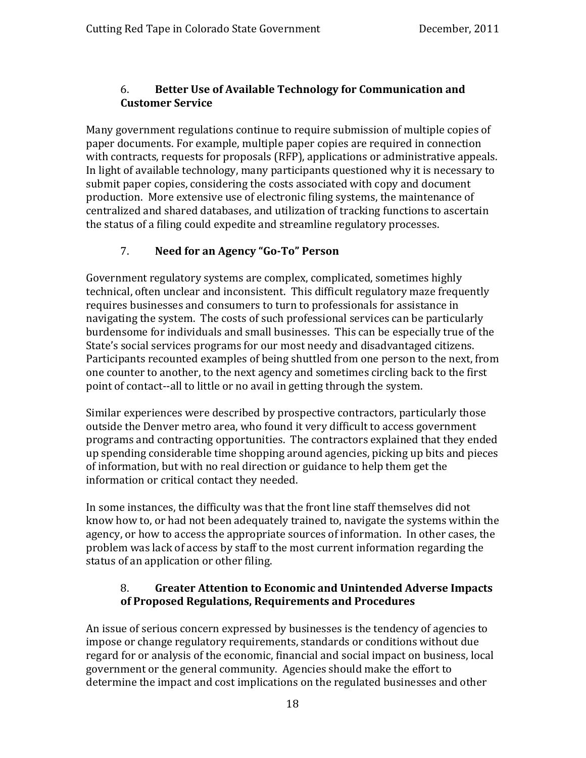### 6. Better Use of Available Technology for Communication and Customer Service

Many government regulations continue to require submission of multiple copies of paper documents. For example, multiple paper copies are required in connection with contracts, requests for proposals (RFP), applications or administrative appeals. In light of available technology, many participants questioned why it is necessary to submit paper copies, considering the costs associated with copy and document production. More extensive use of electronic filing systems, the maintenance of centralized and shared databases, and utilization of tracking functions to ascertain the status of a filing could expedite and streamline regulatory processes.

### 7. Need for an Agency "Go-To" Person

Government regulatory systems are complex, complicated, sometimes highly technical, often unclear and inconsistent. This difficult regulatory maze frequently requires businesses and consumers to turn to professionals for assistance in navigating the system. The costs of such professional services can be particularly burdensome for individuals and small businesses. This can be especially true of the State's social services programs for our most needy and disadvantaged citizens. Participants recounted examples of being shuttled from one person to the next, from one counter to another, to the next agency and sometimes circling back to the first point of contact--all to little or no avail in getting through the system.

Similar experiences were described by prospective contractors, particularly those outside the Denver metro area, who found it very difficult to access government programs and contracting opportunities. The contractors explained that they ended up spending considerable time shopping around agencies, picking up bits and pieces of information, but with no real direction or guidance to help them get the information or critical contact they needed.

In some instances, the difficulty was that the front line staff themselves did not know how to, or had not been adequately trained to, navigate the systems within the agency, or how to access the appropriate sources of information. In other cases, the problem was lack of access by staff to the most current information regarding the status of an application or other filing.

### 8. Greater Attention to Economic and Unintended Adverse Impacts of Proposed Regulations, Requirements and Procedures

An issue of serious concern expressed by businesses is the tendency of agencies to impose or change regulatory requirements, standards or conditions without due regard for or analysis of the economic, financial and social impact on business, local government or the general community. Agencies should make the effort to determine the impact and cost implications on the regulated businesses and other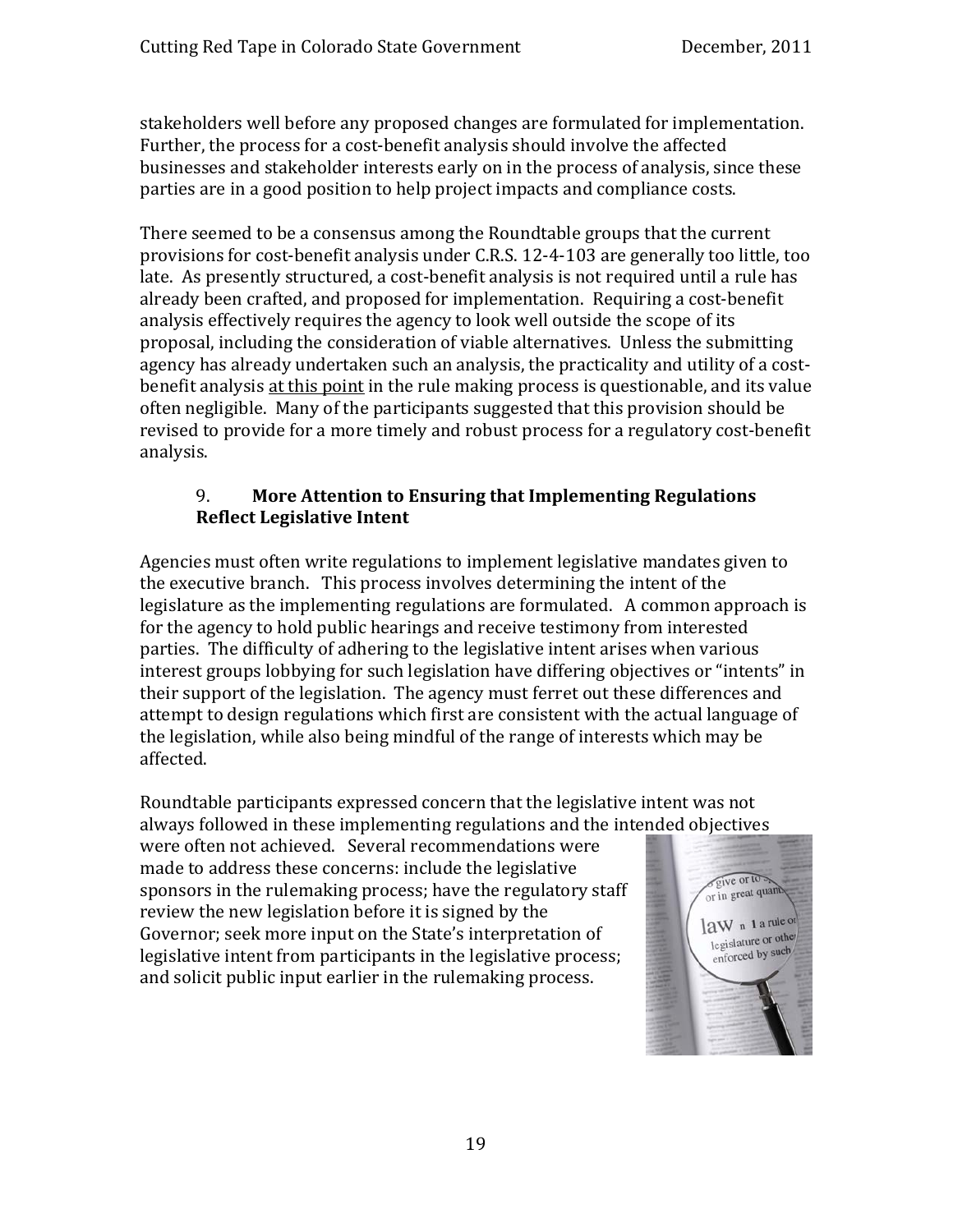stakeholders well before any proposed changes are formulated for implementation. Further, the process for a cost-benefit analysis should involve the affected businesses and stakeholder interests early on in the process of analysis, since these parties are in a good position to help project impacts and compliance costs.

There seemed to be a consensus among the Roundtable groups that the current provisions for cost-benefit analysis under C.R.S. 12-4-103 are generally too little, too late. As presently structured, a cost-benefit analysis is not required until a rule has already been crafted, and proposed for implementation. Requiring a cost-benefit analysis effectively requires the agency to look well outside the scope of its proposal, including the consideration of viable alternatives. Unless the submitting agency has already undertaken such an analysis, the practicality and utility of a cost-benefit analysis <u>at this point</u> in the rule making process is questionable, and its value often negligible. Many of the participants suggested that this provision should be revised to provide for a more timely and robust process for a regulatory cost-benefit analysis.

### 9. More Attention to Ensuring that Implementing Regulations Reflect Legislative Intent

Agencies must often write regulations to implement legislative mandates given to the executive branch. This process involves determining the intent of the legislature as the implementing regulations are formulated. A common approach is for the agency to hold public hearings and receive testimony from interested parties. The difficulty of adhering to the legislative intent arises when various interest groups lobbying for such legislation have differing objectives or "intents" in their support of the legislation. The agency must ferret out these differences and attempt to design regulations which first are consistent with the actual language of the legislation, while also being mindful of the range of interests which may be affected.

Roundtable participants expressed concern that the legislative intent was not always followed in these implementing regulations and the intended objectives were often not achieved. Several recommendations were made to address these concerns: include the legislative sponsors in the rulemaking process; have the regulatory staff review the new legislation before it is signed by the Governor; seek more input on the State's interpretation of legislative intent from participants in the legislative process; and solicit public input earlier in the rulemaking process.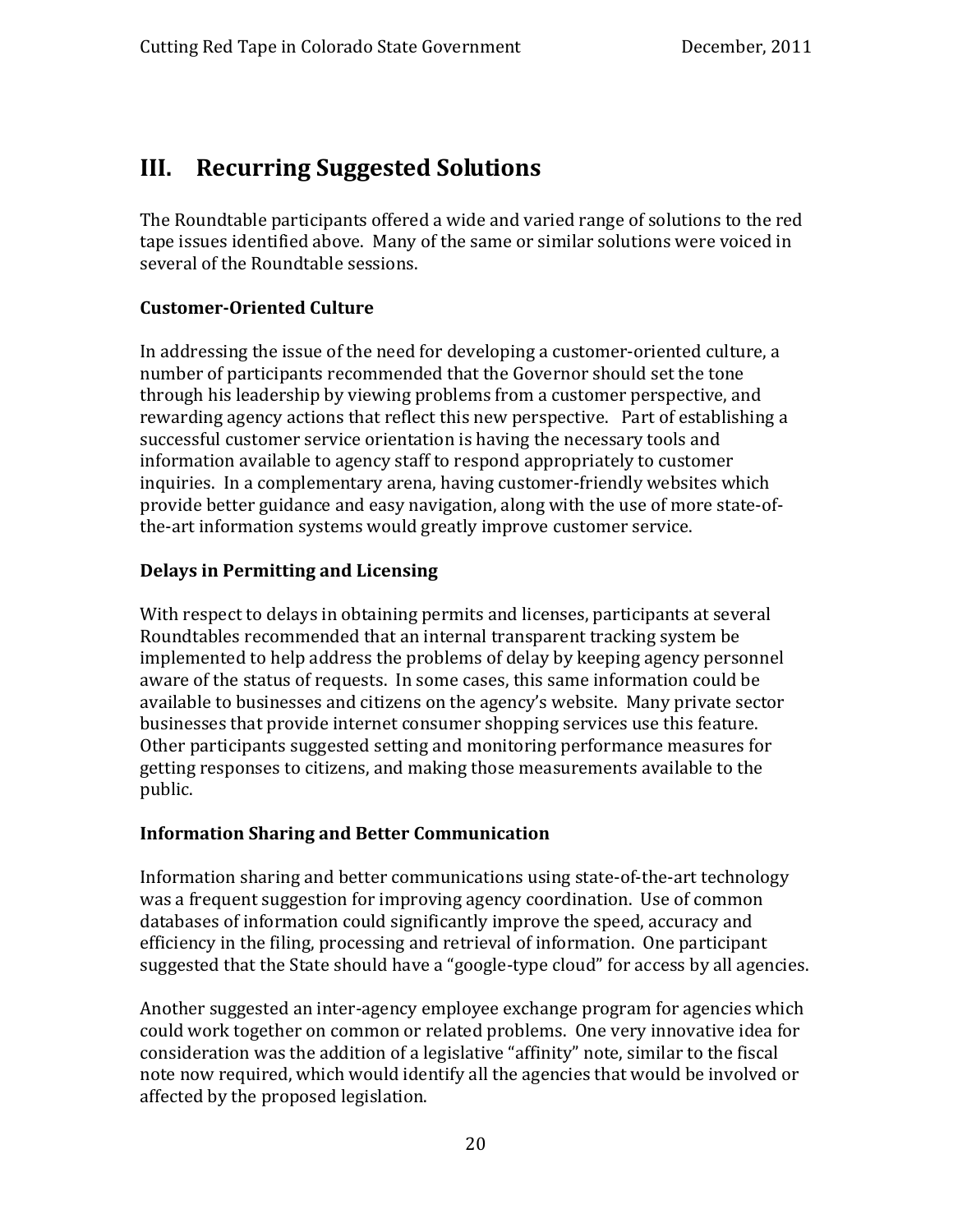## III. Recurring Suggested Solutions

The Roundtable participants offered a wide and varied range of solutions to the red tape issues identified above. Many of the same or similar solutions were voiced in several of the Roundtable sessions.

### Customer-Oriented Culture

In addressing the issue of the need for developing a customer-oriented culture, a number of participants recommended that the Governor should set the tone through his leadership by viewing problems from a customer perspective, and rewarding agency actions that reflect this new perspective. Part of establishing a successful customer service orientation is having the necessary tools and information available to agency staff to respond appropriately to customer inquiries. In a complementary arena, having customer-friendly websites which provide better guidance and easy navigation, along with the use of more state-of-the-art information systems would greatly improve customer service.

### Delays in Permitting and Licensing

With respect to delays in obtaining permits and licenses, participants at several Roundtables recommended that an internal transparent tracking system be implemented to help address the problems of delay by keeping agency personnel aware of the status of requests. In some cases, this same information could be available to businesses and citizens on the agency's website. Many private sector businesses that provide internet consumer shopping services use this feature. Other participants suggested setting and monitoring performance measures for getting responses to citizens, and making those measurements available to the public.

### Information Sharing and Better Communication

Information sharing and better communications using state-of-the-art technology was a frequent suggestion for improving agency coordination. Use of common databases of information could significantly improve the speed, accuracy and efficiency in the filing, processing and retrieval of information. One participant suggested that the State should have a "google-type cloud" for access by all agencies.

Another suggested an inter-agency employee exchange program for agencies which could work together on common or related problems. One very innovative idea for consideration was the addition of a legislative "affinity" note, similar to the fiscal note now required, which would identify all the agencies that would be involved or affected by the proposed legislation.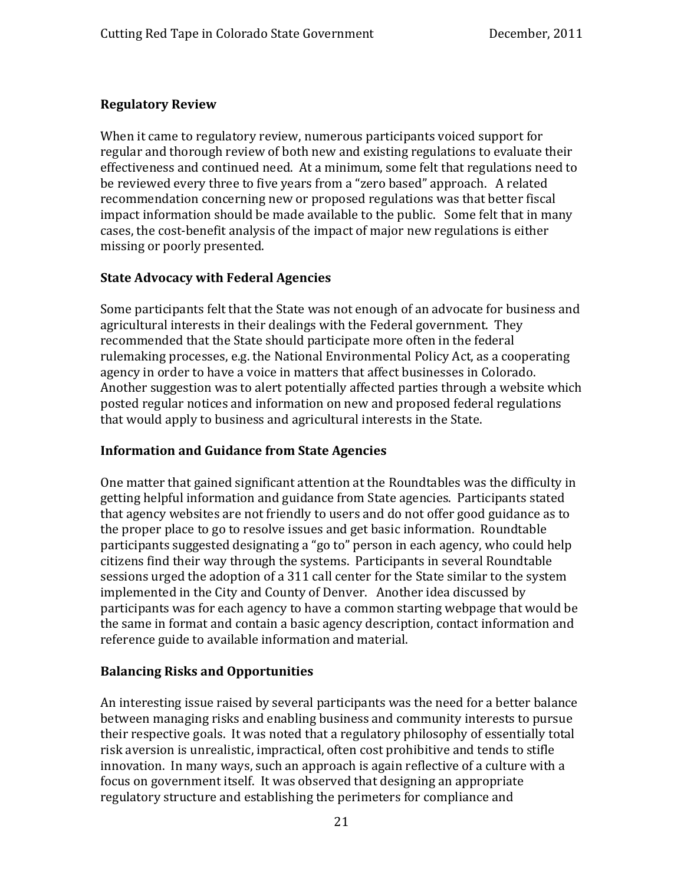**Regulatory Review**

When it came to regulatory review, numerous participants voiced support for regular and thorough review of both new and existing regulations to evaluate their effectiveness and continued need. At a minimum, some felt that regulations need to be reviewed every three to five years from a "zero based" approach. A related recommendation concerning new or proposed regulations was that better fiscal impact information should be made available to the public. Some felt that in many cases, the cost-benefit analysis of the impact of major new regulations is either missing or poorly presented.

**State Advocacy with Federal Agencies**

Some participants felt that the State was not enough of an advocate for business and agricultural interests in their dealings with the Federal government. They recommended that the State should participate more often in the federal rulemaking processes, e.g. the National Environmental Policy Act, as a cooperating agency in order to have a voice in matters that affect businesses in Colorado. Another suggestion was to alert potentially affected parties through a website which posted regular notices and information on new and proposed federal regulations that would apply to business and agricultural interests in the State.

**Information and Guidance from State Agencies**

One matter that gained significant attention at the Roundtables was the difficulty in getting helpful information and guidance from State agencies. Participants stated that agency websites are not friendly to users and do not offer good guidance as to the proper place to go to resolve issues and get basic information. Roundtable participants suggested designating a "go to" person in each agency, who could help citizens find their way through the systems. Participants in several Roundtable sessions urged the adoption of a 311 call center for the State similar to the system implemented in the City and County of Denver. Another idea discussed by participants was for each agency to have a common starting webpage that would be the same in format and contain a basic agency description, contact information and reference guide to available information and material.

**Balancing Risks and Opportunities**

An interesting issue raised by several participants was the need for a better balance between managing risks and enabling business and community interests to pursue their respective goals. It was noted that a regulatory philosophy of essentially total risk aversion is unrealistic, impractical, often cost prohibitive and tends to stifle innovation. In many ways, such an approach is again reflective of a culture with a focus on government itself. It was observed that designing an appropriate regulatory structure and establishing the perimeters for compliance and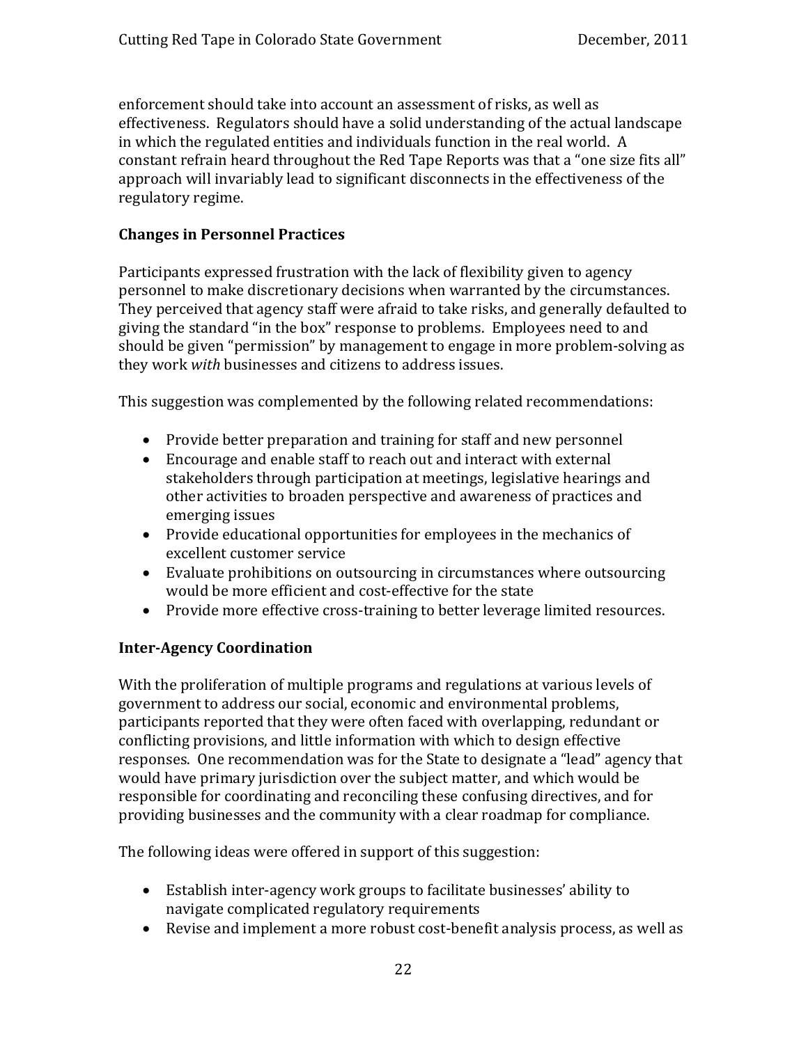enforcement should take into account an assessment of risks, as well as effectiveness. Regulators should have a solid understanding of the actual landscape in which the regulated entities and individuals function in the real world. A constant refrain heard throughout the Red Tape Reports was that a "one size fits all" approach will invariably lead to significant disconnects in the effectiveness of the regulatory regime.

### Changes in Personnel Practices

Participants expressed frustration with the lack of flexibility given to agency personnel to make discretionary decisions when warranted by the circumstances. They perceived that agency staff were afraid to take risks, and generally defaulted to giving the standard "in the box" response to problems. Employees need to and should be given "permission" by management to engage in more problem-solving as they work *with* businesses and citizens to address issues.

This suggestion was complemented by the following related recommendations:

- Provide better preparation and training for staff and new personnel
- Encourage and enable staff to reach out and interact with external stakeholders through participation at meetings, legislative hearings and other activities to broaden perspective and awareness of practices and emerging issues
- Provide educational opportunities for employees in the mechanics of excellent customer service
- Evaluate prohibitions on outsourcing in circumstances where outsourcing would be more efficient and cost-effective for the state
- Provide more effective cross-training to better leverage limited resources.

### Inter-Agency Coordination

With the proliferation of multiple programs and regulations at various levels of government to address our social, economic and environmental problems, participants reported that they were often faced with overlapping, redundant or conflicting provisions, and little information with which to design effective responses. One recommendation was for the State to designate a "lead" agency that would have primary jurisdiction over the subject matter, and which would be responsible for coordinating and reconciling these confusing directives, and for providing businesses and the community with a clear roadmap for compliance.

The following ideas were offered in support of this suggestion:

- Establish inter-agency work groups to facilitate businesses' ability to navigate complicated regulatory requirements
- Revise and implement a more robust cost-benefit analysis process, as well as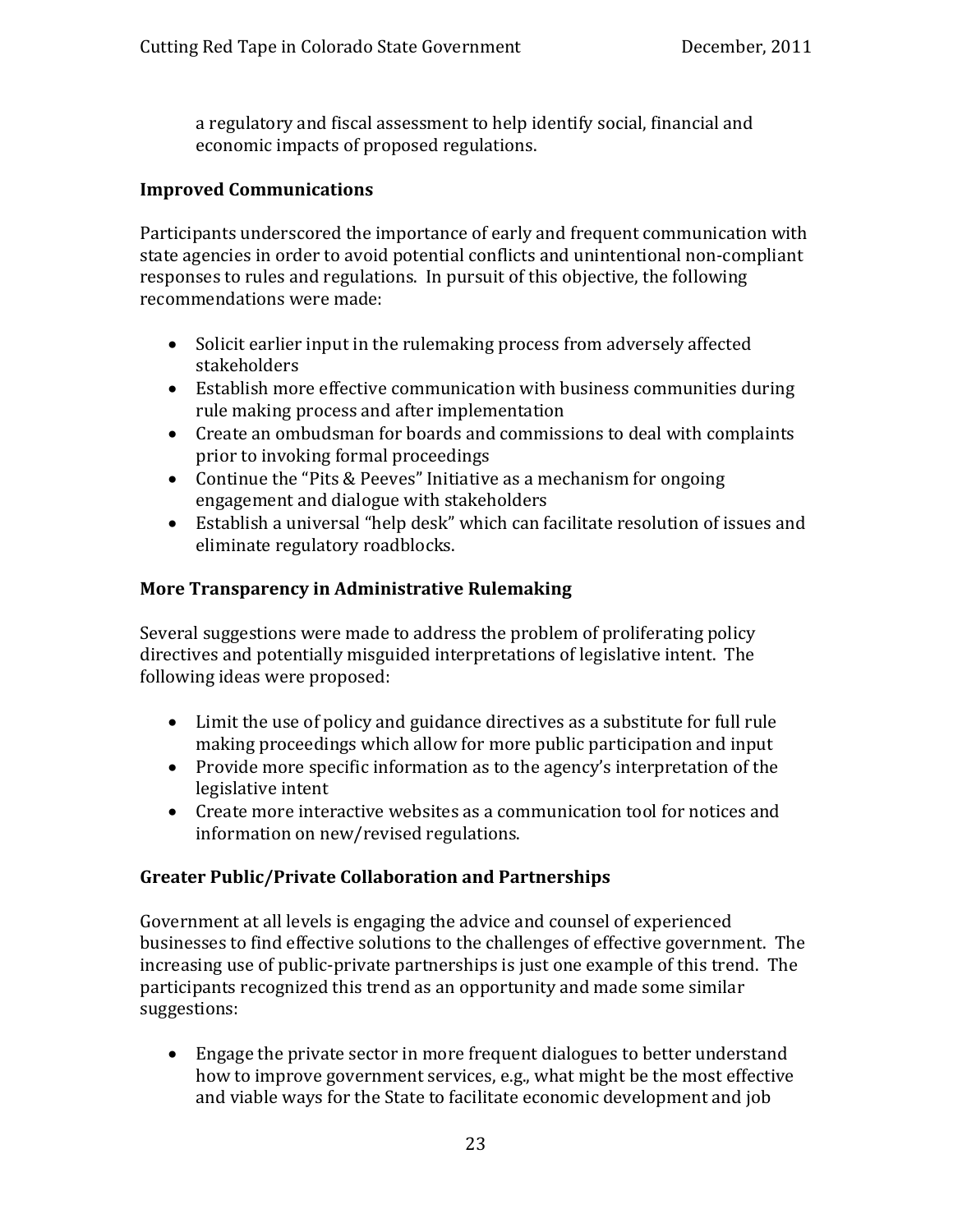a regulatory and fiscal assessment to help identify social, financial and economic impacts of proposed regulations.

### Improved Communications

Participants underscored the importance of early and frequent communication with state agencies in order to avoid potential conflicts and unintentional non-compliant responses to rules and regulations. In pursuit of this objective, the following recommendations were made:

- Solicit earlier input in the rulemaking process from adversely affected stakeholders
- Establish more effective communication with business communities during rule making process and after implementation
- Create an ombudsman for boards and commissions to deal with complaints prior to invoking formal proceedings
- Continue the "Pits & Peeves" Initiative as a mechanism for ongoing engagement and dialogue with stakeholders
- Establish a universal "help desk" which can facilitate resolution of issues and eliminate regulatory roadblocks.

### More Transparency in Administrative Rulemaking

Several suggestions were made to address the problem of proliferating policy directives and potentially misguided interpretations of legislative intent. The following ideas were proposed:

- Limit the use of policy and guidance directives as a substitute for full rule making proceedings which allow for more public participation and input
- Provide more specific information as to the agency's interpretation of the legislative intent
- Create more interactive websites as a communication tool for notices and information on new/revised regulations.

### Greater Public/Private Collaboration and Partnerships

Government at all levels is engaging the advice and counsel of experienced businesses to find effective solutions to the challenges of effective government. The increasing use of public-private partnerships is just one example of this trend. The participants recognized this trend as an opportunity and made some similar suggestions:

- Engage the private sector in more frequent dialogues to better understand how to improve government services, e.g., what might be the most effective and viable ways for the State to facilitate economic development and job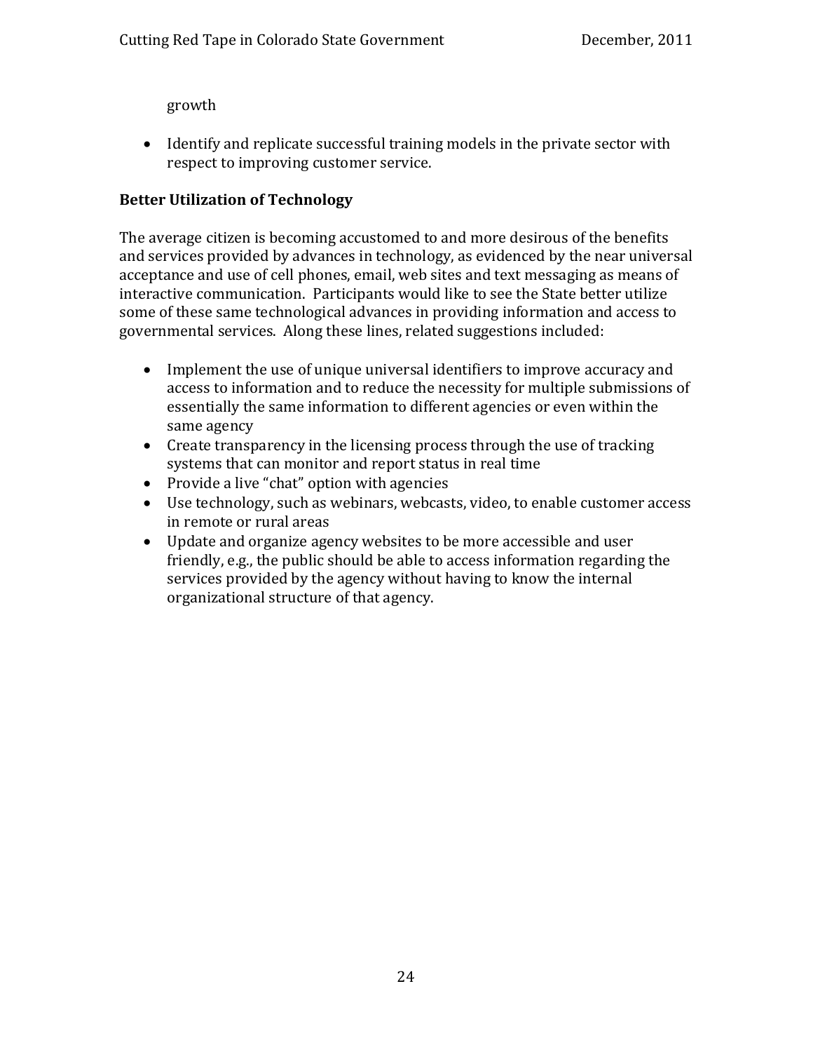growth

- Identify and replicate successful training models in the private sector with respect to improving customer service.

**Better Utilization of Technology**

The average citizen is becoming accustomed to and more desirous of the benefits and services provided by advances in technology, as evidenced by the near universal acceptance and use of cell phones, email, web sites and text messaging as means of interactive communication. Participants would like to see the State better utilize some of these same technological advances in providing information and access to governmental services. Along these lines, related suggestions included:

- Implement the use of unique universal identifiers to improve accuracy and access to information and to reduce the necessity for multiple submissions of essentially the same information to different agencies or even within the same agency
- Create transparency in the licensing process through the use of tracking systems that can monitor and report status in real time
- Provide a live "chat" option with agencies
- Use technology, such as webinars, webcasts, video, to enable customer access in remote or rural areas
- Update and organize agency websites to be more accessible and user friendly, e.g., the public should be able to access information regarding the services provided by the agency without having to know the internal organizational structure of that agency.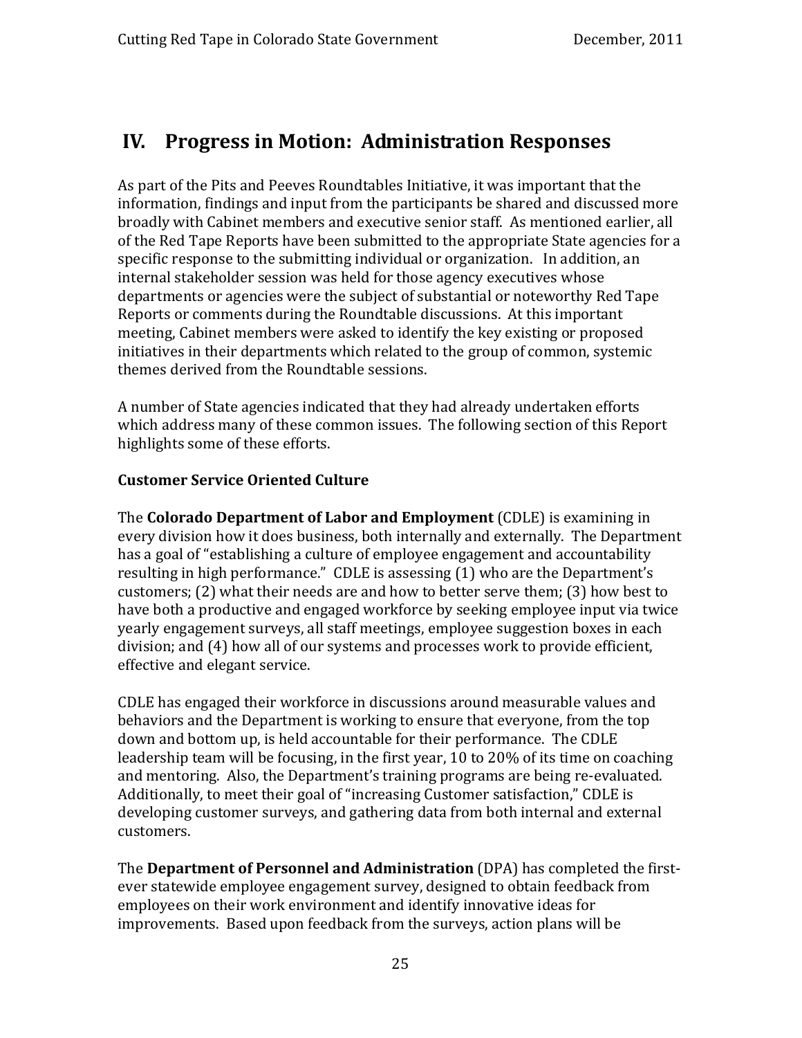# IV. Progress in Motion: Administration Responses

As part of the Pits and Peeves Roundtables Initiative, it was important that the information, findings and input from the participants be shared and discussed more broadly with Cabinet members and executive senior staff. As mentioned earlier, all of the Red Tape Reports have been submitted to the appropriate State agencies for a specific response to the submitting individual or organization. In addition, an internal stakeholder session was held for those agency executives whose departments or agencies were the subject of substantial or noteworthy Red Tape Reports or comments during the Roundtable discussions. At this important meeting, Cabinet members were asked to identify the key existing or proposed initiatives in their departments which related to the group of common, systemic themes derived from the Roundtable sessions.

A number of State agencies indicated that they had already undertaken efforts which address many of these common issues. The following section of this Report highlights some of these efforts.

**Customer Service Oriented Culture**

The **Colorado Department of Labor and Employment** (CDLE) is examining in every division how it does business, both internally and externally. The Department has a goal of "establishing a culture of employee engagement and accountability resulting in high performance." CDLE is assessing (1) who are the Department's customers; (2) what their needs are and how to better serve them; (3) how best to have both a productive and engaged workforce by seeking employee input via twice yearly engagement surveys, all staff meetings, employee suggestion boxes in each division; and (4) how all of our systems and processes work to provide efficient, effective and elegant service.

CDLE has engaged their workforce in discussions around measurable values and behaviors and the Department is working to ensure that everyone, from the top down and bottom up, is held accountable for their performance. The CDLE leadership team will be focusing, in the first year, 10 to 20% of its time on coaching and mentoring. Also, the Department's training programs are being re-evaluated. Additionally, to meet their goal of "increasing Customer satisfaction," CDLE is developing customer surveys, and gathering data from both internal and external customers.

The **Department of Personnel and Administration** (DPA) has completed the first-ever statewide employee engagement survey, designed to obtain feedback from employees on their work environment and identify innovative ideas for improvements. Based upon feedback from the surveys, action plans will be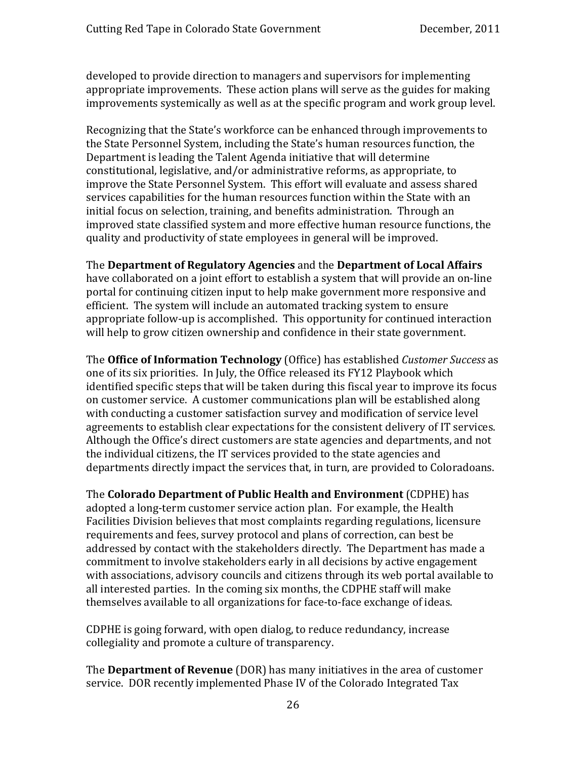developed to provide direction to managers and supervisors for implementing appropriate improvements. These action plans will serve as the guides for making improvements systemically as well as at the specific program and work group level.

Recognizing that the State's workforce can be enhanced through improvements to the State Personnel System, including the State's human resources function, the Department is leading the Talent Agenda initiative that will determine constitutional, legislative, and/or administrative reforms, as appropriate, to improve the State Personnel System. This effort will evaluate and assess shared services capabilities for the human resources function within the State with an initial focus on selection, training, and benefits administration. Through an improved state classified system and more effective human resource functions, the quality and productivity of state employees in general will be improved.

The **Department of Regulatory Agencies** and the **Department of Local Affairs** have collaborated on a joint effort to establish a system that will provide an on-line portal for continuing citizen input to help make government more responsive and efficient. The system will include an automated tracking system to ensure appropriate follow-up is accomplished. This opportunity for continued interaction will help to grow citizen ownership and confidence in their state government.

The **Office of Information Technology** (Office) has established *Customer Success* as one of its six priorities. In July, the Office released its FY12 Playbook which identified specific steps that will be taken during this fiscal year to improve its focus on customer service. A customer communications plan will be established along with conducting a customer satisfaction survey and modification of service level agreements to establish clear expectations for the consistent delivery of IT services. Although the Office's direct customers are state agencies and departments, and not the individual citizens, the IT services provided to the state agencies and departments directly impact the services that, in turn, are provided to Coloradoans.

The **Colorado Department of Public Health and Environment** (CDPHE) has adopted a long-term customer service action plan. For example, the Health Facilities Division believes that most complaints regarding regulations, licensure requirements and fees, survey protocol and plans of correction, can best be addressed by contact with the stakeholders directly. The Department has made a commitment to involve stakeholders early in all decisions by active engagement with associations, advisory councils and citizens through its web portal available to all interested parties. In the coming six months, the CDPHE staff will make themselves available to all organizations for face-to-face exchange of ideas.

CDPHE is going forward, with open dialog, to reduce redundancy, increase collegiality and promote a culture of transparency.

The **Department of Revenue** (DOR) has many initiatives in the area of customer service. DOR recently implemented Phase IV of the Colorado Integrated Tax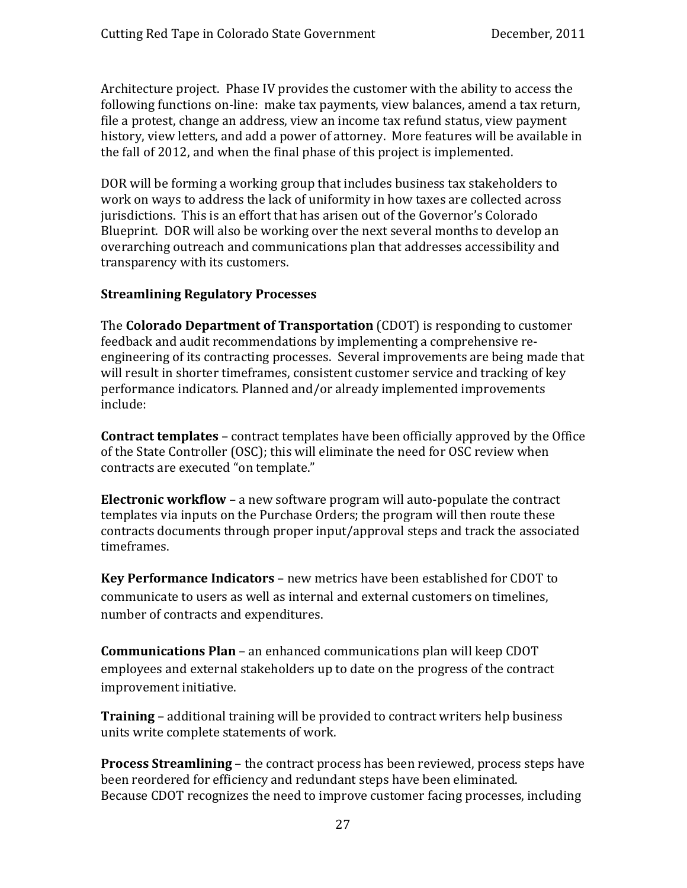Architecture project. Phase IV provides the customer with the ability to access the following functions on-line: make tax payments, view balances, amend a tax return, file a protest, change an address, view an income tax refund status, view payment history, view letters, and add a power of attorney. More features will be available in the fall of 2012, and when the final phase of this project is implemented.

DOR will be forming a working group that includes business tax stakeholders to work on ways to address the lack of uniformity in how taxes are collected across jurisdictions. This is an effort that has arisen out of the Governor's Colorado Blueprint. DOR will also be working over the next several months to develop an overarching outreach and communications plan that addresses accessibility and transparency with its customers.

**Streamlining Regulatory Processes**

The **Colorado Department of Transportation** (CDOT) is responding to customer feedback and audit recommendations by implementing a comprehensive re-engineering of its contracting processes. Several improvements are being made that will result in shorter timeframes, consistent customer service and tracking of key performance indicators. Planned and/or already implemented improvements include:

**Contract templates** – contract templates have been officially approved by the Office of the State Controller (OSC); this will eliminate the need for OSC review when contracts are executed "on template."

**Electronic workflow** – a new software program will auto-populate the contract templates via inputs on the Purchase Orders; the program will then route these contracts documents through proper input/approval steps and track the associated timeframes.

**Key Performance Indicators** – new metrics have been established for CDOT to communicate to users as well as internal and external customers on timelines, number of contracts and expenditures.

**Communications Plan** – an enhanced communications plan will keep CDOT employees and external stakeholders up to date on the progress of the contract improvement initiative.

**Training** – additional training will be provided to contract writers help business units write complete statements of work.

**Process Streamlining** – the contract process has been reviewed, process steps have been reordered for efficiency and redundant steps have been eliminated.
Because CDOT recognizes the need to improve customer facing processes, including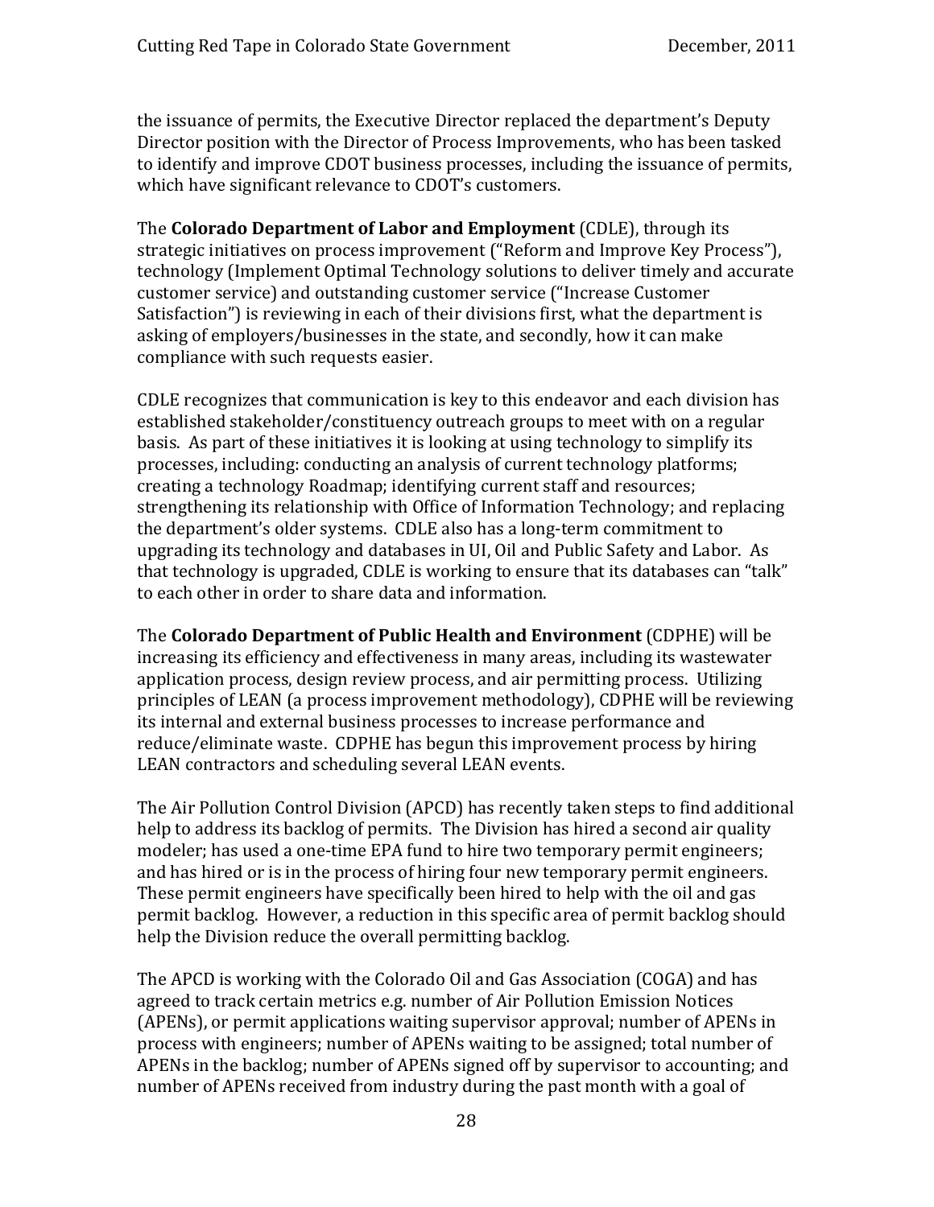the issuance of permits, the Executive Director replaced the department's Deputy Director position with the Director of Process Improvements, who has been tasked to identify and improve CDOT business processes, including the issuance of permits, which have significant relevance to CDOT's customers.

The **Colorado Department of Labor and Employment** (CDLE), through its strategic initiatives on process improvement ("Reform and Improve Key Process"), technology (Implement Optimal Technology solutions to deliver timely and accurate customer service) and outstanding customer service ("Increase Customer Satisfaction") is reviewing in each of their divisions first, what the department is asking of employers/businesses in the state, and secondly, how it can make compliance with such requests easier.

CDLE recognizes that communication is key to this endeavor and each division has established stakeholder/constituency outreach groups to meet with on a regular basis. As part of these initiatives it is looking at using technology to simplify its processes, including: conducting an analysis of current technology platforms; creating a technology Roadmap; identifying current staff and resources; strengthening its relationship with Office of Information Technology; and replacing the department's older systems. CDLE also has a long-term commitment to upgrading its technology and databases in UI, Oil and Public Safety and Labor. As that technology is upgraded, CDLE is working to ensure that its databases can "talk" to each other in order to share data and information.

The **Colorado Department of Public Health and Environment** (CDPHE) will be increasing its efficiency and effectiveness in many areas, including its wastewater application process, design review process, and air permitting process. Utilizing principles of LEAN (a process improvement methodology), CDPHE will be reviewing its internal and external business processes to increase performance and reduce/eliminate waste. CDPHE has begun this improvement process by hiring LEAN contractors and scheduling several LEAN events.

The Air Pollution Control Division (APCD) has recently taken steps to find additional help to address its backlog of permits. The Division has hired a second air quality modeler; has used a one-time EPA fund to hire two temporary permit engineers; and has hired or is in the process of hiring four new temporary permit engineers. These permit engineers have specifically been hired to help with the oil and gas permit backlog. However, a reduction in this specific area of permit backlog should help the Division reduce the overall permitting backlog.

The APCD is working with the Colorado Oil and Gas Association (COGA) and has agreed to track certain metrics e.g. number of Air Pollution Emission Notices (APENs), or permit applications waiting supervisor approval; number of APENs in process with engineers; number of APENs waiting to be assigned; total number of APENs in the backlog; number of APENs signed off by supervisor to accounting; and number of APENs received from industry during the past month with a goal of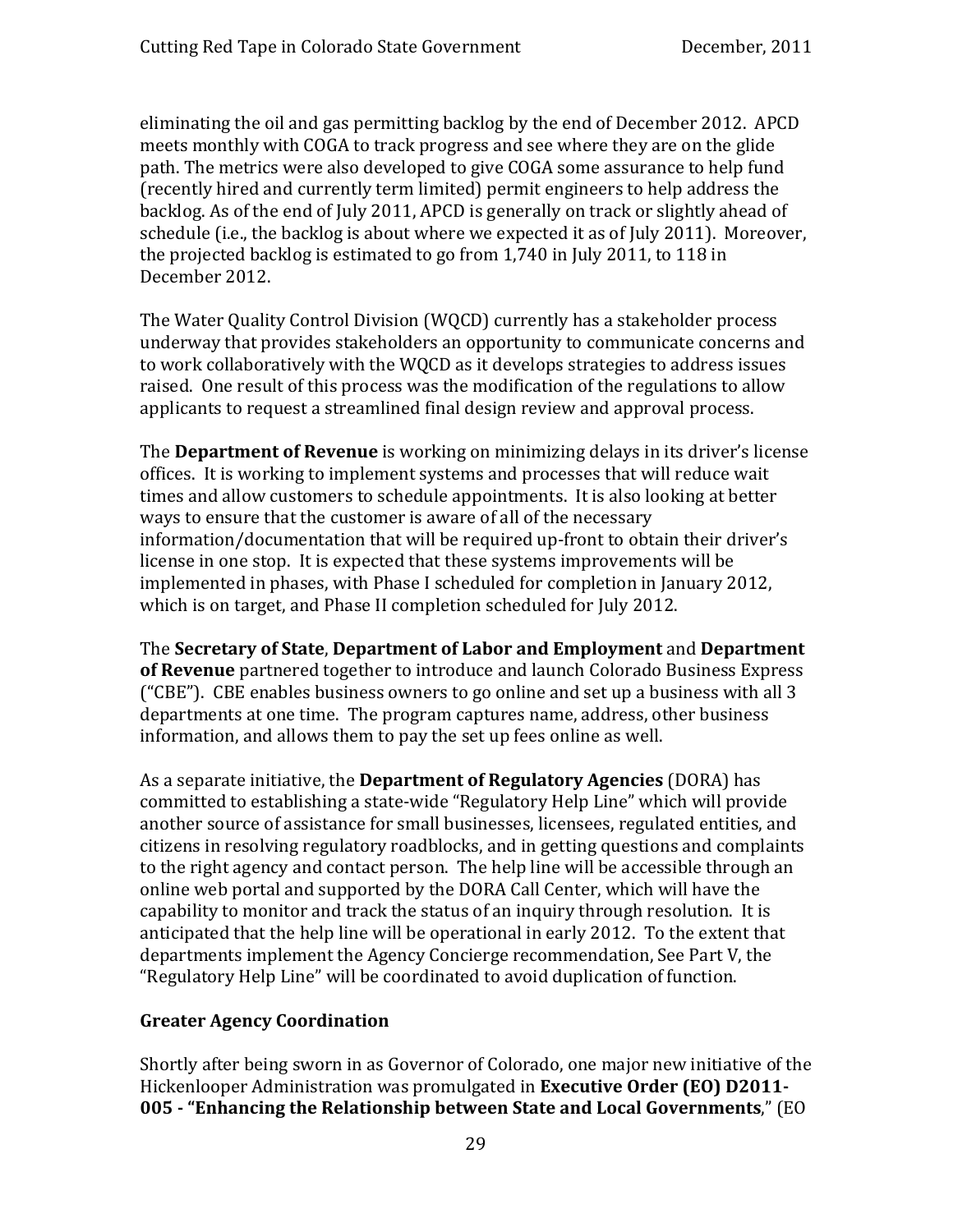eliminating the oil and gas permitting backlog by the end of December 2012. APCD meets monthly with COGA to track progress and see where they are on the glide path. The metrics were also developed to give COGA some assurance to help fund (recently hired and currently term limited) permit engineers to help address the backlog. As of the end of July 2011, APCD is generally on track or slightly ahead of schedule (i.e., the backlog is about where we expected it as of July 2011). Moreover, the projected backlog is estimated to go from 1,740 in July 2011, to 118 in December 2012.

The Water Quality Control Division (WQCD) currently has a stakeholder process underway that provides stakeholders an opportunity to communicate concerns and to work collaboratively with the WQCD as it develops strategies to address issues raised. One result of this process was the modification of the regulations to allow applicants to request a streamlined final design review and approval process.

The **Department of Revenue** is working on minimizing delays in its driver's license offices. It is working to implement systems and processes that will reduce wait times and allow customers to schedule appointments. It is also looking at better ways to ensure that the customer is aware of all of the necessary information/documentation that will be required up-front to obtain their driver's license in one stop. It is expected that these systems improvements will be implemented in phases, with Phase I scheduled for completion in January 2012, which is on target, and Phase II completion scheduled for July 2012.

The **Secretary of State**, **Department of Labor and Employment** and **Department of Revenue** partnered together to introduce and launch Colorado Business Express ("CBE"). CBE enables business owners to go online and set up a business with all 3 departments at one time. The program captures name, address, other business information, and allows them to pay the set up fees online as well.

As a separate initiative, the **Department of Regulatory Agencies** (DORA) has committed to establishing a state-wide "Regulatory Help Line" which will provide another source of assistance for small businesses, licensees, regulated entities, and citizens in resolving regulatory roadblocks, and in getting questions and complaints to the right agency and contact person. The help line will be accessible through an online web portal and supported by the DORA Call Center, which will have the capability to monitor and track the status of an inquiry through resolution. It is anticipated that the help line will be operational in early 2012. To the extent that departments implement the Agency Concierge recommendation, See Part V, the "Regulatory Help Line" will be coordinated to avoid duplication of function.

### Greater Agency Coordination

Shortly after being sworn in as Governor of Colorado, one major new initiative of the Hickenlooper Administration was promulgated in **Executive Order (EO) D2011-005 - "Enhancing the Relationship between State and Local Governments**," (EO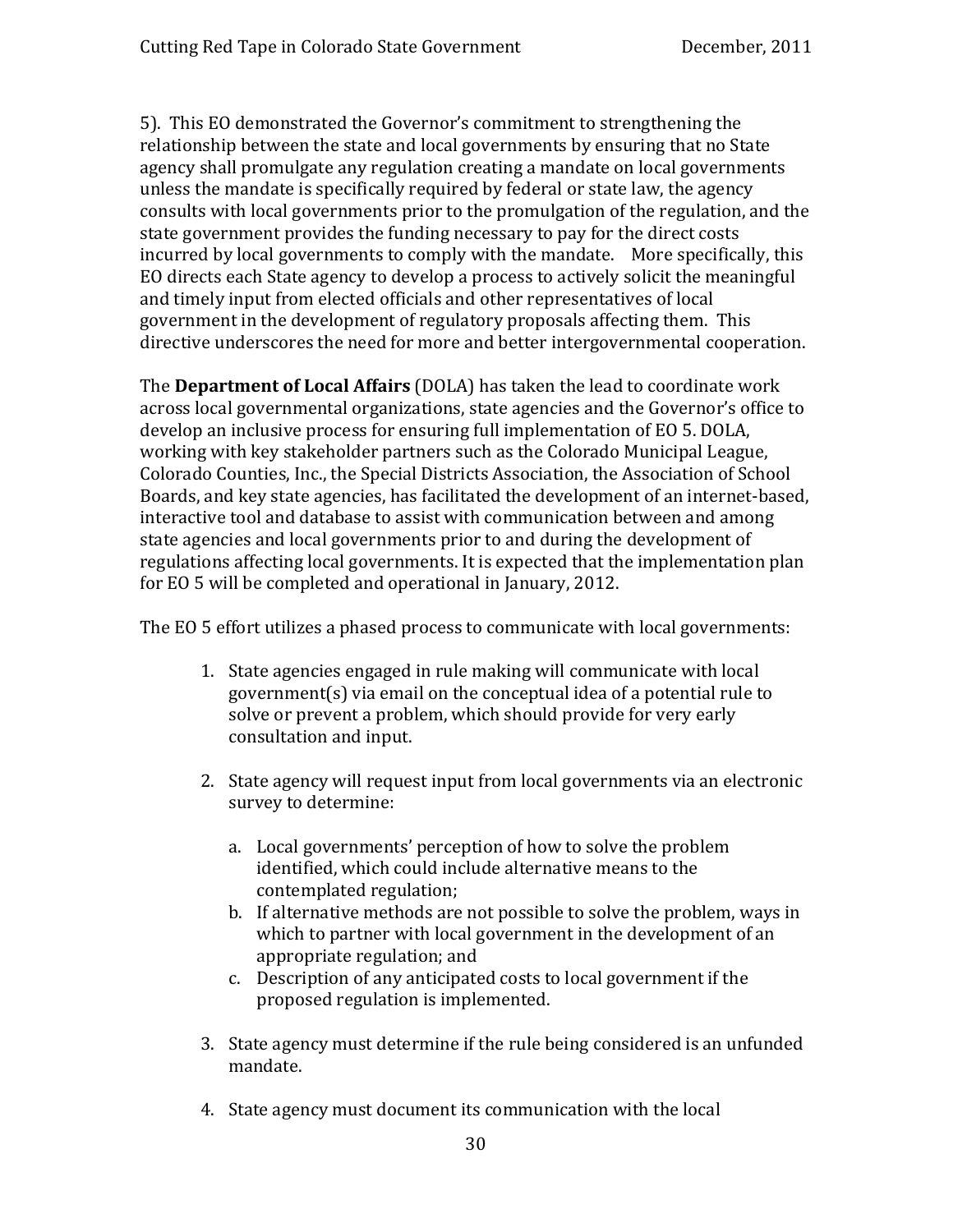5). This EO demonstrated the Governor's commitment to strengthening the relationship between the state and local governments by ensuring that no State agency shall promulgate any regulation creating a mandate on local governments unless the mandate is specifically required by federal or state law, the agency consults with local governments prior to the promulgation of the regulation, and the state government provides the funding necessary to pay for the direct costs incurred by local governments to comply with the mandate. More specifically, this EO directs each State agency to develop a process to actively solicit the meaningful and timely input from elected officials and other representatives of local government in the development of regulatory proposals affecting them. This directive underscores the need for more and better intergovernmental cooperation.

The **Department of Local Affairs** (DOLA) has taken the lead to coordinate work across local governmental organizations, state agencies and the Governor's office to develop an inclusive process for ensuring full implementation of EO 5. DOLA, working with key stakeholder partners such as the Colorado Municipal League, Colorado Counties, Inc., the Special Districts Association, the Association of School Boards, and key state agencies, has facilitated the development of an internet-based, interactive tool and database to assist with communication between and among state agencies and local governments prior to and during the development of regulations affecting local governments. It is expected that the implementation plan for EO 5 will be completed and operational in January, 2012.

The EO 5 effort utilizes a phased process to communicate with local governments:

1. State agencies engaged in rule making will communicate with local government(s) via email on the conceptual idea of a potential rule to solve or prevent a problem, which should provide for very early consultation and input.

2. State agency will request input from local governments via an electronic survey to determine:

   a. Local governments' perception of how to solve the problem identified, which could include alternative means to the contemplated regulation;
   b. If alternative methods are not possible to solve the problem, ways in which to partner with local government in the development of an appropriate regulation; and
   c. Description of any anticipated costs to local government if the proposed regulation is implemented.

3. State agency must determine if the rule being considered is an unfunded mandate.

4. State agency must document its communication with the local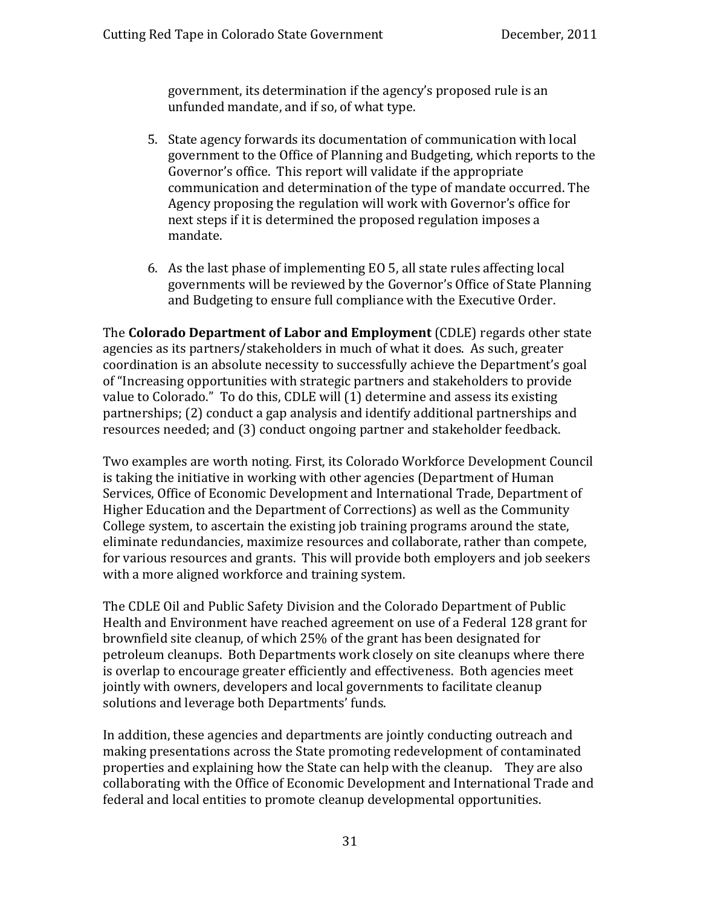government, its determination if the agency's proposed rule is an unfunded mandate, and if so, of what type.

5. State agency forwards its documentation of communication with local government to the Office of Planning and Budgeting, which reports to the Governor's office. This report will validate if the appropriate communication and determination of the type of mandate occurred. The Agency proposing the regulation will work with Governor's office for next steps if it is determined the proposed regulation imposes a mandate.

6. As the last phase of implementing EO 5, all state rules affecting local governments will be reviewed by the Governor's Office of State Planning and Budgeting to ensure full compliance with the Executive Order.

The **Colorado Department of Labor and Employment** (CDLE) regards other state agencies as its partners/stakeholders in much of what it does. As such, greater coordination is an absolute necessity to successfully achieve the Department's goal of "Increasing opportunities with strategic partners and stakeholders to provide value to Colorado." To do this, CDLE will (1) determine and assess its existing partnerships; (2) conduct a gap analysis and identify additional partnerships and resources needed; and (3) conduct ongoing partner and stakeholder feedback.

Two examples are worth noting. First, its Colorado Workforce Development Council is taking the initiative in working with other agencies (Department of Human Services, Office of Economic Development and International Trade, Department of Higher Education and the Department of Corrections) as well as the Community College system, to ascertain the existing job training programs around the state, eliminate redundancies, maximize resources and collaborate, rather than compete, for various resources and grants. This will provide both employers and job seekers with a more aligned workforce and training system.

The CDLE Oil and Public Safety Division and the Colorado Department of Public Health and Environment have reached agreement on use of a Federal 128 grant for brownfield site cleanup, of which 25% of the grant has been designated for petroleum cleanups. Both Departments work closely on site cleanups where there is overlap to encourage greater efficiently and effectiveness. Both agencies meet jointly with owners, developers and local governments to facilitate cleanup solutions and leverage both Departments' funds.

In addition, these agencies and departments are jointly conducting outreach and making presentations across the State promoting redevelopment of contaminated properties and explaining how the State can help with the cleanup. They are also collaborating with the Office of Economic Development and International Trade and federal and local entities to promote cleanup developmental opportunities.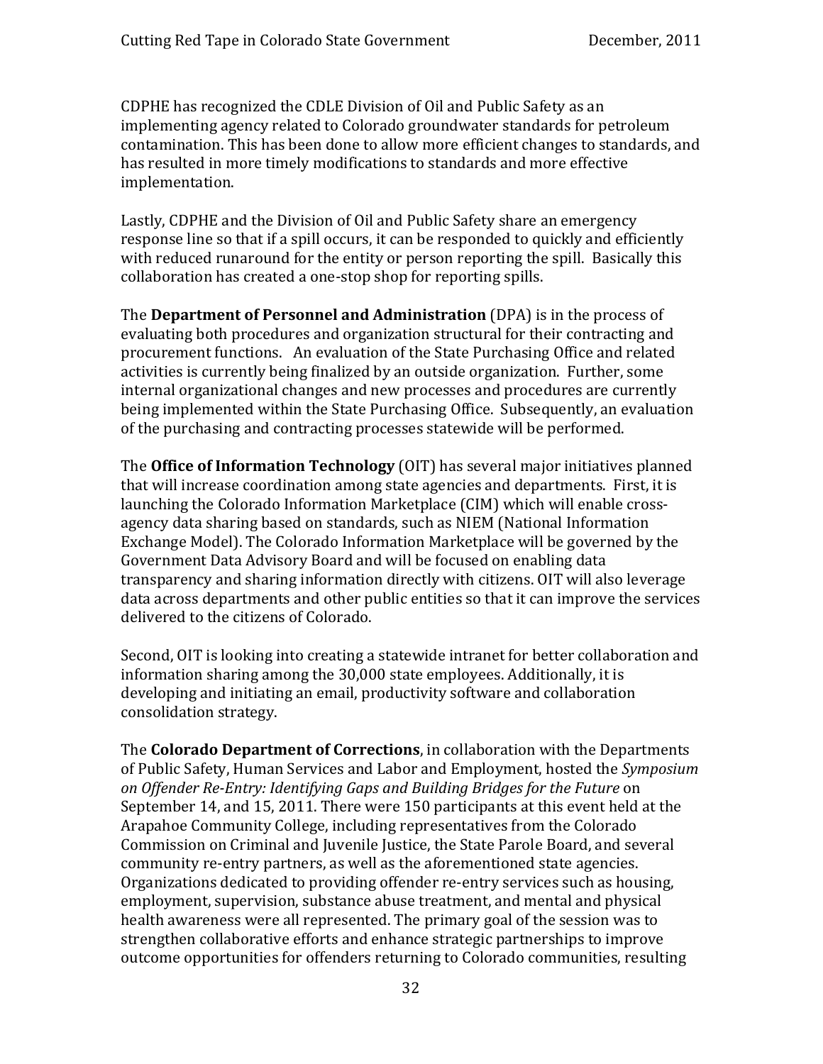CDPHE has recognized the CDLE Division of Oil and Public Safety as an implementing agency related to Colorado groundwater standards for petroleum contamination. This has been done to allow more efficient changes to standards, and has resulted in more timely modifications to standards and more effective implementation.

Lastly, CDPHE and the Division of Oil and Public Safety share an emergency response line so that if a spill occurs, it can be responded to quickly and efficiently with reduced runaround for the entity or person reporting the spill. Basically this collaboration has created a one-stop shop for reporting spills.

The **Department of Personnel and Administration** (DPA) is in the process of evaluating both procedures and organization structural for their contracting and procurement functions. An evaluation of the State Purchasing Office and related activities is currently being finalized by an outside organization. Further, some internal organizational changes and new processes and procedures are currently being implemented within the State Purchasing Office. Subsequently, an evaluation of the purchasing and contracting processes statewide will be performed.

The **Office of Information Technology** (OIT) has several major initiatives planned that will increase coordination among state agencies and departments. First, it is launching the Colorado Information Marketplace (CIM) which will enable cross-agency data sharing based on standards, such as NIEM (National Information Exchange Model). The Colorado Information Marketplace will be governed by the Government Data Advisory Board and will be focused on enabling data transparency and sharing information directly with citizens. OIT will also leverage data across departments and other public entities so that it can improve the services delivered to the citizens of Colorado.

Second, OIT is looking into creating a statewide intranet for better collaboration and information sharing among the 30,000 state employees. Additionally, it is developing and initiating an email, productivity software and collaboration consolidation strategy.

The **Colorado Department of Corrections**, in collaboration with the Departments of Public Safety, Human Services and Labor and Employment, hosted the *Symposium on Offender Re-Entry: Identifying Gaps and Building Bridges for the Future* on September 14, and 15, 2011. There were 150 participants at this event held at the Arapahoe Community College, including representatives from the Colorado Commission on Criminal and Juvenile Justice, the State Parole Board, and several community re-entry partners, as well as the aforementioned state agencies. Organizations dedicated to providing offender re-entry services such as housing, employment, supervision, substance abuse treatment, and mental and physical health awareness were all represented. The primary goal of the session was to strengthen collaborative efforts and enhance strategic partnerships to improve outcome opportunities for offenders returning to Colorado communities, resulting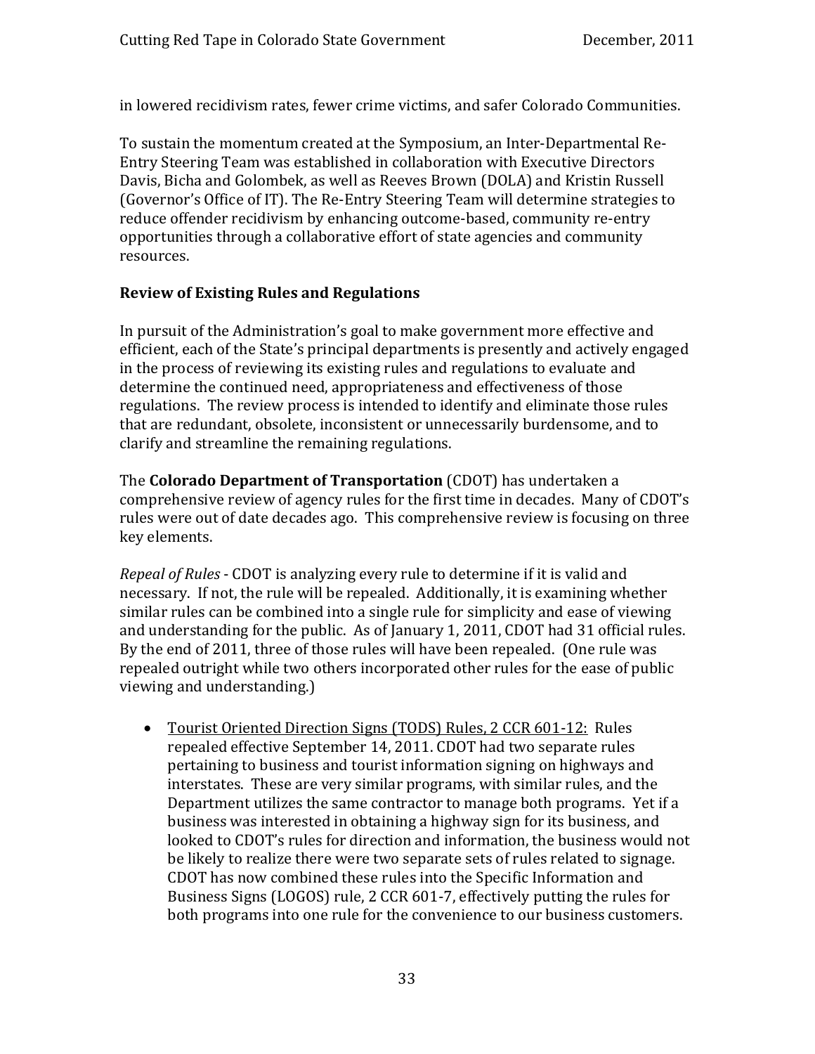in lowered recidivism rates, fewer crime victims, and safer Colorado Communities.

To sustain the momentum created at the Symposium, an Inter-Departmental Re-Entry Steering Team was established in collaboration with Executive Directors Davis, Bicha and Golombek, as well as Reeves Brown (DOLA) and Kristin Russell (Governor's Office of IT). The Re-Entry Steering Team will determine strategies to reduce offender recidivism by enhancing outcome-based, community re-entry opportunities through a collaborative effort of state agencies and community resources.

**Review of Existing Rules and Regulations**

In pursuit of the Administration's goal to make government more effective and efficient, each of the State's principal departments is presently and actively engaged in the process of reviewing its existing rules and regulations to evaluate and determine the continued need, appropriateness and effectiveness of those regulations. The review process is intended to identify and eliminate those rules that are redundant, obsolete, inconsistent or unnecessarily burdensome, and to clarify and streamline the remaining regulations.

The **Colorado Department of Transportation** (CDOT) has undertaken a comprehensive review of agency rules for the first time in decades. Many of CDOT's rules were out of date decades ago. This comprehensive review is focusing on three key elements.

*Repeal of Rules* - CDOT is analyzing every rule to determine if it is valid and necessary. If not, the rule will be repealed. Additionally, it is examining whether similar rules can be combined into a single rule for simplicity and ease of viewing and understanding for the public. As of January 1, 2011, CDOT had 31 official rules. By the end of 2011, three of those rules will have been repealed. (One rule was repealed outright while two others incorporated other rules for the ease of public viewing and understanding.)

- Tourist Oriented Direction Signs (TODS) Rules, 2 CCR 601-12: Rules repealed effective September 14, 2011. CDOT had two separate rules pertaining to business and tourist information signing on highways and interstates. These are very similar programs, with similar rules, and the Department utilizes the same contractor to manage both programs. Yet if a business was interested in obtaining a highway sign for its business, and looked to CDOT's rules for direction and information, the business would not be likely to realize there were two separate sets of rules related to signage. CDOT has now combined these rules into the Specific Information and Business Signs (LOGOS) rule, 2 CCR 601-7, effectively putting the rules for both programs into one rule for the convenience to our business customers.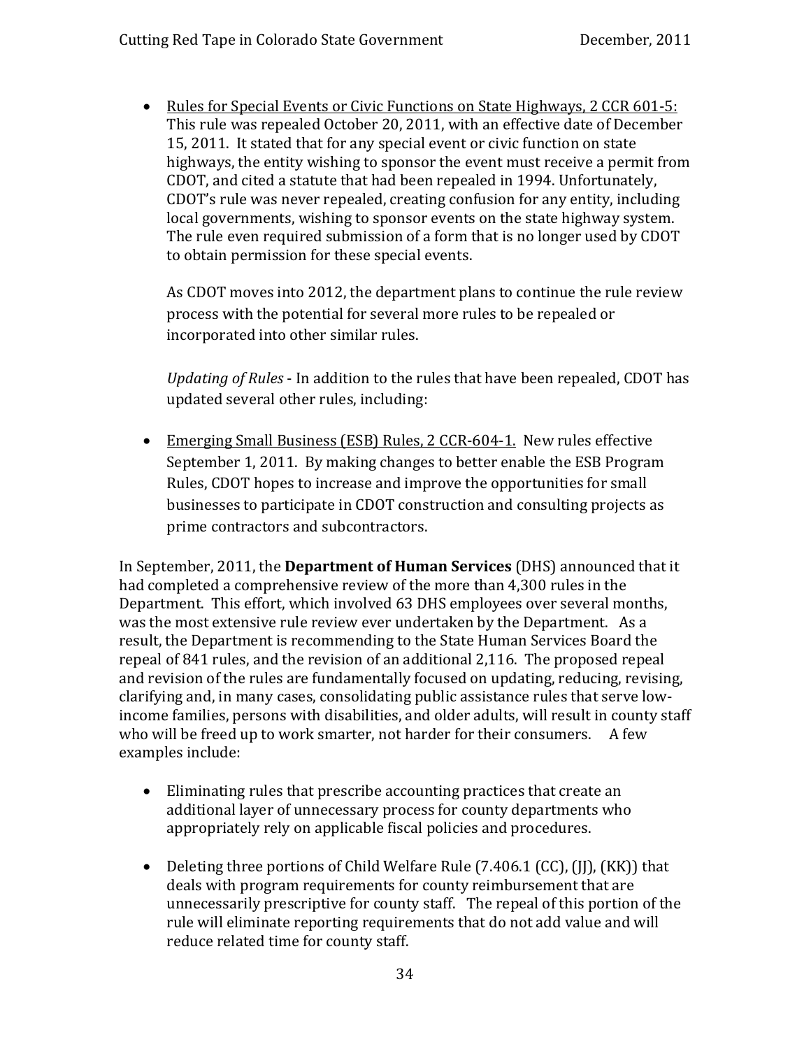- Rules for Special Events or Civic Functions on State Highways, 2 CCR 601-5: This rule was repealed October 20, 2011, with an effective date of December 15, 2011. It stated that for any special event or civic function on state highways, the entity wishing to sponsor the event must receive a permit from CDOT, and cited a statute that had been repealed in 1994. Unfortunately, CDOT's rule was never repealed, creating confusion for any entity, including local governments, wishing to sponsor events on the state highway system. The rule even required submission of a form that is no longer used by CDOT to obtain permission for these special events.

  As CDOT moves into 2012, the department plans to continue the rule review process with the potential for several more rules to be repealed or incorporated into other similar rules.

  *Updating of Rules* - In addition to the rules that have been repealed, CDOT has updated several other rules, including:

- Emerging Small Business (ESB) Rules, 2 CCR-604-1. New rules effective September 1, 2011. By making changes to better enable the ESB Program Rules, CDOT hopes to increase and improve the opportunities for small businesses to participate in CDOT construction and consulting projects as prime contractors and subcontractors.

In September, 2011, the **Department of Human Services** (DHS) announced that it had completed a comprehensive review of the more than 4,300 rules in the Department. This effort, which involved 63 DHS employees over several months, was the most extensive rule review ever undertaken by the Department. As a result, the Department is recommending to the State Human Services Board the repeal of 841 rules, and the revision of an additional 2,116. The proposed repeal and revision of the rules are fundamentally focused on updating, reducing, revising, clarifying and, in many cases, consolidating public assistance rules that serve low-income families, persons with disabilities, and older adults, will result in county staff who will be freed up to work smarter, not harder for their consumers. A few examples include:

- Eliminating rules that prescribe accounting practices that create an additional layer of unnecessary process for county departments who appropriately rely on applicable fiscal policies and procedures.

- Deleting three portions of Child Welfare Rule (7.406.1 (CC), (JJ), (KK)) that deals with program requirements for county reimbursement that are unnecessarily prescriptive for county staff. The repeal of this portion of the rule will eliminate reporting requirements that do not add value and will reduce related time for county staff.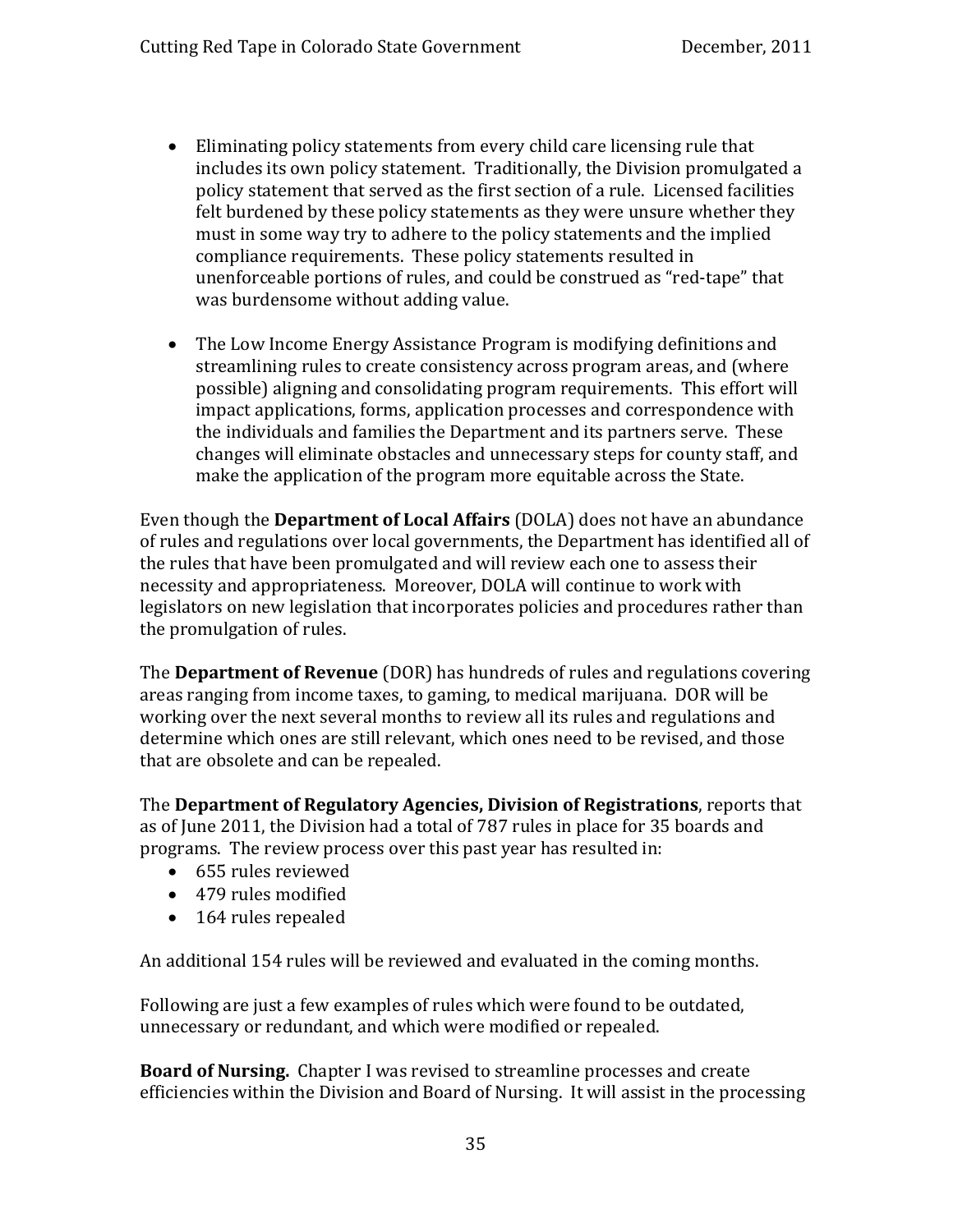- Eliminating policy statements from every child care licensing rule that includes its own policy statement. Traditionally, the Division promulgated a policy statement that served as the first section of a rule. Licensed facilities felt burdened by these policy statements as they were unsure whether they must in some way try to adhere to the policy statements and the implied compliance requirements. These policy statements resulted in unenforceable portions of rules, and could be construed as "red-tape" that was burdensome without adding value.

- The Low Income Energy Assistance Program is modifying definitions and streamlining rules to create consistency across program areas, and (where possible) aligning and consolidating program requirements. This effort will impact applications, forms, application processes and correspondence with the individuals and families the Department and its partners serve. These changes will eliminate obstacles and unnecessary steps for county staff, and make the application of the program more equitable across the State.

Even though the **Department of Local Affairs** (DOLA) does not have an abundance of rules and regulations over local governments, the Department has identified all of the rules that have been promulgated and will review each one to assess their necessity and appropriateness. Moreover, DOLA will continue to work with legislators on new legislation that incorporates policies and procedures rather than the promulgation of rules.

The **Department of Revenue** (DOR) has hundreds of rules and regulations covering areas ranging from income taxes, to gaming, to medical marijuana. DOR will be working over the next several months to review all its rules and regulations and determine which ones are still relevant, which ones need to be revised, and those that are obsolete and can be repealed.

The **Department of Regulatory Agencies, Division of Registrations**, reports that as of June 2011, the Division had a total of 787 rules in place for 35 boards and programs. The review process over this past year has resulted in:

- 655 rules reviewed
- 479 rules modified
- 164 rules repealed

An additional 154 rules will be reviewed and evaluated in the coming months.

Following are just a few examples of rules which were found to be outdated, unnecessary or redundant, and which were modified or repealed.

**Board of Nursing.** Chapter I was revised to streamline processes and create efficiencies within the Division and Board of Nursing. It will assist in the processing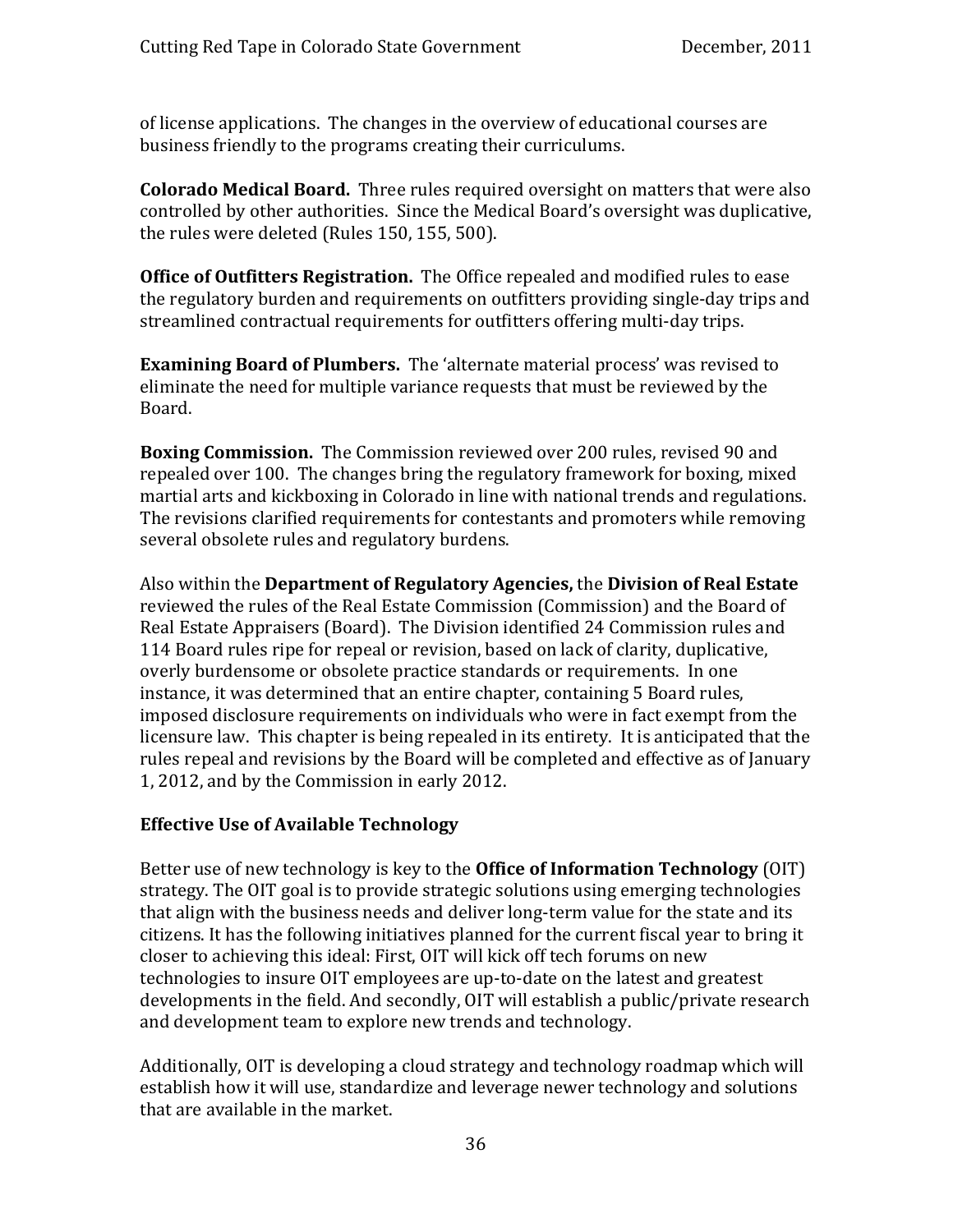of license applications. The changes in the overview of educational courses are business friendly to the programs creating their curriculums.

**Colorado Medical Board.** Three rules required oversight on matters that were also controlled by other authorities. Since the Medical Board's oversight was duplicative, the rules were deleted (Rules 150, 155, 500).

**Office of Outfitters Registration.** The Office repealed and modified rules to ease the regulatory burden and requirements on outfitters providing single-day trips and streamlined contractual requirements for outfitters offering multi-day trips.

**Examining Board of Plumbers.** The 'alternate material process' was revised to eliminate the need for multiple variance requests that must be reviewed by the Board.

**Boxing Commission.** The Commission reviewed over 200 rules, revised 90 and repealed over 100. The changes bring the regulatory framework for boxing, mixed martial arts and kickboxing in Colorado in line with national trends and regulations. The revisions clarified requirements for contestants and promoters while removing several obsolete rules and regulatory burdens.

Also within the **Department of Regulatory Agencies,** the **Division of Real Estate** reviewed the rules of the Real Estate Commission (Commission) and the Board of Real Estate Appraisers (Board). The Division identified 24 Commission rules and 114 Board rules ripe for repeal or revision, based on lack of clarity, duplicative, overly burdensome or obsolete practice standards or requirements. In one instance, it was determined that an entire chapter, containing 5 Board rules, imposed disclosure requirements on individuals who were in fact exempt from the licensure law. This chapter is being repealed in its entirety. It is anticipated that the rules repeal and revisions by the Board will be completed and effective as of January 1, 2012, and by the Commission in early 2012.

### Effective Use of Available Technology

Better use of new technology is key to the **Office of Information Technology** (OIT) strategy. The OIT goal is to provide strategic solutions using emerging technologies that align with the business needs and deliver long-term value for the state and its citizens. It has the following initiatives planned for the current fiscal year to bring it closer to achieving this ideal: First, OIT will kick off tech forums on new technologies to insure OIT employees are up-to-date on the latest and greatest developments in the field. And secondly, OIT will establish a public/private research and development team to explore new trends and technology.

Additionally, OIT is developing a cloud strategy and technology roadmap which will establish how it will use, standardize and leverage newer technology and solutions that are available in the market.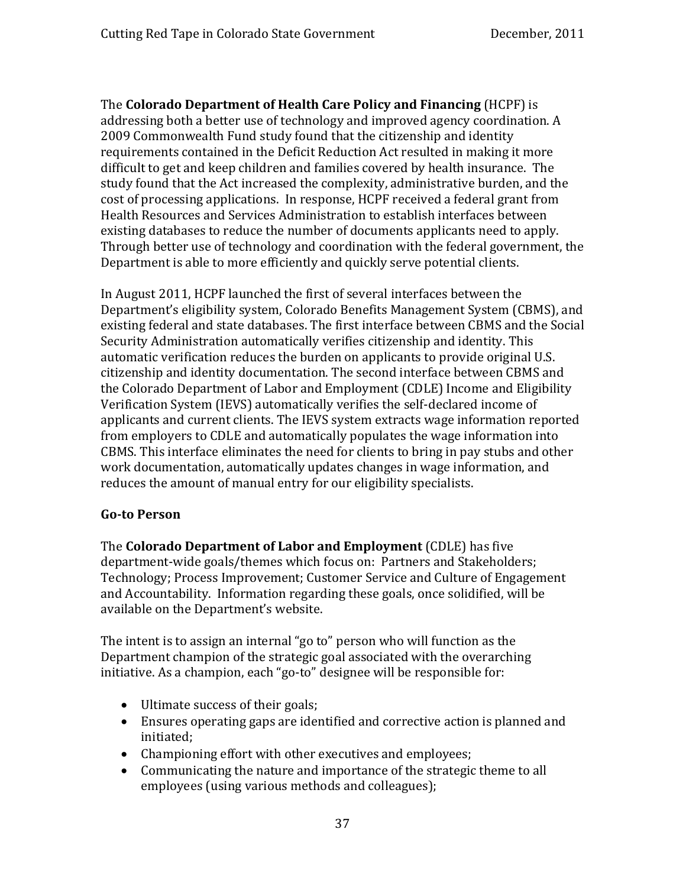The **Colorado Department of Health Care Policy and Financing** (HCPF) is addressing both a better use of technology and improved agency coordination. A 2009 Commonwealth Fund study found that the citizenship and identity requirements contained in the Deficit Reduction Act resulted in making it more difficult to get and keep children and families covered by health insurance. The study found that the Act increased the complexity, administrative burden, and the cost of processing applications. In response, HCPF received a federal grant from Health Resources and Services Administration to establish interfaces between existing databases to reduce the number of documents applicants need to apply. Through better use of technology and coordination with the federal government, the Department is able to more efficiently and quickly serve potential clients.

In August 2011, HCPF launched the first of several interfaces between the Department's eligibility system, Colorado Benefits Management System (CBMS), and existing federal and state databases. The first interface between CBMS and the Social Security Administration automatically verifies citizenship and identity. This automatic verification reduces the burden on applicants to provide original U.S. citizenship and identity documentation. The second interface between CBMS and the Colorado Department of Labor and Employment (CDLE) Income and Eligibility Verification System (IEVS) automatically verifies the self-declared income of applicants and current clients. The IEVS system extracts wage information reported from employers to CDLE and automatically populates the wage information into CBMS. This interface eliminates the need for clients to bring in pay stubs and other work documentation, automatically updates changes in wage information, and reduces the amount of manual entry for our eligibility specialists.

**Go-to Person**

The **Colorado Department of Labor and Employment** (CDLE) has five department-wide goals/themes which focus on: Partners and Stakeholders; Technology; Process Improvement; Customer Service and Culture of Engagement and Accountability. Information regarding these goals, once solidified, will be available on the Department's website.

The intent is to assign an internal "go to" person who will function as the Department champion of the strategic goal associated with the overarching initiative. As a champion, each "go-to" designee will be responsible for:

- Ultimate success of their goals;
- Ensures operating gaps are identified and corrective action is planned and initiated;
- Championing effort with other executives and employees;
- Communicating the nature and importance of the strategic theme to all employees (using various methods and colleagues);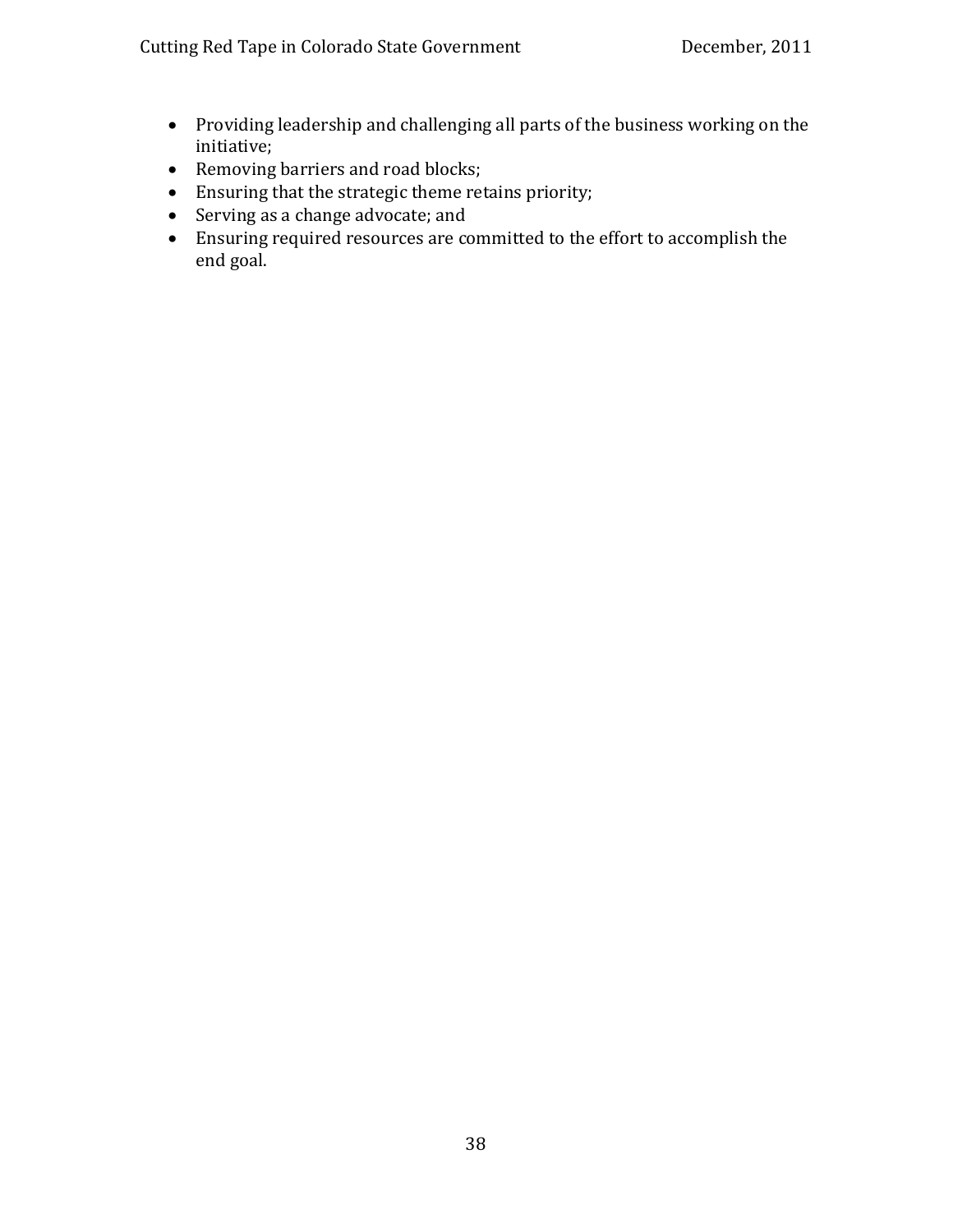- Providing leadership and challenging all parts of the business working on the initiative;
- Removing barriers and road blocks;
- Ensuring that the strategic theme retains priority;
- Serving as a change advocate; and
- Ensuring required resources are committed to the effort to accomplish the end goal.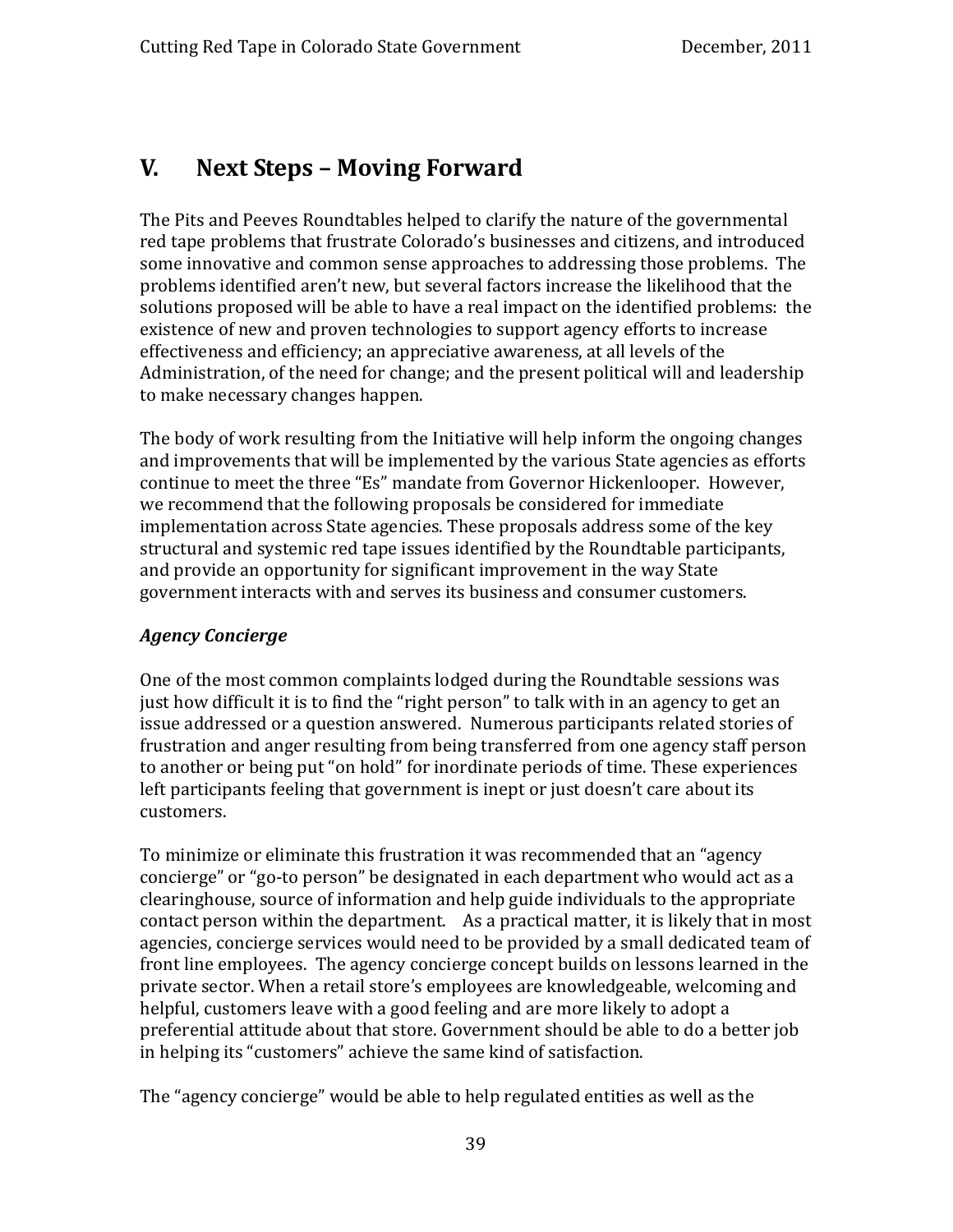# V. Next Steps – Moving Forward

The Pits and Peeves Roundtables helped to clarify the nature of the governmental red tape problems that frustrate Colorado's businesses and citizens, and introduced some innovative and common sense approaches to addressing those problems. The problems identified aren't new, but several factors increase the likelihood that the solutions proposed will be able to have a real impact on the identified problems: the existence of new and proven technologies to support agency efforts to increase effectiveness and efficiency; an appreciative awareness, at all levels of the Administration, of the need for change; and the present political will and leadership to make necessary changes happen.

The body of work resulting from the Initiative will help inform the ongoing changes and improvements that will be implemented by the various State agencies as efforts continue to meet the three "Es" mandate from Governor Hickenlooper. However, we recommend that the following proposals be considered for immediate implementation across State agencies. These proposals address some of the key structural and systemic red tape issues identified by the Roundtable participants, and provide an opportunity for significant improvement in the way State government interacts with and serves its business and consumer customers.

***Agency Concierge***

One of the most common complaints lodged during the Roundtable sessions was just how difficult it is to find the "right person" to talk with in an agency to get an issue addressed or a question answered. Numerous participants related stories of frustration and anger resulting from being transferred from one agency staff person to another or being put "on hold" for inordinate periods of time. These experiences left participants feeling that government is inept or just doesn't care about its customers.

To minimize or eliminate this frustration it was recommended that an "agency concierge" or "go-to person" be designated in each department who would act as a clearinghouse, source of information and help guide individuals to the appropriate contact person within the department. As a practical matter, it is likely that in most agencies, concierge services would need to be provided by a small dedicated team of front line employees. The agency concierge concept builds on lessons learned in the private sector. When a retail store's employees are knowledgeable, welcoming and helpful, customers leave with a good feeling and are more likely to adopt a preferential attitude about that store. Government should be able to do a better job in helping its "customers" achieve the same kind of satisfaction.

The "agency concierge" would be able to help regulated entities as well as the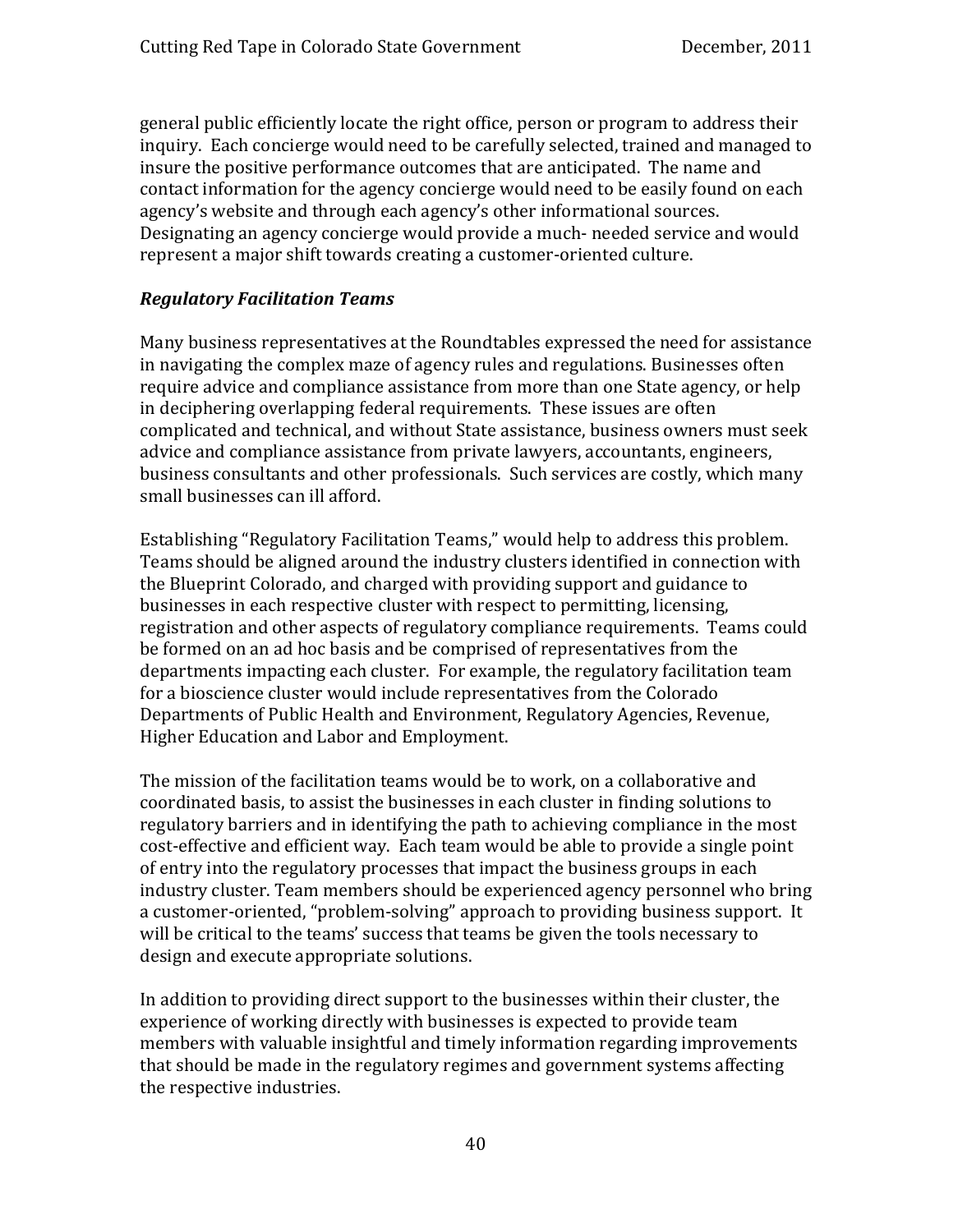general public efficiently locate the right office, person or program to address their inquiry. Each concierge would need to be carefully selected, trained and managed to insure the positive performance outcomes that are anticipated. The name and contact information for the agency concierge would need to be easily found on each agency's website and through each agency's other informational sources. Designating an agency concierge would provide a much- needed service and would represent a major shift towards creating a customer-oriented culture.

### *Regulatory Facilitation Teams*

Many business representatives at the Roundtables expressed the need for assistance in navigating the complex maze of agency rules and regulations. Businesses often require advice and compliance assistance from more than one State agency, or help in deciphering overlapping federal requirements. These issues are often complicated and technical, and without State assistance, business owners must seek advice and compliance assistance from private lawyers, accountants, engineers, business consultants and other professionals. Such services are costly, which many small businesses can ill afford.

Establishing "Regulatory Facilitation Teams," would help to address this problem. Teams should be aligned around the industry clusters identified in connection with the Blueprint Colorado, and charged with providing support and guidance to businesses in each respective cluster with respect to permitting, licensing, registration and other aspects of regulatory compliance requirements. Teams could be formed on an ad hoc basis and be comprised of representatives from the departments impacting each cluster. For example, the regulatory facilitation team for a bioscience cluster would include representatives from the Colorado Departments of Public Health and Environment, Regulatory Agencies, Revenue, Higher Education and Labor and Employment.

The mission of the facilitation teams would be to work, on a collaborative and coordinated basis, to assist the businesses in each cluster in finding solutions to regulatory barriers and in identifying the path to achieving compliance in the most cost-effective and efficient way. Each team would be able to provide a single point of entry into the regulatory processes that impact the business groups in each industry cluster. Team members should be experienced agency personnel who bring a customer-oriented, "problem-solving" approach to providing business support. It will be critical to the teams' success that teams be given the tools necessary to design and execute appropriate solutions.

In addition to providing direct support to the businesses within their cluster, the experience of working directly with businesses is expected to provide team members with valuable insightful and timely information regarding improvements that should be made in the regulatory regimes and government systems affecting the respective industries.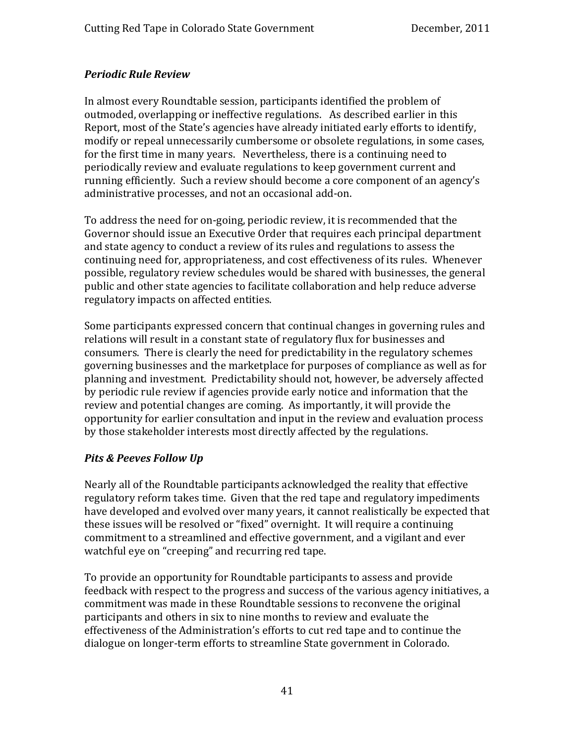### *Periodic Rule Review*

In almost every Roundtable session, participants identified the problem of outmoded, overlapping or ineffective regulations. As described earlier in this Report, most of the State's agencies have already initiated early efforts to identify, modify or repeal unnecessarily cumbersome or obsolete regulations, in some cases, for the first time in many years. Nevertheless, there is a continuing need to periodically review and evaluate regulations to keep government current and running efficiently. Such a review should become a core component of an agency's administrative processes, and not an occasional add-on.

To address the need for on-going, periodic review, it is recommended that the Governor should issue an Executive Order that requires each principal department and state agency to conduct a review of its rules and regulations to assess the continuing need for, appropriateness, and cost effectiveness of its rules. Whenever possible, regulatory review schedules would be shared with businesses, the general public and other state agencies to facilitate collaboration and help reduce adverse regulatory impacts on affected entities.

Some participants expressed concern that continual changes in governing rules and relations will result in a constant state of regulatory flux for businesses and consumers. There is clearly the need for predictability in the regulatory schemes governing businesses and the marketplace for purposes of compliance as well as for planning and investment. Predictability should not, however, be adversely affected by periodic rule review if agencies provide early notice and information that the review and potential changes are coming. As importantly, it will provide the opportunity for earlier consultation and input in the review and evaluation process by those stakeholder interests most directly affected by the regulations.

### *Pits & Peeves Follow Up*

Nearly all of the Roundtable participants acknowledged the reality that effective regulatory reform takes time. Given that the red tape and regulatory impediments have developed and evolved over many years, it cannot realistically be expected that these issues will be resolved or "fixed" overnight. It will require a continuing commitment to a streamlined and effective government, and a vigilant and ever watchful eye on "creeping" and recurring red tape.

To provide an opportunity for Roundtable participants to assess and provide feedback with respect to the progress and success of the various agency initiatives, a commitment was made in these Roundtable sessions to reconvene the original participants and others in six to nine months to review and evaluate the effectiveness of the Administration's efforts to cut red tape and to continue the dialogue on longer-term efforts to streamline State government in Colorado.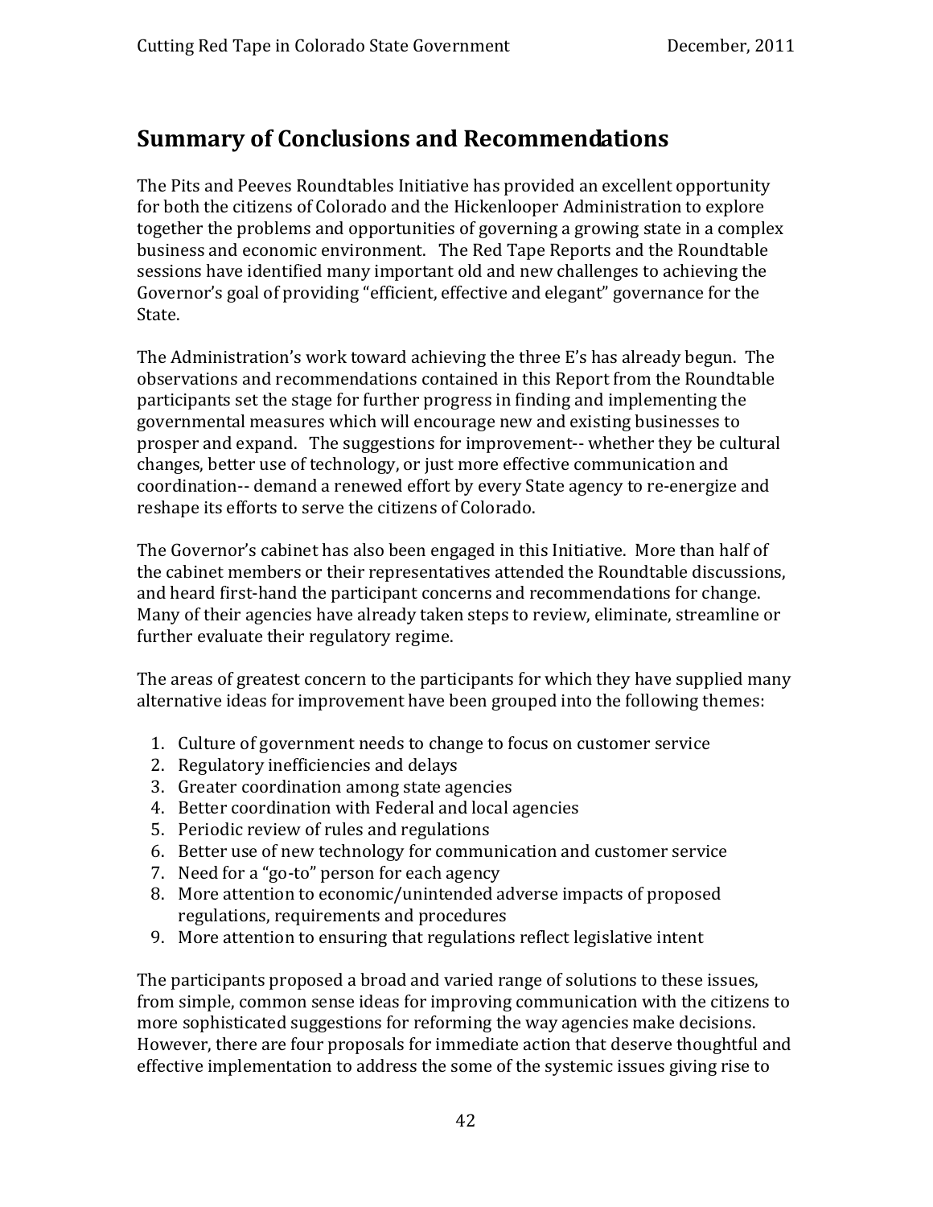## Summary of Conclusions and Recommendations

The Pits and Peeves Roundtables Initiative has provided an excellent opportunity for both the citizens of Colorado and the Hickenlooper Administration to explore together the problems and opportunities of governing a growing state in a complex business and economic environment. The Red Tape Reports and the Roundtable sessions have identified many important old and new challenges to achieving the Governor's goal of providing "efficient, effective and elegant" governance for the State.

The Administration's work toward achieving the three E's has already begun. The observations and recommendations contained in this Report from the Roundtable participants set the stage for further progress in finding and implementing the governmental measures which will encourage new and existing businesses to prosper and expand. The suggestions for improvement-- whether they be cultural changes, better use of technology, or just more effective communication and coordination-- demand a renewed effort by every State agency to re-energize and reshape its efforts to serve the citizens of Colorado.

The Governor's cabinet has also been engaged in this Initiative. More than half of the cabinet members or their representatives attended the Roundtable discussions, and heard first-hand the participant concerns and recommendations for change. Many of their agencies have already taken steps to review, eliminate, streamline or further evaluate their regulatory regime.

The areas of greatest concern to the participants for which they have supplied many alternative ideas for improvement have been grouped into the following themes:

1. Culture of government needs to change to focus on customer service
2. Regulatory inefficiencies and delays
3. Greater coordination among state agencies
4. Better coordination with Federal and local agencies
5. Periodic review of rules and regulations
6. Better use of new technology for communication and customer service
7. Need for a "go-to" person for each agency
8. More attention to economic/unintended adverse impacts of proposed regulations, requirements and procedures
9. More attention to ensuring that regulations reflect legislative intent

The participants proposed a broad and varied range of solutions to these issues, from simple, common sense ideas for improving communication with the citizens to more sophisticated suggestions for reforming the way agencies make decisions. However, there are four proposals for immediate action that deserve thoughtful and effective implementation to address the some of the systemic issues giving rise to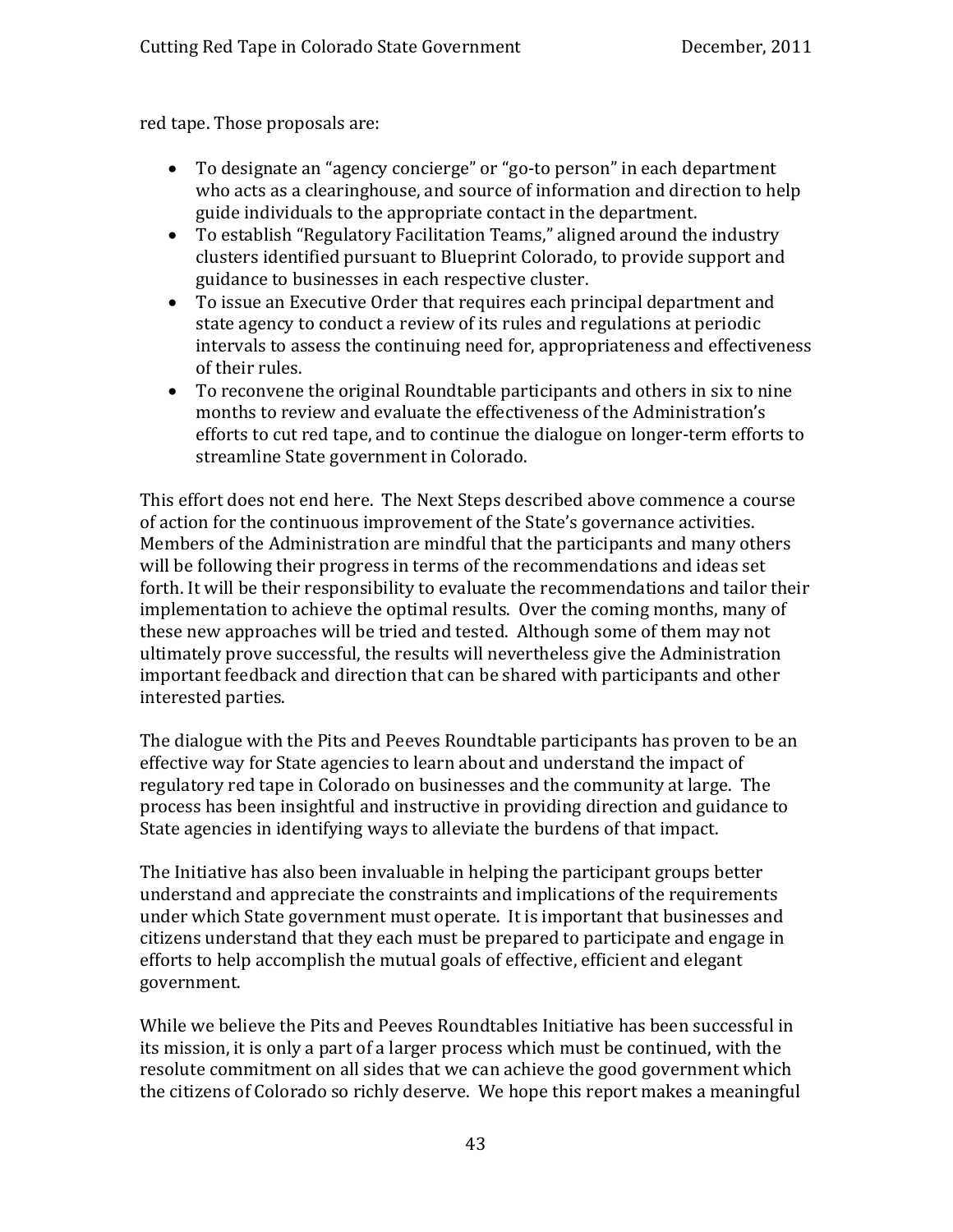red tape. Those proposals are:

- To designate an "agency concierge" or "go-to person" in each department who acts as a clearinghouse, and source of information and direction to help guide individuals to the appropriate contact in the department.
- To establish "Regulatory Facilitation Teams," aligned around the industry clusters identified pursuant to Blueprint Colorado, to provide support and guidance to businesses in each respective cluster.
- To issue an Executive Order that requires each principal department and state agency to conduct a review of its rules and regulations at periodic intervals to assess the continuing need for, appropriateness and effectiveness of their rules.
- To reconvene the original Roundtable participants and others in six to nine months to review and evaluate the effectiveness of the Administration's efforts to cut red tape, and to continue the dialogue on longer-term efforts to streamline State government in Colorado.

This effort does not end here. The Next Steps described above commence a course of action for the continuous improvement of the State's governance activities. Members of the Administration are mindful that the participants and many others will be following their progress in terms of the recommendations and ideas set forth. It will be their responsibility to evaluate the recommendations and tailor their implementation to achieve the optimal results. Over the coming months, many of these new approaches will be tried and tested. Although some of them may not ultimately prove successful, the results will nevertheless give the Administration important feedback and direction that can be shared with participants and other interested parties.

The dialogue with the Pits and Peeves Roundtable participants has proven to be an effective way for State agencies to learn about and understand the impact of regulatory red tape in Colorado on businesses and the community at large. The process has been insightful and instructive in providing direction and guidance to State agencies in identifying ways to alleviate the burdens of that impact.

The Initiative has also been invaluable in helping the participant groups better understand and appreciate the constraints and implications of the requirements under which State government must operate. It is important that businesses and citizens understand that they each must be prepared to participate and engage in efforts to help accomplish the mutual goals of effective, efficient and elegant government.

While we believe the Pits and Peeves Roundtables Initiative has been successful in its mission, it is only a part of a larger process which must be continued, with the resolute commitment on all sides that we can achieve the good government which the citizens of Colorado so richly deserve. We hope this report makes a meaningful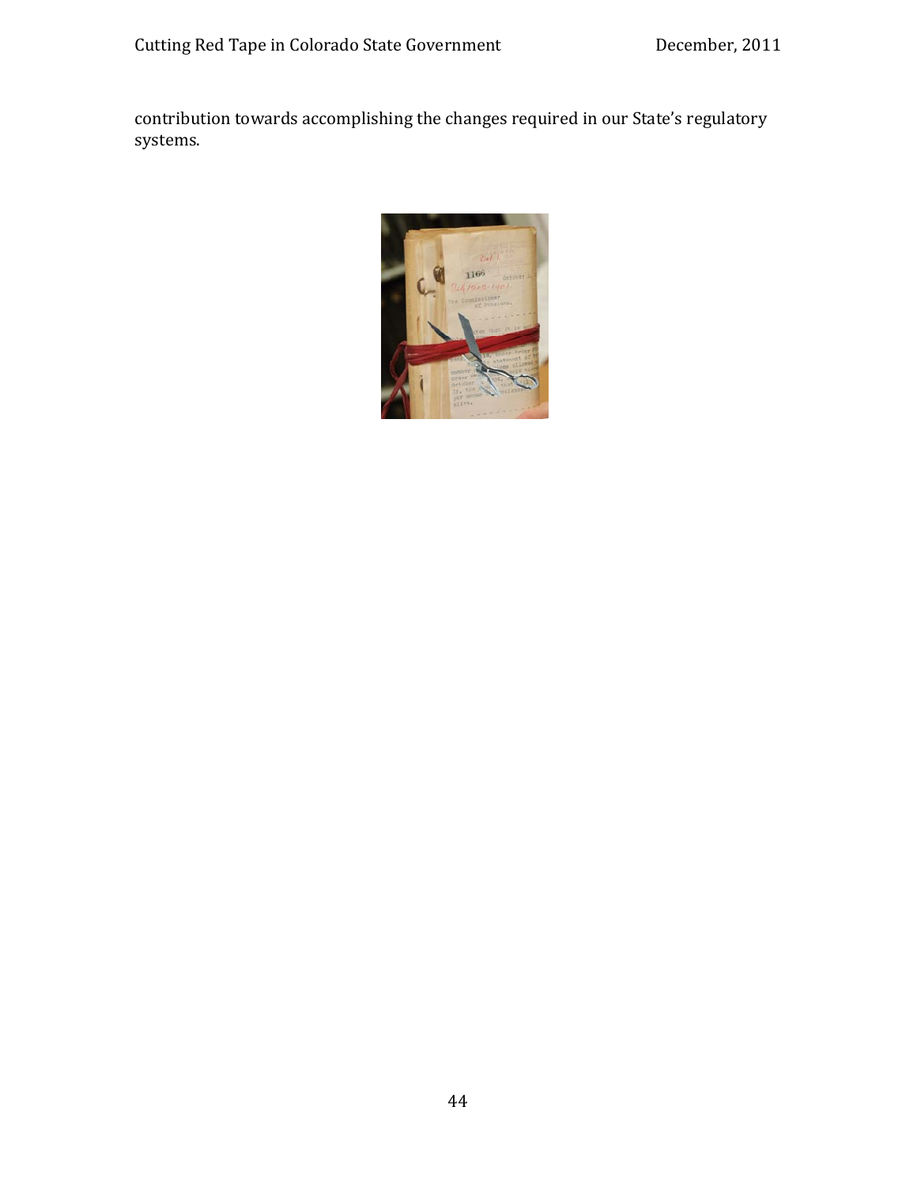contribution towards accomplishing the changes required in our State's regulatory systems.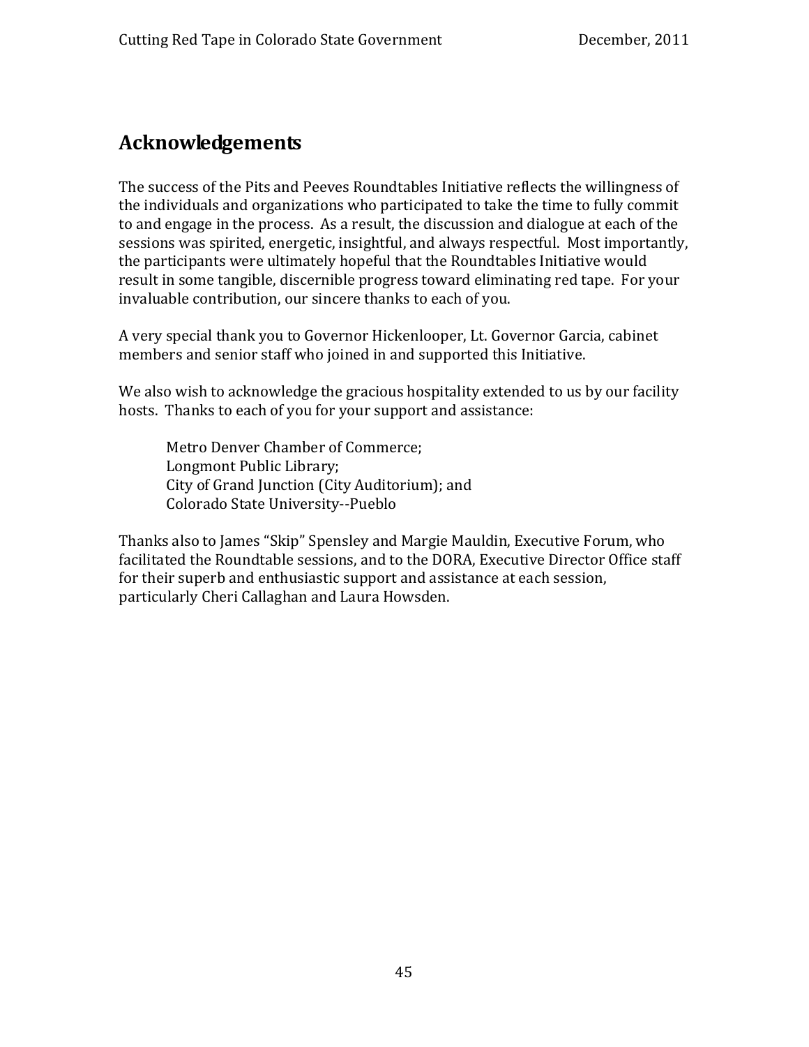## Acknowledgements

The success of the Pits and Peeves Roundtables Initiative reflects the willingness of the individuals and organizations who participated to take the time to fully commit to and engage in the process. As a result, the discussion and dialogue at each of the sessions was spirited, energetic, insightful, and always respectful. Most importantly, the participants were ultimately hopeful that the Roundtables Initiative would result in some tangible, discernible progress toward eliminating red tape. For your invaluable contribution, our sincere thanks to each of you.

A very special thank you to Governor Hickenlooper, Lt. Governor Garcia, cabinet members and senior staff who joined in and supported this Initiative.

We also wish to acknowledge the gracious hospitality extended to us by our facility hosts. Thanks to each of you for your support and assistance:

> Metro Denver Chamber of Commerce;
> Longmont Public Library;
> City of Grand Junction (City Auditorium); and
> Colorado State University--Pueblo

Thanks also to James "Skip" Spensley and Margie Mauldin, Executive Forum, who facilitated the Roundtable sessions, and to the DORA, Executive Director Office staff for their superb and enthusiastic support and assistance at each session, particularly Cheri Callaghan and Laura Howsden.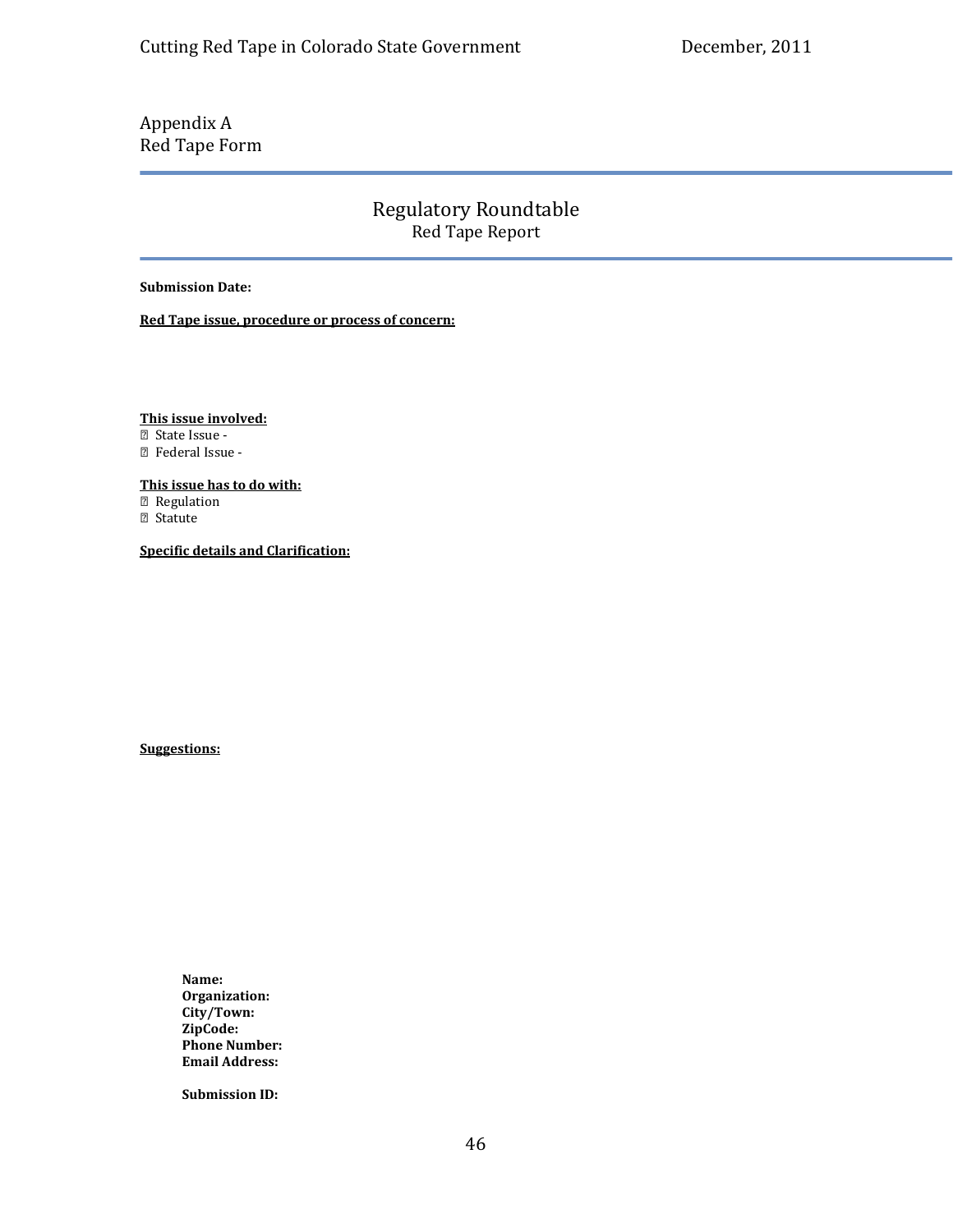Appendix A
Red Tape Form

# Regulatory Roundtable

## Red Tape Report

**Submission Date:**

**Red Tape issue, procedure or process of concern:**

**This issue involved:**

- ☐ State Issue -
- ☐ Federal Issue -

**This issue has to do with:**

- ☐ Regulation
- ☐ Statute

**Specific details and Clarification:**

**Suggestions:**

**Name:**
**Organization:**
**City/Town:**
**ZipCode:**
**Phone Number:**
**Email Address:**

**Submission ID:**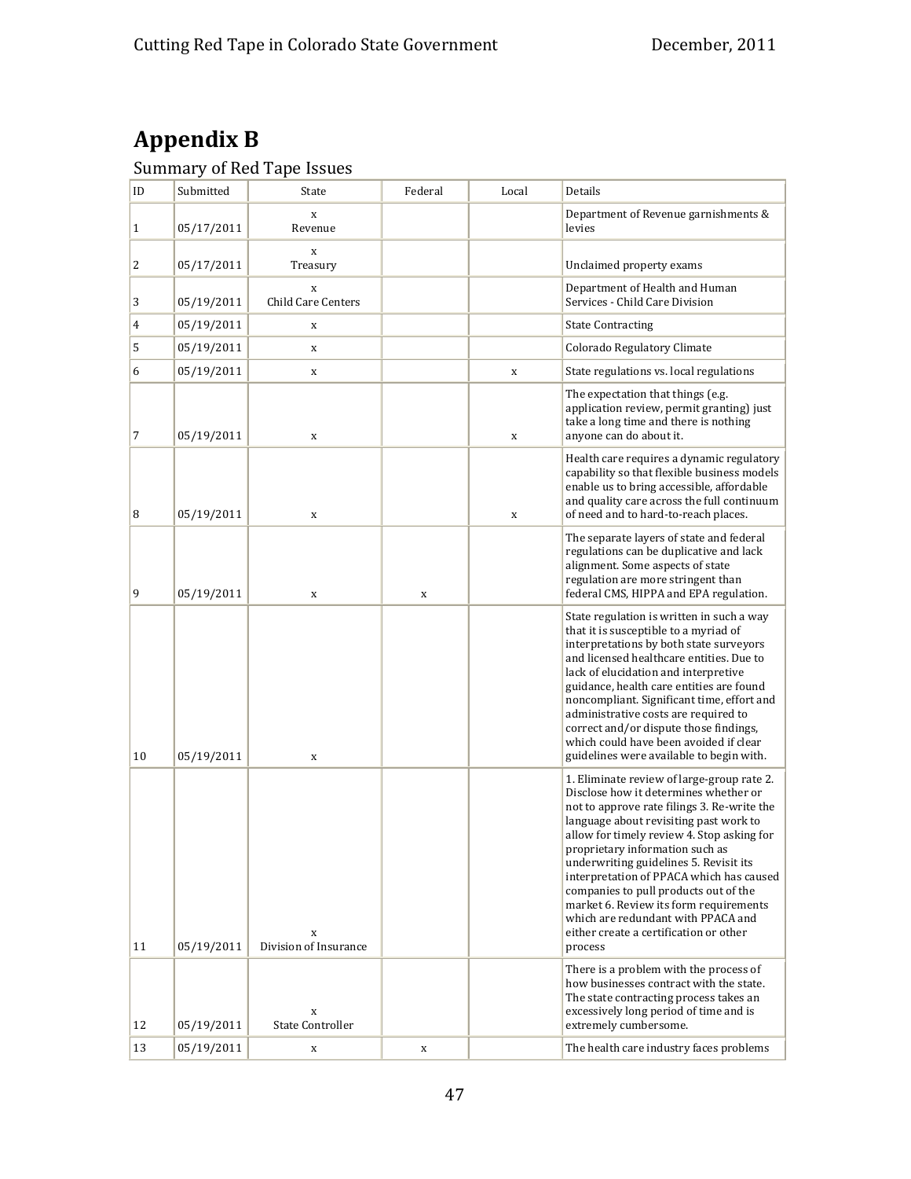# Appendix B

## Summary of Red Tape Issues

| ID | Submitted | State | Federal | Local | Details |
|---|---|---|---|---|---|
| 1 | 05/17/2011 | x Revenue | | | Department of Revenue garnishments & levies |
| 2 | 05/17/2011 | x Treasury | | | Unclaimed property exams |
| 3 | 05/19/2011 | x Child Care Centers | | | Department of Health and Human Services - Child Care Division |
| 4 | 05/19/2011 | x | | | State Contracting |
| 5 | 05/19/2011 | x | | | Colorado Regulatory Climate |
| 6 | 05/19/2011 | x | | x | State regulations vs. local regulations |
| 7 | 05/19/2011 | x | | x | The expectation that things (e.g. application review, permit granting) just take a long time and there is nothing anyone can do about it. |
| 8 | 05/19/2011 | x | | x | Health care requires a dynamic regulatory capability so that flexible business models enable us to bring accessible, affordable and quality care across the full continuum of need and to hard-to-reach places. |
| 9 | 05/19/2011 | x | x | | The separate layers of state and federal regulations can be duplicative and lack alignment. Some aspects of state regulation are more stringent than federal CMS, HIPPA and EPA regulation. |
| 10 | 05/19/2011 | x | | | State regulation is written in such a way that it is susceptible to a myriad of interpretations by both state surveyors and licensed healthcare entities. Due to lack of elucidation and interpretive guidance, health care entities are found noncompliant. Significant time, effort and administrative costs are required to correct and/or dispute those findings, which could have been avoided if clear guidelines were available to begin with. |
| 11 | 05/19/2011 | x Division of Insurance | | | 1. Eliminate review of large-group rate 2. Disclose how it determines whether or not to approve rate filings 3. Re-write the language about revisiting past work to allow for timely review 4. Stop asking for proprietary information such as underwriting guidelines 5. Revisit its interpretation of PPACA which has caused companies to pull products out of the market 6. Review its form requirements which are redundant with PPACA and either create a certification or other process |
| 12 | 05/19/2011 | x State Controller | | | There is a problem with the process of how businesses contract with the state. The state contracting process takes an excessively long period of time and is extremely cumbersome. |
| 13 | 05/19/2011 | x | x | | The health care industry faces problems |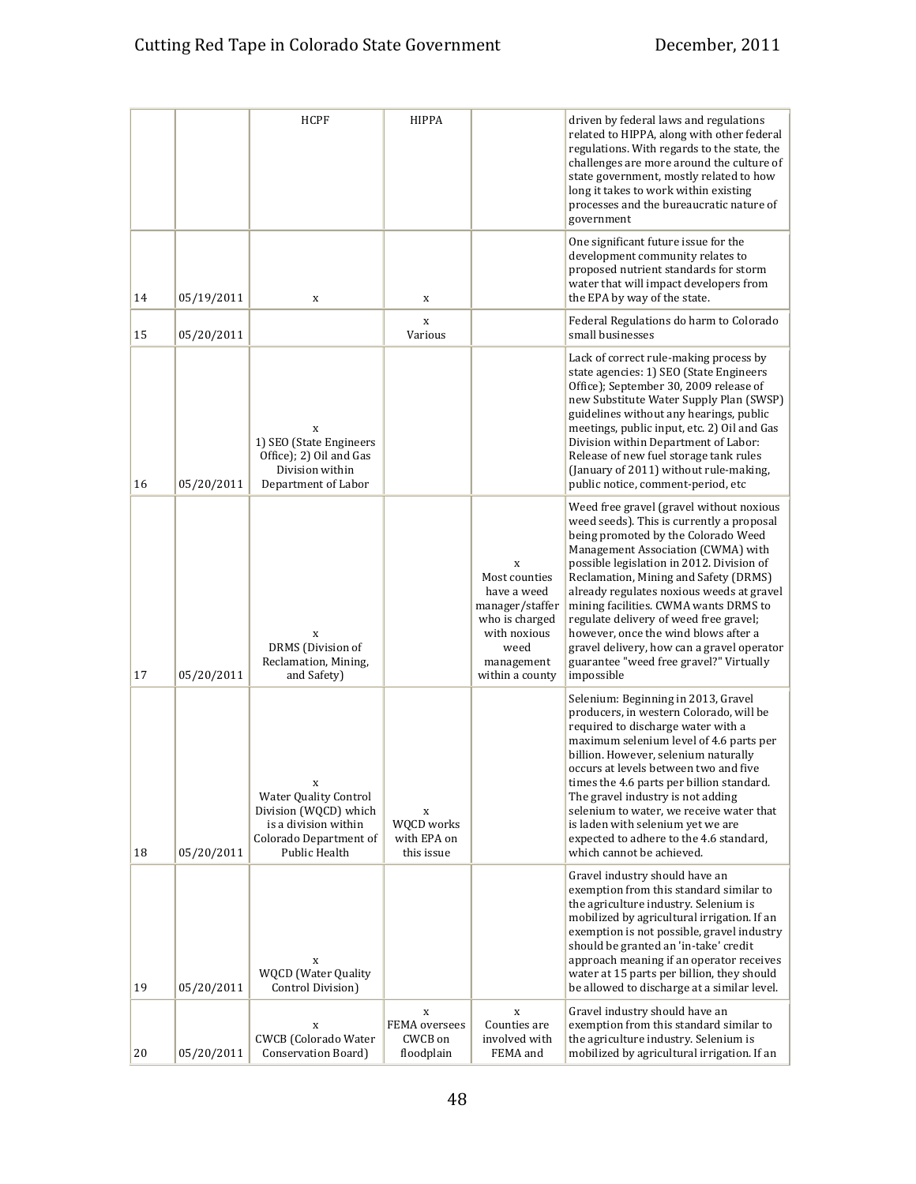| | | HCPF | HIPPA | | driven by federal laws and regulations related to HIPPA, along with other federal regulations. With regards to the state, the challenges are more around the culture of state government, mostly related to how long it takes to work within existing processes and the bureaucratic nature of government |
|---|---|---|---|---|---|
| 14 | 05/19/2011 | x | x | | One significant future issue for the development community relates to proposed nutrient standards for storm water that will impact developers from the EPA by way of the state. |
| 15 | 05/20/2011 | | x Various | | Federal Regulations do harm to Colorado small businesses |
| 16 | 05/20/2011 | x 1) SEO (State Engineers Office); 2) Oil and Gas Division within Department of Labor | | | Lack of correct rule-making process by state agencies: 1) SEO (State Engineers Office); September 30, 2009 release of new Substitute Water Supply Plan (SWSP) guidelines without any hearings, public meetings, public input, etc. 2) Oil and Gas Division within Department of Labor: Release of new fuel storage tank rules (January of 2011) without rule-making, public notice, comment-period, etc |
| 17 | 05/20/2011 | x DRMS (Division of Reclamation, Mining, and Safety) | | x Most counties have a weed manager/staffer who is charged with noxious weed management within a county | Weed free gravel (gravel without noxious weed seeds). This is currently a proposal being promoted by the Colorado Weed Management Association (CWMA) with possible legislation in 2012. Division of Reclamation, Mining and Safety (DRMS) already regulates noxious weeds at gravel mining facilities. CWMA wants DRMS to regulate delivery of weed free gravel; however, once the wind blows after a gravel delivery, how can a gravel operator guarantee "weed free gravel?" Virtually impossible |
| 18 | 05/20/2011 | x Water Quality Control Division (WQCD) which is a division within Colorado Department of Public Health | x WQCD works with EPA on this issue | | Selenium: Beginning in 2013, Gravel producers, in western Colorado, will be required to discharge water with a maximum selenium level of 4.6 parts per billion. However, selenium naturally occurs at levels between two and five times the 4.6 parts per billion standard. The gravel industry is not adding selenium to water, we receive water that is laden with selenium yet we are expected to adhere to the 4.6 standard, which cannot be achieved. |
| 19 | 05/20/2011 | x WQCD (Water Quality Control Division) | | | Gravel industry should have an exemption from this standard similar to the agriculture industry. Selenium is mobilized by agricultural irrigation. If an exemption is not possible, gravel industry should be granted an 'in-take' credit approach meaning if an operator receives water at 15 parts per billion, they should be allowed to discharge at a similar level. |
| 20 | 05/20/2011 | x CWCB (Colorado Water Conservation Board) | x FEMA oversees CWCB on floodplain | x Counties are involved with FEMA and | Gravel industry should have an exemption from this standard similar to the agriculture industry. Selenium is mobilized by agricultural irrigation. If an |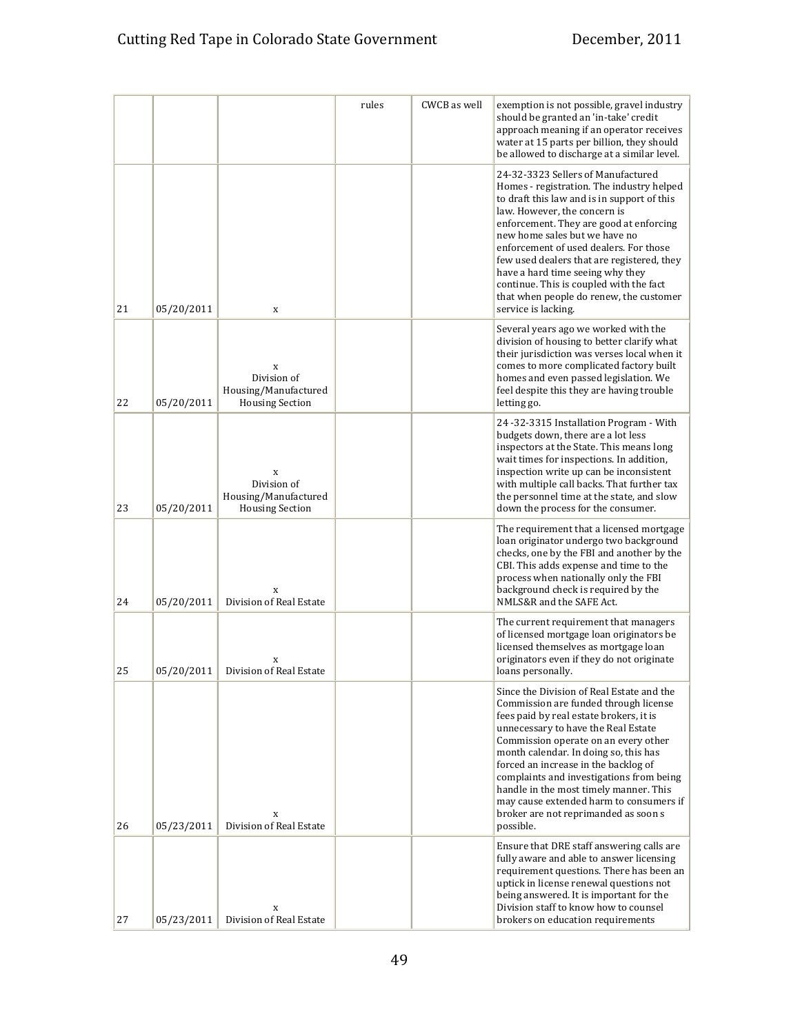| | | | | | |
|---|---|---|---|---|---|
| | | | rules | CWCB as well | exemption is not possible, gravel industry should be granted an 'in-take' credit approach meaning if an operator receives water at 15 parts per billion, they should be allowed to discharge at a similar level. |
| 21 | 05/20/2011 | x | | | 24-32-3323 Sellers of Manufactured Homes - registration. The industry helped to draft this law and is in support of this law. However, the concern is enforcement. They are good at enforcing new home sales but we have no enforcement of used dealers. For those few used dealers that are registered, they have a hard time seeing why they continue. This is coupled with the fact that when people do renew, the customer service is lacking. |
| 22 | 05/20/2011 | x Division of Housing/Manufactured Housing Section | | | Several years ago we worked with the division of housing to better clarify what their jurisdiction was verses local when it comes to more complicated factory built homes and even passed legislation. We feel despite this they are having trouble letting go. |
| 23 | 05/20/2011 | x Division of Housing/Manufactured Housing Section | | | 24 -32-3315 Installation Program - With budgets down, there are a lot less inspectors at the State. This means long wait times for inspections. In addition, inspection write up can be inconsistent with multiple call backs. That further tax the personnel time at the state, and slow down the process for the consumer. |
| 24 | 05/20/2011 | x Division of Real Estate | | | The requirement that a licensed mortgage loan originator undergo two background checks, one by the FBI and another by the CBI. This adds expense and time to the process when nationally only the FBI background check is required by the NMLS&R and the SAFE Act. |
| 25 | 05/20/2011 | x Division of Real Estate | | | The current requirement that managers of licensed mortgage loan originators be licensed themselves as mortgage loan originators even if they do not originate loans personally. |
| 26 | 05/23/2011 | x Division of Real Estate | | | Since the Division of Real Estate and the Commission are funded through license fees paid by real estate brokers, it is unnecessary to have the Real Estate Commission operate on an every other month calendar. In doing so, this has forced an increase in the backlog of complaints and investigations from being handle in the most timely manner. This may cause extended harm to consumers if broker are not reprimanded as soon s possible. |
| 27 | 05/23/2011 | x Division of Real Estate | | | Ensure that DRE staff answering calls are fully aware and able to answer licensing requirement questions. There has been an uptick in license renewal questions not being answered. It is important for the Division staff to know how to counsel brokers on education requirements |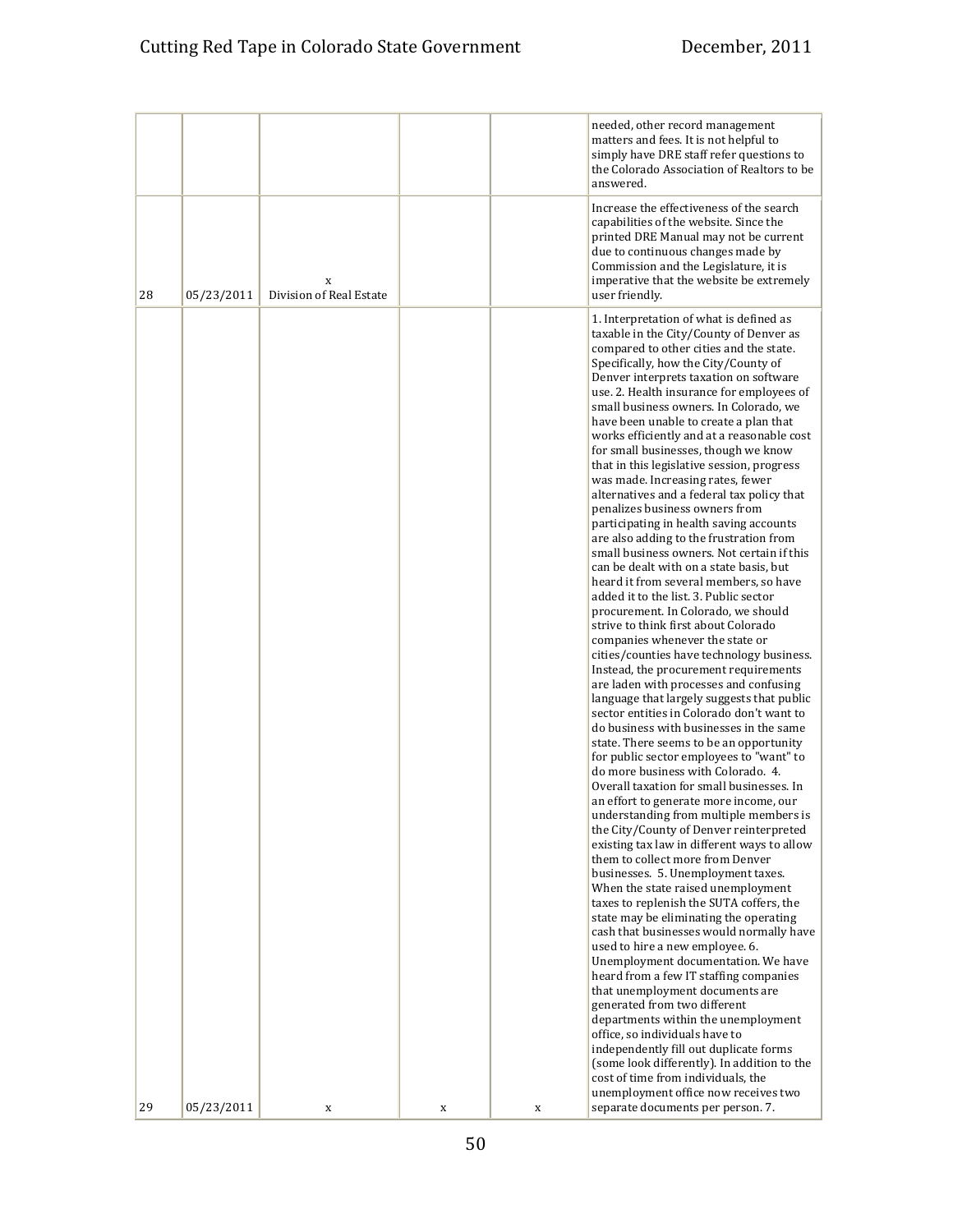| | | | | | |
|---|---|---|---|---|---|
| | | | | | needed, other record management matters and fees. It is not helpful to simply have DRE staff refer questions to the Colorado Association of Realtors to be answered. |
| 28 | 05/23/2011 | x Division of Real Estate | | | Increase the effectiveness of the search capabilities of the website. Since the printed DRE Manual may not be current due to continuous changes made by Commission and the Legislature, it is imperative that the website be extremely user friendly. |
| 29 | 05/23/2011 | x | x | x | 1. Interpretation of what is defined as taxable in the City/County of Denver as compared to other cities and the state. Specifically, how the City/County of Denver interprets taxation on software use. 2. Health insurance for employees of small business owners. In Colorado, we have been unable to create a plan that works efficiently and at a reasonable cost for small businesses, though we know that in this legislative session, progress was made. Increasing rates, fewer alternatives and a federal tax policy that penalizes business owners from participating in health saving accounts are also adding to the frustration from small business owners. Not certain if this can be dealt with on a state basis, but heard it from several members, so have added it to the list. 3. Public sector procurement. In Colorado, we should strive to think first about Colorado companies whenever the state or cities/counties have technology business. Instead, the procurement requirements are laden with processes and confusing language that largely suggests that public sector entities in Colorado don't want to do business with businesses in the same state. There seems to be an opportunity for public sector employees to "want" to do more business with Colorado. 4. Overall taxation for small businesses. In an effort to generate more income, our understanding from multiple members is the City/County of Denver reinterpreted existing tax law in different ways to allow them to collect more from Denver businesses. 5. Unemployment taxes. When the state raised unemployment taxes to replenish the SUTA coffers, the state may be eliminating the operating cash that businesses would normally have used to hire a new employee. 6. Unemployment documentation. We have heard from a few IT staffing companies that unemployment documents are generated from two different departments within the unemployment office, so individuals have to independently fill out duplicate forms (some look differently). In addition to the cost of time from individuals, the unemployment office now receives two separate documents per person. 7. |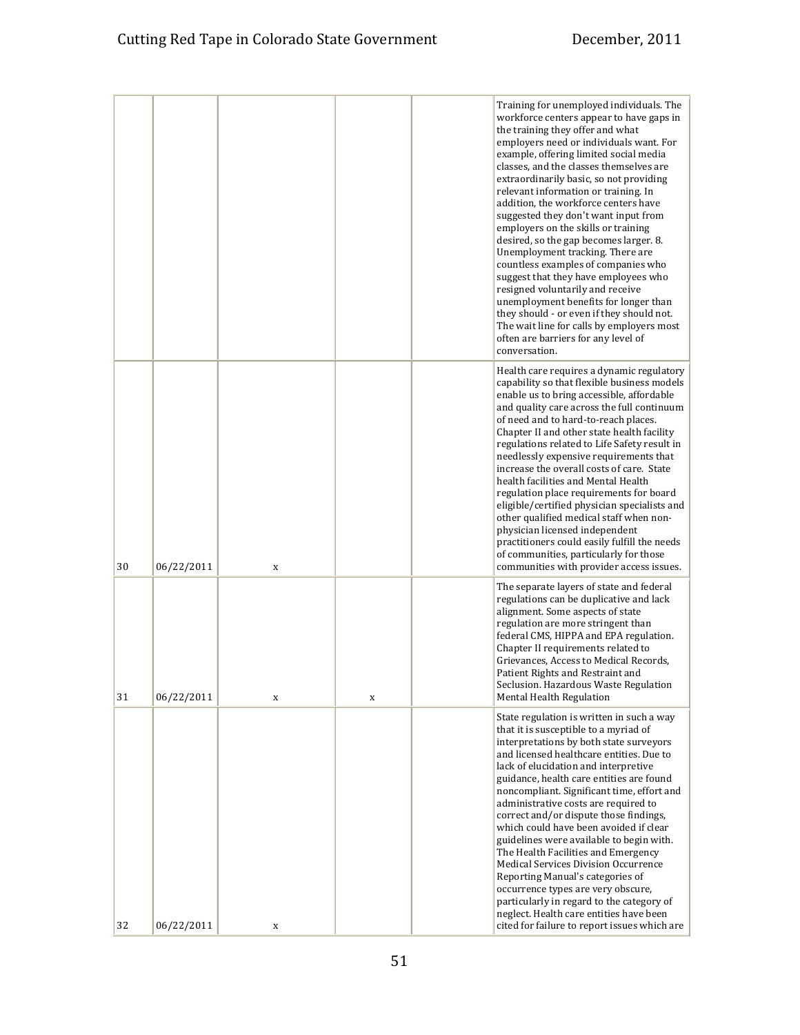| | | | | | |
|---|---|---|---|---|---|
| | | | | | Training for unemployed individuals. The workforce centers appear to have gaps in the training they offer and what employers need or individuals want. For example, offering limited social media classes, and the classes themselves are extraordinarily basic, so not providing relevant information or training. In addition, the workforce centers have suggested they don't want input from employers on the skills or training desired, so the gap becomes larger. 8. Unemployment tracking. There are countless examples of companies who suggest that they have employees who resigned voluntarily and receive unemployment benefits for longer than they should - or even if they should not. The wait line for calls by employers most often are barriers for any level of conversation. |
| 30 | 06/22/2011 | x | | | Health care requires a dynamic regulatory capability so that flexible business models enable us to bring accessible, affordable and quality care across the full continuum of need and to hard-to-reach places. Chapter II and other state health facility regulations related to Life Safety result in needlessly expensive requirements that increase the overall costs of care. State health facilities and Mental Health regulation place requirements for board eligible/certified physician specialists and other qualified medical staff when non-physician licensed independent practitioners could easily fulfill the needs of communities, particularly for those communities with provider access issues. |
| 31 | 06/22/2011 | x | x | | The separate layers of state and federal regulations can be duplicative and lack alignment. Some aspects of state regulation are more stringent than federal CMS, HIPPA and EPA regulation. Chapter II requirements related to Grievances, Access to Medical Records, Patient Rights and Restraint and Seclusion. Hazardous Waste Regulation Mental Health Regulation |
| 32 | 06/22/2011 | x | | | State regulation is written in such a way that it is susceptible to a myriad of interpretations by both state surveyors and licensed healthcare entities. Due to lack of elucidation and interpretive guidance, health care entities are found noncompliant. Significant time, effort and administrative costs are required to correct and/or dispute those findings, which could have been avoided if clear guidelines were available to begin with. The Health Facilities and Emergency Medical Services Division Occurrence Reporting Manual's categories of occurrence types are very obscure, particularly in regard to the category of neglect. Health care entities have been cited for failure to report issues which are |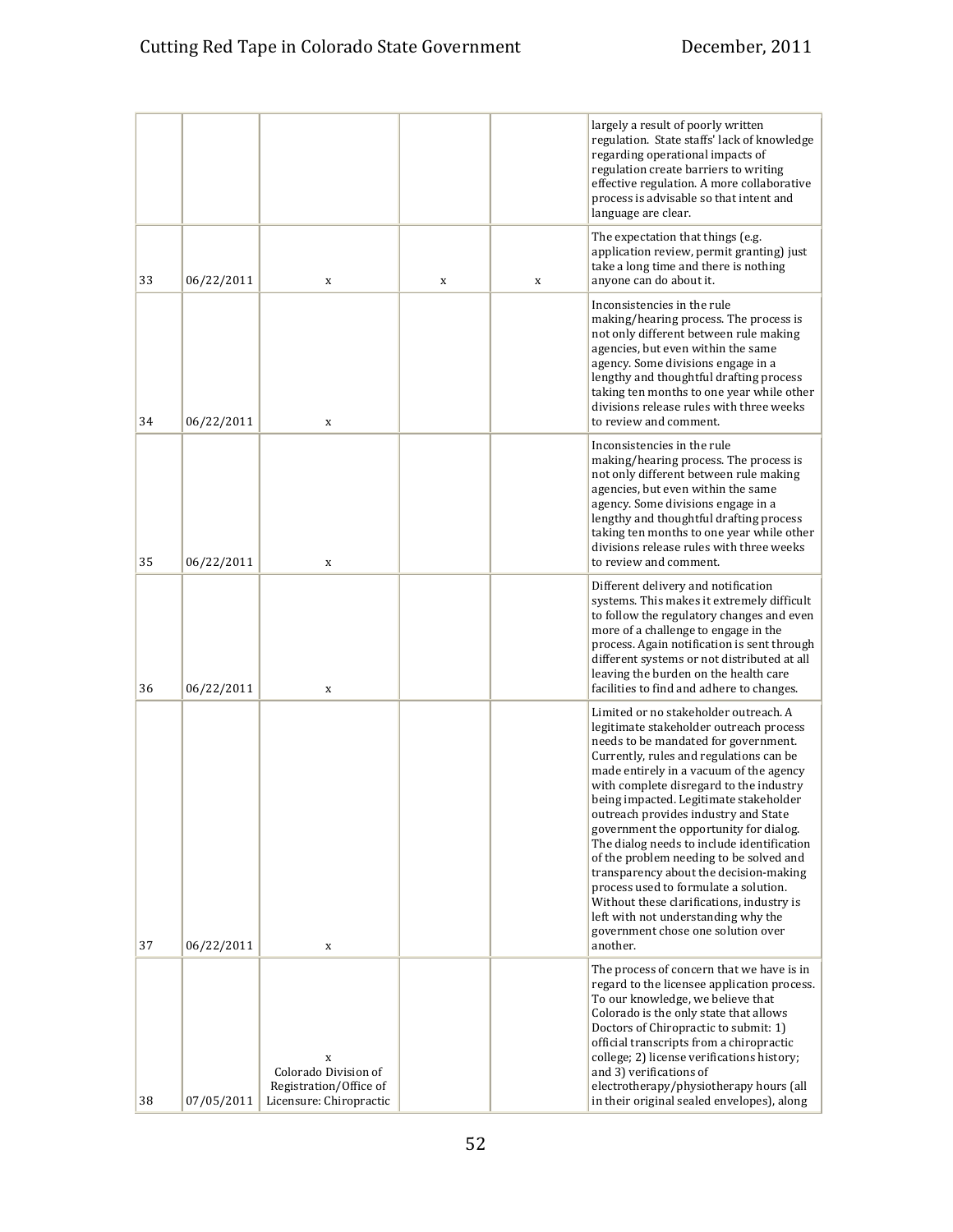| | | | | | |
|---|---|---|---|---|---|
| | | | | | largely a result of poorly written regulation. State staffs' lack of knowledge regarding operational impacts of regulation create barriers to writing effective regulation. A more collaborative process is advisable so that intent and language are clear. |
| 33 | 06/22/2011 | x | x | x | The expectation that things (e.g. application review, permit granting) just take a long time and there is nothing anyone can do about it. |
| 34 | 06/22/2011 | x | | | Inconsistencies in the rule making/hearing process. The process is not only different between rule making agencies, but even within the same agency. Some divisions engage in a lengthy and thoughtful drafting process taking ten months to one year while other divisions release rules with three weeks to review and comment. |
| 35 | 06/22/2011 | x | | | Inconsistencies in the rule making/hearing process. The process is not only different between rule making agencies, but even within the same agency. Some divisions engage in a lengthy and thoughtful drafting process taking ten months to one year while other divisions release rules with three weeks to review and comment. |
| 36 | 06/22/2011 | x | | | Different delivery and notification systems. This makes it extremely difficult to follow the regulatory changes and even more of a challenge to engage in the process. Again notification is sent through different systems or not distributed at all leaving the burden on the health care facilities to find and adhere to changes. |
| 37 | 06/22/2011 | x | | | Limited or no stakeholder outreach. A legitimate stakeholder outreach process needs to be mandated for government. Currently, rules and regulations can be made entirely in a vacuum of the agency with complete disregard to the industry being impacted. Legitimate stakeholder outreach provides industry and State government the opportunity for dialog. The dialog needs to include identification of the problem needing to be solved and transparency about the decision-making process used to formulate a solution. Without these clarifications, industry is left with not understanding why the government chose one solution over another. |
| 38 | 07/05/2011 | x Colorado Division of Registration/Office of Licensure: Chiropractic | | | The process of concern that we have is in regard to the licensee application process. To our knowledge, we believe that Colorado is the only state that allows Doctors of Chiropractic to submit: 1) official transcripts from a chiropractic college; 2) license verifications history; and 3) verifications of electrotherapy/physiotherapy hours (all in their original sealed envelopes), along |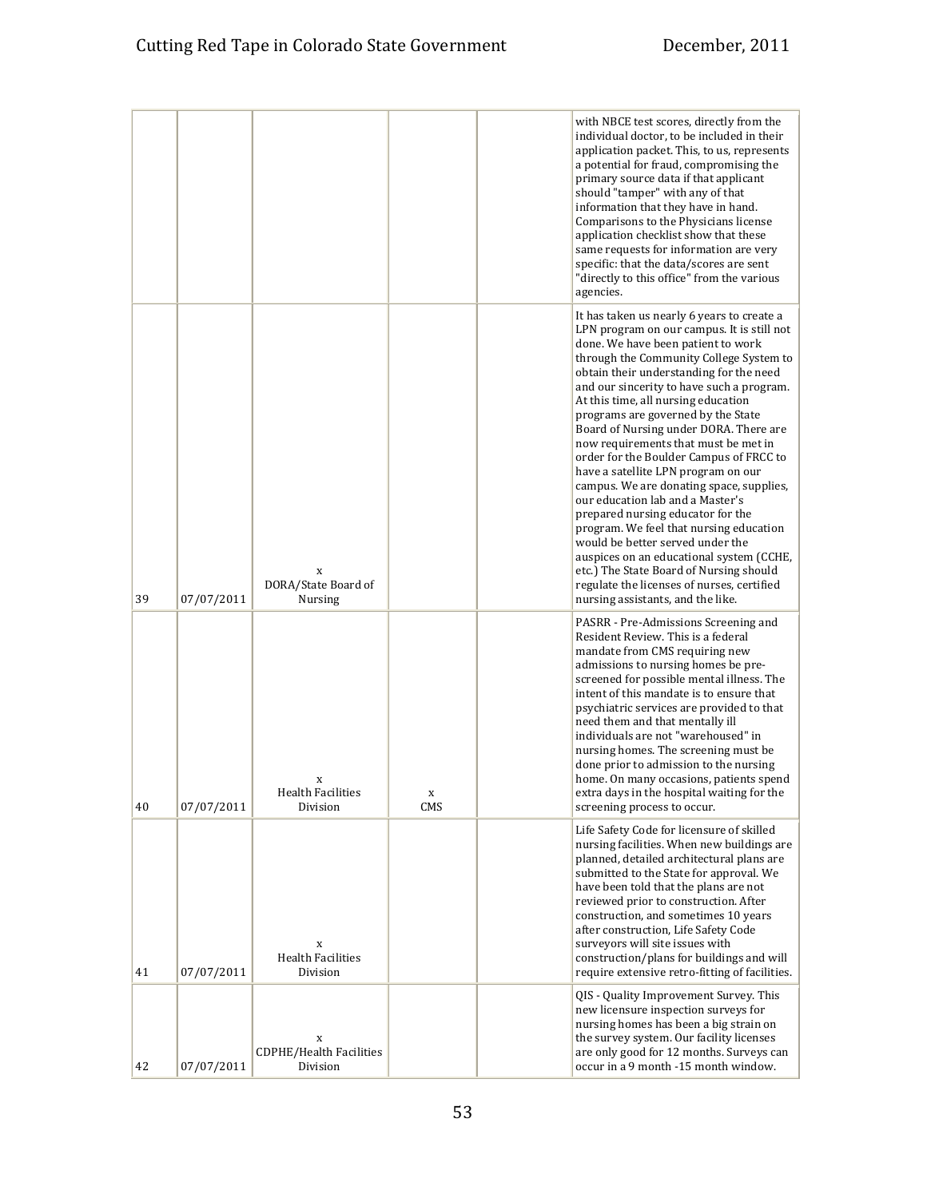| | | | | | |
|---|---|---|---|---|---|
| | | | | | with NBCE test scores, directly from the individual doctor, to be included in their application packet. This, to us, represents a potential for fraud, compromising the primary source data if that applicant should "tamper" with any of that information that they have in hand. Comparisons to the Physicians license application checklist show that these same requests for information are very specific: that the data/scores are sent "directly to this office" from the various agencies. |
| 39 | 07/07/2011 | x DORA/State Board of Nursing | | | It has taken us nearly 6 years to create a LPN program on our campus. It is still not done. We have been patient to work through the Community College System to obtain their understanding for the need and our sincerity to have such a program. At this time, all nursing education programs are governed by the State Board of Nursing under DORA. There are now requirements that must be met in order for the Boulder Campus of FRCC to have a satellite LPN program on our campus. We are donating space, supplies, our education lab and a Master's prepared nursing educator for the program. We feel that nursing education would be better served under the auspices on an educational system (CCHE, etc.) The State Board of Nursing should regulate the licenses of nurses, certified nursing assistants, and the like. |
| 40 | 07/07/2011 | x Health Facilities Division | x CMS | | PASRR - Pre-Admissions Screening and Resident Review. This is a federal mandate from CMS requiring new admissions to nursing homes be pre-screened for possible mental illness. The intent of this mandate is to ensure that psychiatric services are provided to that need them and that mentally ill individuals are not "warehoused" in nursing homes. The screening must be done prior to admission to the nursing home. On many occasions, patients spend extra days in the hospital waiting for the screening process to occur. |
| 41 | 07/07/2011 | x Health Facilities Division | | | Life Safety Code for licensure of skilled nursing facilities. When new buildings are planned, detailed architectural plans are submitted to the State for approval. We have been told that the plans are not reviewed prior to construction. After construction, and sometimes 10 years after construction, Life Safety Code surveyors will site issues with construction/plans for buildings and will require extensive retro-fitting of facilities. |
| 42 | 07/07/2011 | x CDPHE/Health Facilities Division | | | QIS - Quality Improvement Survey. This new licensure inspection surveys for nursing homes has been a big strain on the survey system. Our facility licenses are only good for 12 months. Surveys can occur in a 9 month -15 month window. |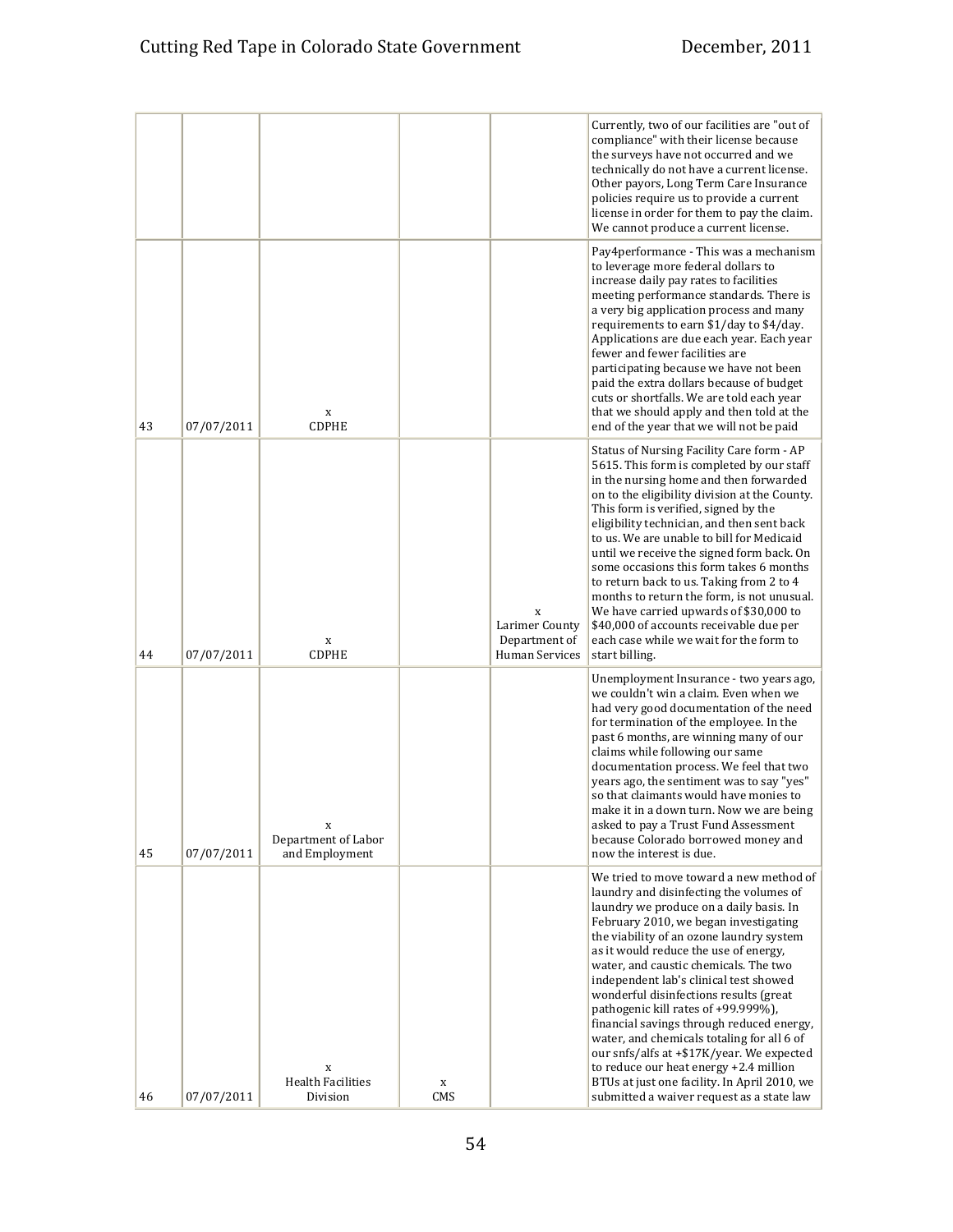| | | | | | |
|---|---|---|---|---|---|
| | | | | | Currently, two of our facilities are "out of compliance" with their license because the surveys have not occurred and we technically do not have a current license. Other payors, Long Term Care Insurance policies require us to provide a current license in order for them to pay the claim. We cannot produce a current license. |
| 43 | 07/07/2011 | x CDPHE | | | Pay4performance - This was a mechanism to leverage more federal dollars to increase daily pay rates to facilities meeting performance standards. There is a very big application process and many requirements to earn $1/day to $4/day. Applications are due each year. Each year fewer and fewer facilities are participating because we have not been paid the extra dollars because of budget cuts or shortfalls. We are told each year that we should apply and then told at the end of the year that we will not be paid |
| 44 | 07/07/2011 | x CDPHE | | x Larimer County Department of Human Services | Status of Nursing Facility Care form - AP 5615. This form is completed by our staff in the nursing home and then forwarded on to the eligibility division at the County. This form is verified, signed by the eligibility technician, and then sent back to us. We are unable to bill for Medicaid until we receive the signed form back. On some occasions this form takes 6 months to return back to us. Taking from 2 to 4 months to return the form, is not unusual. We have carried upwards of $30,000 to $40,000 of accounts receivable due per each case while we wait for the form to start billing. |
| 45 | 07/07/2011 | x Department of Labor and Employment | | | Unemployment Insurance - two years ago, we couldn't win a claim. Even when we had very good documentation of the need for termination of the employee. In the past 6 months, are winning many of our claims while following our same documentation process. We feel that two years ago, the sentiment was to say "yes" so that claimants would have monies to make it in a down turn. Now we are being asked to pay a Trust Fund Assessment because Colorado borrowed money and now the interest is due. |
| 46 | 07/07/2011 | x Health Facilities Division | x CMS | | We tried to move toward a new method of laundry and disinfecting the volumes of laundry we produce on a daily basis. In February 2010, we began investigating the viability of an ozone laundry system as it would reduce the use of energy, water, and caustic chemicals. The two independent lab's clinical test showed wonderful disinfections results (great pathogenic kill rates of +99.999%), financial savings through reduced energy, water, and chemicals totaling for all 6 of our snfs/alfs at +$17K/year. We expected to reduce our heat energy +2.4 million BTUs at just one facility. In April 2010, we submitted a waiver request as a state law |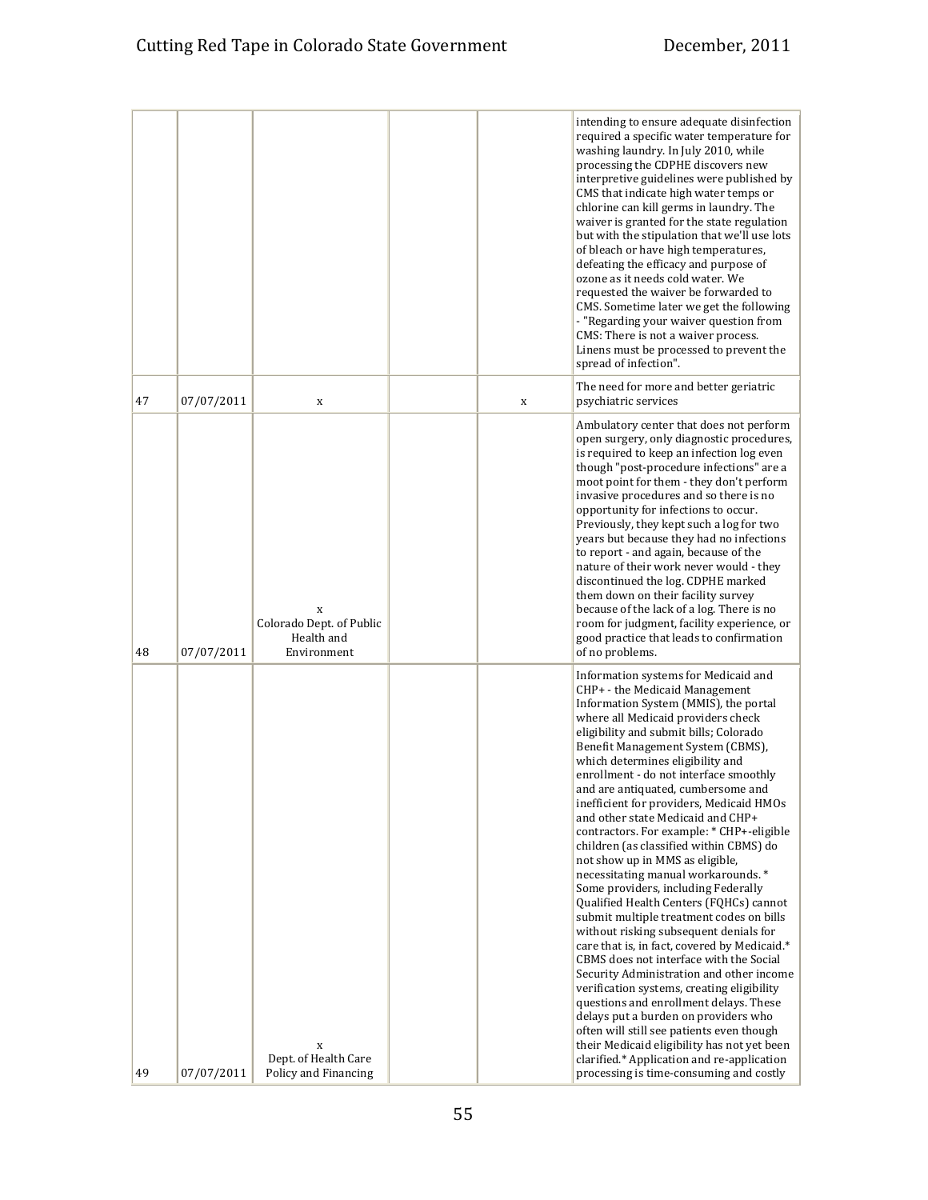| | | | | | |
|---|---|---|---|---|---|
| | | | | | intending to ensure adequate disinfection required a specific water temperature for washing laundry. In July 2010, while processing the CDPHE discovers new interpretive guidelines were published by CMS that indicate high water temps or chlorine can kill germs in laundry. The waiver is granted for the state regulation but with the stipulation that we'll use lots of bleach or have high temperatures, defeating the efficacy and purpose of ozone as it needs cold water. We requested the waiver be forwarded to CMS. Sometime later we get the following - "Regarding your waiver question from CMS: There is not a waiver process. Linens must be processed to prevent the spread of infection". |
| 47 | 07/07/2011 | x | | x | The need for more and better geriatric psychiatric services |
| 48 | 07/07/2011 | x Colorado Dept. of Public Health and Environment | | | Ambulatory center that does not perform open surgery, only diagnostic procedures, is required to keep an infection log even though "post-procedure infections" are a moot point for them - they don't perform invasive procedures and so there is no opportunity for infections to occur. Previously, they kept such a log for two years but because they had no infections to report - and again, because of the nature of their work never would - they discontinued the log. CDPHE marked them down on their facility survey because of the lack of a log. There is no room for judgment, facility experience, or good practice that leads to confirmation of no problems. |
| 49 | 07/07/2011 | x Dept. of Health Care Policy and Financing | | | Information systems for Medicaid and CHP+ - the Medicaid Management Information System (MMIS), the portal where all Medicaid providers check eligibility and submit bills; Colorado Benefit Management System (CBMS), which determines eligibility and enrollment - do not interface smoothly and are antiquated, cumbersome and inefficient for providers, Medicaid HMOs and other state Medicaid and CHP+ contractors. For example: * CHP+-eligible children (as classified within CBMS) do not show up in MMS as eligible, necessitating manual workarounds. * Some providers, including Federally Qualified Health Centers (FQHCs) cannot submit multiple treatment codes on bills without risking subsequent denials for care that is, in fact, covered by Medicaid.* CBMS does not interface with the Social Security Administration and other income verification systems, creating eligibility questions and enrollment delays. These delays put a burden on providers who often will still see patients even though their Medicaid eligibility has not yet been clarified.* Application and re-application processing is time-consuming and costly |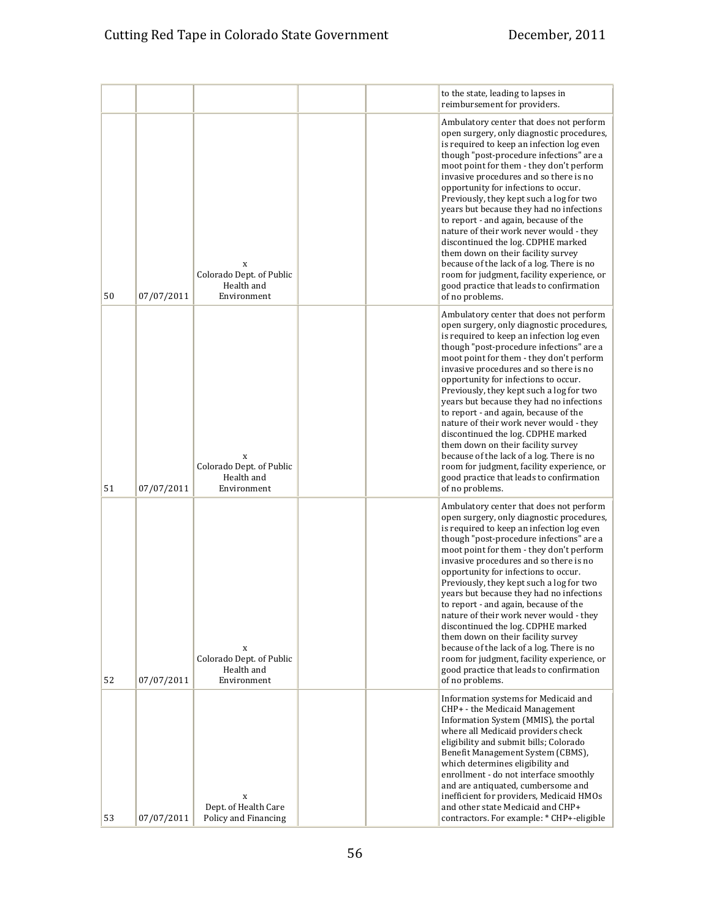| | | | | | |
|---|---|---|---|---|---|
| | | | | | to the state, leading to lapses in reimbursement for providers. |
| 50 | 07/07/2011 | x Colorado Dept. of Public Health and Environment | | | Ambulatory center that does not perform open surgery, only diagnostic procedures, is required to keep an infection log even though "post-procedure infections" are a moot point for them - they don't perform invasive procedures and so there is no opportunity for infections to occur. Previously, they kept such a log for two years but because they had no infections to report - and again, because of the nature of their work never would - they discontinued the log. CDPHE marked them down on their facility survey because of the lack of a log. There is no room for judgment, facility experience, or good practice that leads to confirmation of no problems. |
| 51 | 07/07/2011 | x Colorado Dept. of Public Health and Environment | | | Ambulatory center that does not perform open surgery, only diagnostic procedures, is required to keep an infection log even though "post-procedure infections" are a moot point for them - they don't perform invasive procedures and so there is no opportunity for infections to occur. Previously, they kept such a log for two years but because they had no infections to report - and again, because of the nature of their work never would - they discontinued the log. CDPHE marked them down on their facility survey because of the lack of a log. There is no room for judgment, facility experience, or good practice that leads to confirmation of no problems. |
| 52 | 07/07/2011 | x Colorado Dept. of Public Health and Environment | | | Ambulatory center that does not perform open surgery, only diagnostic procedures, is required to keep an infection log even though "post-procedure infections" are a moot point for them - they don't perform invasive procedures and so there is no opportunity for infections to occur. Previously, they kept such a log for two years but because they had no infections to report - and again, because of the nature of their work never would - they discontinued the log. CDPHE marked them down on their facility survey because of the lack of a log. There is no room for judgment, facility experience, or good practice that leads to confirmation of no problems. |
| 53 | 07/07/2011 | x Dept. of Health Care Policy and Financing | | | Information systems for Medicaid and CHP+ - the Medicaid Management Information System (MMIS), the portal where all Medicaid providers check eligibility and submit bills; Colorado Benefit Management System (CBMS), which determines eligibility and enrollment - do not interface smoothly and are antiquated, cumbersome and inefficient for providers, Medicaid HMOs and other state Medicaid and CHP+ contractors. For example: * CHP+-eligible |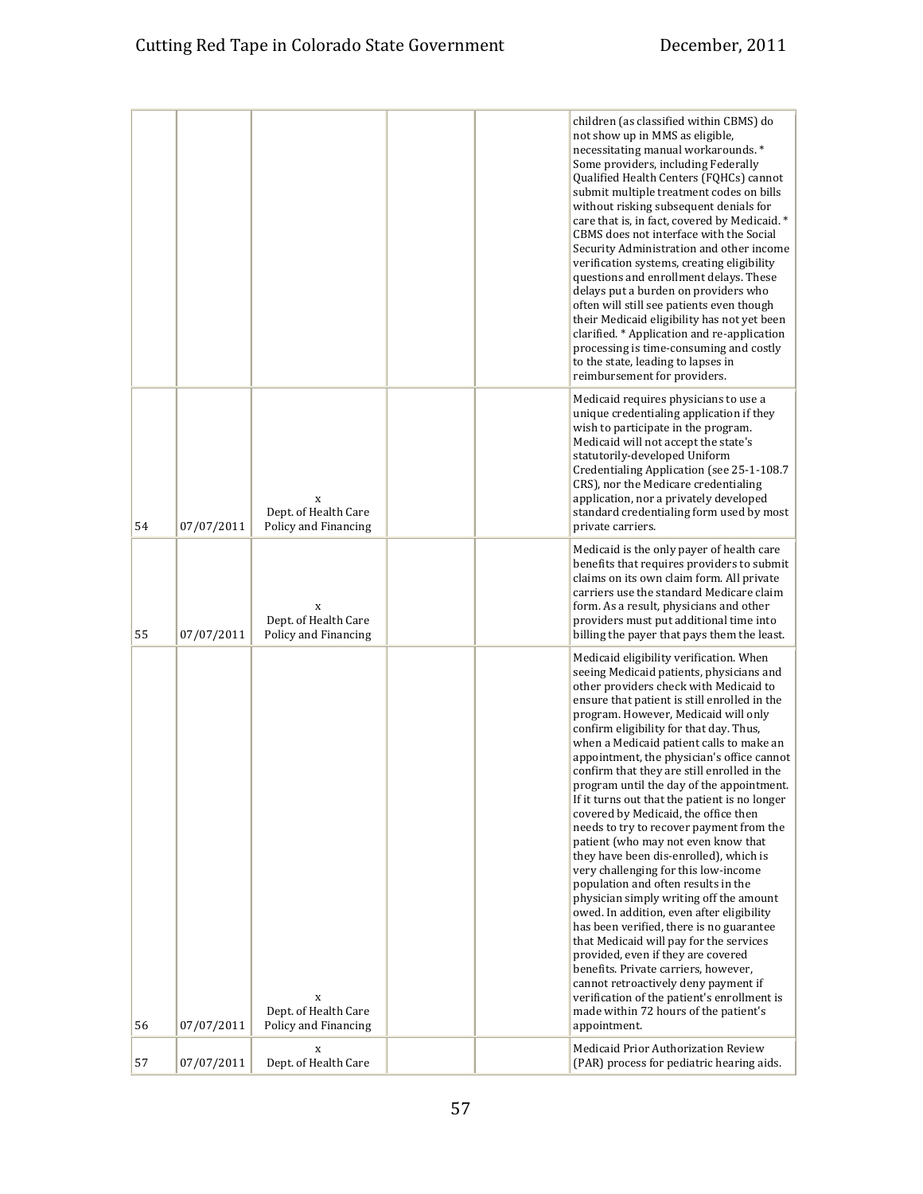| | | | | | |
|---|---|---|---|---|---|
| | | | | | children (as classified within CBMS) do not show up in MMS as eligible, necessitating manual workarounds. * Some providers, including Federally Qualified Health Centers (FQHCs) cannot submit multiple treatment codes on bills without risking subsequent denials for care that is, in fact, covered by Medicaid. * CBMS does not interface with the Social Security Administration and other income verification systems, creating eligibility questions and enrollment delays. These delays put a burden on providers who often will still see patients even though their Medicaid eligibility has not yet been clarified. * Application and re-application processing is time-consuming and costly to the state, leading to lapses in reimbursement for providers. |
| 54 | 07/07/2011 | x Dept. of Health Care Policy and Financing | | | Medicaid requires physicians to use a unique credentialing application if they wish to participate in the program. Medicaid will not accept the state's statutorily-developed Uniform Credentialing Application (see 25-1-108.7 CRS), nor the Medicare credentialing application, nor a privately developed standard credentialing form used by most private carriers. |
| 55 | 07/07/2011 | x Dept. of Health Care Policy and Financing | | | Medicaid is the only payer of health care benefits that requires providers to submit claims on its own claim form. All private carriers use the standard Medicare claim form. As a result, physicians and other providers must put additional time into billing the payer that pays them the least. |
| 56 | 07/07/2011 | x Dept. of Health Care Policy and Financing | | | Medicaid eligibility verification. When seeing Medicaid patients, physicians and other providers check with Medicaid to ensure that patient is still enrolled in the program. However, Medicaid will only confirm eligibility for that day. Thus, when a Medicaid patient calls to make an appointment, the physician's office cannot confirm that they are still enrolled in the program until the day of the appointment. If it turns out that the patient is no longer covered by Medicaid, the office then needs to try to recover payment from the patient (who may not even know that they have been dis-enrolled), which is very challenging for this low-income population and often results in the physician simply writing off the amount owed. In addition, even after eligibility has been verified, there is no guarantee that Medicaid will pay for the services provided, even if they are covered benefits. Private carriers, however, cannot retroactively deny payment if verification of the patient's enrollment is made within 72 hours of the patient's appointment. |
| 57 | 07/07/2011 | x Dept. of Health Care | | | Medicaid Prior Authorization Review (PAR) process for pediatric hearing aids. |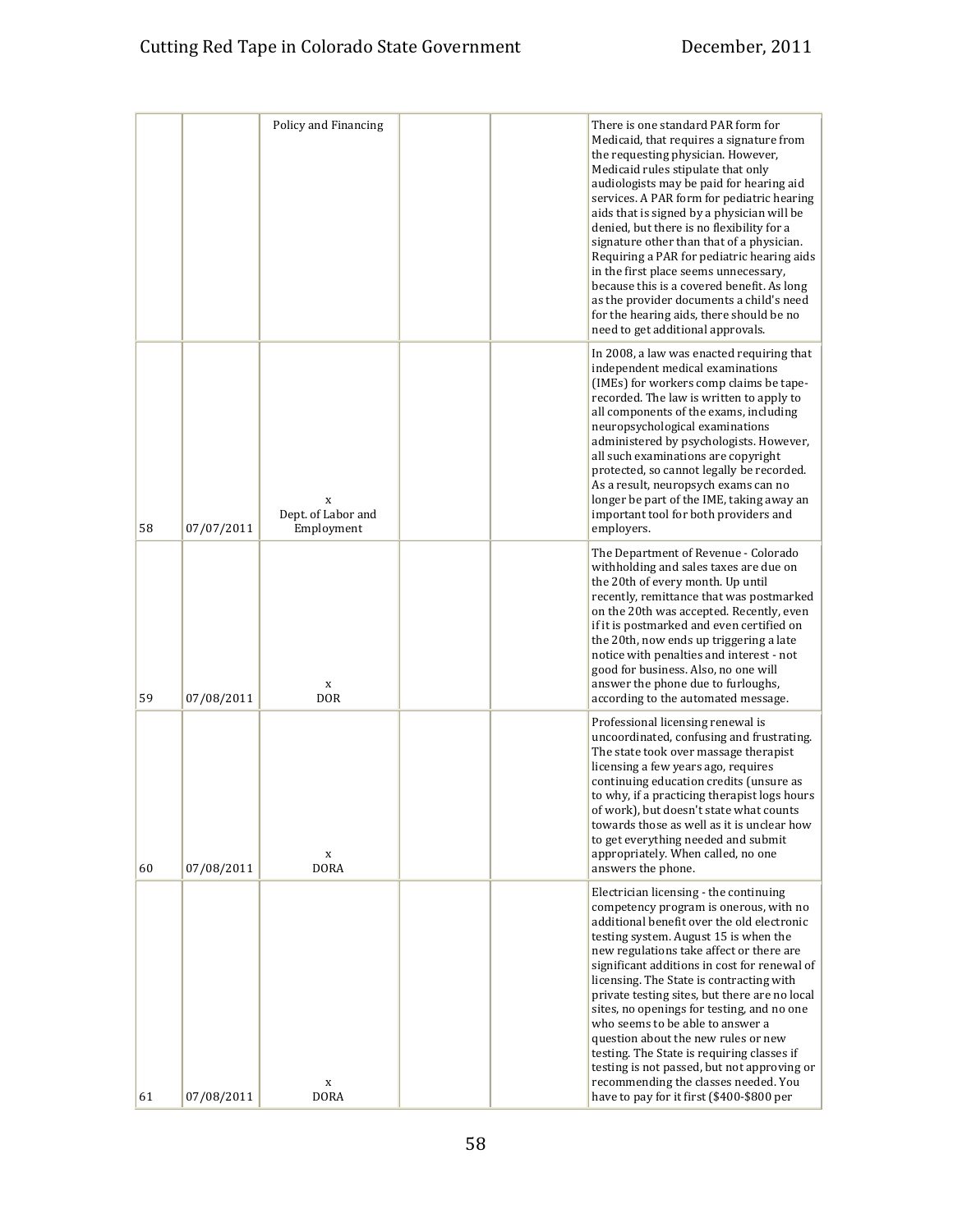| | | | | | |
|---|---|---|---|---|---|
| | | Policy and Financing | | | There is one standard PAR form for Medicaid, that requires a signature from the requesting physician. However, Medicaid rules stipulate that only audiologists may be paid for hearing aid services. A PAR form for pediatric hearing aids that is signed by a physician will be denied, but there is no flexibility for a signature other than that of a physician. Requiring a PAR for pediatric hearing aids in the first place seems unnecessary, because this is a covered benefit. As long as the provider documents a child's need for the hearing aids, there should be no need to get additional approvals. |
| 58 | 07/07/2011 | x<br>Dept. of Labor and Employment | | | In 2008, a law was enacted requiring that independent medical examinations (IMEs) for workers comp claims be tape-recorded. The law is written to apply to all components of the exams, including neuropsychological examinations administered by psychologists. However, all such examinations are copyright protected, so cannot legally be recorded. As a result, neuropsych exams can no longer be part of the IME, taking away an important tool for both providers and employers. |
| 59 | 07/08/2011 | x<br>DOR | | | The Department of Revenue - Colorado withholding and sales taxes are due on the 20th of every month. Up until recently, remittance that was postmarked on the 20th was accepted. Recently, even if it is postmarked and even certified on the 20th, now ends up triggering a late notice with penalties and interest - not good for business. Also, no one will answer the phone due to furloughs, according to the automated message. |
| 60 | 07/08/2011 | x<br>DORA | | | Professional licensing renewal is uncoordinated, confusing and frustrating. The state took over massage therapist licensing a few years ago, requires continuing education credits (unsure as to why, if a practicing therapist logs hours of work), but doesn't state what counts towards those as well as it is unclear how to get everything needed and submit appropriately. When called, no one answers the phone. |
| 61 | 07/08/2011 | x<br>DORA | | | Electrician licensing - the continuing competency program is onerous, with no additional benefit over the old electronic testing system. August 15 is when the new regulations take affect or there are significant additions in cost for renewal of licensing. The State is contracting with private testing sites, but there are no local sites, no openings for testing, and no one who seems to be able to answer a question about the new rules or new testing. The State is requiring classes if testing is not passed, but not approving or recommending the classes needed. You have to pay for it first ($400-$800 per |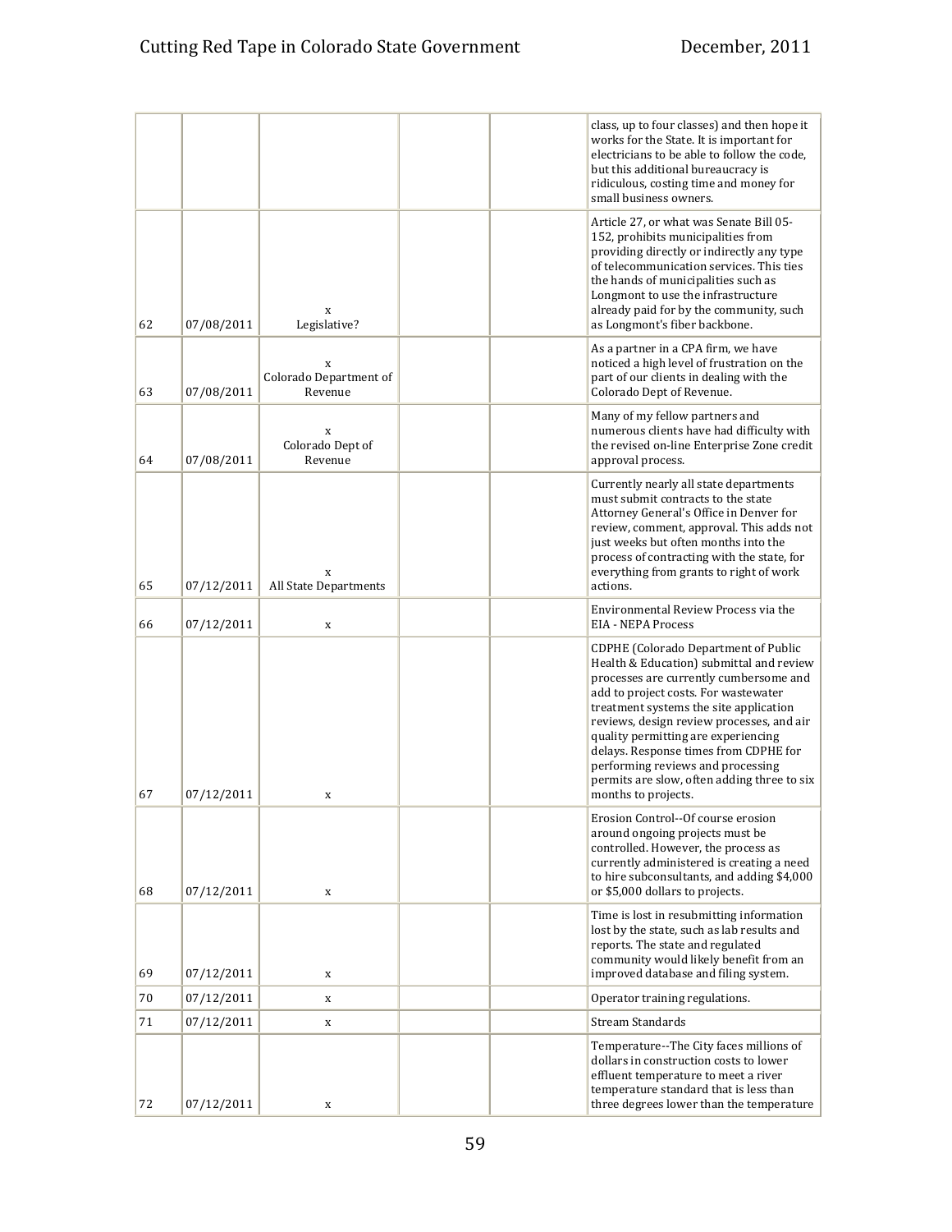| | | | | | |
|---|---|---|---|---|---|
| | | | | | class, up to four classes) and then hope it works for the State. It is important for electricians to be able to follow the code, but this additional bureaucracy is ridiculous, costing time and money for small business owners. |
| 62 | 07/08/2011 | x Legislative? | | | Article 27, or what was Senate Bill 05-152, prohibits municipalities from providing directly or indirectly any type of telecommunication services. This ties the hands of municipalities such as Longmont to use the infrastructure already paid for by the community, such as Longmont's fiber backbone. |
| 63 | 07/08/2011 | x Colorado Department of Revenue | | | As a partner in a CPA firm, we have noticed a high level of frustration on the part of our clients in dealing with the Colorado Dept of Revenue. |
| 64 | 07/08/2011 | x Colorado Dept of Revenue | | | Many of my fellow partners and numerous clients have had difficulty with the revised on-line Enterprise Zone credit approval process. |
| 65 | 07/12/2011 | x All State Departments | | | Currently nearly all state departments must submit contracts to the state Attorney General's Office in Denver for review, comment, approval. This adds not just weeks but often months into the process of contracting with the state, for everything from grants to right of work actions. |
| 66 | 07/12/2011 | x | | | Environmental Review Process via the EIA - NEPA Process |
| 67 | 07/12/2011 | x | | | CDPHE (Colorado Department of Public Health & Education) submittal and review processes are currently cumbersome and add to project costs. For wastewater treatment systems the site application reviews, design review processes, and air quality permitting are experiencing delays. Response times from CDPHE for performing reviews and processing permits are slow, often adding three to six months to projects. |
| 68 | 07/12/2011 | x | | | Erosion Control--Of course erosion around ongoing projects must be controlled. However, the process as currently administered is creating a need to hire subconsultants, and adding $4,000 or $5,000 dollars to projects. |
| 69 | 07/12/2011 | x | | | Time is lost in resubmitting information lost by the state, such as lab results and reports. The state and regulated community would likely benefit from an improved database and filing system. |
| 70 | 07/12/2011 | x | | | Operator training regulations. |
| 71 | 07/12/2011 | x | | | Stream Standards |
| 72 | 07/12/2011 | x | | | Temperature--The City faces millions of dollars in construction costs to lower effluent temperature to meet a river temperature standard that is less than three degrees lower than the temperature |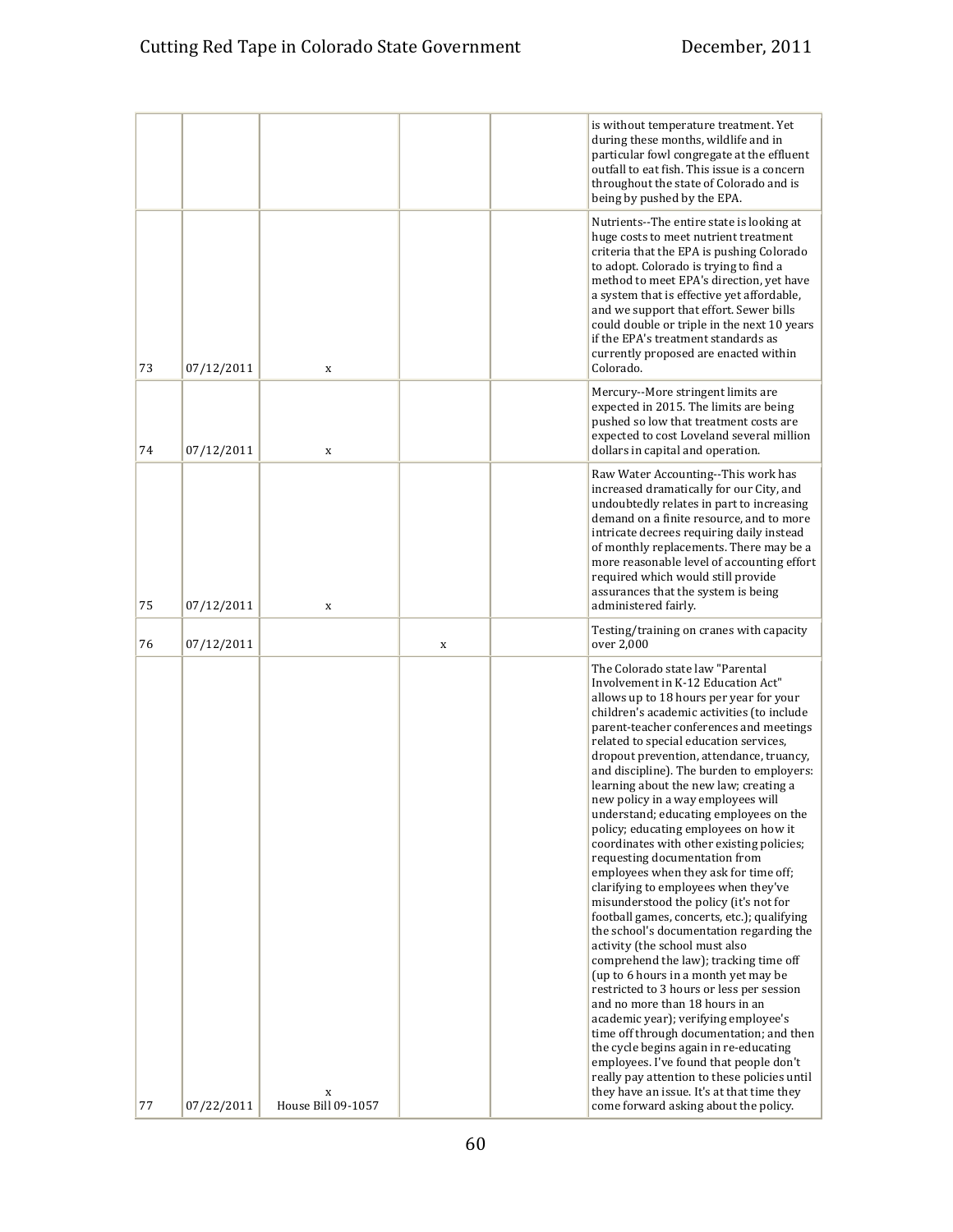| | | | | | |
|---|---|---|---|---|---|
| | | | | | is without temperature treatment. Yet during these months, wildlife and in particular fowl congregate at the effluent outfall to eat fish. This issue is a concern throughout the state of Colorado and is being by pushed by the EPA. |
| 73 | 07/12/2011 | x | | | Nutrients--The entire state is looking at huge costs to meet nutrient treatment criteria that the EPA is pushing Colorado to adopt. Colorado is trying to find a method to meet EPA's direction, yet have a system that is effective yet affordable, and we support that effort. Sewer bills could double or triple in the next 10 years if the EPA's treatment standards as currently proposed are enacted within Colorado. |
| 74 | 07/12/2011 | x | | | Mercury--More stringent limits are expected in 2015. The limits are being pushed so low that treatment costs are expected to cost Loveland several million dollars in capital and operation. |
| 75 | 07/12/2011 | x | | | Raw Water Accounting--This work has increased dramatically for our City, and undoubtedly relates in part to increasing demand on a finite resource, and to more intricate decrees requiring daily instead of monthly replacements. There may be a more reasonable level of accounting effort required which would still provide assurances that the system is being administered fairly. |
| 76 | 07/12/2011 | | x | | Testing/training on cranes with capacity over 2,000 |
| 77 | 07/22/2011 | x House Bill 09-1057 | | | The Colorado state law "Parental Involvement in K-12 Education Act" allows up to 18 hours per year for your children's academic activities (to include parent-teacher conferences and meetings related to special education services, dropout prevention, attendance, truancy, and discipline). The burden to employers: learning about the new law; creating a new policy in a way employees will understand; educating employees on the policy; educating employees on how it coordinates with other existing policies; requesting documentation from employees when they ask for time off; clarifying to employees when they've misunderstood the policy (it's not for football games, concerts, etc.); qualifying the school's documentation regarding the activity (the school must also comprehend the law); tracking time off (up to 6 hours in a month yet may be restricted to 3 hours or less per session and no more than 18 hours in an academic year); verifying employee's time off through documentation; and then the cycle begins again in re-educating employees. I've found that people don't really pay attention to these policies until they have an issue. It's at that time they come forward asking about the policy. |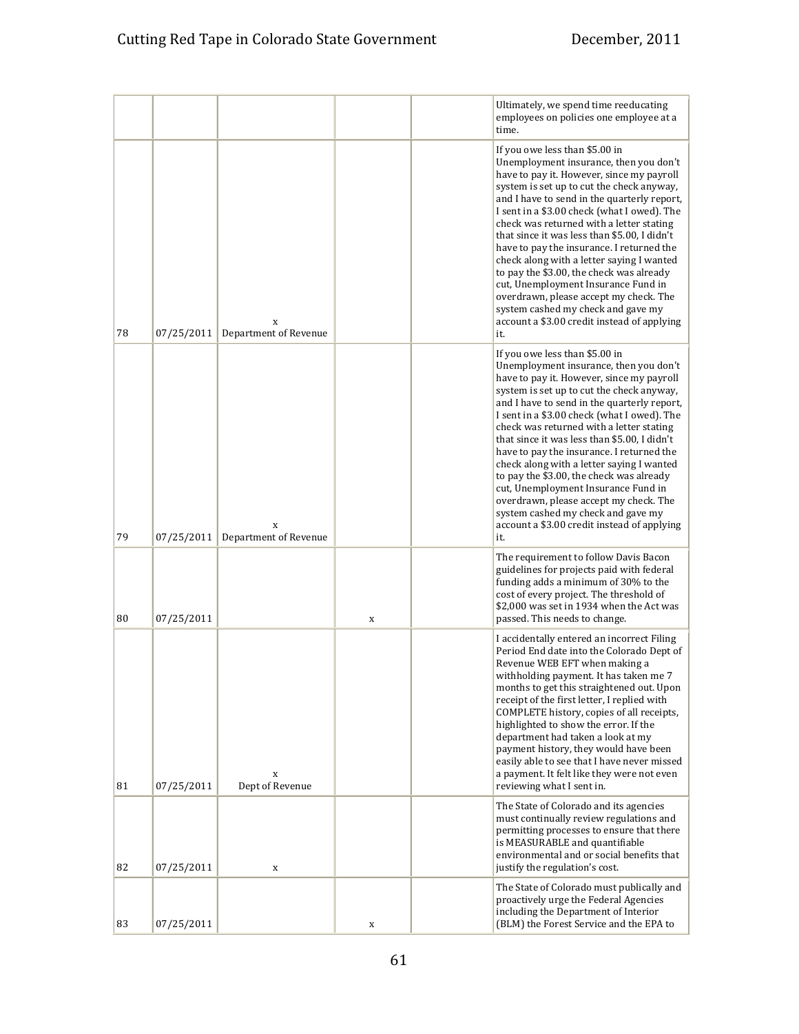| | | | | | |
|---|---|---|---|---|---|
| | | | | | Ultimately, we spend time reeducating employees on policies one employee at a time. |
| 78 | 07/25/2011 | x Department of Revenue | | | If you owe less than $5.00 in Unemployment insurance, then you don't have to pay it. However, since my payroll system is set up to cut the check anyway, and I have to send in the quarterly report, I sent in a $3.00 check (what I owed). The check was returned with a letter stating that since it was less than $5.00, I didn't have to pay the insurance. I returned the check along with a letter saying I wanted to pay the $3.00, the check was already cut, Unemployment Insurance Fund in overdrawn, please accept my check. The system cashed my check and gave my account a $3.00 credit instead of applying it. |
| 79 | 07/25/2011 | x Department of Revenue | | | If you owe less than $5.00 in Unemployment insurance, then you don't have to pay it. However, since my payroll system is set up to cut the check anyway, and I have to send in the quarterly report, I sent in a $3.00 check (what I owed). The check was returned with a letter stating that since it was less than $5.00, I didn't have to pay the insurance. I returned the check along with a letter saying I wanted to pay the $3.00, the check was already cut, Unemployment Insurance Fund in overdrawn, please accept my check. The system cashed my check and gave my account a $3.00 credit instead of applying it. |
| 80 | 07/25/2011 | | x | | The requirement to follow Davis Bacon guidelines for projects paid with federal funding adds a minimum of 30% to the cost of every project. The threshold of $2,000 was set in 1934 when the Act was passed. This needs to change. |
| 81 | 07/25/2011 | x Dept of Revenue | | | I accidentally entered an incorrect Filing Period End date into the Colorado Dept of Revenue WEB EFT when making a withholding payment. It has taken me 7 months to get this straightened out. Upon receipt of the first letter, I replied with COMPLETE history, copies of all receipts, highlighted to show the error. If the department had taken a look at my payment history, they would have been easily able to see that I have never missed a payment. It felt like they were not even reviewing what I sent in. |
| 82 | 07/25/2011 | x | | | The State of Colorado and its agencies must continually review regulations and permitting processes to ensure that there is MEASURABLE and quantifiable environmental and or social benefits that justify the regulation's cost. |
| 83 | 07/25/2011 | | x | | The State of Colorado must publically and proactively urge the Federal Agencies including the Department of Interior (BLM) the Forest Service and the EPA to |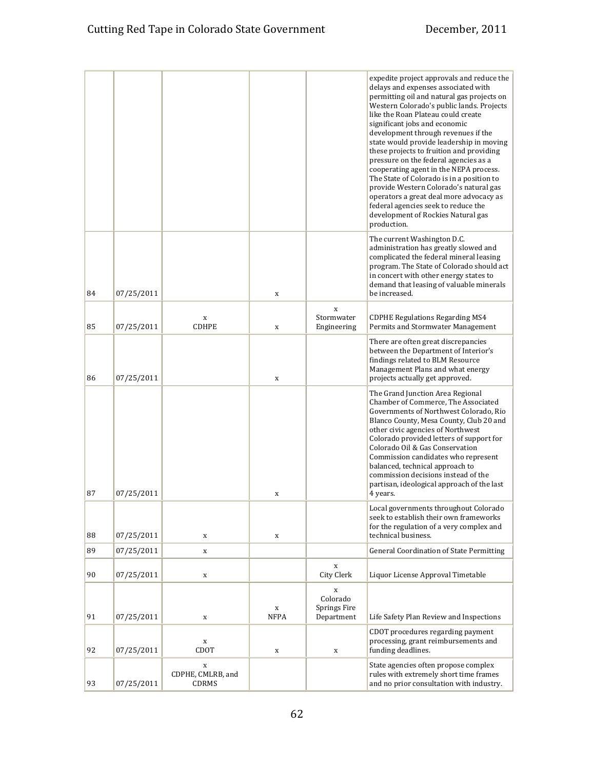| | | | | | |
|---|---|---|---|---|---|
| | | | | | expedite project approvals and reduce the delays and expenses associated with permitting oil and natural gas projects on Western Colorado's public lands. Projects like the Roan Plateau could create significant jobs and economic development through revenues if the state would provide leadership in moving these projects to fruition and providing pressure on the federal agencies as a cooperating agent in the NEPA process. The State of Colorado is in a position to provide Western Colorado's natural gas operators a great deal more advocacy as federal agencies seek to reduce the development of Rockies Natural gas production. |
| 84 | 07/25/2011 | | x | | The current Washington D.C. administration has greatly slowed and complicated the federal mineral leasing program. The State of Colorado should act in concert with other energy states to demand that leasing of valuable minerals be increased. |
| 85 | 07/25/2011 | x CDHPE | x | x Stormwater Engineering | CDPHE Regulations Regarding MS4 Permits and Stormwater Management |
| 86 | 07/25/2011 | | x | | There are often great discrepancies between the Department of Interior's findings related to BLM Resource Management Plans and what energy projects actually get approved. |
| 87 | 07/25/2011 | | x | | The Grand Junction Area Regional Chamber of Commerce, The Associated Governments of Northwest Colorado, Rio Blanco County, Mesa County, Club 20 and other civic agencies of Northwest Colorado provided letters of support for Colorado Oil & Gas Conservation Commission candidates who represent balanced, technical approach to commission decisions instead of the partisan, ideological approach of the last 4 years. |
| 88 | 07/25/2011 | x | x | | Local governments throughout Colorado seek to establish their own frameworks for the regulation of a very complex and technical business. |
| 89 | 07/25/2011 | x | | | General Coordination of State Permitting |
| 90 | 07/25/2011 | x | | x City Clerk | Liquor License Approval Timetable |
| 91 | 07/25/2011 | x | x NFPA | x Colorado Springs Fire Department | Life Safety Plan Review and Inspections |
| 92 | 07/25/2011 | x CDOT | x | x | CDOT procedures regarding payment processing, grant reimbursements and funding deadlines. |
| 93 | 07/25/2011 | x CDPHE, CMLRB, and CDRMS | | | State agencies often propose complex rules with extremely short time frames and no prior consultation with industry. |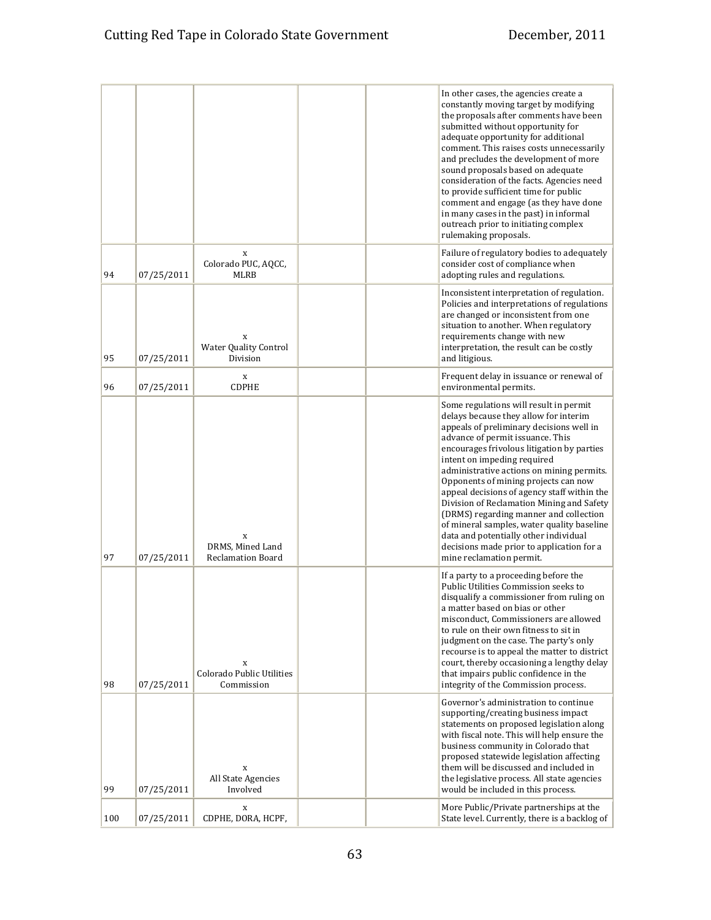| | | | | | |
|---|---|---|---|---|---|
| | | | | | In other cases, the agencies create a constantly moving target by modifying the proposals after comments have been submitted without opportunity for adequate opportunity for additional comment. This raises costs unnecessarily and precludes the development of more sound proposals based on adequate consideration of the facts. Agencies need to provide sufficient time for public comment and engage (as they have done in many cases in the past) in informal outreach prior to initiating complex rulemaking proposals. |
| 94 | 07/25/2011 | x Colorado PUC, AQCC, MLRB | | | Failure of regulatory bodies to adequately consider cost of compliance when adopting rules and regulations. |
| 95 | 07/25/2011 | x Water Quality Control Division | | | Inconsistent interpretation of regulation. Policies and interpretations of regulations are changed or inconsistent from one situation to another. When regulatory requirements change with new interpretation, the result can be costly and litigious. |
| 96 | 07/25/2011 | x CDPHE | | | Frequent delay in issuance or renewal of environmental permits. |
| 97 | 07/25/2011 | x DRMS, Mined Land Reclamation Board | | | Some regulations will result in permit delays because they allow for interim appeals of preliminary decisions well in advance of permit issuance. This encourages frivolous litigation by parties intent on impeding required administrative actions on mining permits. Opponents of mining projects can now appeal decisions of agency staff within the Division of Reclamation Mining and Safety (DRMS) regarding manner and collection of mineral samples, water quality baseline data and potentially other individual decisions made prior to application for a mine reclamation permit. |
| 98 | 07/25/2011 | x Colorado Public Utilities Commission | | | If a party to a proceeding before the Public Utilities Commission seeks to disqualify a commissioner from ruling on a matter based on bias or other misconduct, Commissioners are allowed to rule on their own fitness to sit in judgment on the case. The party's only recourse is to appeal the matter to district court, thereby occasioning a lengthy delay that impairs public confidence in the integrity of the Commission process. |
| 99 | 07/25/2011 | x All State Agencies Involved | | | Governor's administration to continue supporting/creating business impact statements on proposed legislation along with fiscal note. This will help ensure the business community in Colorado that proposed statewide legislation affecting them will be discussed and included in the legislative process. All state agencies would be included in this process. |
| 100 | 07/25/2011 | x CDPHE, DORA, HCPF, | | | More Public/Private partnerships at the State level. Currently, there is a backlog of |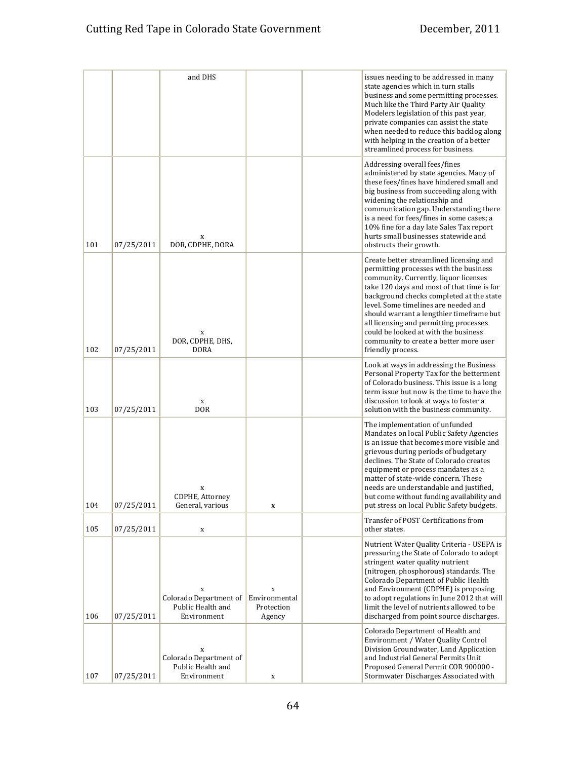| | | | | | |
|---|---|---|---|---|---|
| | | and DHS | | | issues needing to be addressed in many state agencies which in turn stalls business and some permitting processes. Much like the Third Party Air Quality Modelers legislation of this past year, private companies can assist the state when needed to reduce this backlog along with helping in the creation of a better streamlined process for business. |
| 101 | 07/25/2011 | x DOR, CDPHE, DORA | | | Addressing overall fees/fines administered by state agencies. Many of these fees/fines have hindered small and big business from succeeding along with widening the relationship and communication gap. Understanding there is a need for fees/fines in some cases; a 10% fine for a day late Sales Tax report hurts small businesses statewide and obstructs their growth. |
| 102 | 07/25/2011 | x DOR, CDPHE, DHS, DORA | | | Create better streamlined licensing and permitting processes with the business community. Currently, liquor licenses take 120 days and most of that time is for background checks completed at the state level. Some timelines are needed and should warrant a lengthier timeframe but all licensing and permitting processes could be looked at with the business community to create a better more user friendly process. |
| 103 | 07/25/2011 | x DOR | | | Look at ways in addressing the Business Personal Property Tax for the betterment of Colorado business. This issue is a long term issue but now is the time to have the discussion to look at ways to foster a solution with the business community. |
| 104 | 07/25/2011 | x CDPHE, Attorney General, various | x | | The implementation of unfunded Mandates on local Public Safety Agencies is an issue that becomes more visible and grievous during periods of budgetary declines. The State of Colorado creates equipment or process mandates as a matter of state-wide concern. These needs are understandable and justified, but come without funding availability and put stress on local Public Safety budgets. |
| 105 | 07/25/2011 | x | | | Transfer of POST Certifications from other states. |
| 106 | 07/25/2011 | x Colorado Department of Public Health and Environment | x Environmental Protection Agency | | Nutrient Water Quality Criteria - USEPA is pressuring the State of Colorado to adopt stringent water quality nutrient (nitrogen, phosphorous) standards. The Colorado Department of Public Health and Environment (CDPHE) is proposing to adopt regulations in June 2012 that will limit the level of nutrients allowed to be discharged from point source discharges. |
| 107 | 07/25/2011 | x Colorado Department of Public Health and Environment | x | | Colorado Department of Health and Environment / Water Quality Control Division Groundwater, Land Application and Industrial General Permits Unit Proposed General Permit COR 900000 - Stormwater Discharges Associated with |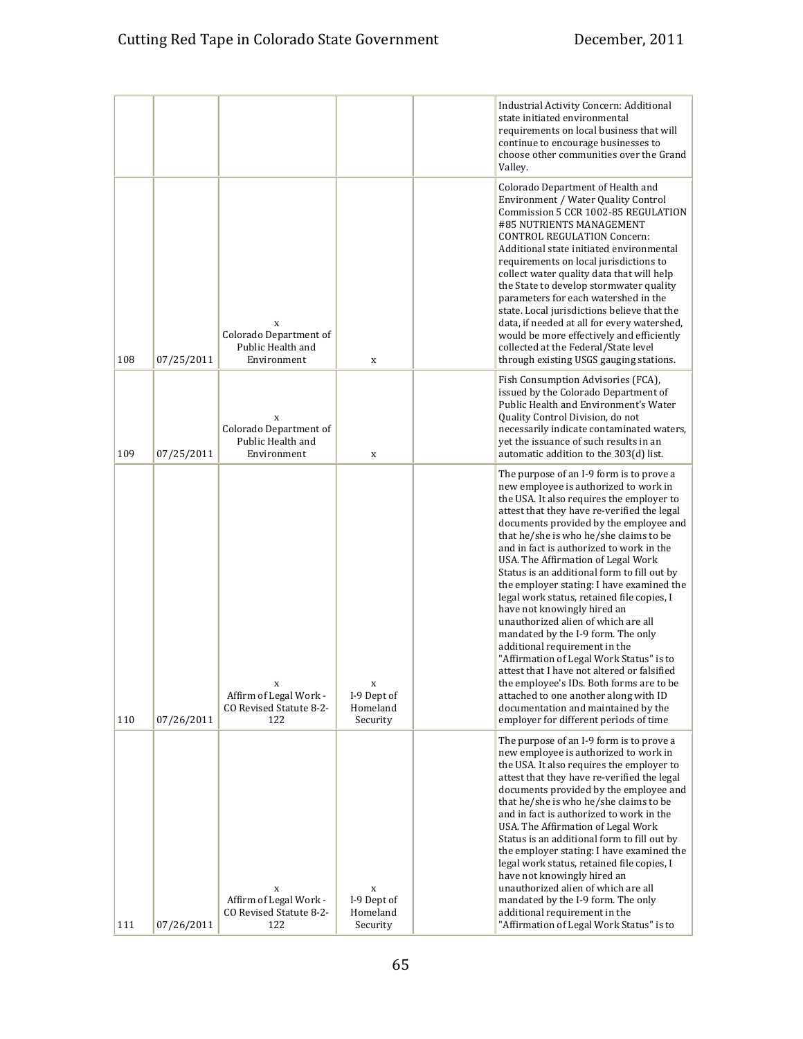|  |  |  |  |  |  |
|---|---|---|---|---|---|
|  |  |  |  |  | Industrial Activity Concern: Additional state initiated environmental requirements on local business that will continue to encourage businesses to choose other communities over the Grand Valley. |
| 108 | 07/25/2011 | x Colorado Department of Public Health and Environment | x |  | Colorado Department of Health and Environment / Water Quality Control Commission 5 CCR 1002-85 REGULATION #85 NUTRIENTS MANAGEMENT CONTROL REGULATION Concern: Additional state initiated environmental requirements on local jurisdictions to collect water quality data that will help the State to develop stormwater quality parameters for each watershed in the state. Local jurisdictions believe that the data, if needed at all for every watershed, would be more effectively and efficiently collected at the Federal/State level through existing USGS gauging stations. |
| 109 | 07/25/2011 | x Colorado Department of Public Health and Environment | x |  | Fish Consumption Advisories (FCA), issued by the Colorado Department of Public Health and Environment's Water Quality Control Division, do not necessarily indicate contaminated waters, yet the issuance of such results in an automatic addition to the 303(d) list. |
| 110 | 07/26/2011 | x Affirm of Legal Work - CO Revised Statute 8-2-122 | x I-9 Dept of Homeland Security |  | The purpose of an I-9 form is to prove a new employee is authorized to work in the USA. It also requires the employer to attest that they have re-verified the legal documents provided by the employee and that he/she is who he/she claims to be and in fact is authorized to work in the USA. The Affirmation of Legal Work Status is an additional form to fill out by the employer stating: I have examined the legal work status, retained file copies, I have not knowingly hired an unauthorized alien of which are all mandated by the I-9 form. The only additional requirement in the "Affirmation of Legal Work Status" is to attest that I have not altered or falsified the employee's IDs. Both forms are to be attached to one another along with ID documentation and maintained by the employer for different periods of time |
| 111 | 07/26/2011 | x Affirm of Legal Work - CO Revised Statute 8-2-122 | x I-9 Dept of Homeland Security |  | The purpose of an I-9 form is to prove a new employee is authorized to work in the USA. It also requires the employer to attest that they have re-verified the legal documents provided by the employee and that he/she is who he/she claims to be and in fact is authorized to work in the USA. The Affirmation of Legal Work Status is an additional form to fill out by the employer stating: I have examined the legal work status, retained file copies, I have not knowingly hired an unauthorized alien of which are all mandated by the I-9 form. The only additional requirement in the "Affirmation of Legal Work Status" is to |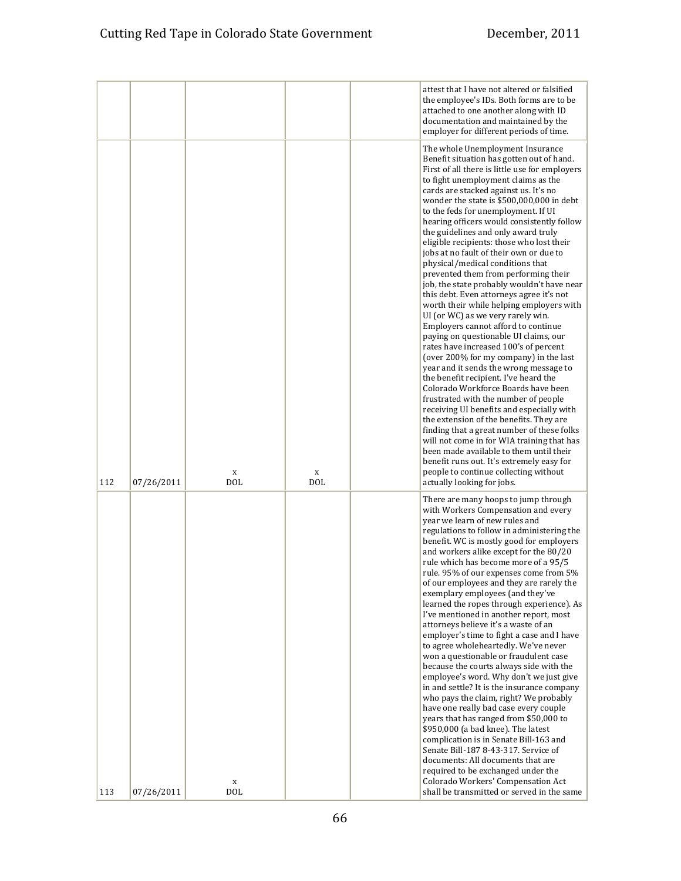| | | | | | |
|---|---|---|---|---|---|
| | | | | | attest that I have not altered or falsified the employee's IDs. Both forms are to be attached to one another along with ID documentation and maintained by the employer for different periods of time. |
| 112 | 07/26/2011 | x DOL | x DOL | | The whole Unemployment Insurance Benefit situation has gotten out of hand. First of all there is little use for employers to fight unemployment claims as the cards are stacked against us. It's no wonder the state is $500,000,000 in debt to the feds for unemployment. If UI hearing officers would consistently follow the guidelines and only award truly eligible recipients: those who lost their jobs at no fault of their own or due to physical/medical conditions that prevented them from performing their job, the state probably wouldn't have near this debt. Even attorneys agree it's not worth their while helping employers with UI (or WC) as we very rarely win. Employers cannot afford to continue paying on questionable UI claims, our rates have increased 100's of percent (over 200% for my company) in the last year and it sends the wrong message to the benefit recipient. I've heard the Colorado Workforce Boards have been frustrated with the number of people receiving UI benefits and especially with the extension of the benefits. They are finding that a great number of these folks will not come in for WIA training that has been made available to them until their benefit runs out. It's extremely easy for people to continue collecting without actually looking for jobs. |
| 113 | 07/26/2011 | x DOL | | | There are many hoops to jump through with Workers Compensation and every year we learn of new rules and regulations to follow in administering the benefit. WC is mostly good for employers and workers alike except for the 80/20 rule which has become more of a 95/5 rule. 95% of our expenses come from 5% of our employees and they are rarely the exemplary employees (and they've learned the ropes through experience). As I've mentioned in another report, most attorneys believe it's a waste of an employer's time to fight a case and I have to agree wholeheartedly. We've never won a questionable or fraudulent case because the courts always side with the employee's word. Why don't we just give in and settle? It is the insurance company who pays the claim, right? We probably have one really bad case every couple years that has ranged from $50,000 to $950,000 (a bad knee). The latest complication is in Senate Bill-163 and Senate Bill-187 8-43-317. Service of documents: All documents that are required to be exchanged under the Colorado Workers' Compensation Act shall be transmitted or served in the same |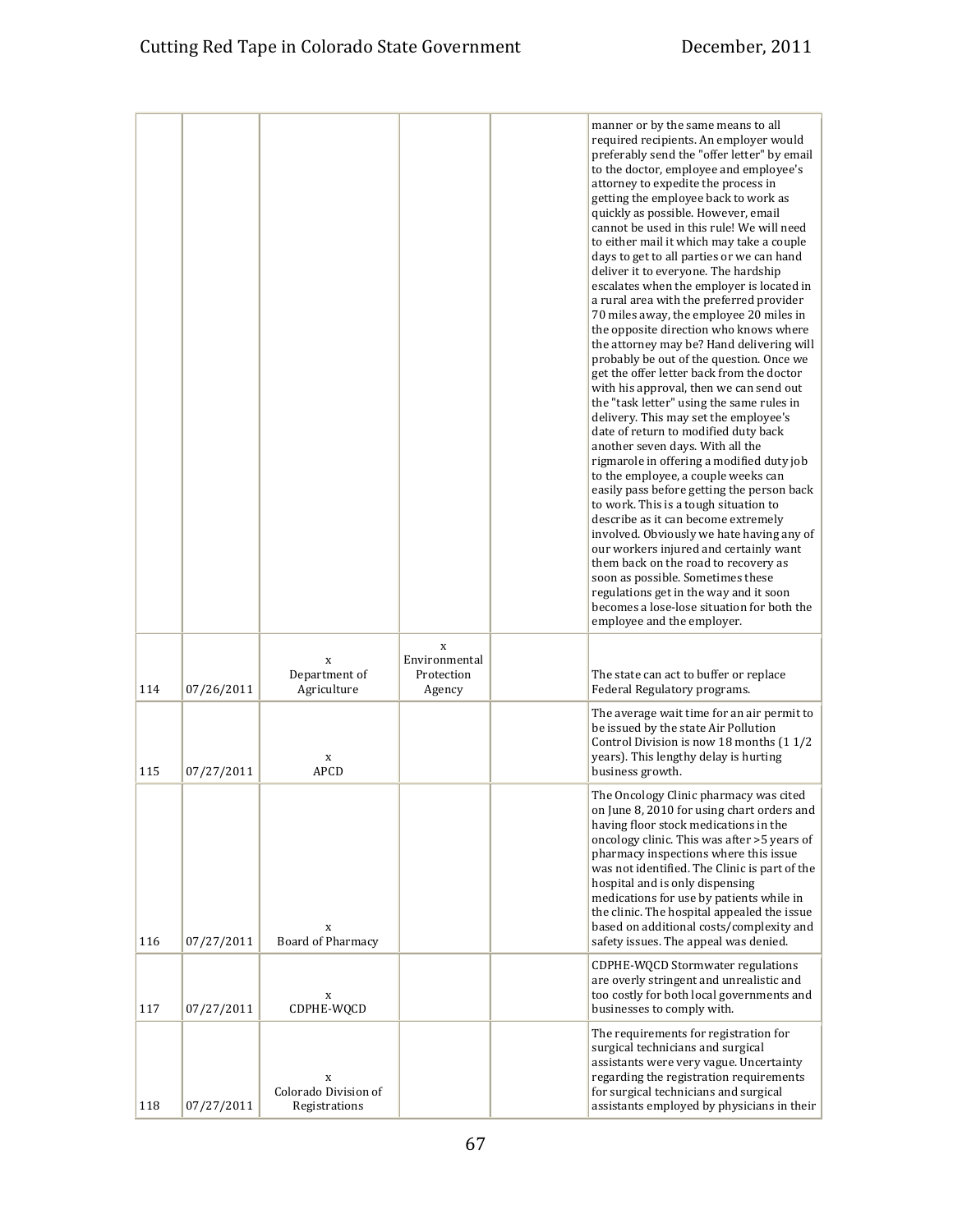| | | | | | | |
|---|---|---|---|---|---|---|
| | | | | | | manner or by the same means to all required recipients. An employer would preferably send the "offer letter" by email to the doctor, employee and employee's attorney to expedite the process in getting the employee back to work as quickly as possible. However, email cannot be used in this rule! We will need to either mail it which may take a couple days to get to all parties or we can hand deliver it to everyone. The hardship escalates when the employer is located in a rural area with the preferred provider 70 miles away, the employee 20 miles in the opposite direction who knows where the attorney may be? Hand delivering will probably be out of the question. Once we get the offer letter back from the doctor with his approval, then we can send out the "task letter" using the same rules in delivery. This may set the employee's date of return to modified duty back another seven days. With all the rigmarole in offering a modified duty job to the employee, a couple weeks can easily pass before getting the person back to work. This is a tough situation to describe as it can become extremely involved. Obviously we hate having any of our workers injured and certainly want them back on the road to recovery as soon as possible. Sometimes these regulations get in the way and it soon becomes a lose-lose situation for both the employee and the employer. |
| 114 | 07/26/2011 | x Department of Agriculture | x Environmental Protection Agency | | | The state can act to buffer or replace Federal Regulatory programs. |
| 115 | 07/27/2011 | x APCD | | | | The average wait time for an air permit to be issued by the state Air Pollution Control Division is now 18 months (1 1/2 years). This lengthy delay is hurting business growth. |
| 116 | 07/27/2011 | x Board of Pharmacy | | | | The Oncology Clinic pharmacy was cited on June 8, 2010 for using chart orders and having floor stock medications in the oncology clinic. This was after >5 years of pharmacy inspections where this issue was not identified. The Clinic is part of the hospital and is only dispensing medications for use by patients while in the clinic. The hospital appealed the issue based on additional costs/complexity and safety issues. The appeal was denied. |
| 117 | 07/27/2011 | x CDPHE-WQCD | | | | CDPHE-WQCD Stormwater regulations are overly stringent and unrealistic and too costly for both local governments and businesses to comply with. |
| 118 | 07/27/2011 | x Colorado Division of Registrations | | | | The requirements for registration for surgical technicians and surgical assistants were very vague. Uncertainty regarding the registration requirements for surgical technicians and surgical assistants employed by physicians in their |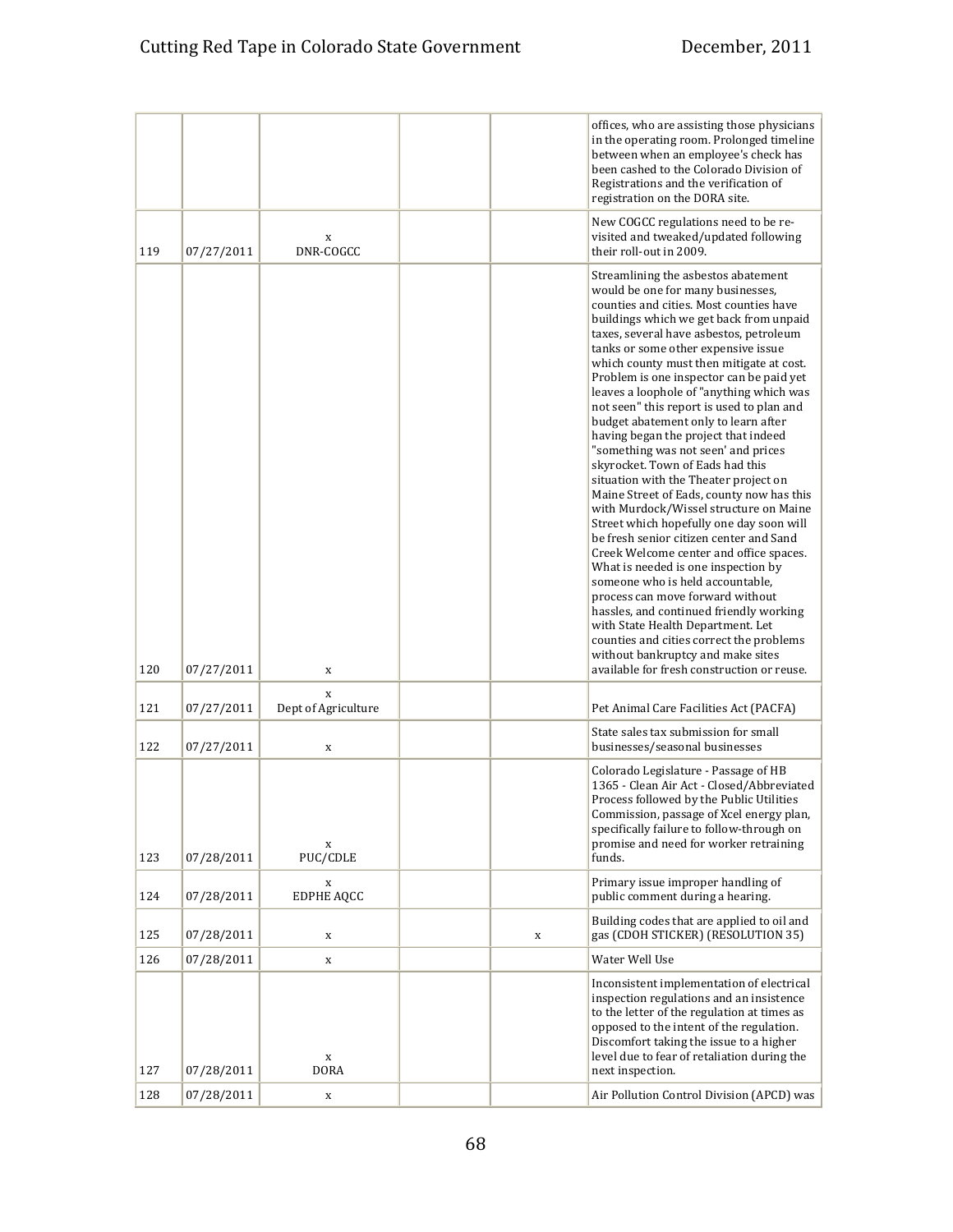| | | | | | |
|---|---|---|---|---|---|
| | | | | | offices, who are assisting those physicians in the operating room. Prolonged timeline between when an employee's check has been cashed to the Colorado Division of Registrations and the verification of registration on the DORA site. |
| 119 | 07/27/2011 | x DNR-COGCC | | | New COGCC regulations need to be re-visited and tweaked/updated following their roll-out in 2009. |
| 120 | 07/27/2011 | x | | | Streamlining the asbestos abatement would be one for many businesses, counties and cities. Most counties have buildings which we get back from unpaid taxes, several have asbestos, petroleum tanks or some other expensive issue which county must then mitigate at cost. Problem is one inspector can be paid yet leaves a loophole of "anything which was not seen" this report is used to plan and budget abatement only to learn after having began the project that indeed "something was not seen' and prices skyrocket. Town of Eads had this situation with the Theater project on Maine Street of Eads, county now has this with Murdock/Wissel structure on Maine Street which hopefully one day soon will be fresh senior citizen center and Sand Creek Welcome center and office spaces. What is needed is one inspection by someone who is held accountable, process can move forward without hassles, and continued friendly working with State Health Department. Let counties and cities correct the problems without bankruptcy and make sites available for fresh construction or reuse. |
| 121 | 07/27/2011 | x Dept of Agriculture | | | Pet Animal Care Facilities Act (PACFA) |
| 122 | 07/27/2011 | x | | | State sales tax submission for small businesses/seasonal businesses |
| 123 | 07/28/2011 | x PUC/CDLE | | | Colorado Legislature - Passage of HB 1365 - Clean Air Act - Closed/Abbreviated Process followed by the Public Utilities Commission, passage of Xcel energy plan, specifically failure to follow-through on promise and need for worker retraining funds. |
| 124 | 07/28/2011 | x EDPHE AQCC | | | Primary issue improper handling of public comment during a hearing. |
| 125 | 07/28/2011 | x | | x | Building codes that are applied to oil and gas (CDOH STICKER) (RESOLUTION 35) |
| 126 | 07/28/2011 | x | | | Water Well Use |
| 127 | 07/28/2011 | x DORA | | | Inconsistent implementation of electrical inspection regulations and an insistence to the letter of the regulation at times as opposed to the intent of the regulation. Discomfort taking the issue to a higher level due to fear of retaliation during the next inspection. |
| 128 | 07/28/2011 | x | | | Air Pollution Control Division (APCD) was |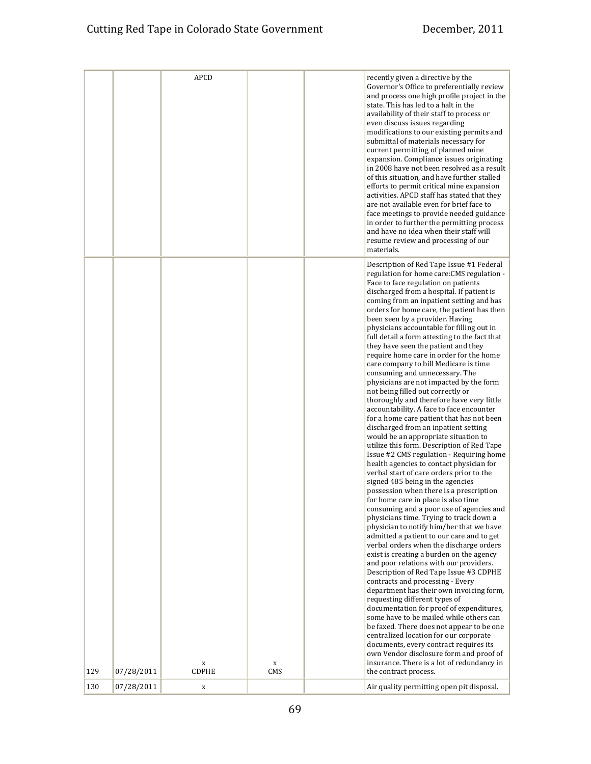| | | APCD | | | recently given a directive by the Governor's Office to preferentially review and process one high profile project in the state. This has led to a halt in the availability of their staff to process or even discuss issues regarding modifications to our existing permits and submittal of materials necessary for current permitting of planned mine expansion. Compliance issues originating in 2008 have not been resolved as a result of this situation, and have further stalled efforts to permit critical mine expansion activities. APCD staff has stated that they are not available even for brief face to face meetings to provide needed guidance in order to further the permitting process and have no idea when their staff will resume review and processing of our materials. |
|---|---|---|---|---|---|
| 129 | 07/28/2011 | x CDPHE | x CMS | | Description of Red Tape Issue #1 Federal regulation for home care:CMS regulation - Face to face regulation on patients discharged from a hospital. If patient is coming from an inpatient setting and has orders for home care, the patient has then been seen by a provider. Having physicians accountable for filling out in full detail a form attesting to the fact that they have seen the patient and they require home care in order for the home care company to bill Medicare is time consuming and unnecessary. The physicians are not impacted by the form not being filled out correctly or thoroughly and therefore have very little accountability. A face to face encounter for a home care patient that has not been discharged from an inpatient setting would be an appropriate situation to utilize this form. Description of Red Tape Issue #2 CMS regulation - Requiring home health agencies to contact physician for verbal start of care orders prior to the signed 485 being in the agencies possession when there is a prescription for home care in place is also time consuming and a poor use of agencies and physicians time. Trying to track down a physician to notify him/her that we have admitted a patient to our care and to get verbal orders when the discharge orders exist is creating a burden on the agency and poor relations with our providers. Description of Red Tape Issue #3 CDPHE contracts and processing - Every department has their own invoicing form, requesting different types of documentation for proof of expenditures, some have to be mailed while others can be faxed. There does not appear to be one centralized location for our corporate documents, every contract requires its own Vendor disclosure form and proof of insurance. There is a lot of redundancy in the contract process. |
| 130 | 07/28/2011 | x | | | Air quality permitting open pit disposal. |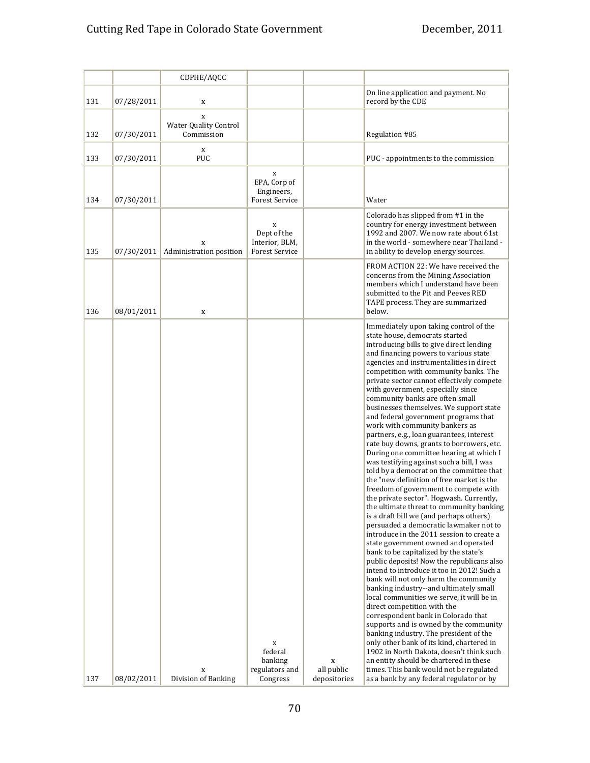| | | | | | |
|---|---|---|---|---|---|
| | | CDPHE/AQCC | | | |
| 131 | 07/28/2011 | x | | | On line application and payment. No record by the CDE |
| 132 | 07/30/2011 | x Water Quality Control Commission | | | Regulation #85 |
| 133 | 07/30/2011 | x PUC | | | PUC - appointments to the commission |
| 134 | 07/30/2011 | | x EPA, Corp of Engineers, Forest Service | | Water |
| 135 | 07/30/2011 | x Administration position | x Dept of the Interior, BLM, Forest Service | | Colorado has slipped from #1 in the country for energy investment between 1992 and 2007. We now rate about 61st in the world - somewhere near Thailand - in ability to develop energy sources. |
| 136 | 08/01/2011 | x | | | FROM ACTION 22: We have received the concerns from the Mining Association members which I understand have been submitted to the Pit and Peeves RED TAPE process. They are summarized below. |
| 137 | 08/02/2011 | x Division of Banking | x federal banking regulators and Congress | x all public depositories | Immediately upon taking control of the state house, democrats started introducing bills to give direct lending and financing powers to various state agencies and instrumentalities in direct competition with community banks. The private sector cannot effectively compete with government, especially since community banks are often small businesses themselves. We support state and federal government programs that work with community bankers as partners, e.g., loan guarantees, interest rate buy downs, grants to borrowers, etc. During one committee hearing at which I was testifying against such a bill, I was told by a democrat on the committee that the "new definition of free market is the freedom of government to compete with the private sector". Hogwash. Currently, the ultimate threat to community banking is a draft bill we (and perhaps others) persuaded a democratic lawmaker not to introduce in the 2011 session to create a state government owned and operated bank to be capitalized by the state's public deposits! Now the republicans also intend to introduce it too in 2012! Such a bank will not only harm the community banking industry--and ultimately small local communities we serve, it will be in direct competition with the correspondent bank in Colorado that supports and is owned by the community banking industry. The president of the only other bank of its kind, chartered in 1902 in North Dakota, doesn't think such an entity should be chartered in these times. This bank would not be regulated as a bank by any federal regulator or by |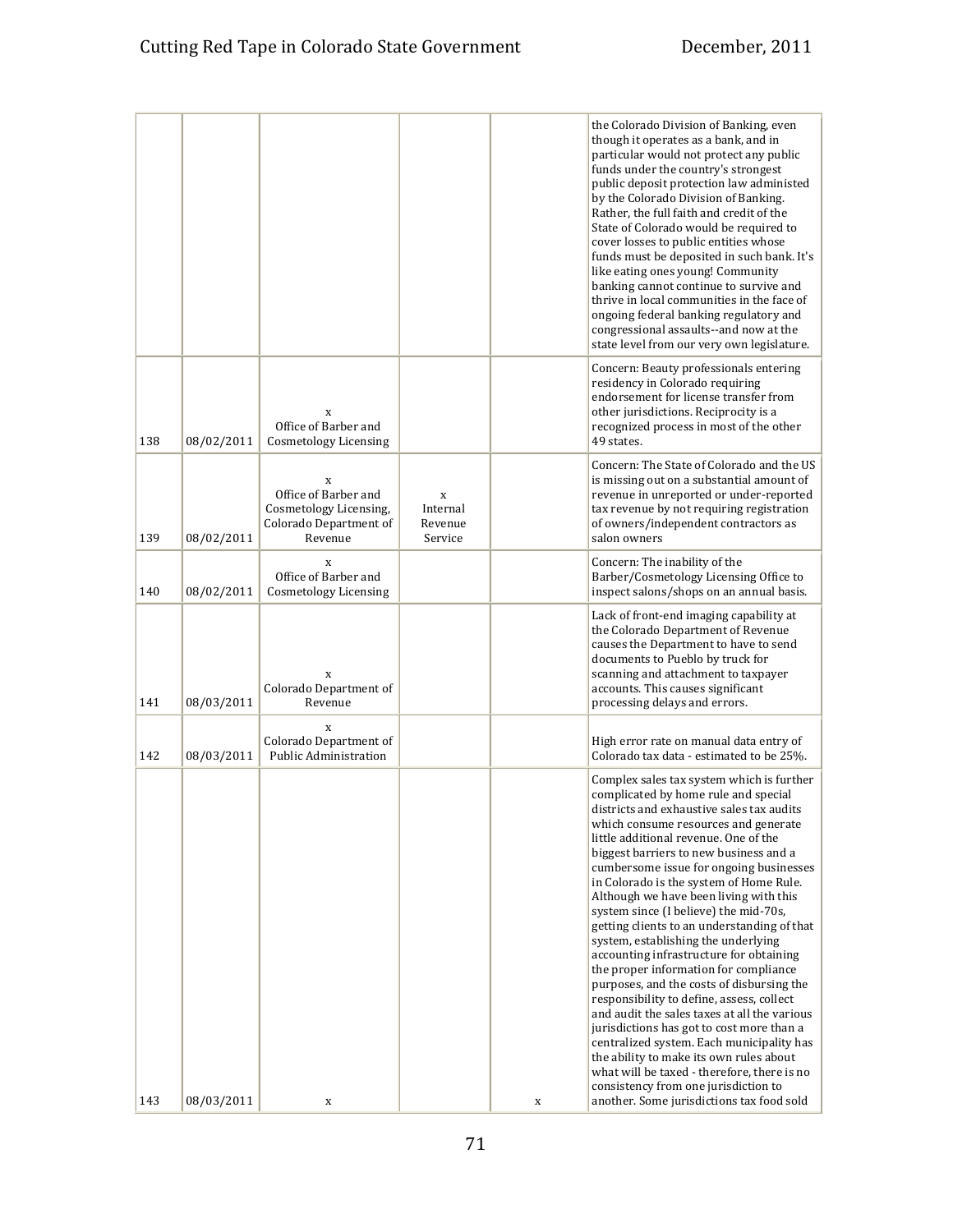| | | | | | |
|---|---|---|---|---|---|
| | | | | | the Colorado Division of Banking, even though it operates as a bank, and in particular would not protect any public funds under the country's strongest public deposit protection law administed by the Colorado Division of Banking. Rather, the full faith and credit of the State of Colorado would be required to cover losses to public entities whose funds must be deposited in such bank. It's like eating ones young! Community banking cannot continue to survive and thrive in local communities in the face of ongoing federal banking regulatory and congressional assaults--and now at the state level from our very own legislature. |
| 138 | 08/02/2011 | x Office of Barber and Cosmetology Licensing | | | Concern: Beauty professionals entering residency in Colorado requiring endorsement for license transfer from other jurisdictions. Reciprocity is a recognized process in most of the other 49 states. |
| 139 | 08/02/2011 | x Office of Barber and Cosmetology Licensing, Colorado Department of Revenue | x Internal Revenue Service | | Concern: The State of Colorado and the US is missing out on a substantial amount of revenue in unreported or under-reported tax revenue by not requiring registration of owners/independent contractors as salon owners |
| 140 | 08/02/2011 | x Office of Barber and Cosmetology Licensing | | | Concern: The inability of the Barber/Cosmetology Licensing Office to inspect salons/shops on an annual basis. |
| 141 | 08/03/2011 | x Colorado Department of Revenue | | | Lack of front-end imaging capability at the Colorado Department of Revenue causes the Department to have to send documents to Pueblo by truck for scanning and attachment to taxpayer accounts. This causes significant processing delays and errors. |
| 142 | 08/03/2011 | x Colorado Department of Public Administration | | | High error rate on manual data entry of Colorado tax data - estimated to be 25%. |
| 143 | 08/03/2011 | x | | x | Complex sales tax system which is further complicated by home rule and special districts and exhaustive sales tax audits which consume resources and generate little additional revenue. One of the biggest barriers to new business and a cumbersome issue for ongoing businesses in Colorado is the system of Home Rule. Although we have been living with this system since (I believe) the mid-70s, getting clients to an understanding of that system, establishing the underlying accounting infrastructure for obtaining the proper information for compliance purposes, and the costs of disbursing the responsibility to define, assess, collect and audit the sales taxes at all the various jurisdictions has got to cost more than a centralized system. Each municipality has the ability to make its own rules about what will be taxed - therefore, there is no consistency from one jurisdiction to another. Some jurisdictions tax food sold |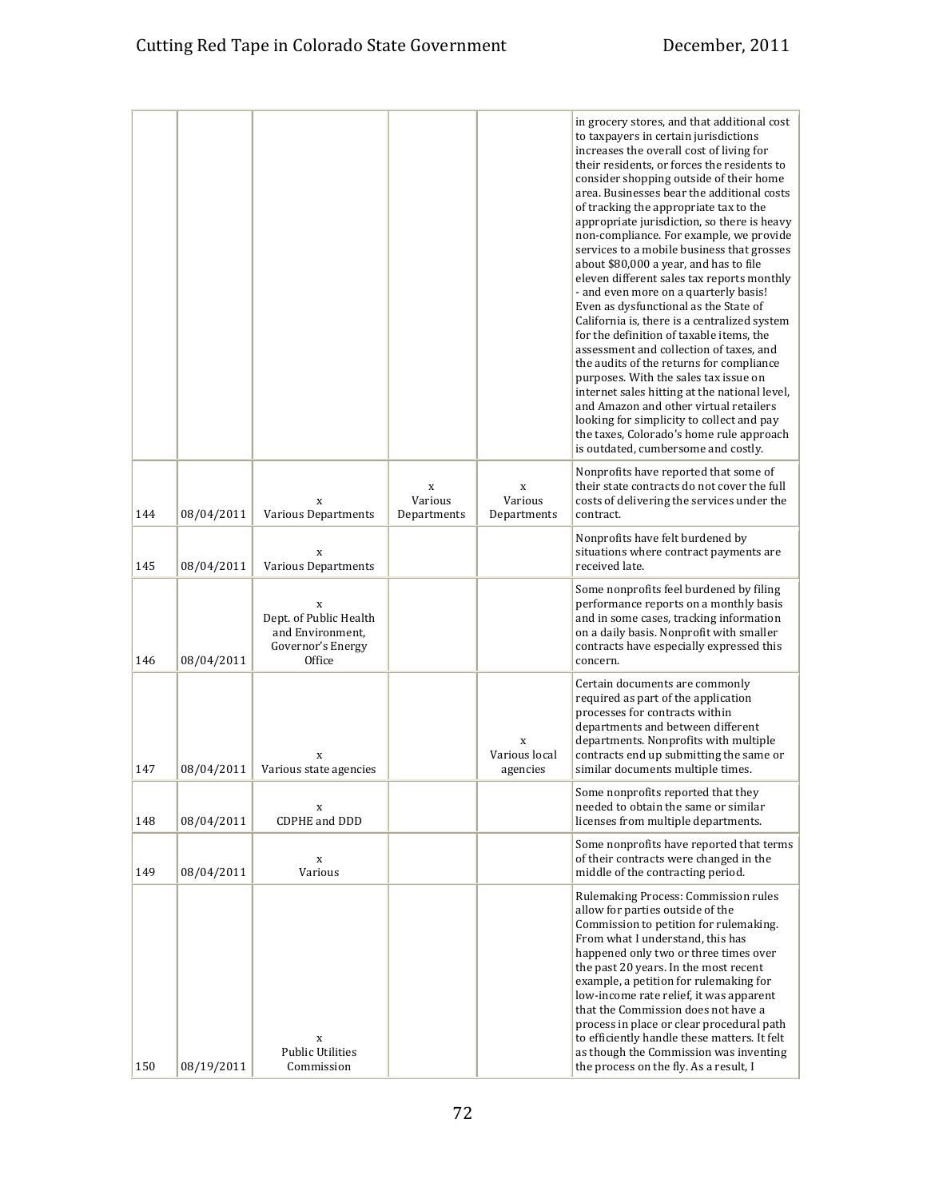| | | | | | |
|---|---|---|---|---|---|
| | | | | | in grocery stores, and that additional cost to taxpayers in certain jurisdictions increases the overall cost of living for their residents, or forces the residents to consider shopping outside of their home area. Businesses bear the additional costs of tracking the appropriate tax to the appropriate jurisdiction, so there is heavy non-compliance. For example, we provide services to a mobile business that grosses about $80,000 a year, and has to file eleven different sales tax reports monthly - and even more on a quarterly basis! Even as dysfunctional as the State of California is, there is a centralized system for the definition of taxable items, the assessment and collection of taxes, and the audits of the returns for compliance purposes. With the sales tax issue on internet sales hitting at the national level, and Amazon and other virtual retailers looking for simplicity to collect and pay the taxes, Colorado's home rule approach is outdated, cumbersome and costly. |
| 144 | 08/04/2011 | x Various Departments | x Various Departments | x Various Departments | Nonprofits have reported that some of their state contracts do not cover the full costs of delivering the services under the contract. |
| 145 | 08/04/2011 | x Various Departments | | | Nonprofits have felt burdened by situations where contract payments are received late. |
| 146 | 08/04/2011 | x Dept. of Public Health and Environment, Governor's Energy Office | | | Some nonprofits feel burdened by filing performance reports on a monthly basis and in some cases, tracking information on a daily basis. Nonprofit with smaller contracts have especially expressed this concern. |
| 147 | 08/04/2011 | x Various state agencies | | x Various local agencies | Certain documents are commonly required as part of the application processes for contracts within departments and between different departments. Nonprofits with multiple contracts end up submitting the same or similar documents multiple times. |
| 148 | 08/04/2011 | x CDPHE and DDD | | | Some nonprofits reported that they needed to obtain the same or similar licenses from multiple departments. |
| 149 | 08/04/2011 | x Various | | | Some nonprofits have reported that terms of their contracts were changed in the middle of the contracting period. |
| 150 | 08/19/2011 | x Public Utilities Commission | | | Rulemaking Process: Commission rules allow for parties outside of the Commission to petition for rulemaking. From what I understand, this has happened only two or three times over the past 20 years. In the most recent example, a petition for rulemaking for low-income rate relief, it was apparent that the Commission does not have a process in place or clear procedural path to efficiently handle these matters. It felt as though the Commission was inventing the process on the fly. As a result, I |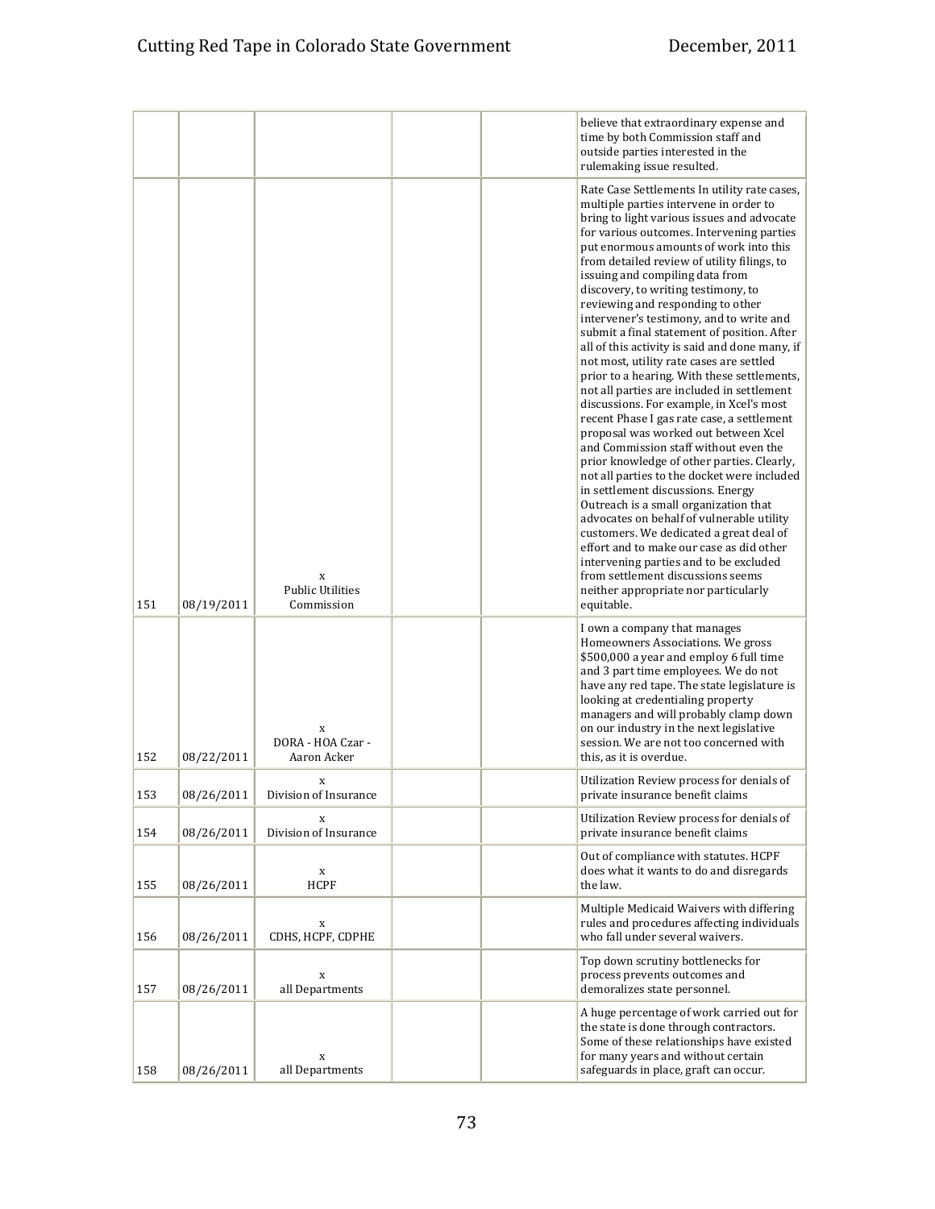| | | | | | |
|---|---|---|---|---|---|
| | | | | | believe that extraordinary expense and time by both Commission staff and outside parties interested in the rulemaking issue resulted. |
| 151 | 08/19/2011 | x Public Utilities Commission | | | Rate Case Settlements In utility rate cases, multiple parties intervene in order to bring to light various issues and advocate for various outcomes. Intervening parties put enormous amounts of work into this from detailed review of utility filings, to issuing and compiling data from discovery, to writing testimony, to reviewing and responding to other intervener's testimony, and to write and submit a final statement of position. After all of this activity is said and done many, if not most, utility rate cases are settled prior to a hearing. With these settlements, not all parties are included in settlement discussions. For example, in Xcel's most recent Phase I gas rate case, a settlement proposal was worked out between Xcel and Commission staff without even the prior knowledge of other parties. Clearly, not all parties to the docket were included in settlement discussions. Energy Outreach is a small organization that advocates on behalf of vulnerable utility customers. We dedicated a great deal of effort and to make our case as did other intervening parties and to be excluded from settlement discussions seems neither appropriate nor particularly equitable. |
| 152 | 08/22/2011 | x DORA - HOA Czar - Aaron Acker | | | I own a company that manages Homeowners Associations. We gross $500,000 a year and employ 6 full time and 3 part time employees. We do not have any red tape. The state legislature is looking at credentialing property managers and will probably clamp down on our industry in the next legislative session. We are not too concerned with this, as it is overdue. |
| 153 | 08/26/2011 | x Division of Insurance | | | Utilization Review process for denials of private insurance benefit claims |
| 154 | 08/26/2011 | x Division of Insurance | | | Utilization Review process for denials of private insurance benefit claims |
| 155 | 08/26/2011 | x HCPF | | | Out of compliance with statutes. HCPF does what it wants to do and disregards the law. |
| 156 | 08/26/2011 | x CDHS, HCPF, CDPHE | | | Multiple Medicaid Waivers with differing rules and procedures affecting individuals who fall under several waivers. |
| 157 | 08/26/2011 | x all Departments | | | Top down scrutiny bottlenecks for process prevents outcomes and demoralizes state personnel. |
| 158 | 08/26/2011 | x all Departments | | | A huge percentage of work carried out for the state is done through contractors. Some of these relationships have existed for many years and without certain safeguards in place, graft can occur. |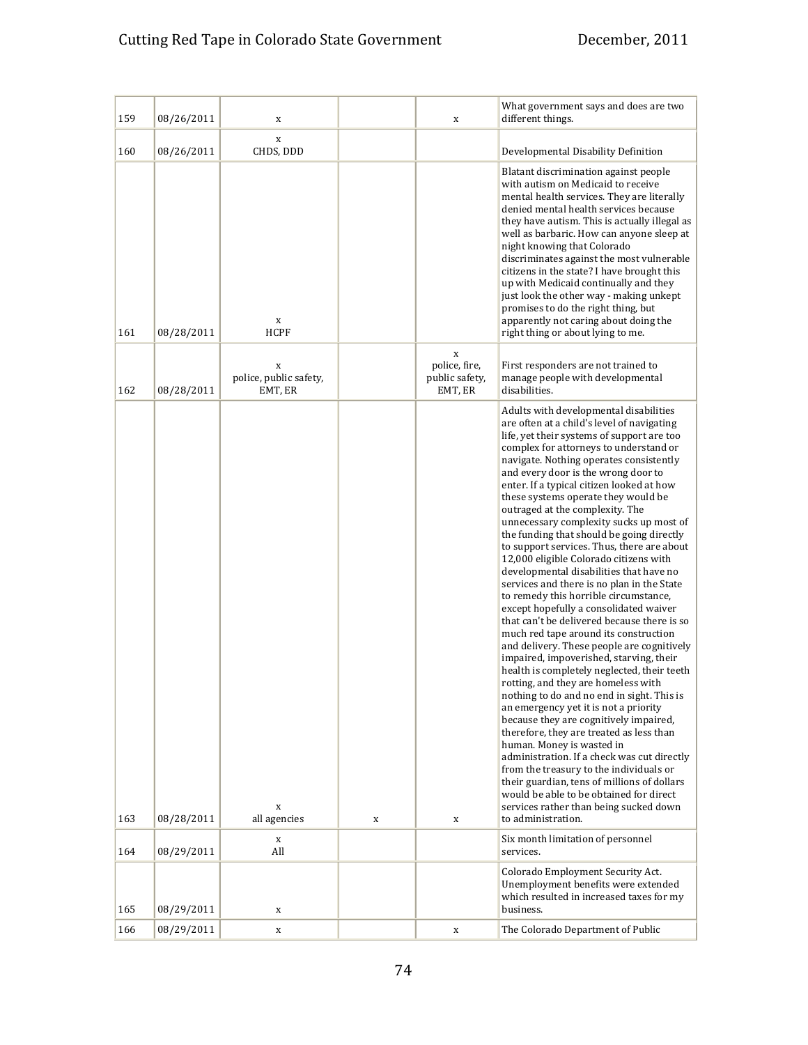| | | | | | |
|---|---|---|---|---|---|
| 159 | 08/26/2011 | x | | x | What government says and does are two different things. |
| 160 | 08/26/2011 | x CHDS, DDD | | | Developmental Disability Definition |
| 161 | 08/28/2011 | x HCPF | | | Blatant discrimination against people with autism on Medicaid to receive mental health services. They are literally denied mental health services because they have autism. This is actually illegal as well as barbaric. How can anyone sleep at night knowing that Colorado discriminates against the most vulnerable citizens in the state? I have brought this up with Medicaid continually and they just look the other way - making unkept promises to do the right thing, but apparently not caring about doing the right thing or about lying to me. |
| 162 | 08/28/2011 | x police, public safety, EMT, ER | | x police, fire, public safety, EMT, ER | First responders are not trained to manage people with developmental disabilities. |
| 163 | 08/28/2011 | x all agencies | x | x | Adults with developmental disabilities are often at a child's level of navigating life, yet their systems of support are too complex for attorneys to understand or navigate. Nothing operates consistently and every door is the wrong door to enter. If a typical citizen looked at how these systems operate they would be outraged at the complexity. The unnecessary complexity sucks up most of the funding that should be going directly to support services. Thus, there are about 12,000 eligible Colorado citizens with developmental disabilities that have no services and there is no plan in the State to remedy this horrible circumstance, except hopefully a consolidated waiver that can't be delivered because there is so much red tape around its construction and delivery. These people are cognitively impaired, impoverished, starving, their health is completely neglected, their teeth rotting, and they are homeless with nothing to do and no end in sight. This is an emergency yet it is not a priority because they are cognitively impaired, therefore, they are treated as less than human. Money is wasted in administration. If a check was cut directly from the treasury to the individuals or their guardian, tens of millions of dollars would be able to be obtained for direct services rather than being sucked down to administration. |
| 164 | 08/29/2011 | x All | | | Six month limitation of personnel services. |
| 165 | 08/29/2011 | x | | | Colorado Employment Security Act. Unemployment benefits were extended which resulted in increased taxes for my business. |
| 166 | 08/29/2011 | x | | x | The Colorado Department of Public |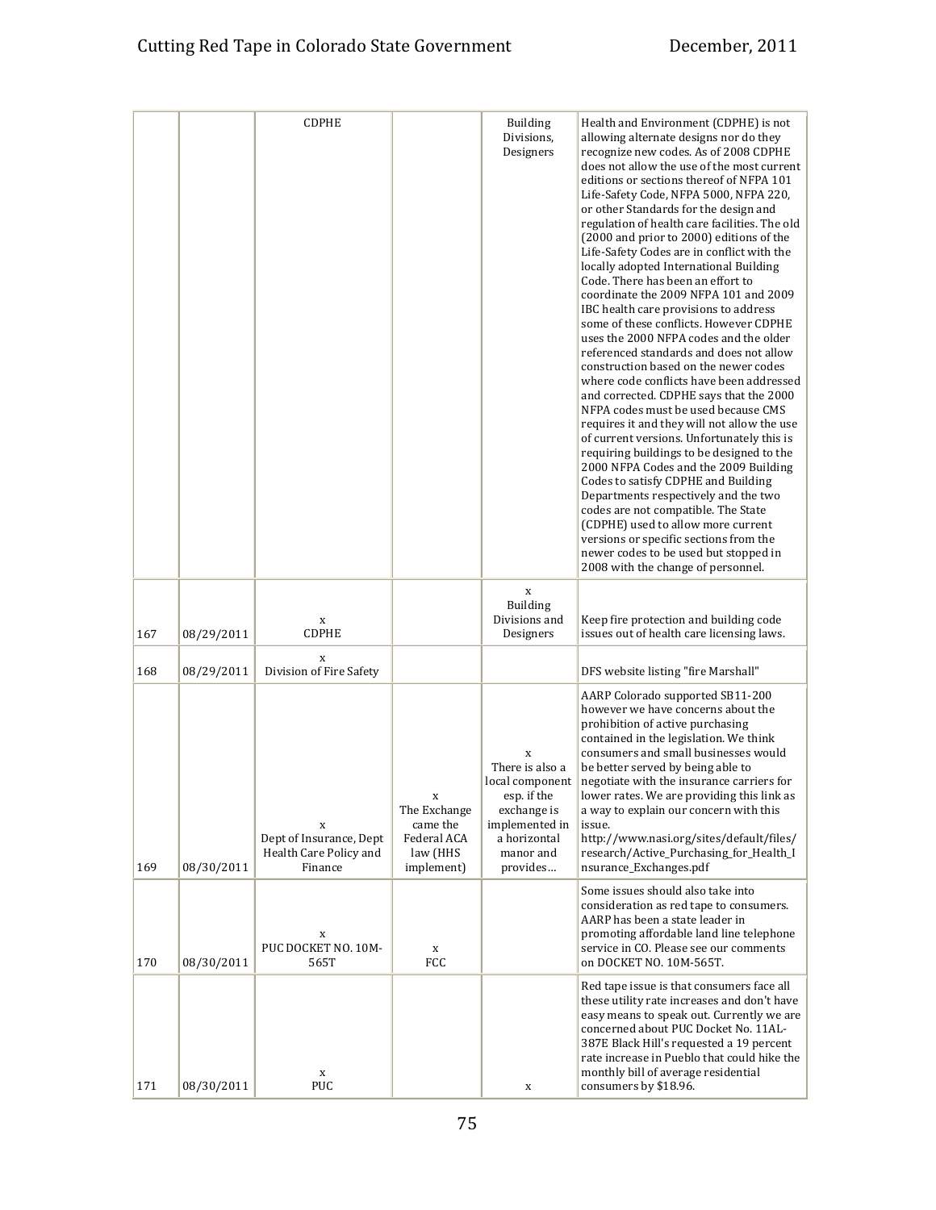| | | | | | |
|---|---|---|---|---|---|
| | | CDPHE | | Building Divisions, Designers | Health and Environment (CDPHE) is not allowing alternate designs nor do they recognize new codes. As of 2008 CDPHE does not allow the use of the most current editions or sections thereof of NFPA 101 Life-Safety Code, NFPA 5000, NFPA 220, or other Standards for the design and regulation of health care facilities. The old (2000 and prior to 2000) editions of the Life-Safety Codes are in conflict with the locally adopted International Building Code. There has been an effort to coordinate the 2009 NFPA 101 and 2009 IBC health care provisions to address some of these conflicts. However CDPHE uses the 2000 NFPA codes and the older referenced standards and does not allow construction based on the newer codes where code conflicts have been addressed and corrected. CDPHE says that the 2000 NFPA codes must be used because CMS requires it and they will not allow the use of current versions. Unfortunately this is requiring buildings to be designed to the 2000 NFPA Codes and the 2009 Building Codes to satisfy CDPHE and Building Departments respectively and the two codes are not compatible. The State (CDPHE) used to allow more current versions or specific sections from the newer codes to be used but stopped in 2008 with the change of personnel. |
| 167 | 08/29/2011 | x CDPHE | | x Building Divisions and Designers | Keep fire protection and building code issues out of health care licensing laws. |
| 168 | 08/29/2011 | x Division of Fire Safety | | | DFS website listing "fire Marshall" |
| 169 | 08/30/2011 | x Dept of Insurance, Dept Health Care Policy and Finance | x The Exchange came the Federal ACA law (HHS implement) | x There is also a local component esp. if the exchange is implemented in a horizontal manor and provides… | AARP Colorado supported SB11-200 however we have concerns about the prohibition of active purchasing contained in the legislation. We think consumers and small businesses would be better served by being able to negotiate with the insurance carriers for lower rates. We are providing this link as a way to explain our concern with this issue. http://www.nasi.org/sites/default/files/research/Active_Purchasing_for_Health_Insurance_Exchanges.pdf |
| 170 | 08/30/2011 | x PUC DOCKET NO. 10M-565T | x FCC | | Some issues should also take into consideration as red tape to consumers. AARP has been a state leader in promoting affordable land line telephone service in CO. Please see our comments on DOCKET NO. 10M-565T. |
| 171 | 08/30/2011 | x PUC | | x | Red tape issue is that consumers face all these utility rate increases and don't have easy means to speak out. Currently we are concerned about PUC Docket No. 11AL-387E Black Hill's requested a 19 percent rate increase in Pueblo that could hike the monthly bill of average residential consumers by $18.96. |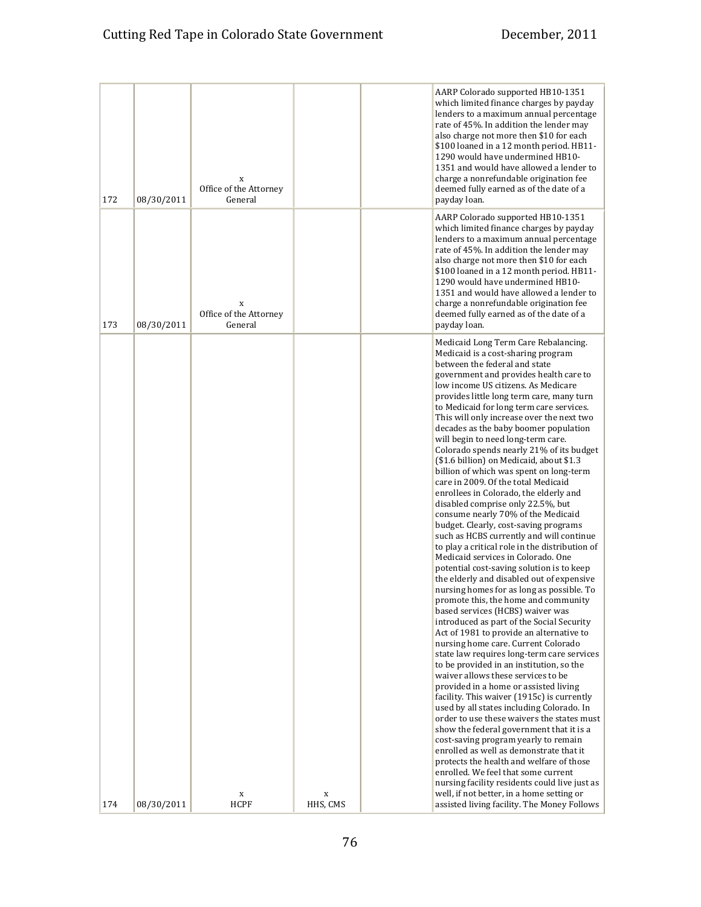| 172 | 08/30/2011 | x<br>Office of the Attorney General | | | AARP Colorado supported HB10-1351 which limited finance charges by payday lenders to a maximum annual percentage rate of 45%. In addition the lender may also charge not more then $10 for each $100 loaned in a 12 month period. HB11-1290 would have undermined HB10-1351 and would have allowed a lender to charge a nonrefundable origination fee deemed fully earned as of the date of a payday loan. |
|---|---|---|---|---|---|
| 173 | 08/30/2011 | x<br>Office of the Attorney General | | | AARP Colorado supported HB10-1351 which limited finance charges by payday lenders to a maximum annual percentage rate of 45%. In addition the lender may also charge not more then $10 for each $100 loaned in a 12 month period. HB11-1290 would have undermined HB10-1351 and would have allowed a lender to charge a nonrefundable origination fee deemed fully earned as of the date of a payday loan. |
| 174 | 08/30/2011 | x<br>HCPF | x<br>HHS, CMS | | Medicaid Long Term Care Rebalancing. Medicaid is a cost-sharing program between the federal and state government and provides health care to low income US citizens. As Medicare provides little long term care, many turn to Medicaid for long term care services. This will only increase over the next two decades as the baby boomer population will begin to need long-term care. Colorado spends nearly 21% of its budget ($1.6 billion) on Medicaid, about $1.3 billion of which was spent on long-term care in 2009. Of the total Medicaid enrollees in Colorado, the elderly and disabled comprise only 22.5%, but consume nearly 70% of the Medicaid budget. Clearly, cost-saving programs such as HCBS currently and will continue to play a critical role in the distribution of Medicaid services in Colorado. One potential cost-saving solution is to keep the elderly and disabled out of expensive nursing homes for as long as possible. To promote this, the home and community based services (HCBS) waiver was introduced as part of the Social Security Act of 1981 to provide an alternative to nursing home care. Current Colorado state law requires long-term care services to be provided in an institution, so the waiver allows these services to be provided in a home or assisted living facility. This waiver (1915c) is currently used by all states including Colorado. In order to use these waivers the states must show the federal government that it is a cost-saving program yearly to remain enrolled as well as demonstrate that it protects the health and welfare of those enrolled. We feel that some current nursing facility residents could live just as well, if not better, in a home setting or assisted living facility. The Money Follows |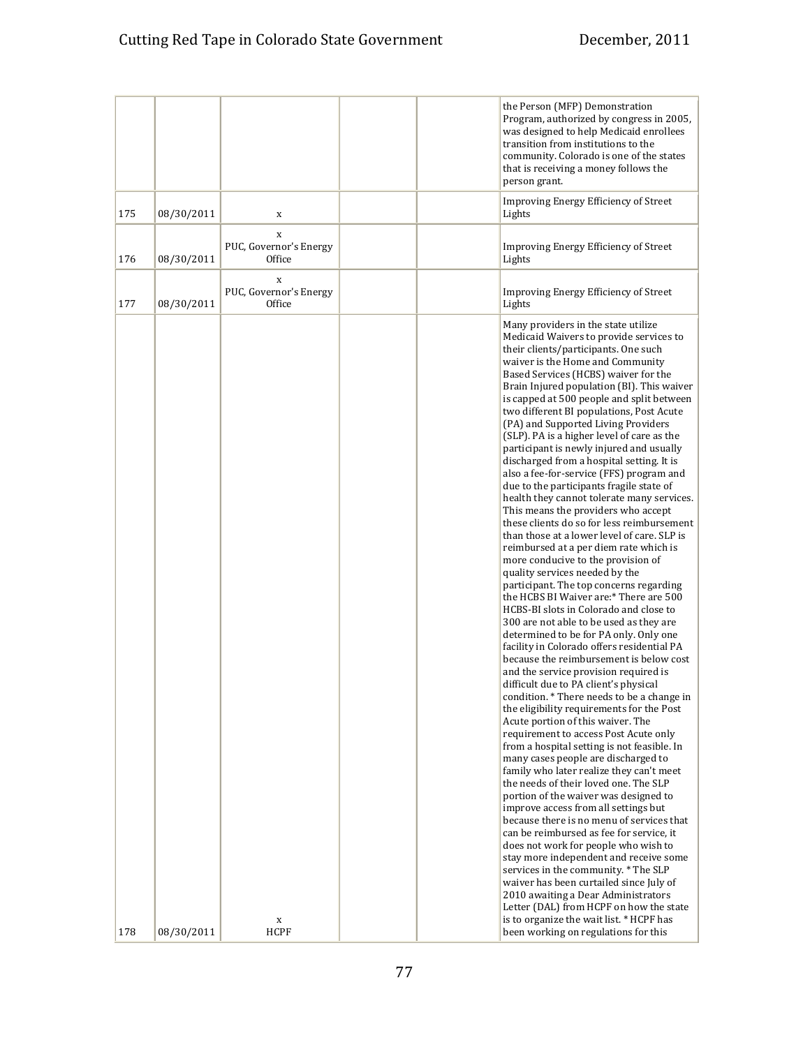| | | | | | |
|---|---|---|---|---|---|
| | | | | | the Person (MFP) Demonstration Program, authorized by congress in 2005, was designed to help Medicaid enrollees transition from institutions to the community. Colorado is one of the states that is receiving a money follows the person grant. |
| 175 | 08/30/2011 | x | | | Improving Energy Efficiency of Street Lights |
| 176 | 08/30/2011 | x PUC, Governor's Energy Office | | | Improving Energy Efficiency of Street Lights |
| 177 | 08/30/2011 | x PUC, Governor's Energy Office | | | Improving Energy Efficiency of Street Lights |
| 178 | 08/30/2011 | x HCPF | | | Many providers in the state utilize Medicaid Waivers to provide services to their clients/participants. One such waiver is the Home and Community Based Services (HCBS) waiver for the Brain Injured population (BI). This waiver is capped at 500 people and split between two different BI populations, Post Acute (PA) and Supported Living Providers (SLP). PA is a higher level of care as the participant is newly injured and usually discharged from a hospital setting. It is also a fee-for-service (FFS) program and due to the participants fragile state of health they cannot tolerate many services. This means the providers who accept these clients do so for less reimbursement than those at a lower level of care. SLP is reimbursed at a per diem rate which is more conducive to the provision of quality services needed by the participant. The top concerns regarding the HCBS BI Waiver are:* There are 500 HCBS-BI slots in Colorado and close to 300 are not able to be used as they are determined to be for PA only. Only one facility in Colorado offers residential PA because the reimbursement is below cost and the service provision required is difficult due to PA client's physical condition. * There needs to be a change in the eligibility requirements for the Post Acute portion of this waiver. The requirement to access Post Acute only from a hospital setting is not feasible. In many cases people are discharged to family who later realize they can't meet the needs of their loved one. The SLP portion of the waiver was designed to improve access from all settings but because there is no menu of services that can be reimbursed as fee for service, it does not work for people who wish to stay more independent and receive some services in the community. * The SLP waiver has been curtailed since July of 2010 awaiting a Dear Administrators Letter (DAL) from HCPF on how the state is to organize the wait list. * HCPF has been working on regulations for this |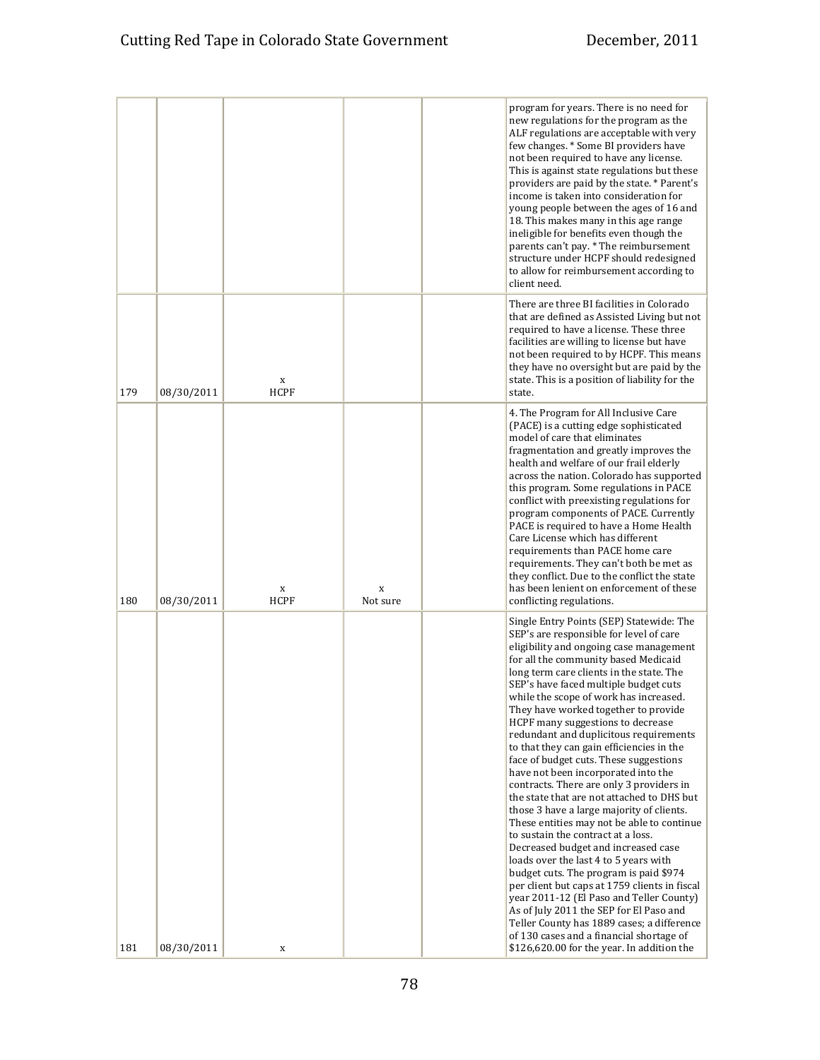| | | | | | | |
|---|---|---|---|---|---|---|
| | | | | | | program for years. There is no need for new regulations for the program as the ALF regulations are acceptable with very few changes. * Some BI providers have not been required to have any license. This is against state regulations but these providers are paid by the state. * Parent's income is taken into consideration for young people between the ages of 16 and 18. This makes many in this age range ineligible for benefits even though the parents can't pay. * The reimbursement structure under HCPF should redesigned to allow for reimbursement according to client need. |
| 179 | 08/30/2011 | x HCPF | | | | There are three BI facilities in Colorado that are defined as Assisted Living but not required to have a license. These three facilities are willing to license but have not been required to by HCPF. This means they have no oversight but are paid by the state. This is a position of liability for the state. |
| 180 | 08/30/2011 | x HCPF | x Not sure | | | 4. The Program for All Inclusive Care (PACE) is a cutting edge sophisticated model of care that eliminates fragmentation and greatly improves the health and welfare of our frail elderly across the nation. Colorado has supported this program. Some regulations in PACE conflict with preexisting regulations for program components of PACE. Currently PACE is required to have a Home Health Care License which has different requirements than PACE home care requirements. They can't both be met as they conflict. Due to the conflict the state has been lenient on enforcement of these conflicting regulations. |
| 181 | 08/30/2011 | x | | | | Single Entry Points (SEP) Statewide: The SEP's are responsible for level of care eligibility and ongoing case management for all the community based Medicaid long term care clients in the state. The SEP's have faced multiple budget cuts while the scope of work has increased. They have worked together to provide HCPF many suggestions to decrease redundant and duplicitous requirements to that they can gain efficiencies in the face of budget cuts. These suggestions have not been incorporated into the contracts. There are only 3 providers in the state that are not attached to DHS but those 3 have a large majority of clients. These entities may not be able to continue to sustain the contract at a loss. Decreased budget and increased case loads over the last 4 to 5 years with budget cuts. The program is paid $974 per client but caps at 1759 clients in fiscal year 2011-12 (El Paso and Teller County) As of July 2011 the SEP for El Paso and Teller County has 1889 cases; a difference of 130 cases and a financial shortage of $126,620.00 for the year. In addition the |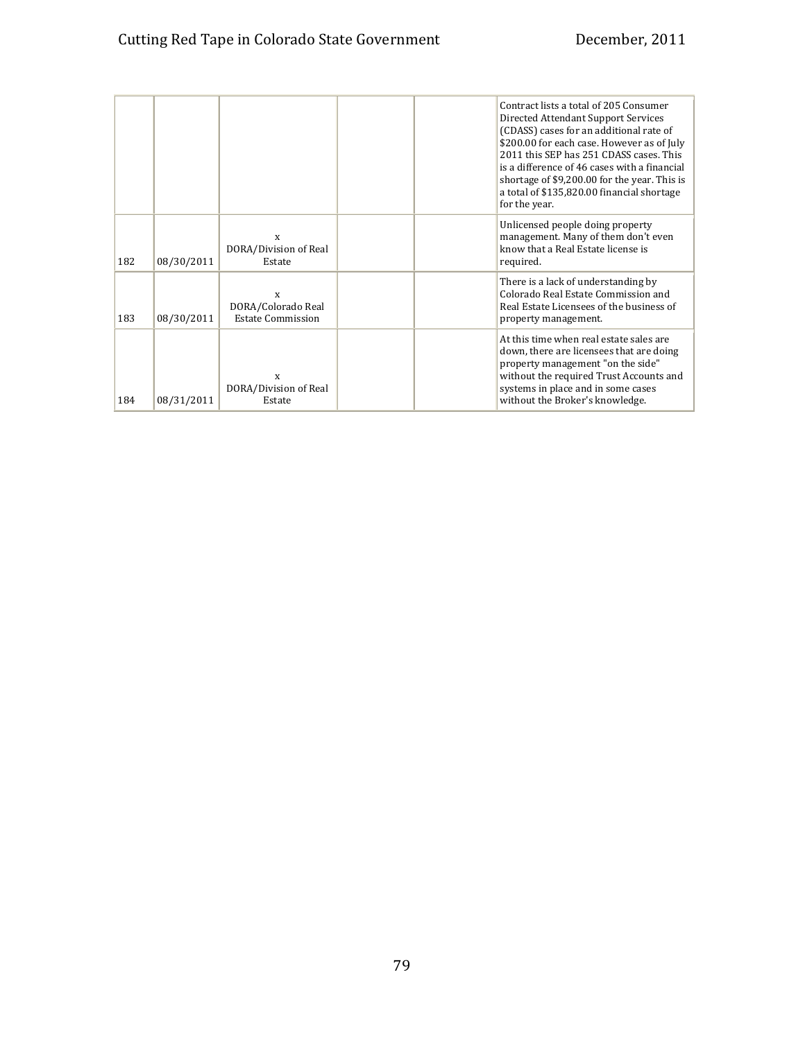|  |  |  |  |  | Contract lists a total of 205 Consumer Directed Attendant Support Services (CDASS) cases for an additional rate of $200.00 for each case. However as of July 2011 this SEP has 251 CDASS cases. This is a difference of 46 cases with a financial shortage of $9,200.00 for the year. This is a total of $135,820.00 financial shortage for the year. |
|---|---|---|---|---|---|
| 182 | 08/30/2011 | x DORA/Division of Real Estate |  |  | Unlicensed people doing property management. Many of them don't even know that a Real Estate license is required. |
| 183 | 08/30/2011 | x DORA/Colorado Real Estate Commission |  |  | There is a lack of understanding by Colorado Real Estate Commission and Real Estate Licensees of the business of property management. |
| 184 | 08/31/2011 | x DORA/Division of Real Estate |  |  | At this time when real estate sales are down, there are licensees that are doing property management "on the side" without the required Trust Accounts and systems in place and in some cases without the Broker's knowledge. |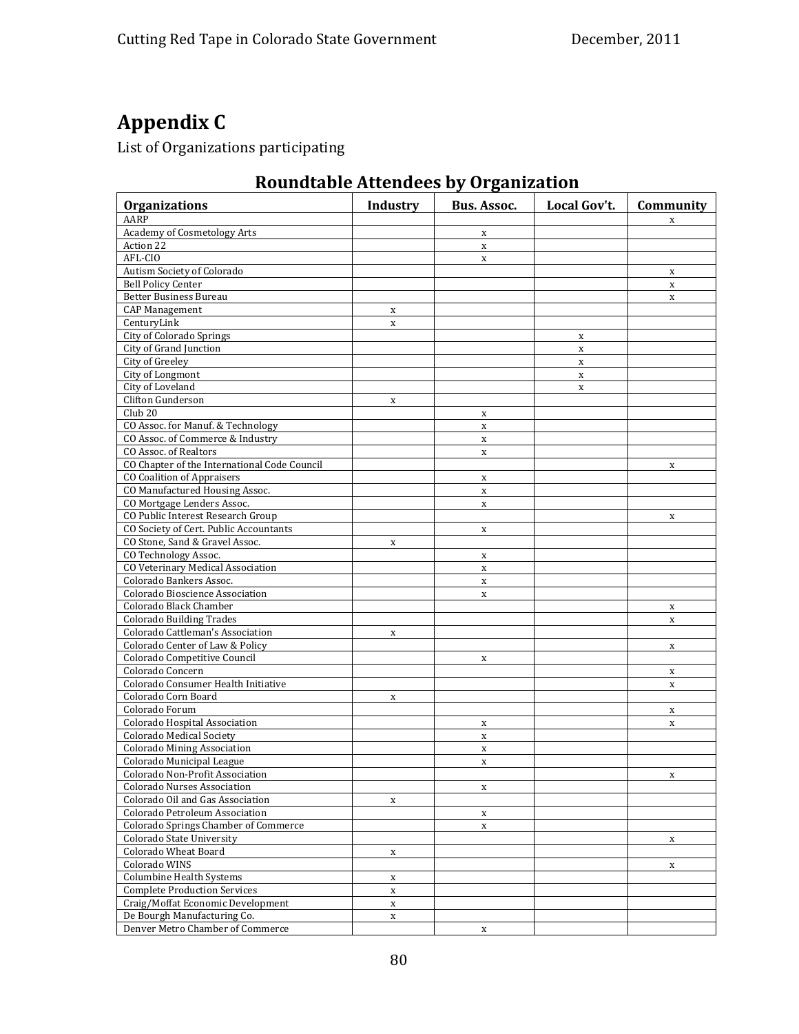# Appendix C

List of Organizations participating

## Roundtable Attendees by Organization

| Organizations | Industry | Bus. Assoc. | Local Gov't. | Community |
|---|---|---|---|---|
| AARP | | | | x |
| Academy of Cosmetology Arts | | x | | |
| Action 22 | | x | | |
| AFL-CIO | | x | | |
| Autism Society of Colorado | | | | x |
| Bell Policy Center | | | | x |
| Better Business Bureau | | | | x |
| CAP Management | x | | | |
| CenturyLink | x | | | |
| City of Colorado Springs | | | x | |
| City of Grand Junction | | | x | |
| City of Greeley | | | x | |
| City of Longmont | | | x | |
| City of Loveland | | | x | |
| Clifton Gunderson | x | | | |
| Club 20 | | x | | |
| CO Assoc. for Manuf. & Technology | | x | | |
| CO Assoc. of Commerce & Industry | | x | | |
| CO Assoc. of Realtors | | x | | |
| CO Chapter of the International Code Council | | | | x |
| CO Coalition of Appraisers | | x | | |
| CO Manufactured Housing Assoc. | | x | | |
| CO Mortgage Lenders Assoc. | | x | | |
| CO Public Interest Research Group | | | | x |
| CO Society of Cert. Public Accountants | | x | | |
| CO Stone, Sand & Gravel Assoc. | x | | | |
| CO Technology Assoc. | | x | | |
| CO Veterinary Medical Association | | x | | |
| Colorado Bankers Assoc. | | x | | |
| Colorado Bioscience Association | | x | | |
| Colorado Black Chamber | | | | x |
| Colorado Building Trades | | | | x |
| Colorado Cattleman's Association | x | | | |
| Colorado Center of Law & Policy | | | | x |
| Colorado Competitive Council | | x | | |
| Colorado Concern | | | | x |
| Colorado Consumer Health Initiative | | | | x |
| Colorado Corn Board | x | | | |
| Colorado Forum | | | | x |
| Colorado Hospital Association | | x | | x |
| Colorado Medical Society | | x | | |
| Colorado Mining Association | | x | | |
| Colorado Municipal League | | x | | |
| Colorado Non-Profit Association | | | | x |
| Colorado Nurses Association | | x | | |
| Colorado Oil and Gas Association | x | | | |
| Colorado Petroleum Association | | x | | |
| Colorado Springs Chamber of Commerce | | x | | |
| Colorado State University | | | | x |
| Colorado Wheat Board | x | | | |
| Colorado WINS | | | | x |
| Columbine Health Systems | x | | | |
| Complete Production Services | x | | | |
| Craig/Moffat Economic Development | x | | | |
| De Bourgh Manufacturing Co. | x | | | |
| Denver Metro Chamber of Commerce | | x | | |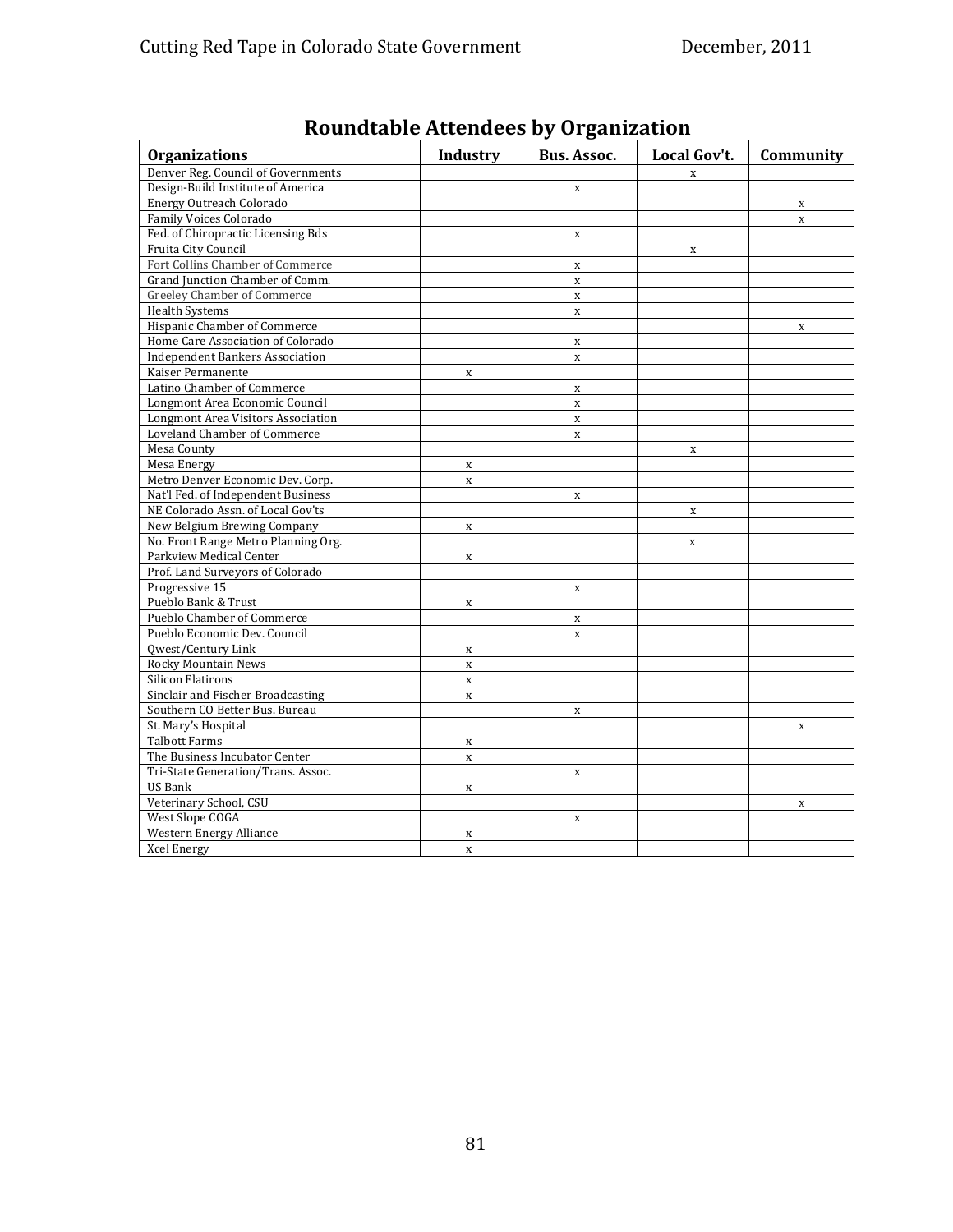## Roundtable Attendees by Organization

| Organizations | Industry | Bus. Assoc. | Local Gov't. | Community |
|---|---|---|---|---|
| Denver Reg. Council of Governments | | | x | |
| Design-Build Institute of America | | x | | |
| Energy Outreach Colorado | | | | x |
| Family Voices Colorado | | | | x |
| Fed. of Chiropractic Licensing Bds | | x | | |
| Fruita City Council | | | x | |
| Fort Collins Chamber of Commerce | | x | | |
| Grand Junction Chamber of Comm. | | x | | |
| Greeley Chamber of Commerce | | x | | |
| Health Systems | | x | | |
| Hispanic Chamber of Commerce | | | | x |
| Home Care Association of Colorado | | x | | |
| Independent Bankers Association | | x | | |
| Kaiser Permanente | x | | | |
| Latino Chamber of Commerce | | x | | |
| Longmont Area Economic Council | | x | | |
| Longmont Area Visitors Association | | x | | |
| Loveland Chamber of Commerce | | x | | |
| Mesa County | | | x | |
| Mesa Energy | x | | | |
| Metro Denver Economic Dev. Corp. | x | | | |
| Nat'l Fed. of Independent Business | | x | | |
| NE Colorado Assn. of Local Gov'ts | | | x | |
| New Belgium Brewing Company | x | | | |
| No. Front Range Metro Planning Org. | | | x | |
| Parkview Medical Center | x | | | |
| Prof. Land Surveyors of Colorado | | | | |
| Progressive 15 | | x | | |
| Pueblo Bank & Trust | x | | | |
| Pueblo Chamber of Commerce | | x | | |
| Pueblo Economic Dev. Council | | x | | |
| Qwest/Century Link | x | | | |
| Rocky Mountain News | x | | | |
| Silicon Flatirons | x | | | |
| Sinclair and Fischer Broadcasting | x | | | |
| Southern CO Better Bus. Bureau | | x | | |
| St. Mary's Hospital | | | | x |
| Talbott Farms | x | | | |
| The Business Incubator Center | x | | | |
| Tri-State Generation/Trans. Assoc. | | x | | |
| US Bank | x | | | |
| Veterinary School, CSU | | | | x |
| West Slope COGA | | x | | |
| Western Energy Alliance | x | | | |
| Xcel Energy | x | | | |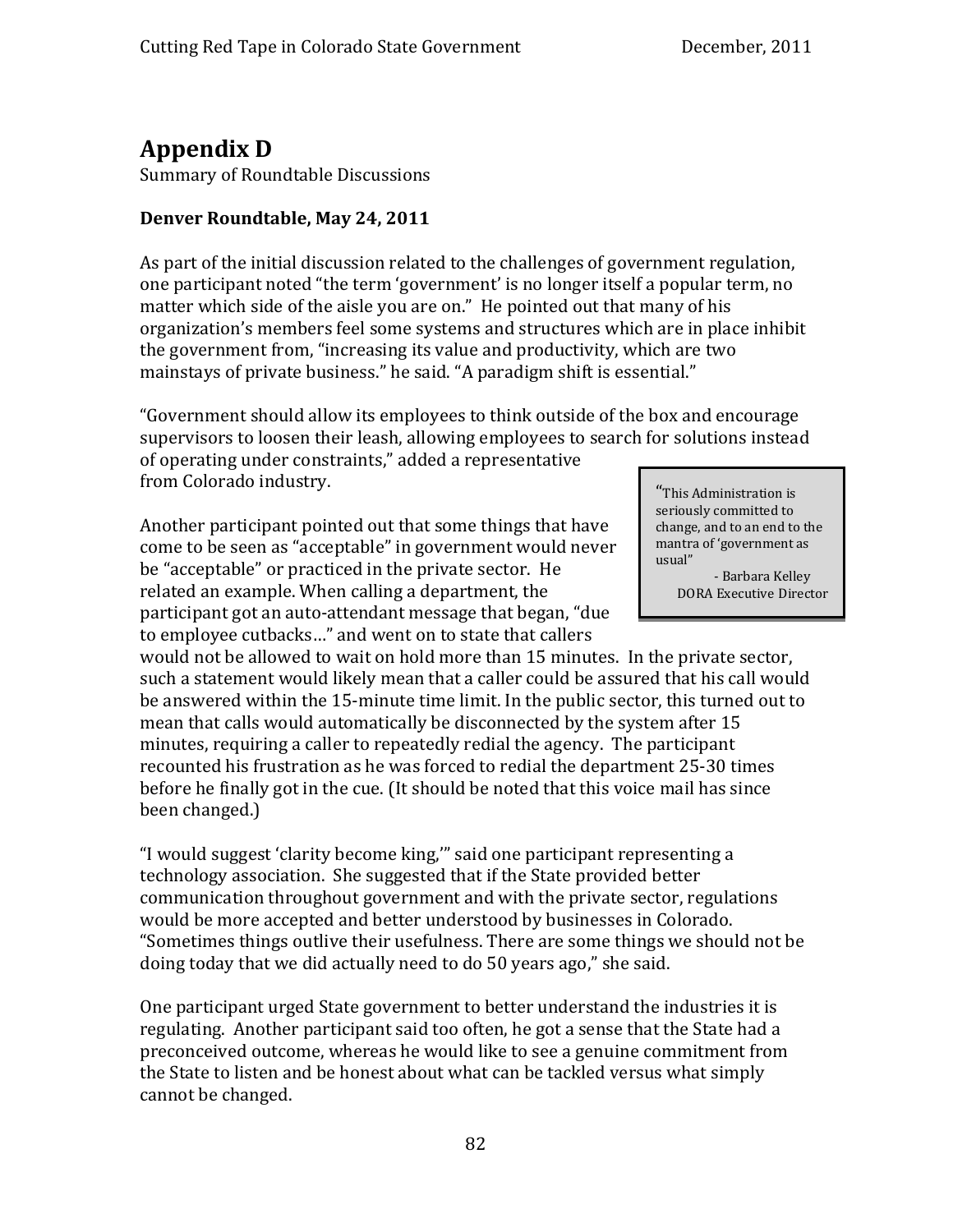# Appendix D

Summary of Roundtable Discussions

**Denver Roundtable, May 24, 2011**

As part of the initial discussion related to the challenges of government regulation, one participant noted "the term 'government' is no longer itself a popular term, no matter which side of the aisle you are on." He pointed out that many of his organization's members feel some systems and structures which are in place inhibit the government from, "increasing its value and productivity, which are two mainstays of private business." he said. "A paradigm shift is essential."

"Government should allow its employees to think outside of the box and encourage supervisors to loosen their leash, allowing employees to search for solutions instead of operating under constraints," added a representative from Colorado industry.

> "This Administration is seriously committed to change, and to an end to the mantra of 'government as usual"
>
> - Barbara Kelley
> DORA Executive Director

Another participant pointed out that some things that have come to be seen as "acceptable" in government would never be "acceptable" or practiced in the private sector. He related an example. When calling a department, the participant got an auto-attendant message that began, "due to employee cutbacks…" and went on to state that callers would not be allowed to wait on hold more than 15 minutes. In the private sector, such a statement would likely mean that a caller could be assured that his call would be answered within the 15-minute time limit. In the public sector, this turned out to mean that calls would automatically be disconnected by the system after 15 minutes, requiring a caller to repeatedly redial the agency. The participant recounted his frustration as he was forced to redial the department 25-30 times before he finally got in the cue. (It should be noted that this voice mail has since been changed.)

"I would suggest 'clarity become king,'" said one participant representing a technology association. She suggested that if the State provided better communication throughout government and with the private sector, regulations would be more accepted and better understood by businesses in Colorado. "Sometimes things outlive their usefulness. There are some things we should not be doing today that we did actually need to do 50 years ago," she said.

One participant urged State government to better understand the industries it is regulating. Another participant said too often, he got a sense that the State had a preconceived outcome, whereas he would like to see a genuine commitment from the State to listen and be honest about what can be tackled versus what simply cannot be changed.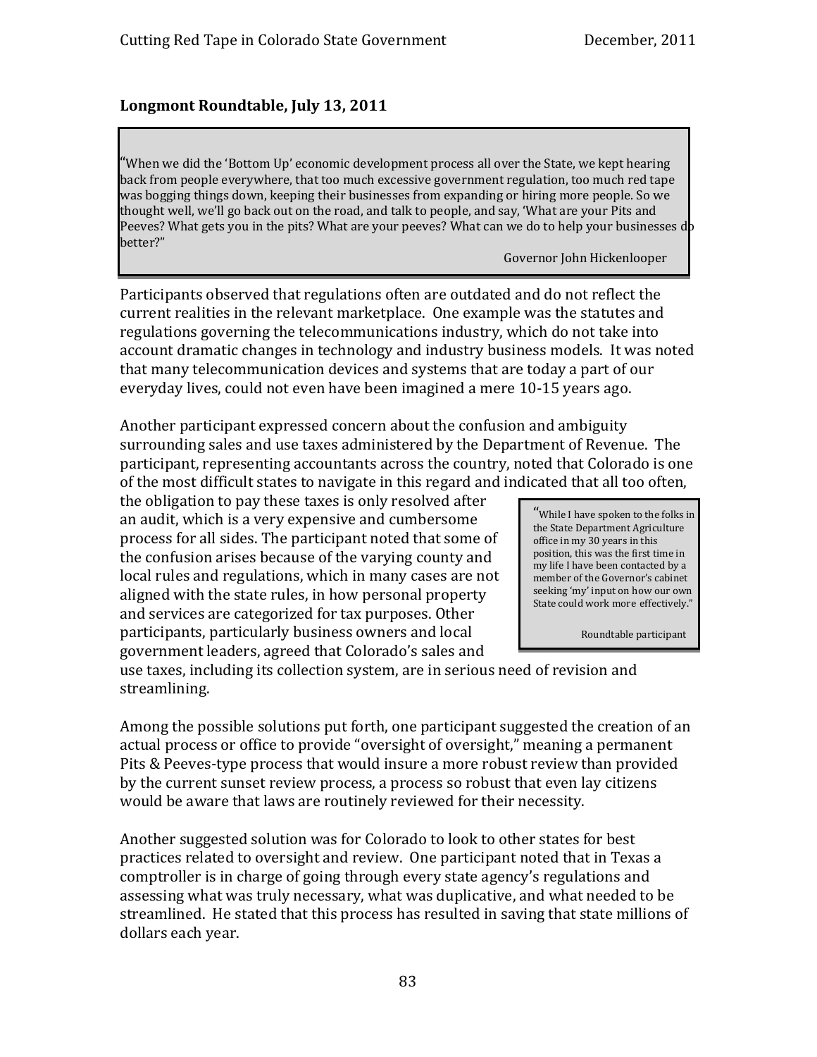**Longmont Roundtable, July 13, 2011**

> "When we did the 'Bottom Up' economic development process all over the State, we kept hearing back from people everywhere, that too much excessive government regulation, too much red tape was bogging things down, keeping their businesses from expanding or hiring more people. So we thought well, we'll go back out on the road, and talk to people, and say, 'What are your Pits and Peeves? What gets you in the pits? What are your peeves? What can we do to help your businesses do better?"
>
> Governor John Hickenlooper

Participants observed that regulations often are outdated and do not reflect the current realities in the relevant marketplace. One example was the statutes and regulations governing the telecommunications industry, which do not take into account dramatic changes in technology and industry business models. It was noted that many telecommunication devices and systems that are today a part of our everyday lives, could not even have been imagined a mere 10-15 years ago.

Another participant expressed concern about the confusion and ambiguity surrounding sales and use taxes administered by the Department of Revenue. The participant, representing accountants across the country, noted that Colorado is one of the most difficult states to navigate in this regard and indicated that all too often, the obligation to pay these taxes is only resolved after an audit, which is a very expensive and cumbersome process for all sides. The participant noted that some of the confusion arises because of the varying county and local rules and regulations, which in many cases are not aligned with the state rules, in how personal property and services are categorized for tax purposes. Other participants, particularly business owners and local government leaders, agreed that Colorado's sales and use taxes, including its collection system, are in serious need of revision and streamlining.

> "While I have spoken to the folks in the State Department Agriculture office in my 30 years in this position, this was the first time in my life I have been contacted by a member of the Governor's cabinet seeking 'my' input on how our own State could work more effectively."
>
> Roundtable participant

Among the possible solutions put forth, one participant suggested the creation of an actual process or office to provide "oversight of oversight," meaning a permanent Pits & Peeves-type process that would insure a more robust review than provided by the current sunset review process, a process so robust that even lay citizens would be aware that laws are routinely reviewed for their necessity.

Another suggested solution was for Colorado to look to other states for best practices related to oversight and review. One participant noted that in Texas a comptroller is in charge of going through every state agency's regulations and assessing what was truly necessary, what was duplicative, and what needed to be streamlined. He stated that this process has resulted in saving that state millions of dollars each year.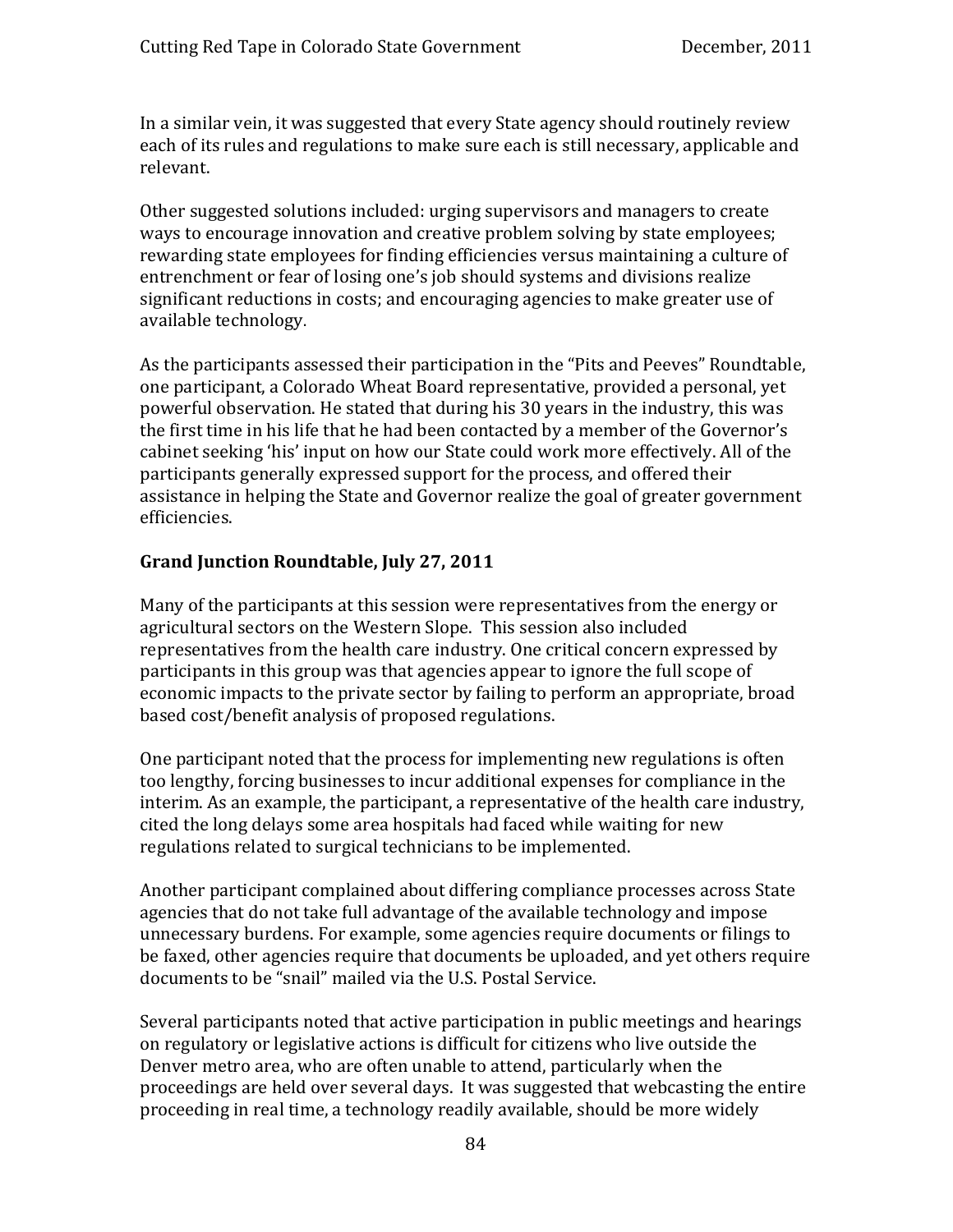In a similar vein, it was suggested that every State agency should routinely review each of its rules and regulations to make sure each is still necessary, applicable and relevant.

Other suggested solutions included: urging supervisors and managers to create ways to encourage innovation and creative problem solving by state employees; rewarding state employees for finding efficiencies versus maintaining a culture of entrenchment or fear of losing one's job should systems and divisions realize significant reductions in costs; and encouraging agencies to make greater use of available technology.

As the participants assessed their participation in the "Pits and Peeves" Roundtable, one participant, a Colorado Wheat Board representative, provided a personal, yet powerful observation. He stated that during his 30 years in the industry, this was the first time in his life that he had been contacted by a member of the Governor's cabinet seeking 'his' input on how our State could work more effectively. All of the participants generally expressed support for the process, and offered their assistance in helping the State and Governor realize the goal of greater government efficiencies.

**Grand Junction Roundtable, July 27, 2011**

Many of the participants at this session were representatives from the energy or agricultural sectors on the Western Slope. This session also included representatives from the health care industry. One critical concern expressed by participants in this group was that agencies appear to ignore the full scope of economic impacts to the private sector by failing to perform an appropriate, broad based cost/benefit analysis of proposed regulations.

One participant noted that the process for implementing new regulations is often too lengthy, forcing businesses to incur additional expenses for compliance in the interim. As an example, the participant, a representative of the health care industry, cited the long delays some area hospitals had faced while waiting for new regulations related to surgical technicians to be implemented.

Another participant complained about differing compliance processes across State agencies that do not take full advantage of the available technology and impose unnecessary burdens. For example, some agencies require documents or filings to be faxed, other agencies require that documents be uploaded, and yet others require documents to be "snail" mailed via the U.S. Postal Service.

Several participants noted that active participation in public meetings and hearings on regulatory or legislative actions is difficult for citizens who live outside the Denver metro area, who are often unable to attend, particularly when the proceedings are held over several days. It was suggested that webcasting the entire proceeding in real time, a technology readily available, should be more widely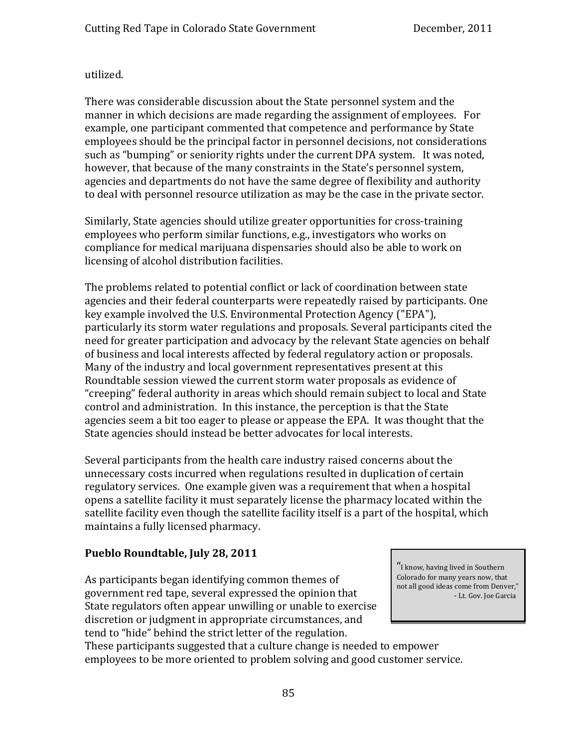utilized.

There was considerable discussion about the State personnel system and the manner in which decisions are made regarding the assignment of employees. For example, one participant commented that competence and performance by State employees should be the principal factor in personnel decisions, not considerations such as "bumping" or seniority rights under the current DPA system. It was noted, however, that because of the many constraints in the State's personnel system, agencies and departments do not have the same degree of flexibility and authority to deal with personnel resource utilization as may be the case in the private sector.

Similarly, State agencies should utilize greater opportunities for cross-training employees who perform similar functions, e.g., investigators who works on compliance for medical marijuana dispensaries should also be able to work on licensing of alcohol distribution facilities.

The problems related to potential conflict or lack of coordination between state agencies and their federal counterparts were repeatedly raised by participants. One key example involved the U.S. Environmental Protection Agency ("EPA"), particularly its storm water regulations and proposals. Several participants cited the need for greater participation and advocacy by the relevant State agencies on behalf of business and local interests affected by federal regulatory action or proposals. Many of the industry and local government representatives present at this Roundtable session viewed the current storm water proposals as evidence of "creeping" federal authority in areas which should remain subject to local and State control and administration. In this instance, the perception is that the State agencies seem a bit too eager to please or appease the EPA. It was thought that the State agencies should instead be better advocates for local interests.

Several participants from the health care industry raised concerns about the unnecessary costs incurred when regulations resulted in duplication of certain regulatory services. One example given was a requirement that when a hospital opens a satellite facility it must separately license the pharmacy located within the satellite facility even though the satellite facility itself is a part of the hospital, which maintains a fully licensed pharmacy.

## Pueblo Roundtable, July 28, 2011

> "I know, having lived in Southern Colorado for many years now, that not all good ideas come from Denver,"
> - Lt. Gov. Joe Garcia

As participants began identifying common themes of government red tape, several expressed the opinion that State regulators often appear unwilling or unable to exercise discretion or judgment in appropriate circumstances, and tend to "hide" behind the strict letter of the regulation. These participants suggested that a culture change is needed to empower employees to be more oriented to problem solving and good customer service.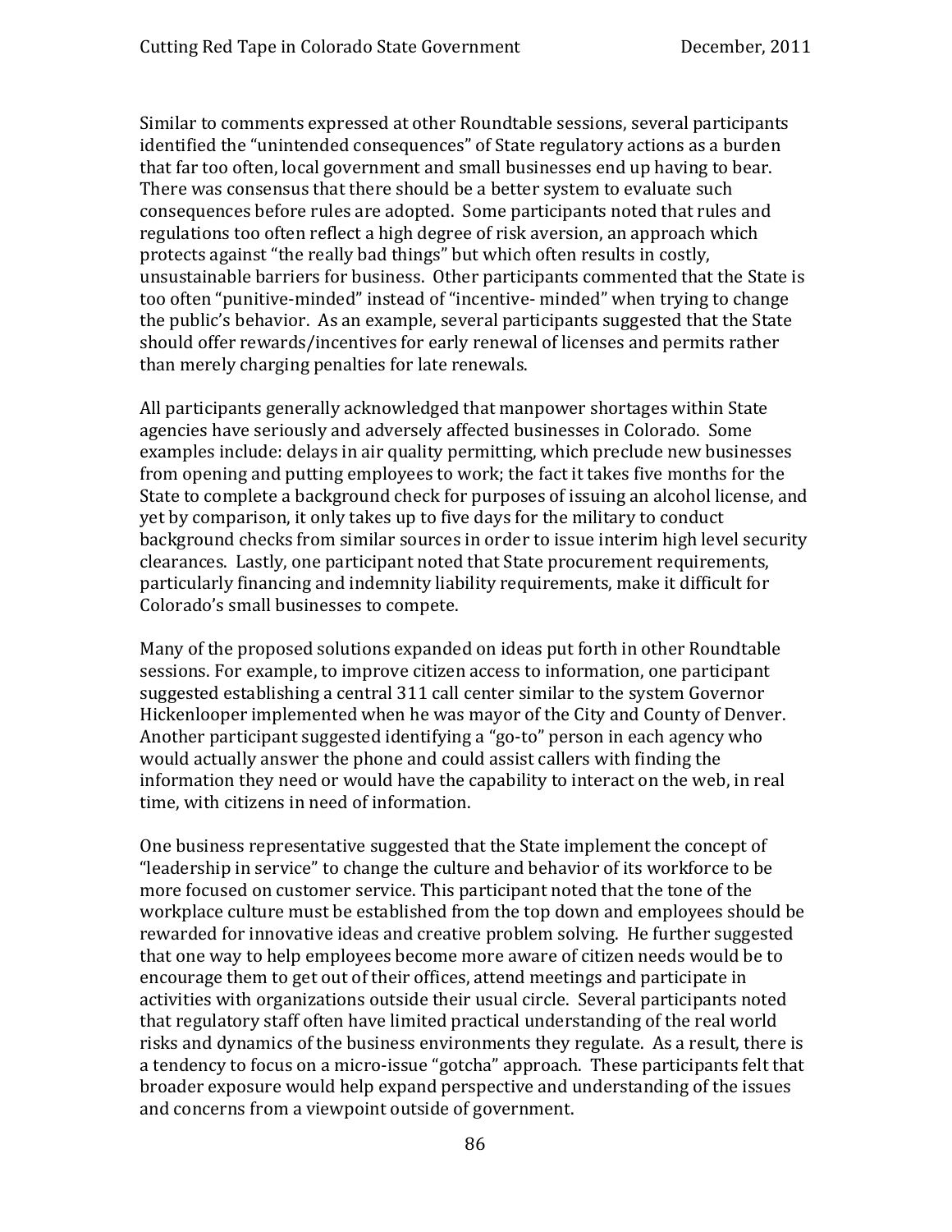Similar to comments expressed at other Roundtable sessions, several participants identified the "unintended consequences" of State regulatory actions as a burden that far too often, local government and small businesses end up having to bear. There was consensus that there should be a better system to evaluate such consequences before rules are adopted. Some participants noted that rules and regulations too often reflect a high degree of risk aversion, an approach which protects against "the really bad things" but which often results in costly, unsustainable barriers for business. Other participants commented that the State is too often "punitive-minded" instead of "incentive- minded" when trying to change the public's behavior. As an example, several participants suggested that the State should offer rewards/incentives for early renewal of licenses and permits rather than merely charging penalties for late renewals.

All participants generally acknowledged that manpower shortages within State agencies have seriously and adversely affected businesses in Colorado. Some examples include: delays in air quality permitting, which preclude new businesses from opening and putting employees to work; the fact it takes five months for the State to complete a background check for purposes of issuing an alcohol license, and yet by comparison, it only takes up to five days for the military to conduct background checks from similar sources in order to issue interim high level security clearances. Lastly, one participant noted that State procurement requirements, particularly financing and indemnity liability requirements, make it difficult for Colorado's small businesses to compete.

Many of the proposed solutions expanded on ideas put forth in other Roundtable sessions. For example, to improve citizen access to information, one participant suggested establishing a central 311 call center similar to the system Governor Hickenlooper implemented when he was mayor of the City and County of Denver. Another participant suggested identifying a "go-to" person in each agency who would actually answer the phone and could assist callers with finding the information they need or would have the capability to interact on the web, in real time, with citizens in need of information.

One business representative suggested that the State implement the concept of "leadership in service" to change the culture and behavior of its workforce to be more focused on customer service. This participant noted that the tone of the workplace culture must be established from the top down and employees should be rewarded for innovative ideas and creative problem solving. He further suggested that one way to help employees become more aware of citizen needs would be to encourage them to get out of their offices, attend meetings and participate in activities with organizations outside their usual circle. Several participants noted that regulatory staff often have limited practical understanding of the real world risks and dynamics of the business environments they regulate. As a result, there is a tendency to focus on a micro-issue "gotcha" approach. These participants felt that broader exposure would help expand perspective and understanding of the issues and concerns from a viewpoint outside of government.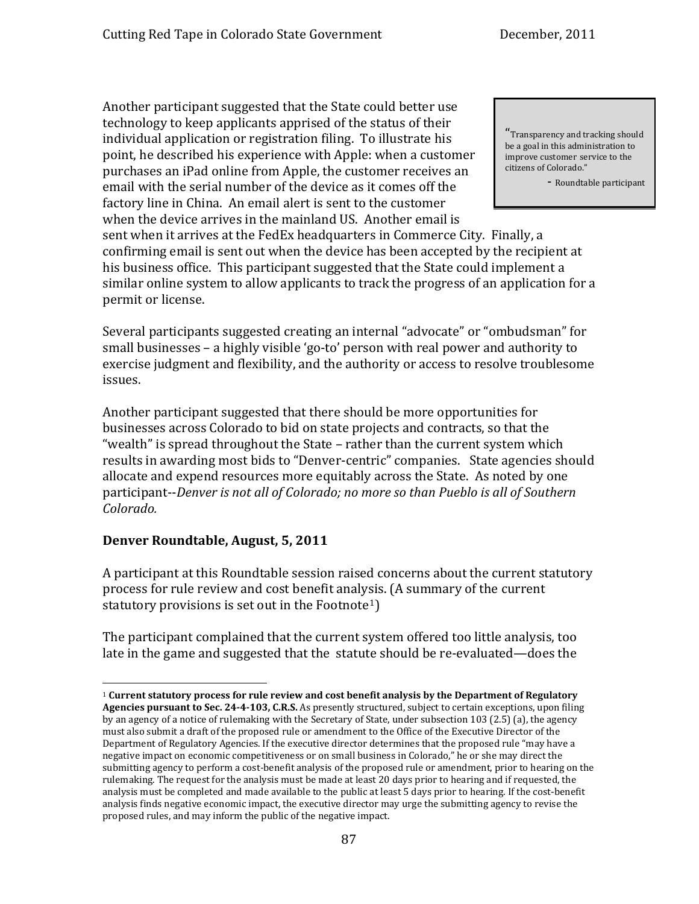Another participant suggested that the State could better use technology to keep applicants apprised of the status of their individual application or registration filing. To illustrate his point, he described his experience with Apple: when a customer purchases an iPad online from Apple, the customer receives an email with the serial number of the device as it comes off the factory line in China. An email alert is sent to the customer when the device arrives in the mainland US. Another email is sent when it arrives at the FedEx headquarters in Commerce City. Finally, a confirming email is sent out when the device has been accepted by the recipient at his business office. This participant suggested that the State could implement a similar online system to allow applicants to track the progress of an application for a permit or license.

> "Transparency and tracking should be a goal in this administration to improve customer service to the citizens of Colorado."
>
> \- Roundtable participant

Several participants suggested creating an internal "advocate" or "ombudsman" for small businesses – a highly visible 'go-to' person with real power and authority to exercise judgment and flexibility, and the authority or access to resolve troublesome issues.

Another participant suggested that there should be more opportunities for businesses across Colorado to bid on state projects and contracts, so that the "wealth" is spread throughout the State – rather than the current system which results in awarding most bids to "Denver-centric" companies. State agencies should allocate and expend resources more equitably across the State. As noted by one participant--*Denver is not all of Colorado; no more so than Pueblo is all of Southern Colorado.*

**Denver Roundtable, August, 5, 2011**

A participant at this Roundtable session raised concerns about the current statutory process for rule review and cost benefit analysis. (A summary of the current statutory provisions is set out in the Footnote[1])

The participant complained that the current system offered too little analysis, too late in the game and suggested that the statute should be re-evaluated—does the

---

[1] **Current statutory process for rule review and cost benefit analysis by the Department of Regulatory Agencies pursuant to Sec. 24-4-103, C.R.S.** As presently structured, subject to certain exceptions, upon filing by an agency of a notice of rulemaking with the Secretary of State, under subsection 103 (2.5) (a), the agency must also submit a draft of the proposed rule or amendment to the Office of the Executive Director of the Department of Regulatory Agencies. If the executive director determines that the proposed rule "may have a negative impact on economic competitiveness or on small business in Colorado," he or she may direct the submitting agency to perform a cost-benefit analysis of the proposed rule or amendment, prior to hearing on the rulemaking. The request for the analysis must be made at least 20 days prior to hearing and if requested, the analysis must be completed and made available to the public at least 5 days prior to hearing. If the cost-benefit analysis finds negative economic impact, the executive director may urge the submitting agency to revise the proposed rules, and may inform the public of the negative impact.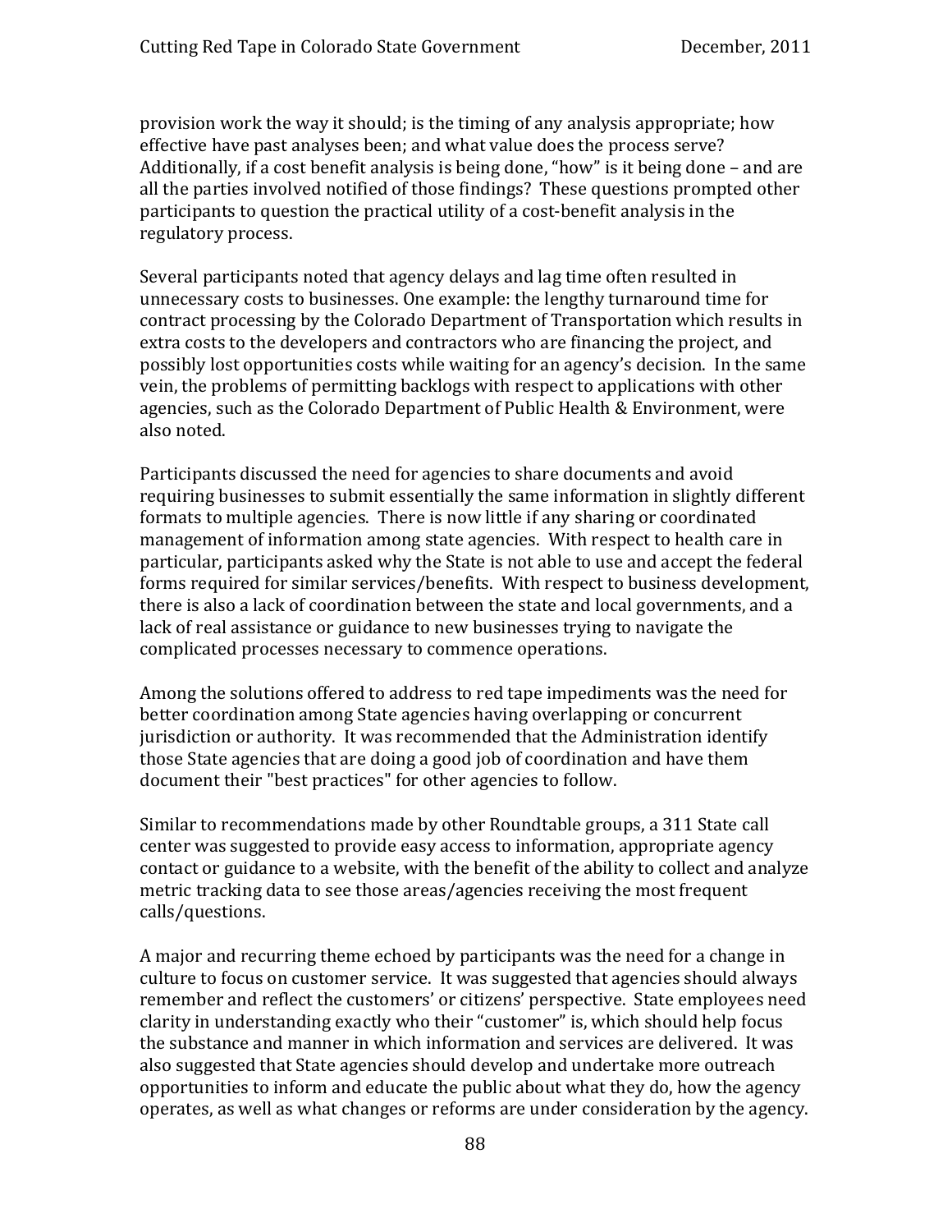provision work the way it should; is the timing of any analysis appropriate; how effective have past analyses been; and what value does the process serve? Additionally, if a cost benefit analysis is being done, "how" is it being done – and are all the parties involved notified of those findings? These questions prompted other participants to question the practical utility of a cost-benefit analysis in the regulatory process.

Several participants noted that agency delays and lag time often resulted in unnecessary costs to businesses. One example: the lengthy turnaround time for contract processing by the Colorado Department of Transportation which results in extra costs to the developers and contractors who are financing the project, and possibly lost opportunities costs while waiting for an agency's decision. In the same vein, the problems of permitting backlogs with respect to applications with other agencies, such as the Colorado Department of Public Health & Environment, were also noted.

Participants discussed the need for agencies to share documents and avoid requiring businesses to submit essentially the same information in slightly different formats to multiple agencies. There is now little if any sharing or coordinated management of information among state agencies. With respect to health care in particular, participants asked why the State is not able to use and accept the federal forms required for similar services/benefits. With respect to business development, there is also a lack of coordination between the state and local governments, and a lack of real assistance or guidance to new businesses trying to navigate the complicated processes necessary to commence operations.

Among the solutions offered to address to red tape impediments was the need for better coordination among State agencies having overlapping or concurrent jurisdiction or authority. It was recommended that the Administration identify those State agencies that are doing a good job of coordination and have them document their "best practices" for other agencies to follow.

Similar to recommendations made by other Roundtable groups, a 311 State call center was suggested to provide easy access to information, appropriate agency contact or guidance to a website, with the benefit of the ability to collect and analyze metric tracking data to see those areas/agencies receiving the most frequent calls/questions.

A major and recurring theme echoed by participants was the need for a change in culture to focus on customer service. It was suggested that agencies should always remember and reflect the customers' or citizens' perspective. State employees need clarity in understanding exactly who their "customer" is, which should help focus the substance and manner in which information and services are delivered. It was also suggested that State agencies should develop and undertake more outreach opportunities to inform and educate the public about what they do, how the agency operates, as well as what changes or reforms are under consideration by the agency.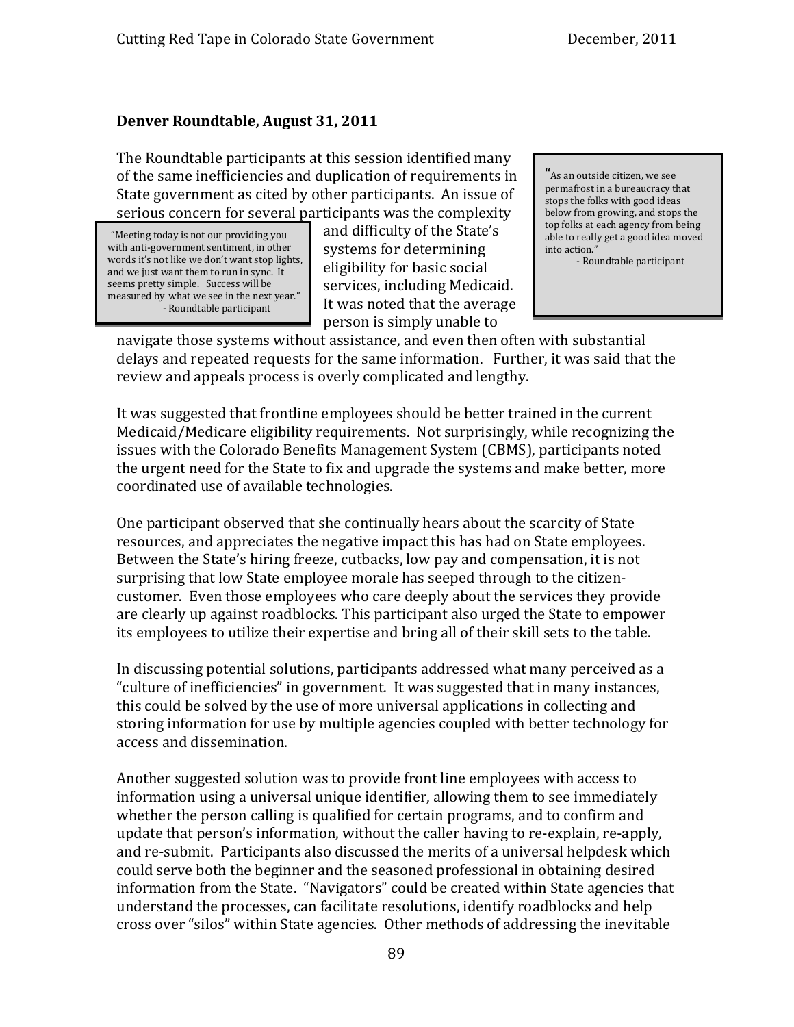**Denver Roundtable, August 31, 2011**

The Roundtable participants at this session identified many of the same inefficiencies and duplication of requirements in State government as cited by other participants. An issue of serious concern for several participants was the complexity and difficulty of the State's systems for determining eligibility for basic social services, including Medicaid. It was noted that the average person is simply unable to navigate those systems without assistance, and even then often with substantial delays and repeated requests for the same information. Further, it was said that the review and appeals process is overly complicated and lengthy.

> "As an outside citizen, we see permafrost in a bureaucracy that stops the folks with good ideas below from growing, and stops the top folks at each agency from being able to really get a good idea moved into action."
> - Roundtable participant

> "Meeting today is not our providing you with anti-government sentiment, in other words it's not like we don't want stop lights, and we just want them to run in sync. It seems pretty simple. Success will be measured by what we see in the next year."
> - Roundtable participant

It was suggested that frontline employees should be better trained in the current Medicaid/Medicare eligibility requirements. Not surprisingly, while recognizing the issues with the Colorado Benefits Management System (CBMS), participants noted the urgent need for the State to fix and upgrade the systems and make better, more coordinated use of available technologies.

One participant observed that she continually hears about the scarcity of State resources, and appreciates the negative impact this has had on State employees. Between the State's hiring freeze, cutbacks, low pay and compensation, it is not surprising that low State employee morale has seeped through to the citizen-customer. Even those employees who care deeply about the services they provide are clearly up against roadblocks. This participant also urged the State to empower its employees to utilize their expertise and bring all of their skill sets to the table.

In discussing potential solutions, participants addressed what many perceived as a "culture of inefficiencies" in government. It was suggested that in many instances, this could be solved by the use of more universal applications in collecting and storing information for use by multiple agencies coupled with better technology for access and dissemination.

Another suggested solution was to provide front line employees with access to information using a universal unique identifier, allowing them to see immediately whether the person calling is qualified for certain programs, and to confirm and update that person's information, without the caller having to re-explain, re-apply, and re-submit. Participants also discussed the merits of a universal helpdesk which could serve both the beginner and the seasoned professional in obtaining desired information from the State. "Navigators" could be created within State agencies that understand the processes, can facilitate resolutions, identify roadblocks and help cross over "silos" within State agencies. Other methods of addressing the inevitable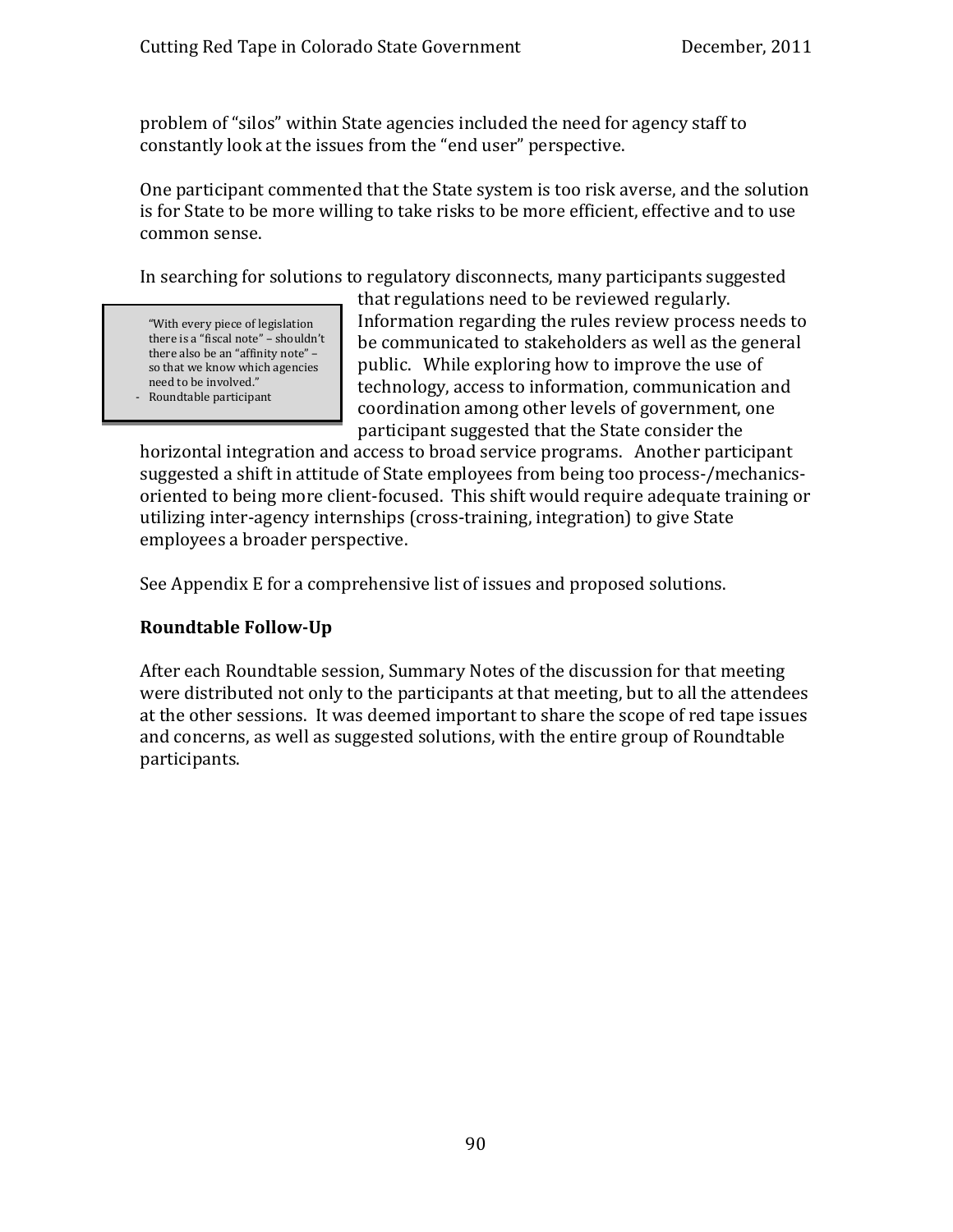problem of "silos" within State agencies included the need for agency staff to constantly look at the issues from the "end user" perspective.

One participant commented that the State system is too risk averse, and the solution is for State to be more willing to take risks to be more efficient, effective and to use common sense.

> "With every piece of legislation there is a "fiscal note" – shouldn't there also be an "affinity note" – so that we know which agencies need to be involved."
> - Roundtable participant

In searching for solutions to regulatory disconnects, many participants suggested that regulations need to be reviewed regularly. Information regarding the rules review process needs to be communicated to stakeholders as well as the general public. While exploring how to improve the use of technology, access to information, communication and coordination among other levels of government, one participant suggested that the State consider the horizontal integration and access to broad service programs. Another participant suggested a shift in attitude of State employees from being too process-/mechanics-oriented to being more client-focused. This shift would require adequate training or utilizing inter-agency internships (cross-training, integration) to give State employees a broader perspective.

See Appendix E for a comprehensive list of issues and proposed solutions.

**Roundtable Follow-Up**

After each Roundtable session, Summary Notes of the discussion for that meeting were distributed not only to the participants at that meeting, but to all the attendees at the other sessions. It was deemed important to share the scope of red tape issues and concerns, as well as suggested solutions, with the entire group of Roundtable participants.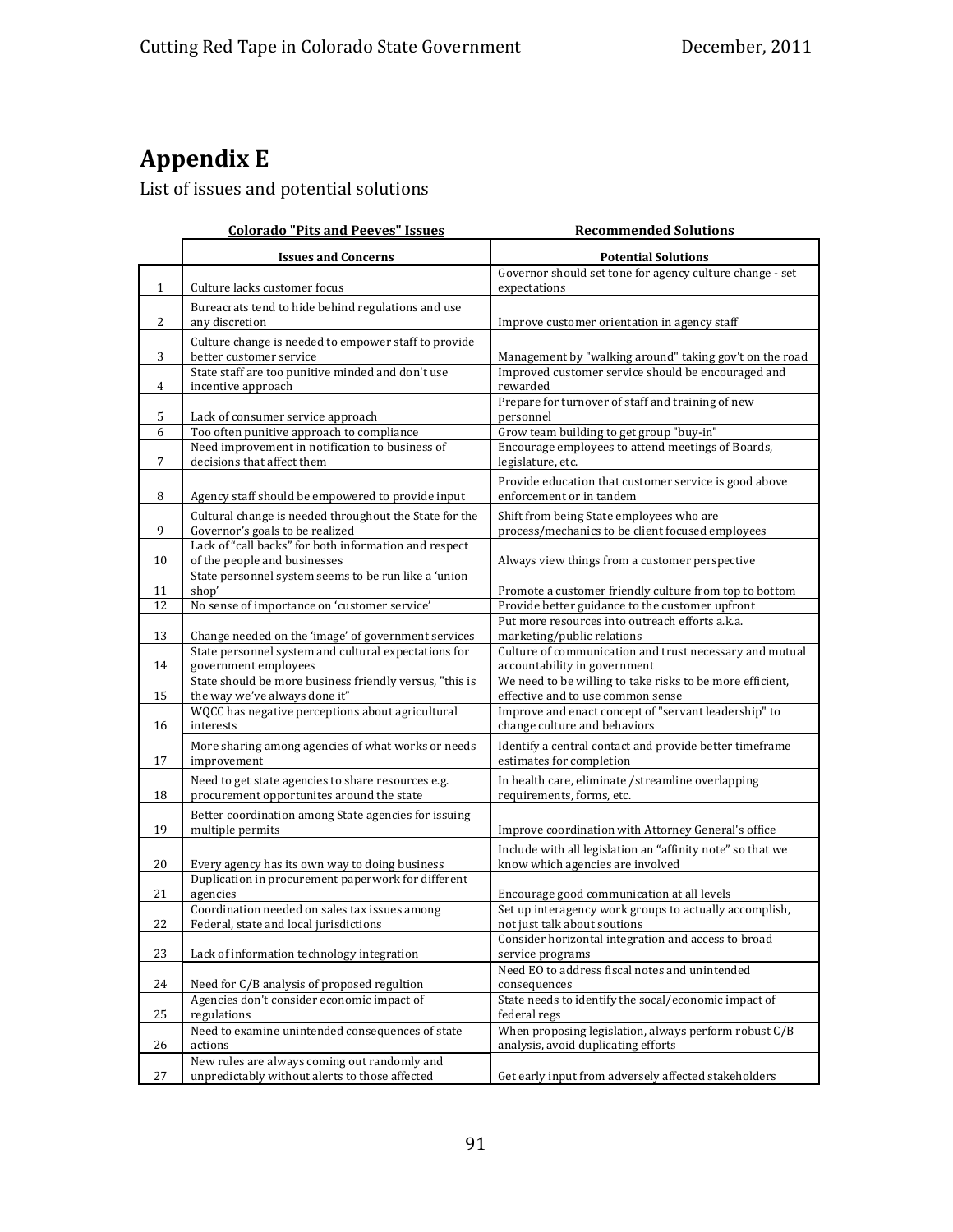# Appendix E

List of issues and potential solutions

| | **Colorado "Pits and Peeves" Issues** | **Recommended Solutions** |
|---|---|---|
| | **Issues and Concerns** | **Potential Solutions** |
| 1 | Culture lacks customer focus | Governor should set tone for agency culture change - set expectations |
| 2 | Bureacrats tend to hide behind regulations and use any discretion | Improve customer orientation in agency staff |
| 3 | Culture change is needed to empower staff to provide better customer service | Management by "walking around" taking gov't on the road |
| 4 | State staff are too punitive minded and don't use incentive approach | Improved customer service should be encouraged and rewarded |
| 5 | Lack of consumer service approach | Prepare for turnover of staff and training of new personnel |
| 6 | Too often punitive approach to compliance | Grow team building to get group "buy-in" |
| 7 | Need improvement in notification to business of decisions that affect them | Encourage employees to attend meetings of Boards, legislature, etc. |
| 8 | Agency staff should be empowered to provide input | Provide education that customer service is good above enforcement or in tandem |
| 9 | Cultural change is needed throughout the State for the Governor's goals to be realized | Shift from being State employees who are process/mechanics to be client focused employees |
| 10 | Lack of "call backs" for both information and respect of the people and businesses | Always view things from a customer perspective |
| 11 | State personnel system seems to be run like a 'union shop' | Promote a customer friendly culture from top to bottom |
| 12 | No sense of importance on 'customer service' | Provide better guidance to the customer upfront |
| 13 | Change needed on the 'image' of government services | Put more resources into outreach efforts a.k.a. marketing/public relations |
| 14 | State personnel system and cultural expectations for government employees | Culture of communication and trust necessary and mutual accountability in government |
| 15 | State should be more business friendly versus, "this is the way we've always done it" | We need to be willing to take risks to be more efficient, effective and to use common sense |
| 16 | WQCC has negative perceptions about agricultural interests | Improve and enact concept of "servant leadership" to change culture and behaviors |
| 17 | More sharing among agencies of what works or needs improvement | Identify a central contact and provide better timeframe estimates for completion |
| 18 | Need to get state agencies to share resources e.g. procurement opportunites around the state | In health care, eliminate /streamline overlapping requirements, forms, etc. |
| 19 | Better coordination among State agencies for issuing multiple permits | Improve coordination with Attorney General's office |
| 20 | Every agency has its own way to doing business | Include with all legislation an "affinity note" so that we know which agencies are involved |
| 21 | Duplication in procurement paperwork for different agencies | Encourage good communication at all levels |
| 22 | Coordination needed on sales tax issues among Federal, state and local jurisdictions | Set up interagency work groups to actually accomplish, not just talk about soutions |
| 23 | Lack of information technology integration | Consider horizontal integration and access to broad service programs |
| 24 | Need for C/B analysis of proposed regultion | Need EO to address fiscal notes and unintended consequences |
| 25 | Agencies don't consider economic impact of regulations | State needs to identify the socal/economic impact of federal regs |
| 26 | Need to examine unintended consequences of state actions | When proposing legislation, always perform robust C/B analysis, avoid duplicating efforts |
| 27 | New rules are always coming out randomly and unpredictably without alerts to those affected | Get early input from adversely affected stakeholders |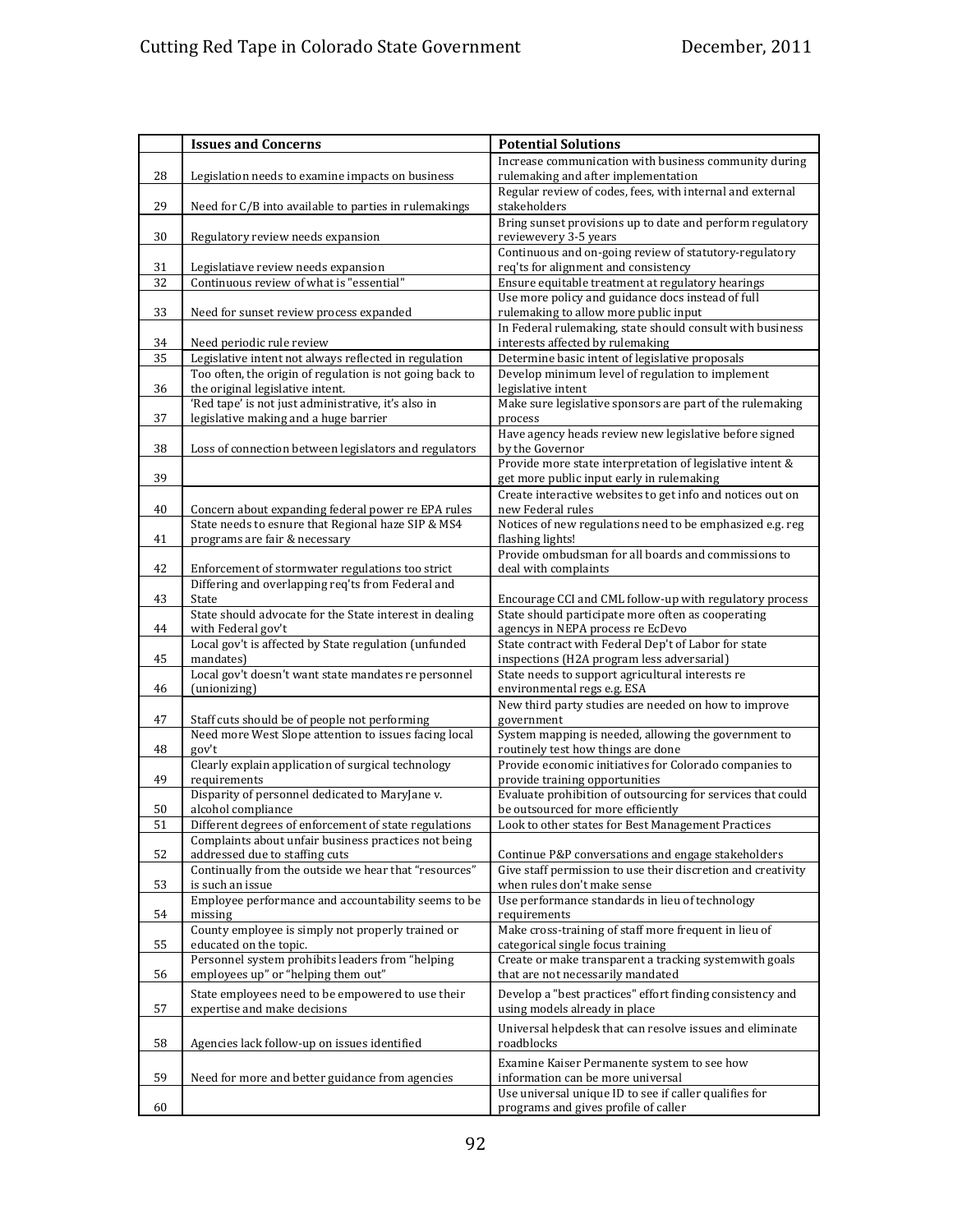| | Issues and Concerns | Potential Solutions |
|---|---|---|
| 28 | Legislation needs to examine impacts on business | Increase communication with business community during rulemaking and after implementation |
| 29 | Need for C/B into available to parties in rulemakings | Regular review of codes, fees, with internal and external stakeholders |
| 30 | Regulatory review needs expansion | Bring sunset provisions up to date and perform regulatory reviewevery 3-5 years |
| 31 | Legislatiave review needs expansion | Continuous and on-going review of statutory-regulatory req'ts for alignment and consistency |
| 32 | Continuous review of what is "essential" | Ensure equitable treatment at regulatory hearings |
| 33 | Need for sunset review process expanded | Use more policy and guidance docs instead of full rulemaking to allow more public input |
| 34 | Need periodic rule review | In Federal rulemaking, state should consult with business interests affected by rulemaking |
| 35 | Legislative intent not always reflected in regulation | Determine basic intent of legislative proposals |
| 36 | Too often, the origin of regulation is not going back to the original legislative intent. | Develop minimum level of regulation to implement legislative intent |
| 37 | 'Red tape' is not just administrative, it's also in legislative making and a huge barrier | Make sure legislative sponsors are part of the rulemaking process |
| 38 | Loss of connection between legislators and regulators | Have agency heads review new legislative before signed by the Governor |
| 39 | | Provide more state interpretation of legislative intent & get more public input early in rulemaking |
| 40 | Concern about expanding federal power re EPA rules | Create interactive websites to get info and notices out on new Federal rules |
| 41 | State needs to esnure that Regional haze SIP & MS4 programs are fair & necessary | Notices of new regulations need to be emphasized e.g. reg flashing lights! |
| 42 | Enforcement of stormwater regulations too strict | Provide ombudsman for all boards and commissions to deal with complaints |
| 43 | Differing and overlapping req'ts from Federal and State | Encourage CCI and CML follow-up with regulatory process |
| 44 | State should advocate for the State interest in dealing with Federal gov't | State should participate more often as cooperating agencys in NEPA process re EcDevo |
| 45 | Local gov't is affected by State regulation (unfunded mandates) | State contract with Federal Dep't of Labor for state inspections (H2A program less adversarial) |
| 46 | Local gov't doesn't want state mandates re personnel (unionizing) | State needs to support agricultural interests re environmental regs e.g. ESA |
| 47 | Staff cuts should be of people not performing | New third party studies are needed on how to improve government |
| 48 | Need more West Slope attention to issues facing local gov't | System mapping is needed, allowing the government to routinely test how things are done |
| 49 | Clearly explain application of surgical technology requirements | Provide economic initiatives for Colorado companies to provide training opportunities |
| 50 | Disparity of personnel dedicated to MaryJane v. alcohol compliance | Evaluate prohibition of outsourcing for services that could be outsourced for more efficiently |
| 51 | Different degrees of enforcement of state regulations | Look to other states for Best Management Practices |
| 52 | Complaints about unfair business practices not being addressed due to staffing cuts | Continue P&P conversations and engage stakeholders |
| 53 | Continually from the outside we hear that "resources" is such an issue | Give staff permission to use their discretion and creativity when rules don't make sense |
| 54 | Employee performance and accountability seems to be missing | Use performance standards in lieu of technology requirements |
| 55 | County employee is simply not properly trained or educated on the topic. | Make cross-training of staff more frequent in lieu of categorical single focus training |
| 56 | Personnel system prohibits leaders from "helping employees up" or "helping them out" | Create or make transparent a tracking systemwith goals that are not necessarily mandated |
| 57 | State employees need to be empowered to use their expertise and make decisions | Develop a "best practices" effort finding consistency and using models already in place |
| 58 | Agencies lack follow-up on issues identified | Universal helpdesk that can resolve issues and eliminate roadblocks |
| 59 | Need for more and better guidance from agencies | Examine Kaiser Permanente system to see how information can be more universal |
| 60 | | Use universal unique ID to see if caller qualifies for programs and gives profile of caller |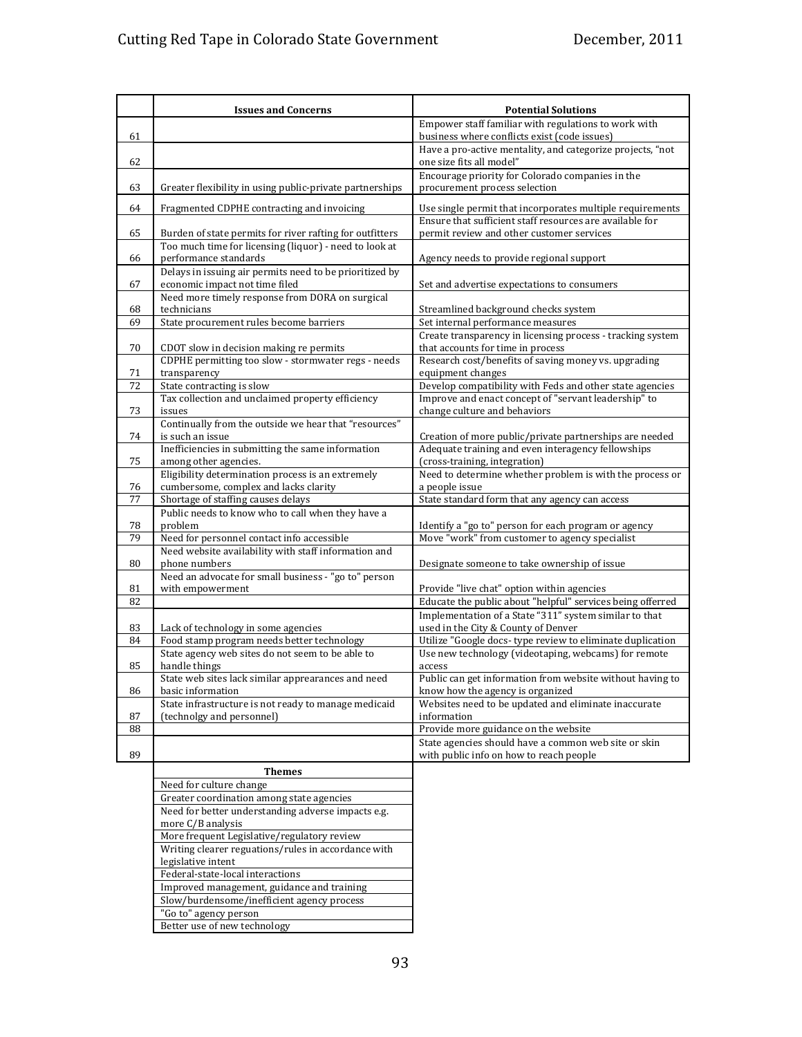| | Issues and Concerns | Potential Solutions |
|---|---|---|
| 61 | | Empower staff familiar with regulations to work with business where conflicts exist (code issues) |
| 62 | | Have a pro-active mentality, and categorize projects, "not one size fits all model" |
| 63 | Greater flexibility in using public-private partnerships | Encourage priority for Colorado companies in the procurement process selection |
| 64 | Fragmented CDPHE contracting and invoicing | Use single permit that incorporates multiple requirements |
| 65 | Burden of state permits for river rafting for outfitters | Ensure that sufficient staff resources are available for permit review and other customer services |
| 66 | Too much time for licensing (liquor) - need to look at performance standards | Agency needs to provide regional support |
| 67 | Delays in issuing air permits need to be prioritized by economic impact not time filed | Set and advertise expectations to consumers |
| 68 | Need more timely response from DORA on surgical technicians | Streamlined background checks system |
| 69 | State procurement rules become barriers | Set internal performance measures |
| 70 | CDOT slow in decision making re permits | Create transparency in licensing process - tracking system that accounts for time in process |
| 71 | CDPHE permitting too slow - stormwater regs - needs transparency | Research cost/benefits of saving money vs. upgrading equipment changes |
| 72 | State contracting is slow | Develop compatibility with Feds and other state agencies |
| 73 | Tax collection and unclaimed property efficiency issues | Improve and enact concept of "servant leadership" to change culture and behaviors |
| 74 | Continually from the outside we hear that "resources" is such an issue | Creation of more public/private partnerships are needed |
| 75 | Inefficiencies in submitting the same information among other agencies. | Adequate training and even interagency fellowships (cross-training, integration) |
| 76 | Eligibility determination process is an extremely cumbersome, complex and lacks clarity | Need to determine whether problem is with the process or a people issue |
| 77 | Shortage of staffing causes delays | State standard form that any agency can access |
| 78 | Public needs to know who to call when they have a problem | Identify a "go to" person for each program or agency |
| 79 | Need for personnel contact info accessible | Move "work" from customer to agency specialist |
| 80 | Need website availability with staff information and phone numbers | Designate someone to take ownership of issue |
| 81 | Need an advocate for small business - "go to" person with empowerment | Provide "live chat" option within agencies |
| 82 | | Educate the public about "helpful" services being offerred |
| 83 | Lack of technology in some agencies | Implementation of a State "311" system similar to that used in the City & County of Denver |
| 84 | Food stamp program needs better technology | Utilize "Google docs- type review to eliminate duplication |
| 85 | State agency web sites do not seem to be able to handle things | Use new technology (videotaping, webcams) for remote access |
| 86 | State web sites lack similar appearances and need basic information | Public can get information from website without having to know how the agency is organized |
| 87 | State infrastructure is not ready to manage medicaid (technolgy and personnel) | Websites need to be updated and eliminate inaccurate information |
| 88 | | Provide more guidance on the website |
| 89 | | State agencies should have a common web site or skin with public info on how to reach people |

| Themes |
|---|
| Need for culture change |
| Greater coordination among state agencies |
| Need for better understanding adverse impacts e.g. more C/B analysis |
| More frequent Legislative/regulatory review |
| Writing clearer reguations/rules in accordance with legislative intent |
| Federal-state-local interactions |
| Improved management, guidance and training |
| Slow/burdensome/inefficient agency process |
| "Go to" agency person |
| Better use of new technology |